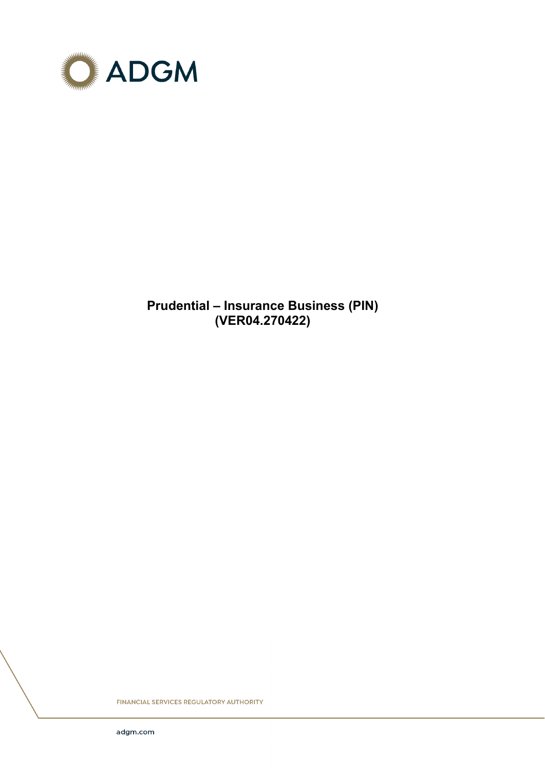ADGM

# Prudential – Insurance Business (PIN)
# (VER04.270422)

FINANCIAL SERVICES REGULATORY AUTHORITY

adgm.com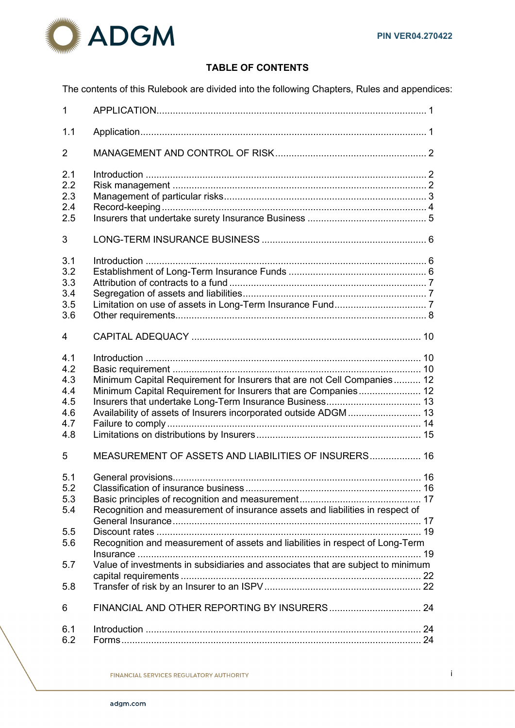**TABLE OF CONTENTS**

The contents of this Rulebook are divided into the following Chapters, Rules and appendices:

| | | |
|---|---|---|
| 1 | APPLICATION | 1 |
| 1.1 | Application | 1 |
| 2 | MANAGEMENT AND CONTROL OF RISK | 2 |
| 2.1 | Introduction | 2 |
| 2.2 | Risk management | 2 |
| 2.3 | Management of particular risks | 3 |
| 2.4 | Record-keeping | 4 |
| 2.5 | Insurers that undertake surety Insurance Business | 5 |
| 3 | LONG-TERM INSURANCE BUSINESS | 6 |
| 3.1 | Introduction | 6 |
| 3.2 | Establishment of Long-Term Insurance Funds | 6 |
| 3.3 | Attribution of contracts to a fund | 7 |
| 3.4 | Segregation of assets and liabilities | 7 |
| 3.5 | Limitation on use of assets in Long-Term Insurance Fund | 7 |
| 3.6 | Other requirements | 8 |
| 4 | CAPITAL ADEQUACY | 10 |
| 4.1 | Introduction | 10 |
| 4.2 | Basic requirement | 10 |
| 4.3 | Minimum Capital Requirement for Insurers that are not Cell Companies | 12 |
| 4.4 | Minimum Capital Requirement for Insurers that are Companies | 12 |
| 4.5 | Insurers that undertake Long-Term Insurance Business | 13 |
| 4.6 | Availability of assets of Insurers incorporated outside ADGM | 13 |
| 4.7 | Failure to comply | 14 |
| 4.8 | Limitations on distributions by Insurers | 15 |
| 5 | MEASUREMENT OF ASSETS AND LIABILITIES OF INSURERS | 16 |
| 5.1 | General provisions | 16 |
| 5.2 | Classification of insurance business | 16 |
| 5.3 | Basic principles of recognition and measurement | 17 |
| 5.4 | Recognition and measurement of insurance assets and liabilities in respect of General Insurance | 17 |
| 5.5 | Discount rates | 19 |
| 5.6 | Recognition and measurement of assets and liabilities in respect of Long-Term Insurance | 19 |
| 5.7 | Value of investments in subsidiaries and associates that are subject to minimum capital requirements | 22 |
| 5.8 | Transfer of risk by an Insurer to an ISPV | 22 |
| 6 | FINANCIAL AND OTHER REPORTING BY INSURERS | 24 |
| 6.1 | Introduction | 24 |
| 6.2 | Forms | 24 |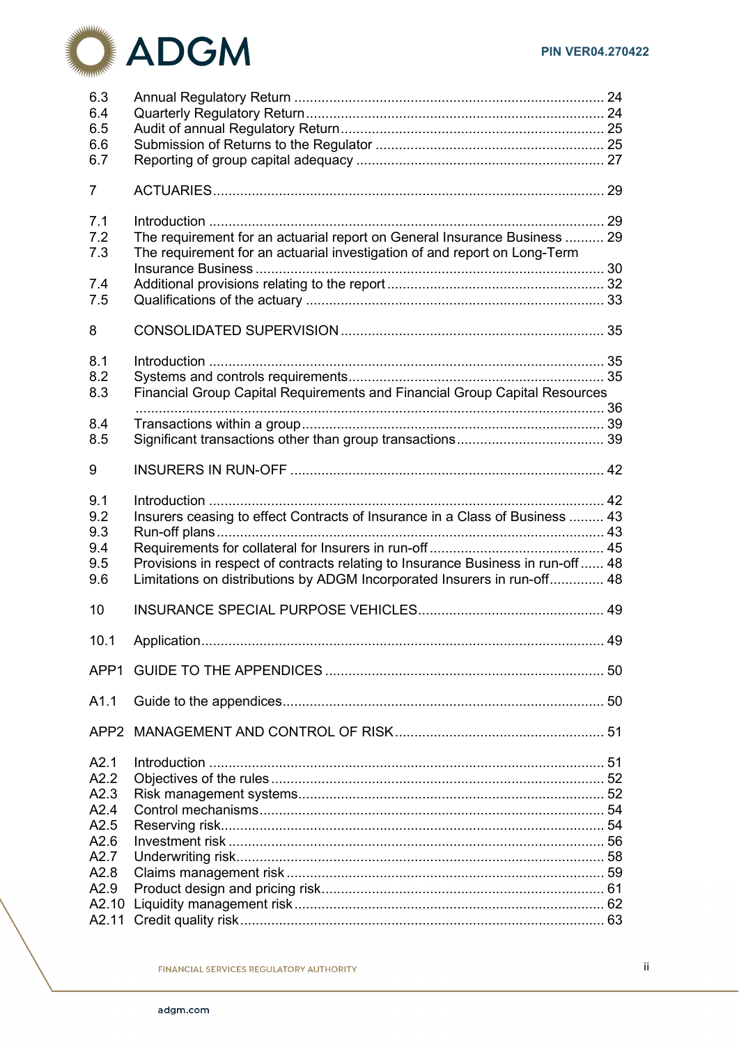| | | |
|---|---|---|
| 6.3 | Annual Regulatory Return | 24 |
| 6.4 | Quarterly Regulatory Return | 24 |
| 6.5 | Audit of annual Regulatory Return | 25 |
| 6.6 | Submission of Returns to the Regulator | 25 |
| 6.7 | Reporting of group capital adequacy | 27 |
| 7 | ACTUARIES | 29 |
| 7.1 | Introduction | 29 |
| 7.2 | The requirement for an actuarial report on General Insurance Business | 29 |
| 7.3 | The requirement for an actuarial investigation of and report on Long-Term Insurance Business | 30 |
| 7.4 | Additional provisions relating to the report | 32 |
| 7.5 | Qualifications of the actuary | 33 |
| 8 | CONSOLIDATED SUPERVISION | 35 |
| 8.1 | Introduction | 35 |
| 8.2 | Systems and controls requirements | 35 |
| 8.3 | Financial Group Capital Requirements and Financial Group Capital Resources | 36 |
| 8.4 | Transactions within a group | 39 |
| 8.5 | Significant transactions other than group transactions | 39 |
| 9 | INSURERS IN RUN-OFF | 42 |
| 9.1 | Introduction | 42 |
| 9.2 | Insurers ceasing to effect Contracts of Insurance in a Class of Business | 43 |
| 9.3 | Run-off plans | 43 |
| 9.4 | Requirements for collateral for Insurers in run-off | 45 |
| 9.5 | Provisions in respect of contracts relating to Insurance Business in run-off | 48 |
| 9.6 | Limitations on distributions by ADGM Incorporated Insurers in run-off | 48 |
| 10 | INSURANCE SPECIAL PURPOSE VEHICLES | 49 |
| 10.1 | Application | 49 |
| APP1 | GUIDE TO THE APPENDICES | 50 |
| A1.1 | Guide to the appendices | 50 |
| APP2 | MANAGEMENT AND CONTROL OF RISK | 51 |
| A2.1 | Introduction | 51 |
| A2.2 | Objectives of the rules | 52 |
| A2.3 | Risk management systems | 52 |
| A2.4 | Control mechanisms | 54 |
| A2.5 | Reserving risk | 54 |
| A2.6 | Investment risk | 56 |
| A2.7 | Underwriting risk | 58 |
| A2.8 | Claims management risk | 59 |
| A2.9 | Product design and pricing risk | 61 |
| A2.10 | Liquidity management risk | 62 |
| A2.11 | Credit quality risk | 63 |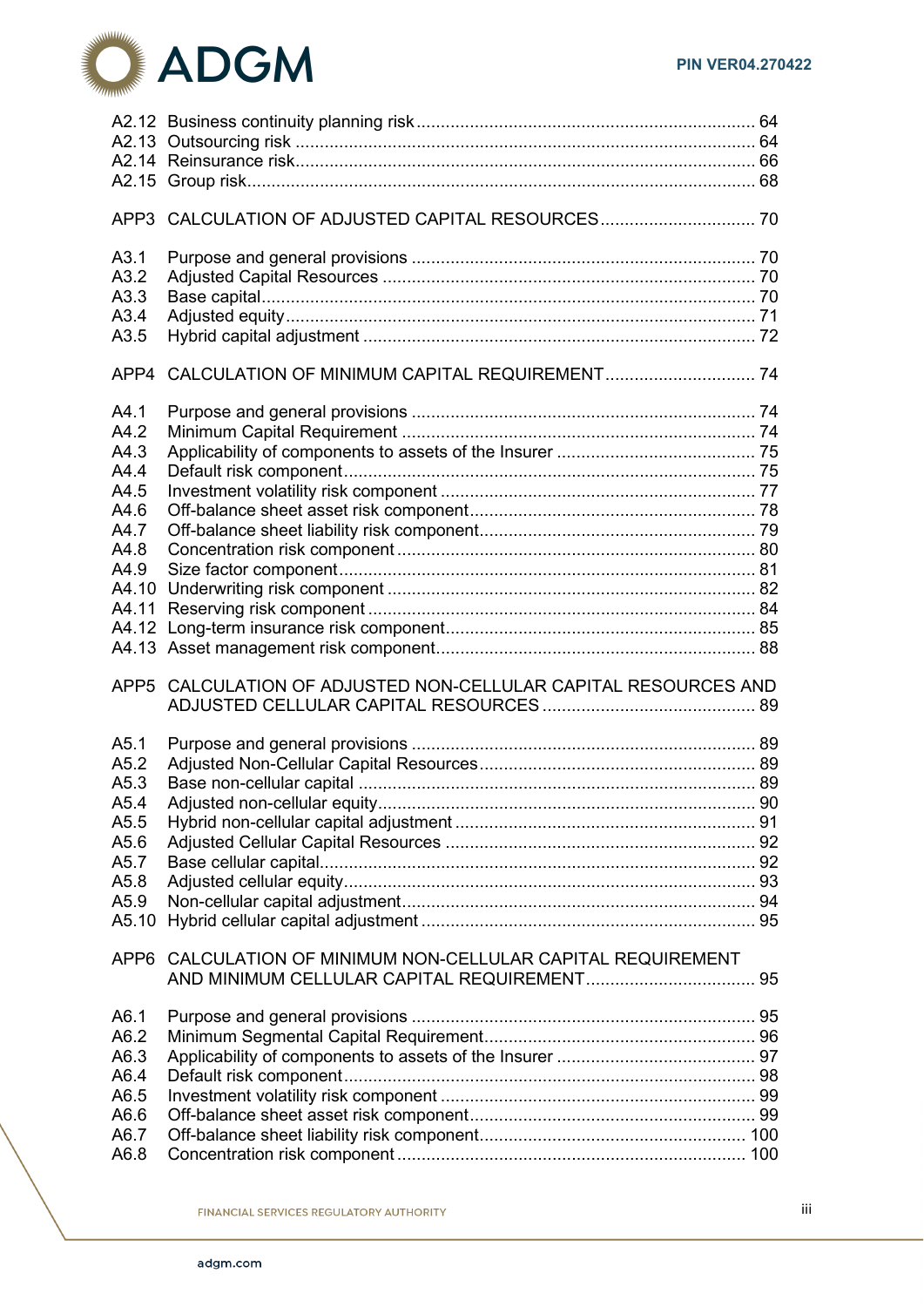A2.12 Business continuity planning risk ........................................ 64
A2.13 Outsourcing risk ........................................ 64
A2.14 Reinsurance risk ........................................ 66
A2.15 Group risk ........................................ 68

APP3 CALCULATION OF ADJUSTED CAPITAL RESOURCES ........................................ 70

A3.1 Purpose and general provisions ........................................ 70
A3.2 Adjusted Capital Resources ........................................ 70
A3.3 Base capital ........................................ 70
A3.4 Adjusted equity ........................................ 71
A3.5 Hybrid capital adjustment ........................................ 72

APP4 CALCULATION OF MINIMUM CAPITAL REQUIREMENT ........................................ 74

A4.1 Purpose and general provisions ........................................ 74
A4.2 Minimum Capital Requirement ........................................ 74
A4.3 Applicability of components to assets of the Insurer ........................................ 75
A4.4 Default risk component ........................................ 75
A4.5 Investment volatility risk component ........................................ 77
A4.6 Off-balance sheet asset risk component ........................................ 78
A4.7 Off-balance sheet liability risk component ........................................ 79
A4.8 Concentration risk component ........................................ 80
A4.9 Size factor component ........................................ 81
A4.10 Underwriting risk component ........................................ 82
A4.11 Reserving risk component ........................................ 84
A4.12 Long-term insurance risk component ........................................ 85
A4.13 Asset management risk component ........................................ 88

APP5 CALCULATION OF ADJUSTED NON-CELLULAR CAPITAL RESOURCES AND ADJUSTED CELLULAR CAPITAL RESOURCES ........................................ 89

A5.1 Purpose and general provisions ........................................ 89
A5.2 Adjusted Non-Cellular Capital Resources ........................................ 89
A5.3 Base non-cellular capital ........................................ 89
A5.4 Adjusted non-cellular equity ........................................ 90
A5.5 Hybrid non-cellular capital adjustment ........................................ 91
A5.6 Adjusted Cellular Capital Resources ........................................ 92
A5.7 Base cellular capital ........................................ 92
A5.8 Adjusted cellular equity ........................................ 93
A5.9 Non-cellular capital adjustment ........................................ 94
A5.10 Hybrid cellular capital adjustment ........................................ 95

APP6 CALCULATION OF MINIMUM NON-CELLULAR CAPITAL REQUIREMENT AND MINIMUM CELLULAR CAPITAL REQUIREMENT ........................................ 95

A6.1 Purpose and general provisions ........................................ 95
A6.2 Minimum Segmental Capital Requirement ........................................ 96
A6.3 Applicability of components to assets of the Insurer ........................................ 97
A6.4 Default risk component ........................................ 98
A6.5 Investment volatility risk component ........................................ 99
A6.6 Off-balance sheet asset risk component ........................................ 99
A6.7 Off-balance sheet liability risk component ........................................ 100
A6.8 Concentration risk component ........................................ 100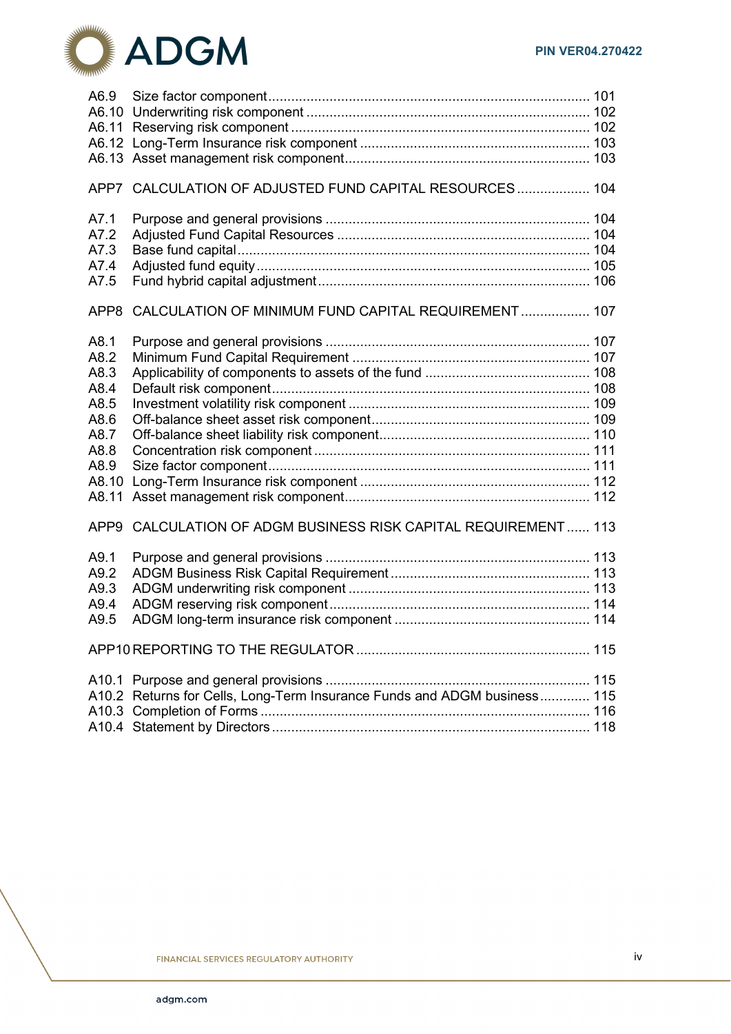A6.9 Size factor component .................................................................................... 101
A6.10 Underwriting risk component .......................................................................... 102
A6.11 Reserving risk component .............................................................................. 102
A6.12 Long-Term Insurance risk component ............................................................ 103
A6.13 Asset management risk component................................................................ 103

APP7 CALCULATION OF ADJUSTED FUND CAPITAL RESOURCES ................... 104

A7.1 Purpose and general provisions ..................................................................... 104
A7.2 Adjusted Fund Capital Resources .................................................................. 104
A7.3 Base fund capital............................................................................................ 104
A7.4 Adjusted fund equity ....................................................................................... 105
A7.5 Fund hybrid capital adjustment ....................................................................... 106

APP8 CALCULATION OF MINIMUM FUND CAPITAL REQUIREMENT .................. 107

A8.1 Purpose and general provisions ..................................................................... 107
A8.2 Minimum Fund Capital Requirement .............................................................. 107
A8.3 Applicability of components to assets of the fund ............................................ 108
A8.4 Default risk component................................................................................... 108
A8.5 Investment volatility risk component ............................................................... 109
A8.6 Off-balance sheet asset risk component......................................................... 109
A8.7 Off-balance sheet liability risk component....................................................... 110
A8.8 Concentration risk component ........................................................................ 111
A8.9 Size factor component.................................................................................... 111
A8.10 Long-Term Insurance risk component ............................................................ 112
A8.11 Asset management risk component................................................................ 112

APP9 CALCULATION OF ADGM BUSINESS RISK CAPITAL REQUIREMENT ...... 113

A9.1 Purpose and general provisions ..................................................................... 113
A9.2 ADGM Business Risk Capital Requirement .................................................... 113
A9.3 ADGM underwriting risk component ............................................................... 113
A9.4 ADGM reserving risk component .................................................................... 114
A9.5 ADGM long-term insurance risk component ................................................... 114

APP10 REPORTING TO THE REGULATOR ............................................................. 115

A10.1 Purpose and general provisions ..................................................................... 115
A10.2 Returns for Cells, Long-Term Insurance Funds and ADGM business ............. 115
A10.3 Completion of Forms ...................................................................................... 116
A10.4 Statement by Directors ................................................................................... 118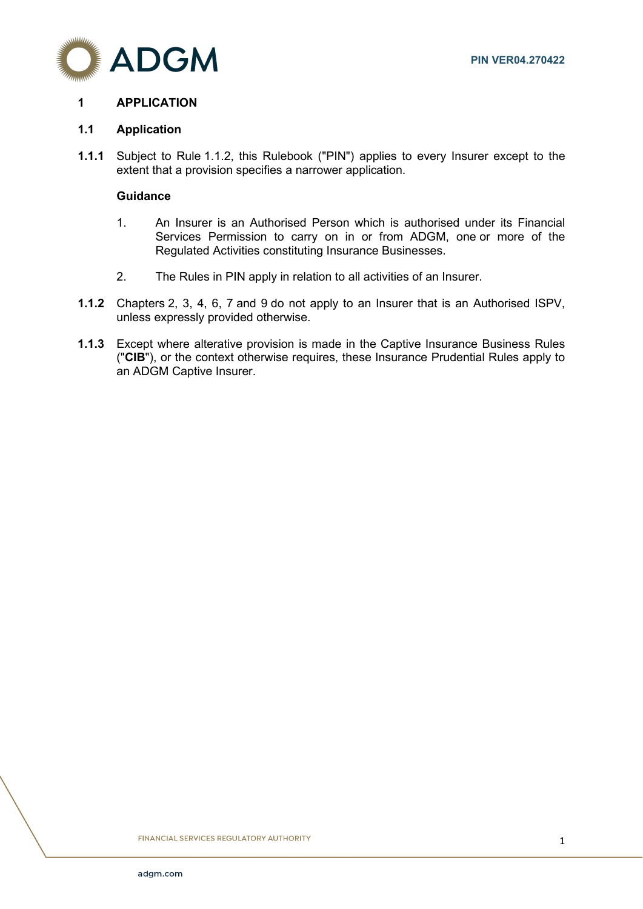# 1 APPLICATION

## 1.1 Application

**1.1.1** Subject to Rule 1.1.2, this Rulebook ("PIN") applies to every Insurer except to the extent that a provision specifies a narrower application.

**Guidance**

1. An Insurer is an Authorised Person which is authorised under its Financial Services Permission to carry on in or from ADGM, one or more of the Regulated Activities constituting Insurance Businesses.

2. The Rules in PIN apply in relation to all activities of an Insurer.

**1.1.2** Chapters 2, 3, 4, 6, 7 and 9 do not apply to an Insurer that is an Authorised ISPV, unless expressly provided otherwise.

**1.1.3** Except where alterative provision is made in the Captive Insurance Business Rules ("**CIB**"), or the context otherwise requires, these Insurance Prudential Rules apply to an ADGM Captive Insurer.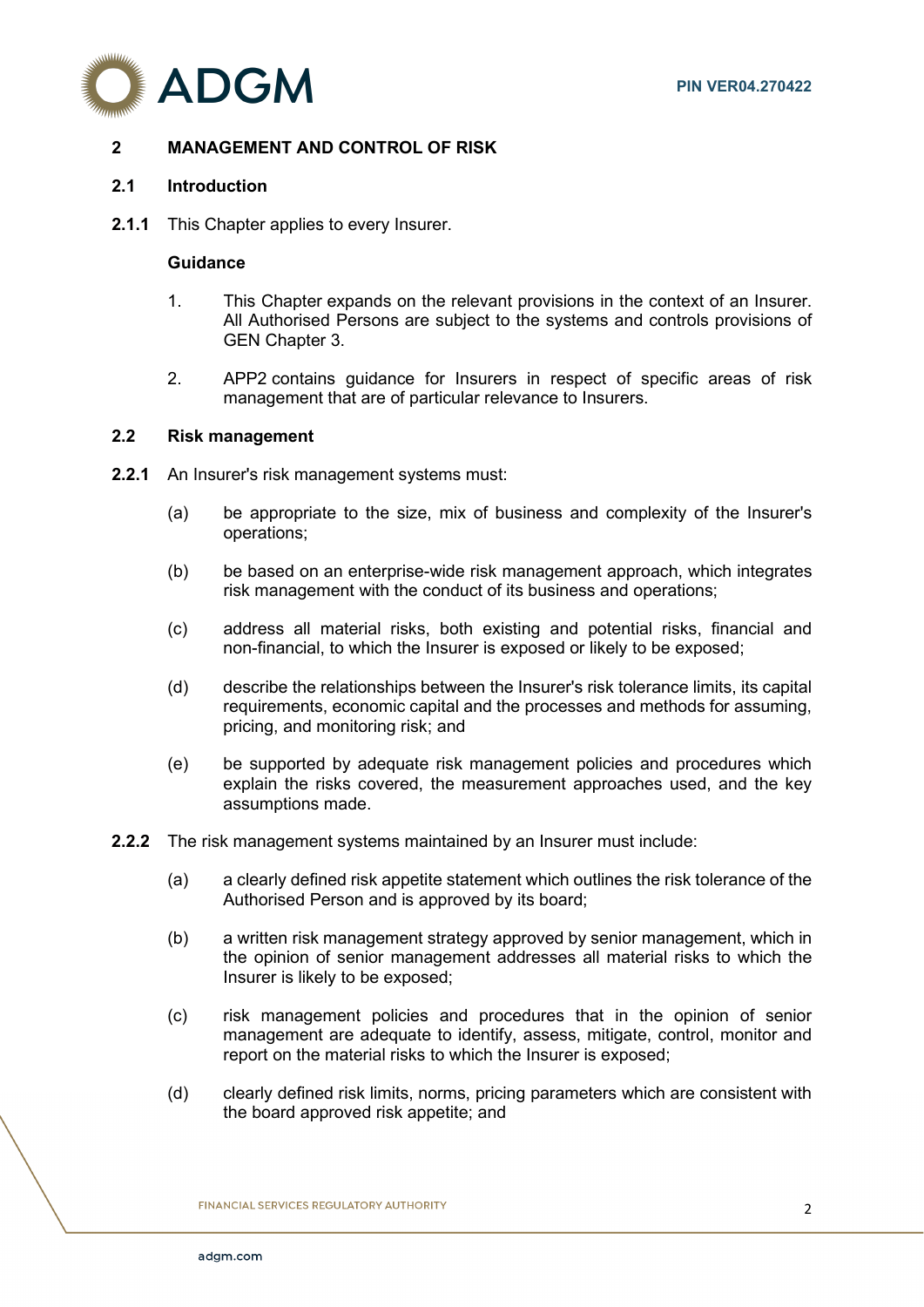## 2 MANAGEMENT AND CONTROL OF RISK

### 2.1 Introduction

**2.1.1** This Chapter applies to every Insurer.

**Guidance**

1. This Chapter expands on the relevant provisions in the context of an Insurer. All Authorised Persons are subject to the systems and controls provisions of GEN Chapter 3.

2. APP2 contains guidance for Insurers in respect of specific areas of risk management that are of particular relevance to Insurers.

### 2.2 Risk management

**2.2.1** An Insurer's risk management systems must:

(a) be appropriate to the size, mix of business and complexity of the Insurer's operations;

(b) be based on an enterprise-wide risk management approach, which integrates risk management with the conduct of its business and operations;

(c) address all material risks, both existing and potential risks, financial and non-financial, to which the Insurer is exposed or likely to be exposed;

(d) describe the relationships between the Insurer's risk tolerance limits, its capital requirements, economic capital and the processes and methods for assuming, pricing, and monitoring risk; and

(e) be supported by adequate risk management policies and procedures which explain the risks covered, the measurement approaches used, and the key assumptions made.

**2.2.2** The risk management systems maintained by an Insurer must include:

(a) a clearly defined risk appetite statement which outlines the risk tolerance of the Authorised Person and is approved by its board;

(b) a written risk management strategy approved by senior management, which in the opinion of senior management addresses all material risks to which the Insurer is likely to be exposed;

(c) risk management policies and procedures that in the opinion of senior management are adequate to identify, assess, mitigate, control, monitor and report on the material risks to which the Insurer is exposed;

(d) clearly defined risk limits, norms, pricing parameters which are consistent with the board approved risk appetite; and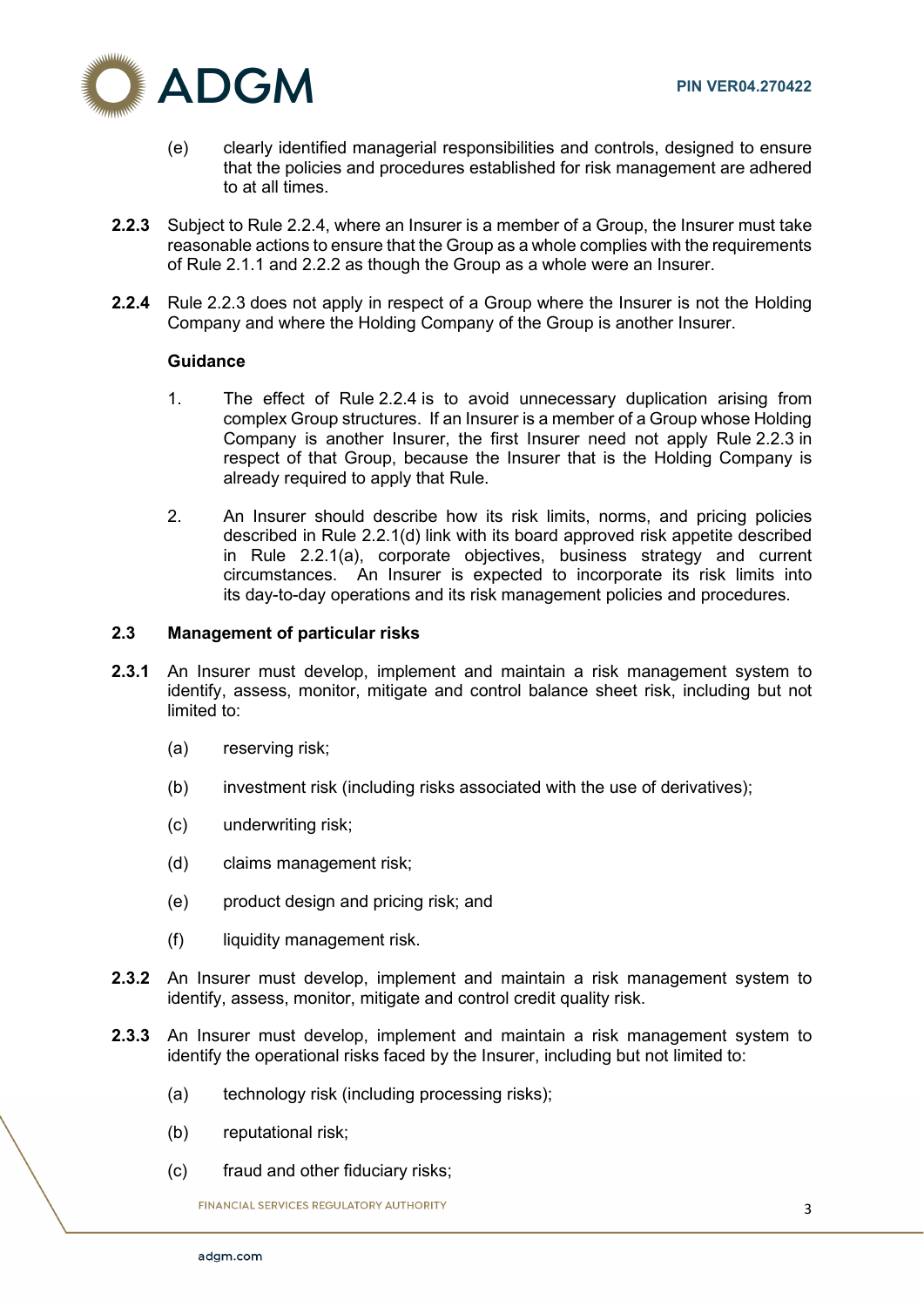(e) clearly identified managerial responsibilities and controls, designed to ensure that the policies and procedures established for risk management are adhered to at all times.

**2.2.3** Subject to Rule 2.2.4, where an Insurer is a member of a Group, the Insurer must take reasonable actions to ensure that the Group as a whole complies with the requirements of Rule 2.1.1 and 2.2.2 as though the Group as a whole were an Insurer.

**2.2.4** Rule 2.2.3 does not apply in respect of a Group where the Insurer is not the Holding Company and where the Holding Company of the Group is another Insurer.

**Guidance**

1. The effect of Rule 2.2.4 is to avoid unnecessary duplication arising from complex Group structures. If an Insurer is a member of a Group whose Holding Company is another Insurer, the first Insurer need not apply Rule 2.2.3 in respect of that Group, because the Insurer that is the Holding Company is already required to apply that Rule.

2. An Insurer should describe how its risk limits, norms, and pricing policies described in Rule 2.2.1(d) link with its board approved risk appetite described in Rule 2.2.1(a), corporate objectives, business strategy and current circumstances. An Insurer is expected to incorporate its risk limits into its day-to-day operations and its risk management policies and procedures.

## 2.3 Management of particular risks

**2.3.1** An Insurer must develop, implement and maintain a risk management system to identify, assess, monitor, mitigate and control balance sheet risk, including but not limited to:

(a) reserving risk;

(b) investment risk (including risks associated with the use of derivatives);

(c) underwriting risk;

(d) claims management risk;

(e) product design and pricing risk; and

(f) liquidity management risk.

**2.3.2** An Insurer must develop, implement and maintain a risk management system to identify, assess, monitor, mitigate and control credit quality risk.

**2.3.3** An Insurer must develop, implement and maintain a risk management system to identify the operational risks faced by the Insurer, including but not limited to:

(a) technology risk (including processing risks);

(b) reputational risk;

(c) fraud and other fiduciary risks;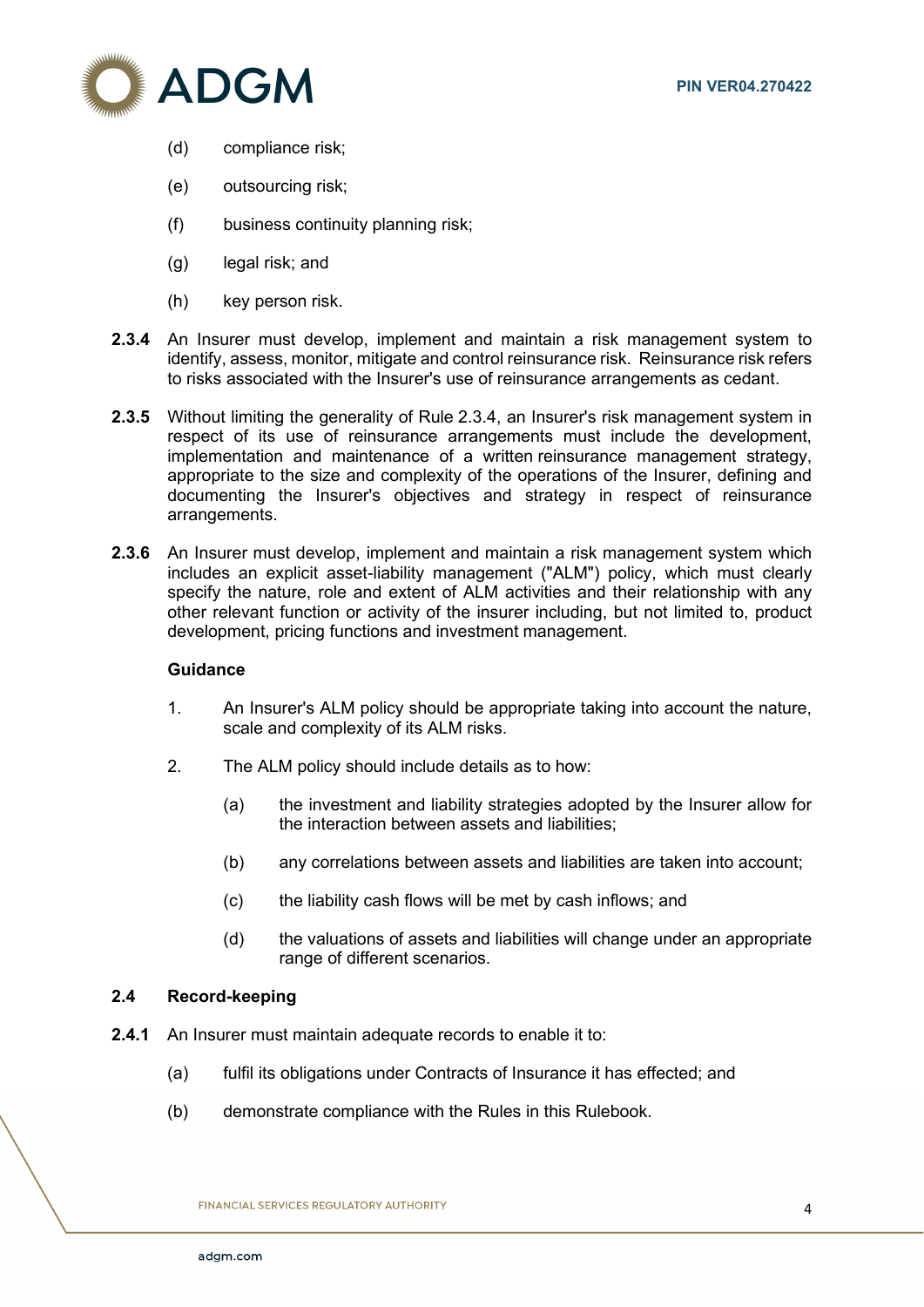(d) compliance risk;

(e) outsourcing risk;

(f) business continuity planning risk;

(g) legal risk; and

(h) key person risk.

**2.3.4** An Insurer must develop, implement and maintain a risk management system to identify, assess, monitor, mitigate and control reinsurance risk. Reinsurance risk refers to risks associated with the Insurer's use of reinsurance arrangements as cedant.

**2.3.5** Without limiting the generality of Rule 2.3.4, an Insurer's risk management system in respect of its use of reinsurance arrangements must include the development, implementation and maintenance of a written reinsurance management strategy, appropriate to the size and complexity of the operations of the Insurer, defining and documenting the Insurer's objectives and strategy in respect of reinsurance arrangements.

**2.3.6** An Insurer must develop, implement and maintain a risk management system which includes an explicit asset-liability management ("ALM") policy, which must clearly specify the nature, role and extent of ALM activities and their relationship with any other relevant function or activity of the insurer including, but not limited to, product development, pricing functions and investment management.

**Guidance**

1. An Insurer's ALM policy should be appropriate taking into account the nature, scale and complexity of its ALM risks.

2. The ALM policy should include details as to how:

   (a) the investment and liability strategies adopted by the Insurer allow for the interaction between assets and liabilities;

   (b) any correlations between assets and liabilities are taken into account;

   (c) the liability cash flows will be met by cash inflows; and

   (d) the valuations of assets and liabilities will change under an appropriate range of different scenarios.

## 2.4 Record-keeping

**2.4.1** An Insurer must maintain adequate records to enable it to:

(a) fulfil its obligations under Contracts of Insurance it has effected; and

(b) demonstrate compliance with the Rules in this Rulebook.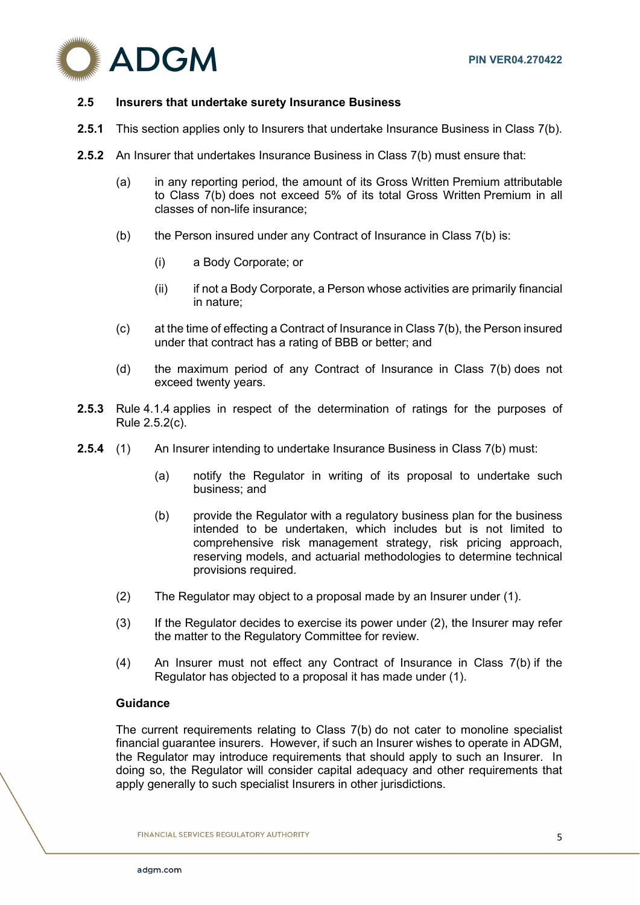### 2.5 Insurers that undertake surety Insurance Business

**2.5.1** This section applies only to Insurers that undertake Insurance Business in Class 7(b).

**2.5.2** An Insurer that undertakes Insurance Business in Class 7(b) must ensure that:

(a) in any reporting period, the amount of its Gross Written Premium attributable to Class 7(b) does not exceed 5% of its total Gross Written Premium in all classes of non-life insurance;

(b) the Person insured under any Contract of Insurance in Class 7(b) is:

   (i) a Body Corporate; or

   (ii) if not a Body Corporate, a Person whose activities are primarily financial in nature;

(c) at the time of effecting a Contract of Insurance in Class 7(b), the Person insured under that contract has a rating of BBB or better; and

(d) the maximum period of any Contract of Insurance in Class 7(b) does not exceed twenty years.

**2.5.3** Rule 4.1.4 applies in respect of the determination of ratings for the purposes of Rule 2.5.2(c).

**2.5.4** (1) An Insurer intending to undertake Insurance Business in Class 7(b) must:

   (a) notify the Regulator in writing of its proposal to undertake such business; and

   (b) provide the Regulator with a regulatory business plan for the business intended to be undertaken, which includes but is not limited to comprehensive risk management strategy, risk pricing approach, reserving models, and actuarial methodologies to determine technical provisions required.

(2) The Regulator may object to a proposal made by an Insurer under (1).

(3) If the Regulator decides to exercise its power under (2), the Insurer may refer the matter to the Regulatory Committee for review.

(4) An Insurer must not effect any Contract of Insurance in Class 7(b) if the Regulator has objected to a proposal it has made under (1).

**Guidance**

The current requirements relating to Class 7(b) do not cater to monoline specialist financial guarantee insurers. However, if such an Insurer wishes to operate in ADGM, the Regulator may introduce requirements that should apply to such an Insurer. In doing so, the Regulator will consider capital adequacy and other requirements that apply generally to such specialist Insurers in other jurisdictions.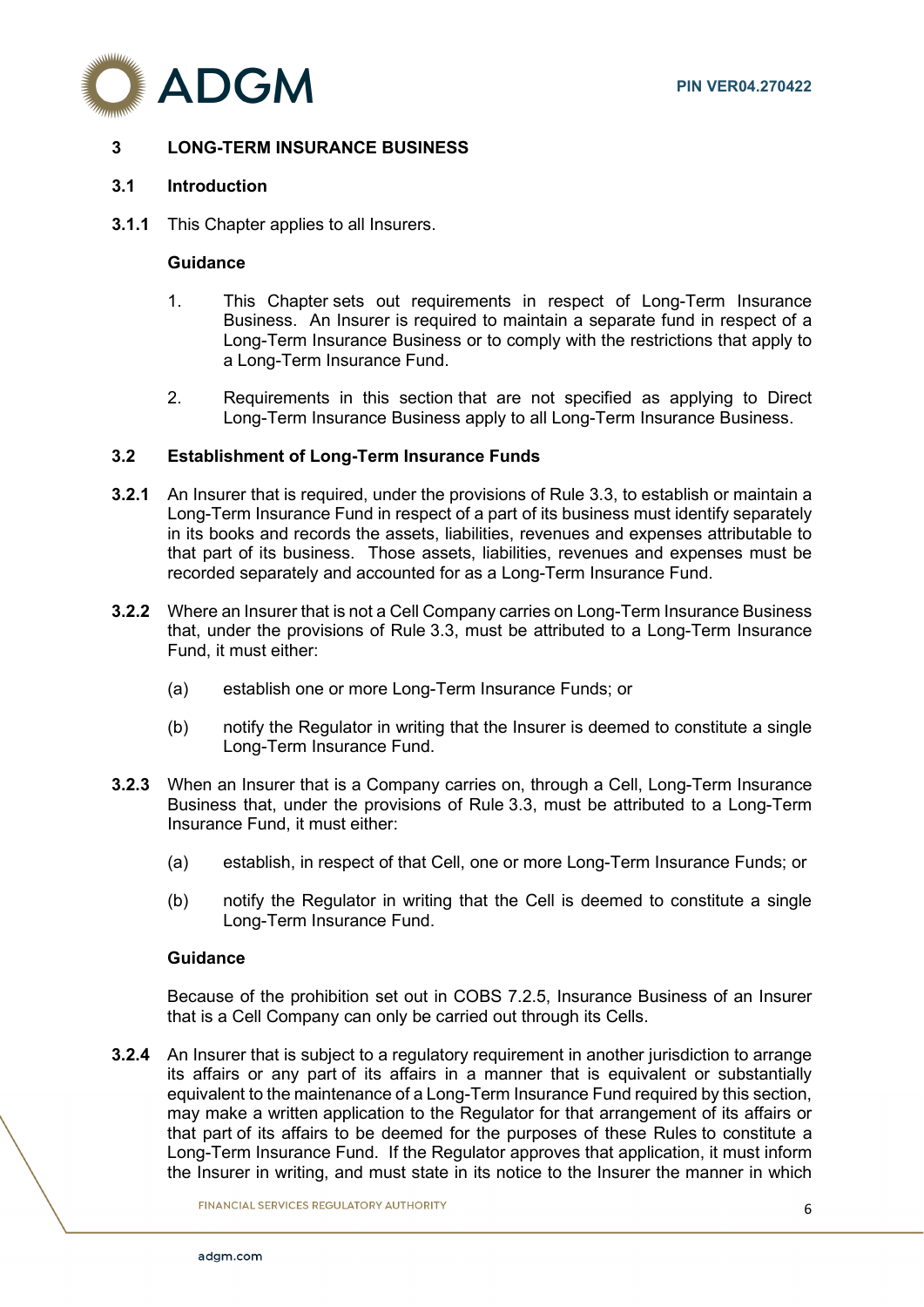# 3 LONG-TERM INSURANCE BUSINESS

## 3.1 Introduction

**3.1.1** This Chapter applies to all Insurers.

**Guidance**

1. This Chapter sets out requirements in respect of Long-Term Insurance Business. An Insurer is required to maintain a separate fund in respect of a Long-Term Insurance Business or to comply with the restrictions that apply to a Long-Term Insurance Fund.

2. Requirements in this section that are not specified as applying to Direct Long-Term Insurance Business apply to all Long-Term Insurance Business.

## 3.2 Establishment of Long-Term Insurance Funds

**3.2.1** An Insurer that is required, under the provisions of Rule 3.3, to establish or maintain a Long-Term Insurance Fund in respect of a part of its business must identify separately in its books and records the assets, liabilities, revenues and expenses attributable to that part of its business. Those assets, liabilities, revenues and expenses must be recorded separately and accounted for as a Long-Term Insurance Fund.

**3.2.2** Where an Insurer that is not a Cell Company carries on Long-Term Insurance Business that, under the provisions of Rule 3.3, must be attributed to a Long-Term Insurance Fund, it must either:

(a) establish one or more Long-Term Insurance Funds; or

(b) notify the Regulator in writing that the Insurer is deemed to constitute a single Long-Term Insurance Fund.

**3.2.3** When an Insurer that is a Company carries on, through a Cell, Long-Term Insurance Business that, under the provisions of Rule 3.3, must be attributed to a Long-Term Insurance Fund, it must either:

(a) establish, in respect of that Cell, one or more Long-Term Insurance Funds; or

(b) notify the Regulator in writing that the Cell is deemed to constitute a single Long-Term Insurance Fund.

**Guidance**

Because of the prohibition set out in COBS 7.2.5, Insurance Business of an Insurer that is a Cell Company can only be carried out through its Cells.

**3.2.4** An Insurer that is subject to a regulatory requirement in another jurisdiction to arrange its affairs or any part of its affairs in a manner that is equivalent or substantially equivalent to the maintenance of a Long-Term Insurance Fund required by this section, may make a written application to the Regulator for that arrangement of its affairs or that part of its affairs to be deemed for the purposes of these Rules to constitute a Long-Term Insurance Fund. If the Regulator approves that application, it must inform the Insurer in writing, and must state in its notice to the Insurer the manner in which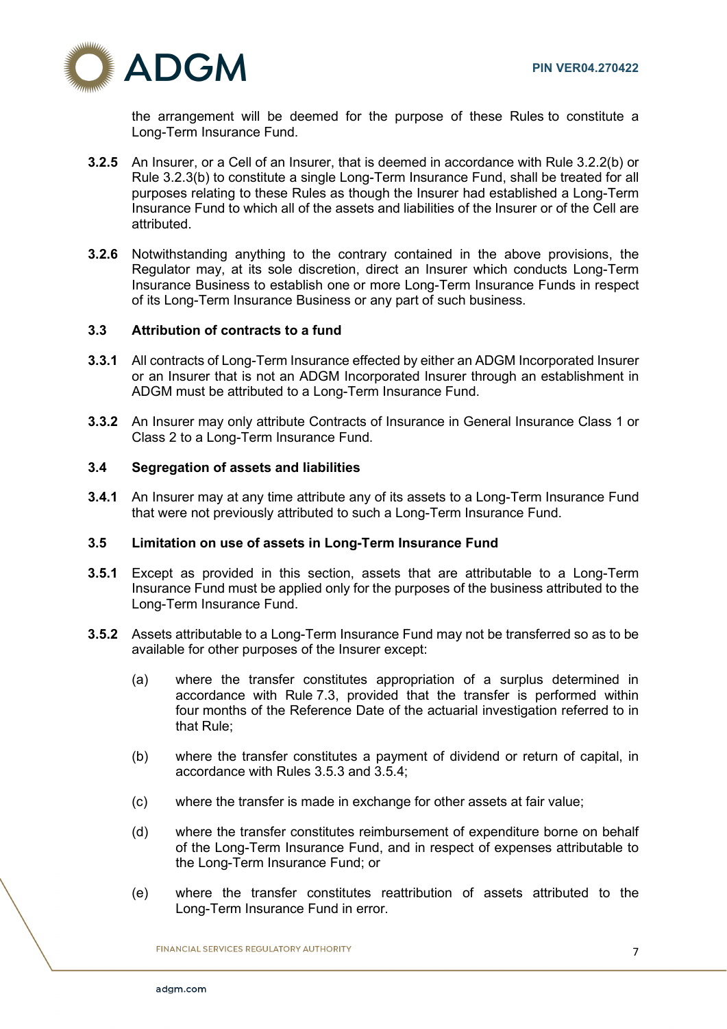the arrangement will be deemed for the purpose of these Rules to constitute a Long-Term Insurance Fund.

**3.2.5** An Insurer, or a Cell of an Insurer, that is deemed in accordance with Rule 3.2.2(b) or Rule 3.2.3(b) to constitute a single Long-Term Insurance Fund, shall be treated for all purposes relating to these Rules as though the Insurer had established a Long-Term Insurance Fund to which all of the assets and liabilities of the Insurer or of the Cell are attributed.

**3.2.6** Notwithstanding anything to the contrary contained in the above provisions, the Regulator may, at its sole discretion, direct an Insurer which conducts Long-Term Insurance Business to establish one or more Long-Term Insurance Funds in respect of its Long-Term Insurance Business or any part of such business.

### 3.3 Attribution of contracts to a fund

**3.3.1** All contracts of Long-Term Insurance effected by either an ADGM Incorporated Insurer or an Insurer that is not an ADGM Incorporated Insurer through an establishment in ADGM must be attributed to a Long-Term Insurance Fund.

**3.3.2** An Insurer may only attribute Contracts of Insurance in General Insurance Class 1 or Class 2 to a Long-Term Insurance Fund.

### 3.4 Segregation of assets and liabilities

**3.4.1** An Insurer may at any time attribute any of its assets to a Long-Term Insurance Fund that were not previously attributed to such a Long-Term Insurance Fund.

### 3.5 Limitation on use of assets in Long-Term Insurance Fund

**3.5.1** Except as provided in this section, assets that are attributable to a Long-Term Insurance Fund must be applied only for the purposes of the business attributed to the Long-Term Insurance Fund.

**3.5.2** Assets attributable to a Long-Term Insurance Fund may not be transferred so as to be available for other purposes of the Insurer except:

(a) where the transfer constitutes appropriation of a surplus determined in accordance with Rule 7.3, provided that the transfer is performed within four months of the Reference Date of the actuarial investigation referred to in that Rule;

(b) where the transfer constitutes a payment of dividend or return of capital, in accordance with Rules 3.5.3 and 3.5.4;

(c) where the transfer is made in exchange for other assets at fair value;

(d) where the transfer constitutes reimbursement of expenditure borne on behalf of the Long-Term Insurance Fund, and in respect of expenses attributable to the Long-Term Insurance Fund; or

(e) where the transfer constitutes reattribution of assets attributed to the Long-Term Insurance Fund in error.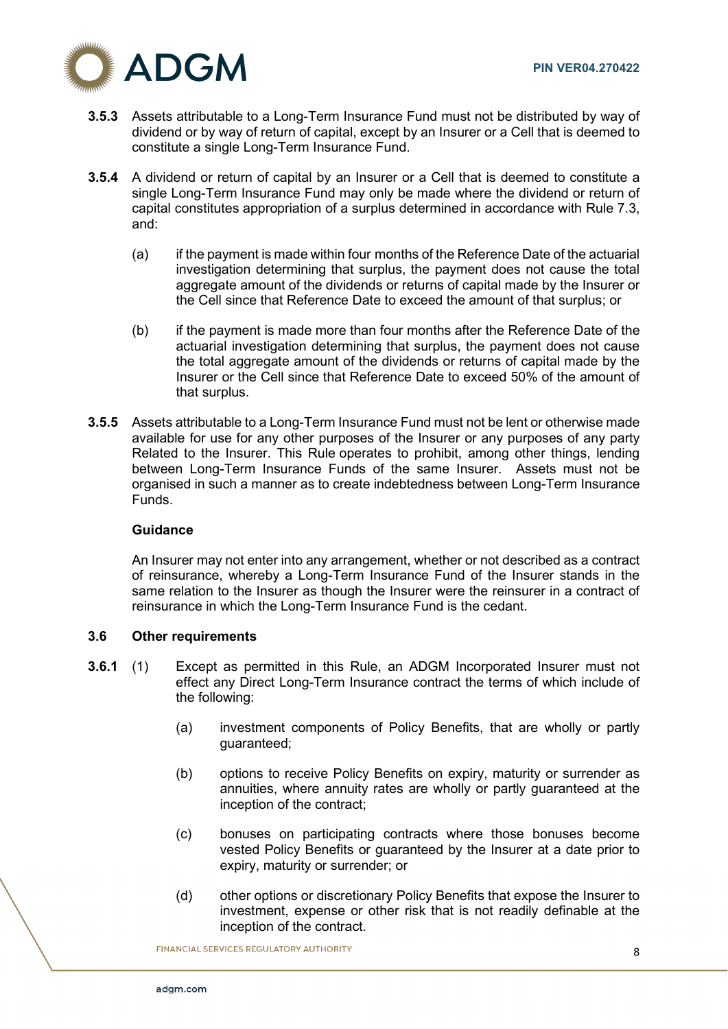**3.5.3** Assets attributable to a Long-Term Insurance Fund must not be distributed by way of dividend or by way of return of capital, except by an Insurer or a Cell that is deemed to constitute a single Long-Term Insurance Fund.

**3.5.4** A dividend or return of capital by an Insurer or a Cell that is deemed to constitute a single Long-Term Insurance Fund may only be made where the dividend or return of capital constitutes appropriation of a surplus determined in accordance with Rule 7.3, and:

(a) if the payment is made within four months of the Reference Date of the actuarial investigation determining that surplus, the payment does not cause the total aggregate amount of the dividends or returns of capital made by the Insurer or the Cell since that Reference Date to exceed the amount of that surplus; or

(b) if the payment is made more than four months after the Reference Date of the actuarial investigation determining that surplus, the payment does not cause the total aggregate amount of the dividends or returns of capital made by the Insurer or the Cell since that Reference Date to exceed 50% of the amount of that surplus.

**3.5.5** Assets attributable to a Long-Term Insurance Fund must not be lent or otherwise made available for use for any other purposes of the Insurer or any purposes of any party Related to the Insurer. This Rule operates to prohibit, among other things, lending between Long-Term Insurance Funds of the same Insurer. Assets must not be organised in such a manner as to create indebtedness between Long-Term Insurance Funds.

**Guidance**

An Insurer may not enter into any arrangement, whether or not described as a contract of reinsurance, whereby a Long-Term Insurance Fund of the Insurer stands in the same relation to the Insurer as though the Insurer were the reinsurer in a contract of reinsurance in which the Long-Term Insurance Fund is the cedant.

### 3.6 Other requirements

**3.6.1** (1) Except as permitted in this Rule, an ADGM Incorporated Insurer must not effect any Direct Long-Term Insurance contract the terms of which include of the following:

(a) investment components of Policy Benefits, that are wholly or partly guaranteed;

(b) options to receive Policy Benefits on expiry, maturity or surrender as annuities, where annuity rates are wholly or partly guaranteed at the inception of the contract;

(c) bonuses on participating contracts where those bonuses become vested Policy Benefits or guaranteed by the Insurer at a date prior to expiry, maturity or surrender; or

(d) other options or discretionary Policy Benefits that expose the Insurer to investment, expense or other risk that is not readily definable at the inception of the contract.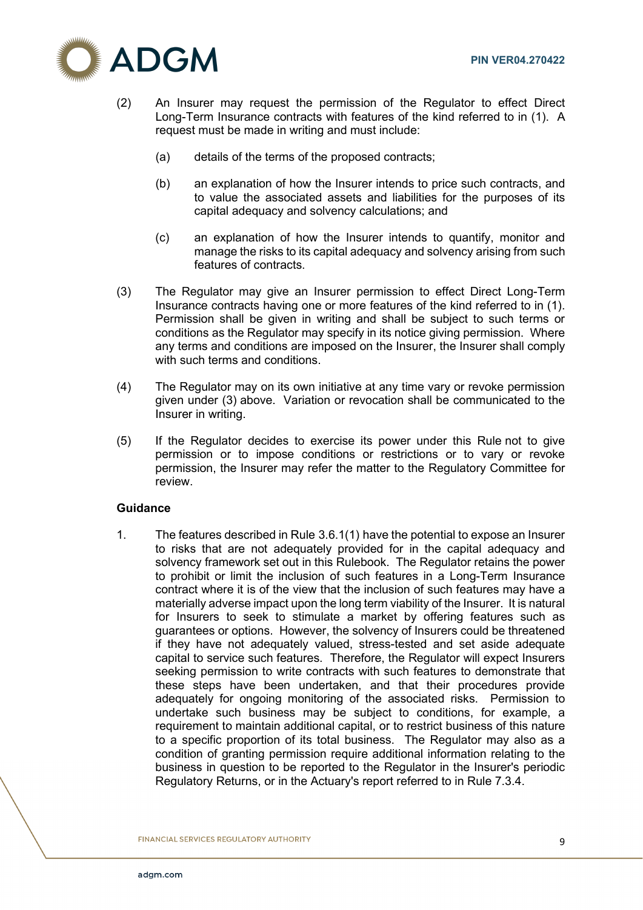(2) An Insurer may request the permission of the Regulator to effect Direct Long-Term Insurance contracts with features of the kind referred to in (1). A request must be made in writing and must include:

   (a) details of the terms of the proposed contracts;

   (b) an explanation of how the Insurer intends to price such contracts, and to value the associated assets and liabilities for the purposes of its capital adequacy and solvency calculations; and

   (c) an explanation of how the Insurer intends to quantify, monitor and manage the risks to its capital adequacy and solvency arising from such features of contracts.

(3) The Regulator may give an Insurer permission to effect Direct Long-Term Insurance contracts having one or more features of the kind referred to in (1). Permission shall be given in writing and shall be subject to such terms or conditions as the Regulator may specify in its notice giving permission. Where any terms and conditions are imposed on the Insurer, the Insurer shall comply with such terms and conditions.

(4) The Regulator may on its own initiative at any time vary or revoke permission given under (3) above. Variation or revocation shall be communicated to the Insurer in writing.

(5) If the Regulator decides to exercise its power under this Rule not to give permission or to impose conditions or restrictions or to vary or revoke permission, the Insurer may refer the matter to the Regulatory Committee for review.

**Guidance**

1. The features described in Rule 3.6.1(1) have the potential to expose an Insurer to risks that are not adequately provided for in the capital adequacy and solvency framework set out in this Rulebook. The Regulator retains the power to prohibit or limit the inclusion of such features in a Long-Term Insurance contract where it is of the view that the inclusion of such features may have a materially adverse impact upon the long term viability of the Insurer. It is natural for Insurers to seek to stimulate a market by offering features such as guarantees or options. However, the solvency of Insurers could be threatened if they have not adequately valued, stress-tested and set aside adequate capital to service such features. Therefore, the Regulator will expect Insurers seeking permission to write contracts with such features to demonstrate that these steps have been undertaken, and that their procedures provide adequately for ongoing monitoring of the associated risks. Permission to undertake such business may be subject to conditions, for example, a requirement to maintain additional capital, or to restrict business of this nature to a specific proportion of its total business. The Regulator may also as a condition of granting permission require additional information relating to the business in question to be reported to the Regulator in the Insurer's periodic Regulatory Returns, or in the Actuary's report referred to in Rule 7.3.4.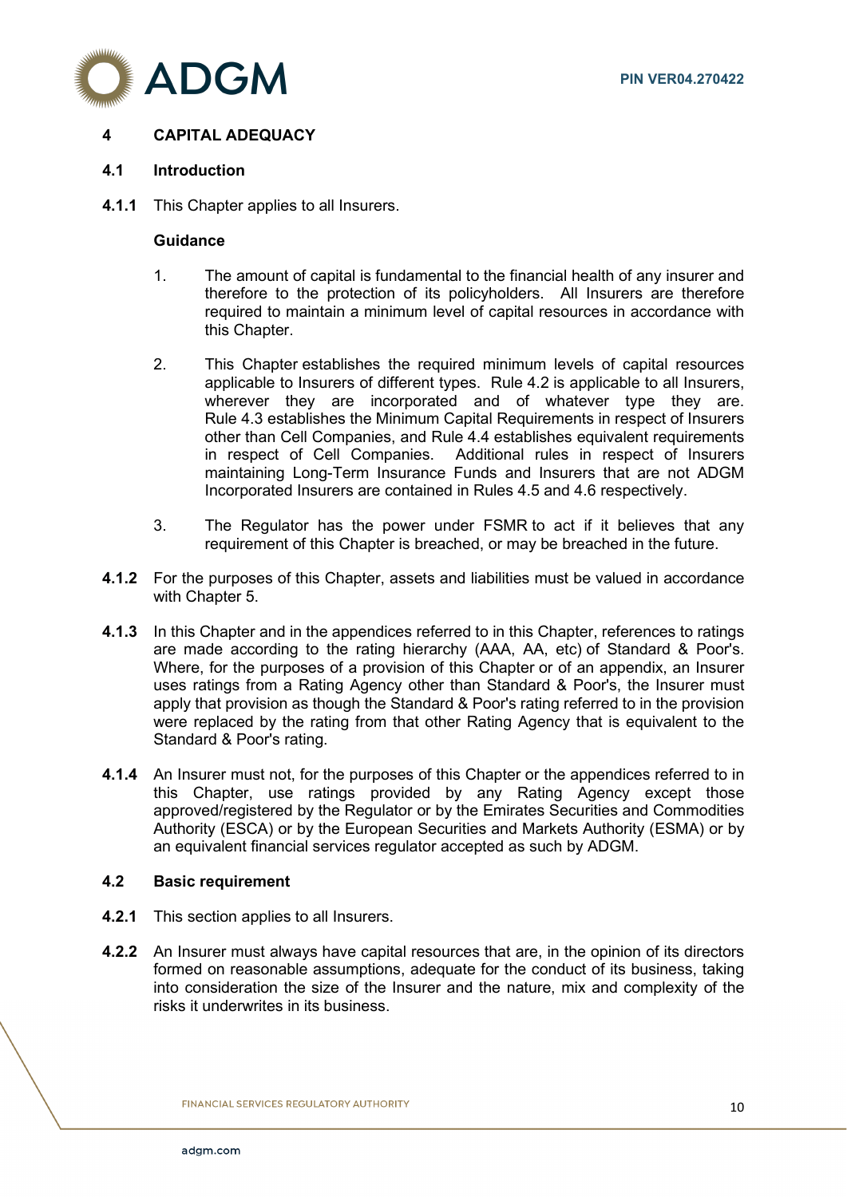# 4 CAPITAL ADEQUACY

## 4.1 Introduction

**4.1.1** This Chapter applies to all Insurers.

**Guidance**

1. The amount of capital is fundamental to the financial health of any insurer and therefore to the protection of its policyholders. All Insurers are therefore required to maintain a minimum level of capital resources in accordance with this Chapter.

2. This Chapter establishes the required minimum levels of capital resources applicable to Insurers of different types. Rule 4.2 is applicable to all Insurers, wherever they are incorporated and of whatever type they are. Rule 4.3 establishes the Minimum Capital Requirements in respect of Insurers other than Cell Companies, and Rule 4.4 establishes equivalent requirements in respect of Cell Companies. Additional rules in respect of Insurers maintaining Long-Term Insurance Funds and Insurers that are not ADGM Incorporated Insurers are contained in Rules 4.5 and 4.6 respectively.

3. The Regulator has the power under FSMR to act if it believes that any requirement of this Chapter is breached, or may be breached in the future.

**4.1.2** For the purposes of this Chapter, assets and liabilities must be valued in accordance with Chapter 5.

**4.1.3** In this Chapter and in the appendices referred to in this Chapter, references to ratings are made according to the rating hierarchy (AAA, AA, etc) of Standard & Poor's. Where, for the purposes of a provision of this Chapter or of an appendix, an Insurer uses ratings from a Rating Agency other than Standard & Poor's, the Insurer must apply that provision as though the Standard & Poor's rating referred to in the provision were replaced by the rating from that other Rating Agency that is equivalent to the Standard & Poor's rating.

**4.1.4** An Insurer must not, for the purposes of this Chapter or the appendices referred to in this Chapter, use ratings provided by any Rating Agency except those approved/registered by the Regulator or by the Emirates Securities and Commodities Authority (ESCA) or by the European Securities and Markets Authority (ESMA) or by an equivalent financial services regulator accepted as such by ADGM.

## 4.2 Basic requirement

**4.2.1** This section applies to all Insurers.

**4.2.2** An Insurer must always have capital resources that are, in the opinion of its directors formed on reasonable assumptions, adequate for the conduct of its business, taking into consideration the size of the Insurer and the nature, mix and complexity of the risks it underwrites in its business.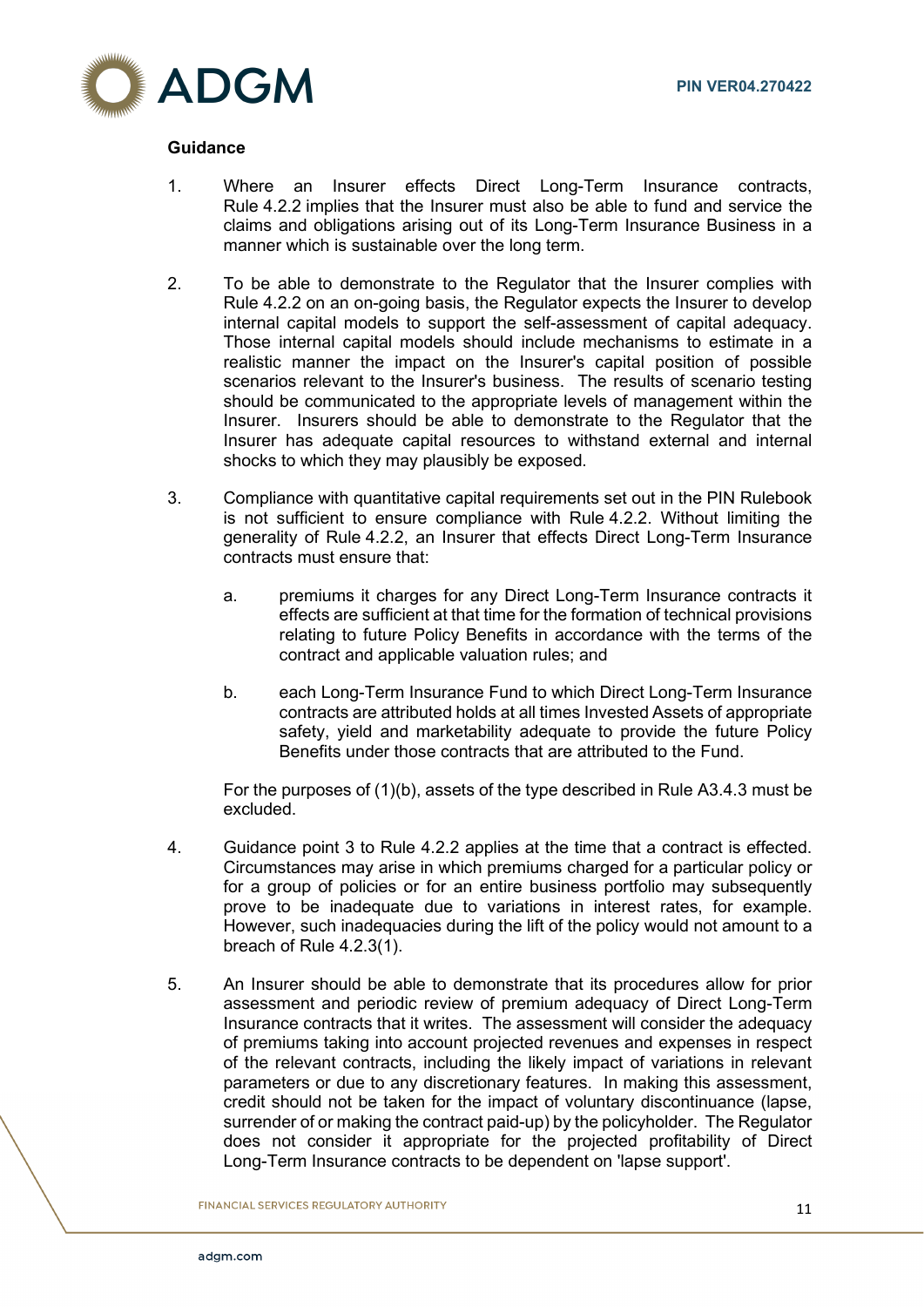**Guidance**

1. Where an Insurer effects Direct Long-Term Insurance contracts, Rule 4.2.2 implies that the Insurer must also be able to fund and service the claims and obligations arising out of its Long-Term Insurance Business in a manner which is sustainable over the long term.

2. To be able to demonstrate to the Regulator that the Insurer complies with Rule 4.2.2 on an on-going basis, the Regulator expects the Insurer to develop internal capital models to support the self-assessment of capital adequacy. Those internal capital models should include mechanisms to estimate in a realistic manner the impact on the Insurer's capital position of possible scenarios relevant to the Insurer's business. The results of scenario testing should be communicated to the appropriate levels of management within the Insurer. Insurers should be able to demonstrate to the Regulator that the Insurer has adequate capital resources to withstand external and internal shocks to which they may plausibly be exposed.

3. Compliance with quantitative capital requirements set out in the PIN Rulebook is not sufficient to ensure compliance with Rule 4.2.2. Without limiting the generality of Rule 4.2.2, an Insurer that effects Direct Long-Term Insurance contracts must ensure that:

   a. premiums it charges for any Direct Long-Term Insurance contracts it effects are sufficient at that time for the formation of technical provisions relating to future Policy Benefits in accordance with the terms of the contract and applicable valuation rules; and

   b. each Long-Term Insurance Fund to which Direct Long-Term Insurance contracts are attributed holds at all times Invested Assets of appropriate safety, yield and marketability adequate to provide the future Policy Benefits under those contracts that are attributed to the Fund.

   For the purposes of (1)(b), assets of the type described in Rule A3.4.3 must be excluded.

4. Guidance point 3 to Rule 4.2.2 applies at the time that a contract is effected. Circumstances may arise in which premiums charged for a particular policy or for a group of policies or for an entire business portfolio may subsequently prove to be inadequate due to variations in interest rates, for example. However, such inadequacies during the lift of the policy would not amount to a breach of Rule 4.2.3(1).

5. An Insurer should be able to demonstrate that its procedures allow for prior assessment and periodic review of premium adequacy of Direct Long-Term Insurance contracts that it writes. The assessment will consider the adequacy of premiums taking into account projected revenues and expenses in respect of the relevant contracts, including the likely impact of variations in relevant parameters or due to any discretionary features. In making this assessment, credit should not be taken for the impact of voluntary discontinuance (lapse, surrender of or making the contract paid-up) by the policyholder. The Regulator does not consider it appropriate for the projected profitability of Direct Long-Term Insurance contracts to be dependent on 'lapse support'.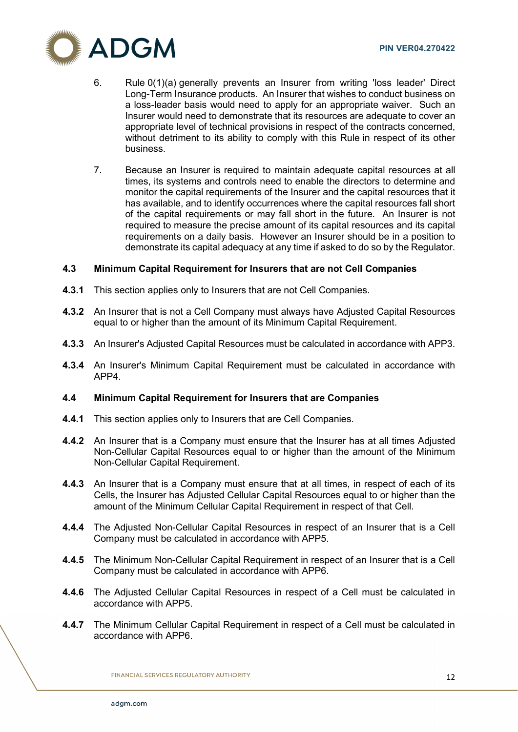6. Rule 0(1)(a) generally prevents an Insurer from writing 'loss leader' Direct Long-Term Insurance products. An Insurer that wishes to conduct business on a loss-leader basis would need to apply for an appropriate waiver. Such an Insurer would need to demonstrate that its resources are adequate to cover an appropriate level of technical provisions in respect of the contracts concerned, without detriment to its ability to comply with this Rule in respect of its other business.

7. Because an Insurer is required to maintain adequate capital resources at all times, its systems and controls need to enable the directors to determine and monitor the capital requirements of the Insurer and the capital resources that it has available, and to identify occurrences where the capital resources fall short of the capital requirements or may fall short in the future. An Insurer is not required to measure the precise amount of its capital resources and its capital requirements on a daily basis. However an Insurer should be in a position to demonstrate its capital adequacy at any time if asked to do so by the Regulator.

### 4.3 Minimum Capital Requirement for Insurers that are not Cell Companies

**4.3.1** This section applies only to Insurers that are not Cell Companies.

**4.3.2** An Insurer that is not a Cell Company must always have Adjusted Capital Resources equal to or higher than the amount of its Minimum Capital Requirement.

**4.3.3** An Insurer's Adjusted Capital Resources must be calculated in accordance with APP3.

**4.3.4** An Insurer's Minimum Capital Requirement must be calculated in accordance with APP4.

### 4.4 Minimum Capital Requirement for Insurers that are Companies

**4.4.1** This section applies only to Insurers that are Cell Companies.

**4.4.2** An Insurer that is a Company must ensure that the Insurer has at all times Adjusted Non-Cellular Capital Resources equal to or higher than the amount of the Minimum Non-Cellular Capital Requirement.

**4.4.3** An Insurer that is a Company must ensure that at all times, in respect of each of its Cells, the Insurer has Adjusted Cellular Capital Resources equal to or higher than the amount of the Minimum Cellular Capital Requirement in respect of that Cell.

**4.4.4** The Adjusted Non-Cellular Capital Resources in respect of an Insurer that is a Cell Company must be calculated in accordance with APP5.

**4.4.5** The Minimum Non-Cellular Capital Requirement in respect of an Insurer that is a Cell Company must be calculated in accordance with APP6.

**4.4.6** The Adjusted Cellular Capital Resources in respect of a Cell must be calculated in accordance with APP5.

**4.4.7** The Minimum Cellular Capital Requirement in respect of a Cell must be calculated in accordance with APP6.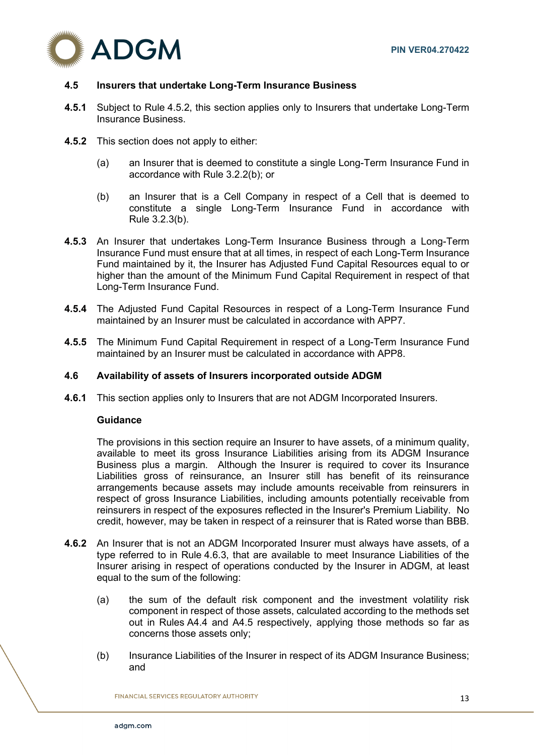### 4.5 Insurers that undertake Long-Term Insurance Business

**4.5.1** Subject to Rule 4.5.2, this section applies only to Insurers that undertake Long-Term Insurance Business.

**4.5.2** This section does not apply to either:

(a) an Insurer that is deemed to constitute a single Long-Term Insurance Fund in accordance with Rule 3.2.2(b); or

(b) an Insurer that is a Cell Company in respect of a Cell that is deemed to constitute a single Long-Term Insurance Fund in accordance with Rule 3.2.3(b).

**4.5.3** An Insurer that undertakes Long-Term Insurance Business through a Long-Term Insurance Fund must ensure that at all times, in respect of each Long-Term Insurance Fund maintained by it, the Insurer has Adjusted Fund Capital Resources equal to or higher than the amount of the Minimum Fund Capital Requirement in respect of that Long-Term Insurance Fund.

**4.5.4** The Adjusted Fund Capital Resources in respect of a Long-Term Insurance Fund maintained by an Insurer must be calculated in accordance with APP7.

**4.5.5** The Minimum Fund Capital Requirement in respect of a Long-Term Insurance Fund maintained by an Insurer must be calculated in accordance with APP8.

### 4.6 Availability of assets of Insurers incorporated outside ADGM

**4.6.1** This section applies only to Insurers that are not ADGM Incorporated Insurers.

**Guidance**

The provisions in this section require an Insurer to have assets, of a minimum quality, available to meet its gross Insurance Liabilities arising from its ADGM Insurance Business plus a margin. Although the Insurer is required to cover its Insurance Liabilities gross of reinsurance, an Insurer still has benefit of its reinsurance arrangements because assets may include amounts receivable from reinsurers in respect of gross Insurance Liabilities, including amounts potentially receivable from reinsurers in respect of the exposures reflected in the Insurer's Premium Liability. No credit, however, may be taken in respect of a reinsurer that is Rated worse than BBB.

**4.6.2** An Insurer that is not an ADGM Incorporated Insurer must always have assets, of a type referred to in Rule 4.6.3, that are available to meet Insurance Liabilities of the Insurer arising in respect of operations conducted by the Insurer in ADGM, at least equal to the sum of the following:

(a) the sum of the default risk component and the investment volatility risk component in respect of those assets, calculated according to the methods set out in Rules A4.4 and A4.5 respectively, applying those methods so far as concerns those assets only;

(b) Insurance Liabilities of the Insurer in respect of its ADGM Insurance Business; and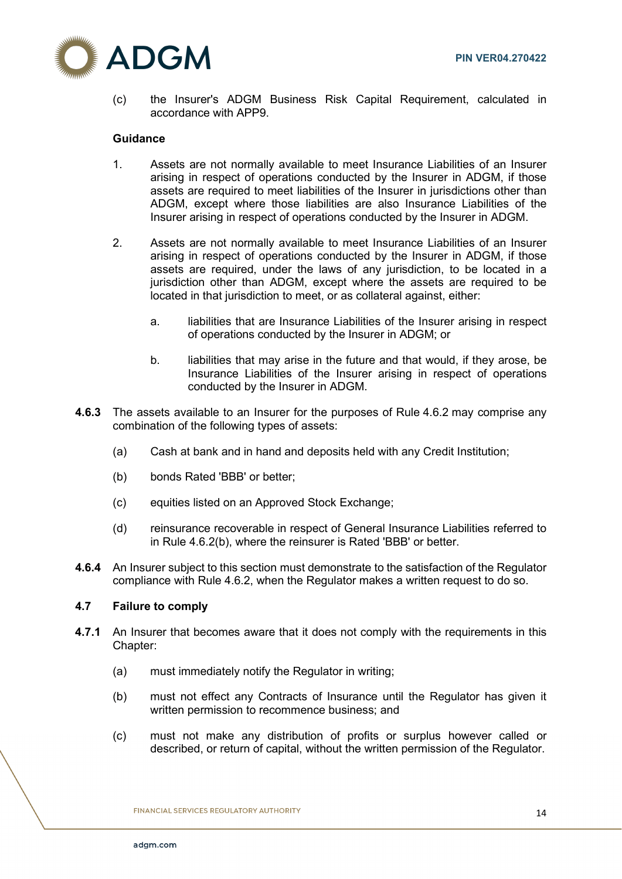(c) the Insurer's ADGM Business Risk Capital Requirement, calculated in accordance with APP9.

**Guidance**

1. Assets are not normally available to meet Insurance Liabilities of an Insurer arising in respect of operations conducted by the Insurer in ADGM, if those assets are required to meet liabilities of the Insurer in jurisdictions other than ADGM, except where those liabilities are also Insurance Liabilities of the Insurer arising in respect of operations conducted by the Insurer in ADGM.

2. Assets are not normally available to meet Insurance Liabilities of an Insurer arising in respect of operations conducted by the Insurer in ADGM, if those assets are required, under the laws of any jurisdiction, to be located in a jurisdiction other than ADGM, except where the assets are required to be located in that jurisdiction to meet, or as collateral against, either:

   a. liabilities that are Insurance Liabilities of the Insurer arising in respect of operations conducted by the Insurer in ADGM; or

   b. liabilities that may arise in the future and that would, if they arose, be Insurance Liabilities of the Insurer arising in respect of operations conducted by the Insurer in ADGM.

**4.6.3** The assets available to an Insurer for the purposes of Rule 4.6.2 may comprise any combination of the following types of assets:

(a) Cash at bank and in hand and deposits held with any Credit Institution;

(b) bonds Rated 'BBB' or better;

(c) equities listed on an Approved Stock Exchange;

(d) reinsurance recoverable in respect of General Insurance Liabilities referred to in Rule 4.6.2(b), where the reinsurer is Rated 'BBB' or better.

**4.6.4** An Insurer subject to this section must demonstrate to the satisfaction of the Regulator compliance with Rule 4.6.2, when the Regulator makes a written request to do so.

### 4.7 Failure to comply

**4.7.1** An Insurer that becomes aware that it does not comply with the requirements in this Chapter:

(a) must immediately notify the Regulator in writing;

(b) must not effect any Contracts of Insurance until the Regulator has given it written permission to recommence business; and

(c) must not make any distribution of profits or surplus however called or described, or return of capital, without the written permission of the Regulator.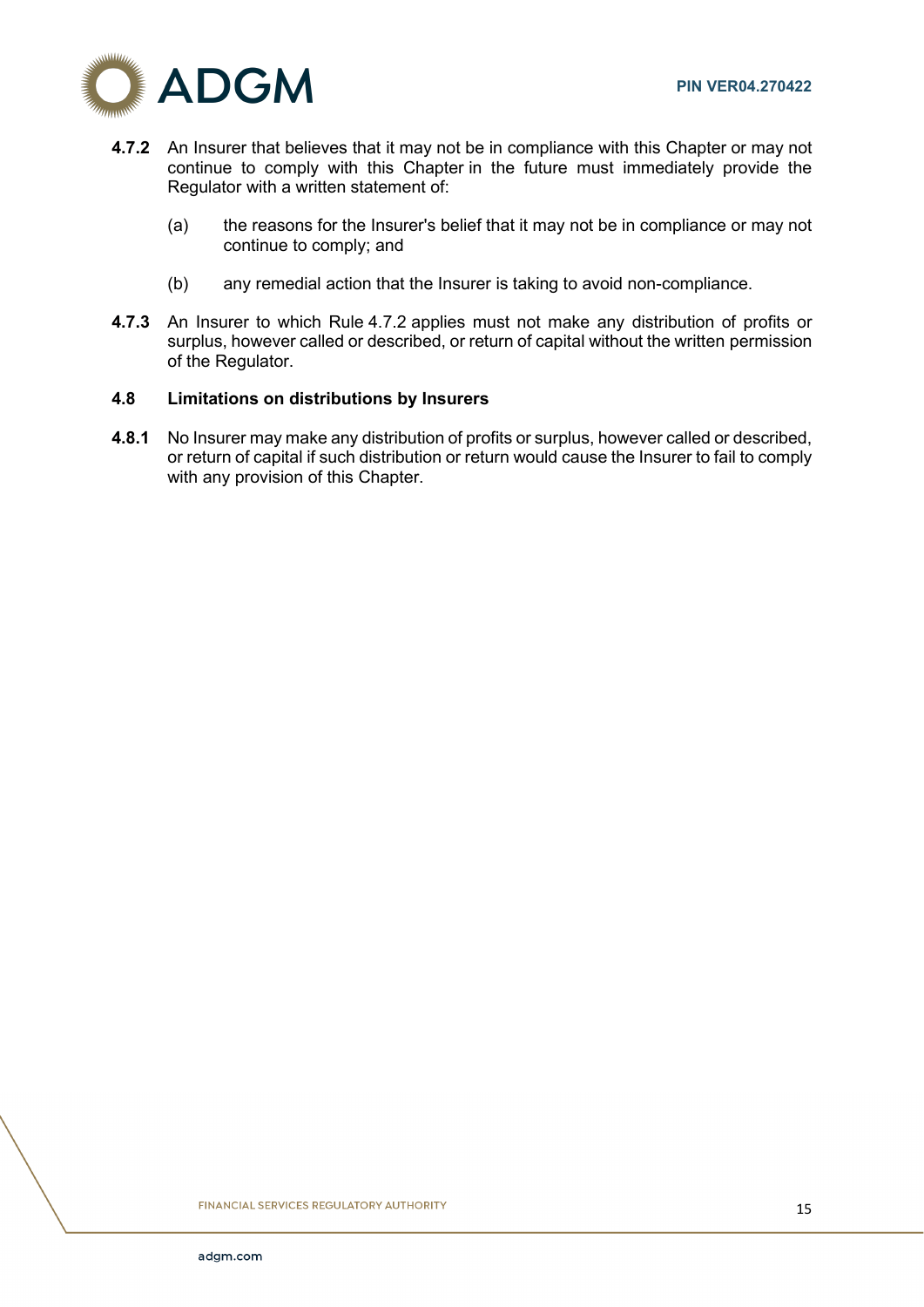**4.7.2** An Insurer that believes that it may not be in compliance with this Chapter or may not continue to comply with this Chapter in the future must immediately provide the Regulator with a written statement of:

(a) the reasons for the Insurer's belief that it may not be in compliance or may not continue to comply; and

(b) any remedial action that the Insurer is taking to avoid non-compliance.

**4.7.3** An Insurer to which Rule 4.7.2 applies must not make any distribution of profits or surplus, however called or described, or return of capital without the written permission of the Regulator.

### 4.8 Limitations on distributions by Insurers

**4.8.1** No Insurer may make any distribution of profits or surplus, however called or described, or return of capital if such distribution or return would cause the Insurer to fail to comply with any provision of this Chapter.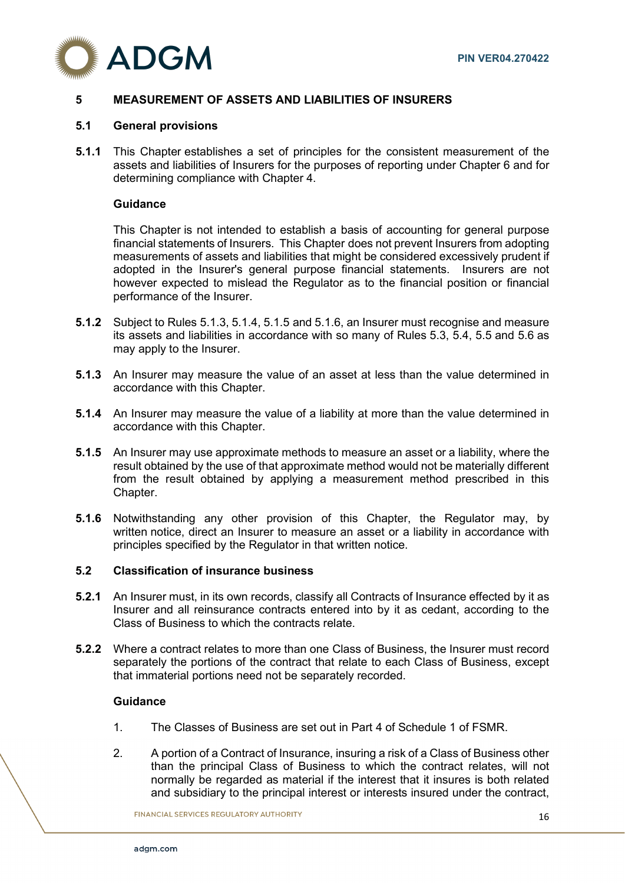## 5 MEASUREMENT OF ASSETS AND LIABILITIES OF INSURERS

### 5.1 General provisions

**5.1.1** This Chapter establishes a set of principles for the consistent measurement of the assets and liabilities of Insurers for the purposes of reporting under Chapter 6 and for determining compliance with Chapter 4.

**Guidance**

This Chapter is not intended to establish a basis of accounting for general purpose financial statements of Insurers. This Chapter does not prevent Insurers from adopting measurements of assets and liabilities that might be considered excessively prudent if adopted in the Insurer's general purpose financial statements. Insurers are not however expected to mislead the Regulator as to the financial position or financial performance of the Insurer.

**5.1.2** Subject to Rules 5.1.3, 5.1.4, 5.1.5 and 5.1.6, an Insurer must recognise and measure its assets and liabilities in accordance with so many of Rules 5.3, 5.4, 5.5 and 5.6 as may apply to the Insurer.

**5.1.3** An Insurer may measure the value of an asset at less than the value determined in accordance with this Chapter.

**5.1.4** An Insurer may measure the value of a liability at more than the value determined in accordance with this Chapter.

**5.1.5** An Insurer may use approximate methods to measure an asset or a liability, where the result obtained by the use of that approximate method would not be materially different from the result obtained by applying a measurement method prescribed in this Chapter.

**5.1.6** Notwithstanding any other provision of this Chapter, the Regulator may, by written notice, direct an Insurer to measure an asset or a liability in accordance with principles specified by the Regulator in that written notice.

### 5.2 Classification of insurance business

**5.2.1** An Insurer must, in its own records, classify all Contracts of Insurance effected by it as Insurer and all reinsurance contracts entered into by it as cedant, according to the Class of Business to which the contracts relate.

**5.2.2** Where a contract relates to more than one Class of Business, the Insurer must record separately the portions of the contract that relate to each Class of Business, except that immaterial portions need not be separately recorded.

**Guidance**

1. The Classes of Business are set out in Part 4 of Schedule 1 of FSMR.
2. A portion of a Contract of Insurance, insuring a risk of a Class of Business other than the principal Class of Business to which the contract relates, will not normally be regarded as material if the interest that it insures is both related and subsidiary to the principal interest or interests insured under the contract,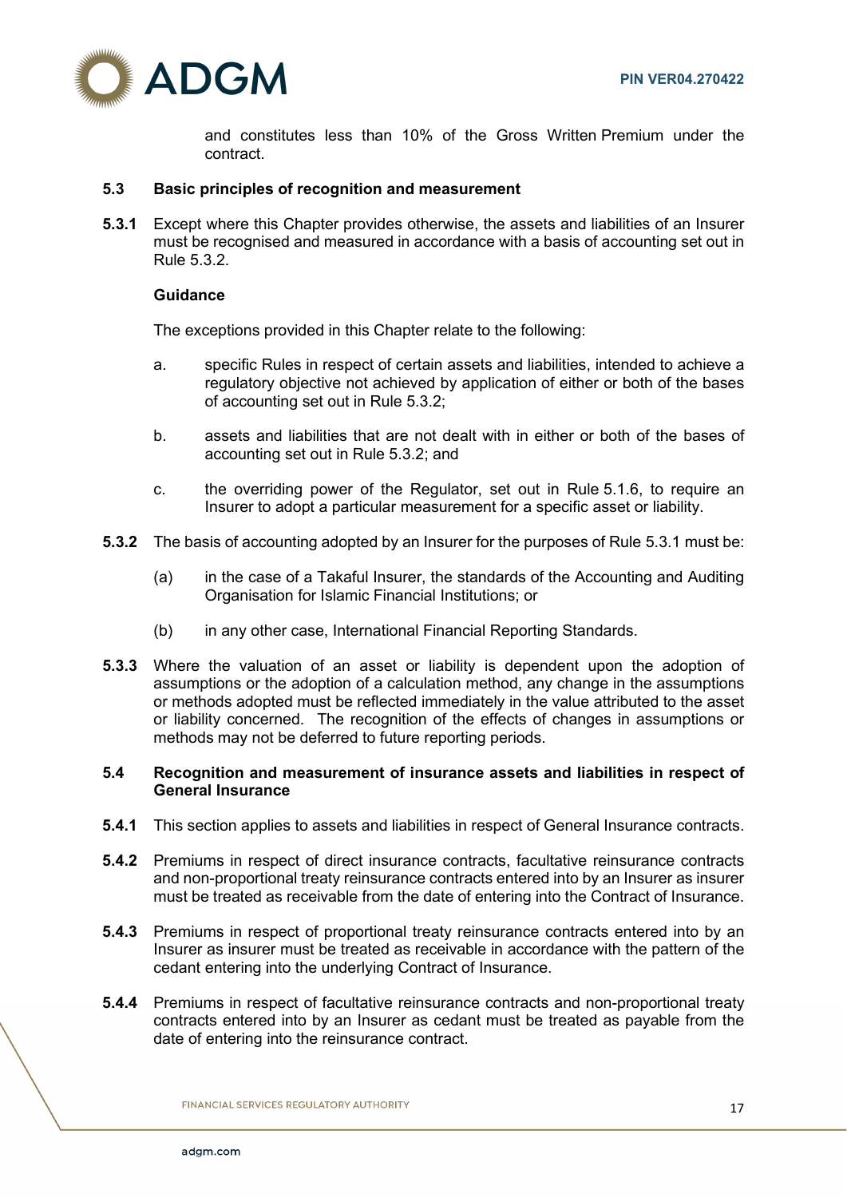and constitutes less than 10% of the Gross Written Premium under the contract.

### 5.3 Basic principles of recognition and measurement

**5.3.1** Except where this Chapter provides otherwise, the assets and liabilities of an Insurer must be recognised and measured in accordance with a basis of accounting set out in Rule 5.3.2.

**Guidance**

The exceptions provided in this Chapter relate to the following:

a. specific Rules in respect of certain assets and liabilities, intended to achieve a regulatory objective not achieved by application of either or both of the bases of accounting set out in Rule 5.3.2;

b. assets and liabilities that are not dealt with in either or both of the bases of accounting set out in Rule 5.3.2; and

c. the overriding power of the Regulator, set out in Rule 5.1.6, to require an Insurer to adopt a particular measurement for a specific asset or liability.

**5.3.2** The basis of accounting adopted by an Insurer for the purposes of Rule 5.3.1 must be:

(a) in the case of a Takaful Insurer, the standards of the Accounting and Auditing Organisation for Islamic Financial Institutions; or

(b) in any other case, International Financial Reporting Standards.

**5.3.3** Where the valuation of an asset or liability is dependent upon the adoption of assumptions or the adoption of a calculation method, any change in the assumptions or methods adopted must be reflected immediately in the value attributed to the asset or liability concerned. The recognition of the effects of changes in assumptions or methods may not be deferred to future reporting periods.

### 5.4 Recognition and measurement of insurance assets and liabilities in respect of General Insurance

**5.4.1** This section applies to assets and liabilities in respect of General Insurance contracts.

**5.4.2** Premiums in respect of direct insurance contracts, facultative reinsurance contracts and non-proportional treaty reinsurance contracts entered into by an Insurer as insurer must be treated as receivable from the date of entering into the Contract of Insurance.

**5.4.3** Premiums in respect of proportional treaty reinsurance contracts entered into by an Insurer as insurer must be treated as receivable in accordance with the pattern of the cedant entering into the underlying Contract of Insurance.

**5.4.4** Premiums in respect of facultative reinsurance contracts and non-proportional treaty contracts entered into by an Insurer as cedant must be treated as payable from the date of entering into the reinsurance contract.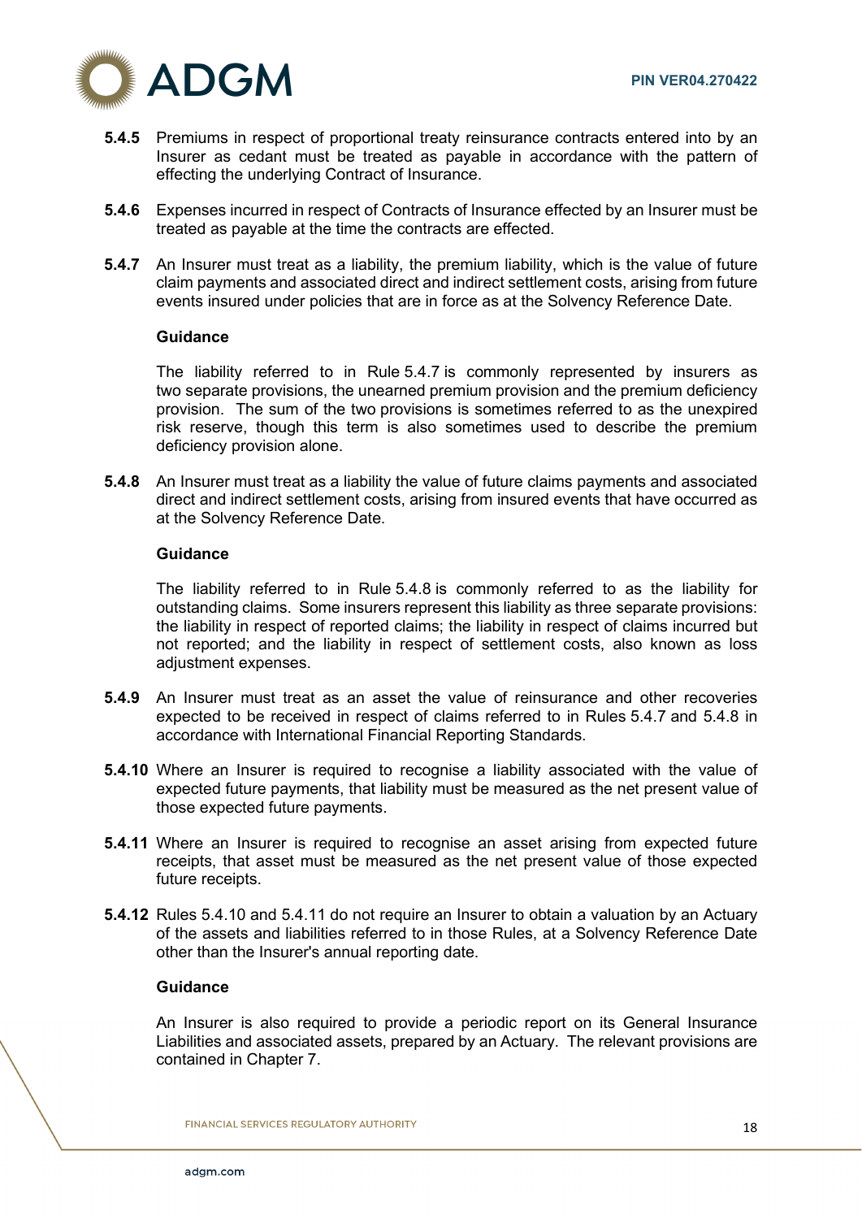**5.4.5** Premiums in respect of proportional treaty reinsurance contracts entered into by an Insurer as cedant must be treated as payable in accordance with the pattern of effecting the underlying Contract of Insurance.

**5.4.6** Expenses incurred in respect of Contracts of Insurance effected by an Insurer must be treated as payable at the time the contracts are effected.

**5.4.7** An Insurer must treat as a liability, the premium liability, which is the value of future claim payments and associated direct and indirect settlement costs, arising from future events insured under policies that are in force as at the Solvency Reference Date.

**Guidance**

The liability referred to in Rule 5.4.7 is commonly represented by insurers as two separate provisions, the unearned premium provision and the premium deficiency provision. The sum of the two provisions is sometimes referred to as the unexpired risk reserve, though this term is also sometimes used to describe the premium deficiency provision alone.

**5.4.8** An Insurer must treat as a liability the value of future claims payments and associated direct and indirect settlement costs, arising from insured events that have occurred as at the Solvency Reference Date.

**Guidance**

The liability referred to in Rule 5.4.8 is commonly referred to as the liability for outstanding claims. Some insurers represent this liability as three separate provisions: the liability in respect of reported claims; the liability in respect of claims incurred but not reported; and the liability in respect of settlement costs, also known as loss adjustment expenses.

**5.4.9** An Insurer must treat as an asset the value of reinsurance and other recoveries expected to be received in respect of claims referred to in Rules 5.4.7 and 5.4.8 in accordance with International Financial Reporting Standards.

**5.4.10** Where an Insurer is required to recognise a liability associated with the value of expected future payments, that liability must be measured as the net present value of those expected future payments.

**5.4.11** Where an Insurer is required to recognise an asset arising from expected future receipts, that asset must be measured as the net present value of those expected future receipts.

**5.4.12** Rules 5.4.10 and 5.4.11 do not require an Insurer to obtain a valuation by an Actuary of the assets and liabilities referred to in those Rules, at a Solvency Reference Date other than the Insurer's annual reporting date.

**Guidance**

An Insurer is also required to provide a periodic report on its General Insurance Liabilities and associated assets, prepared by an Actuary. The relevant provisions are contained in Chapter 7.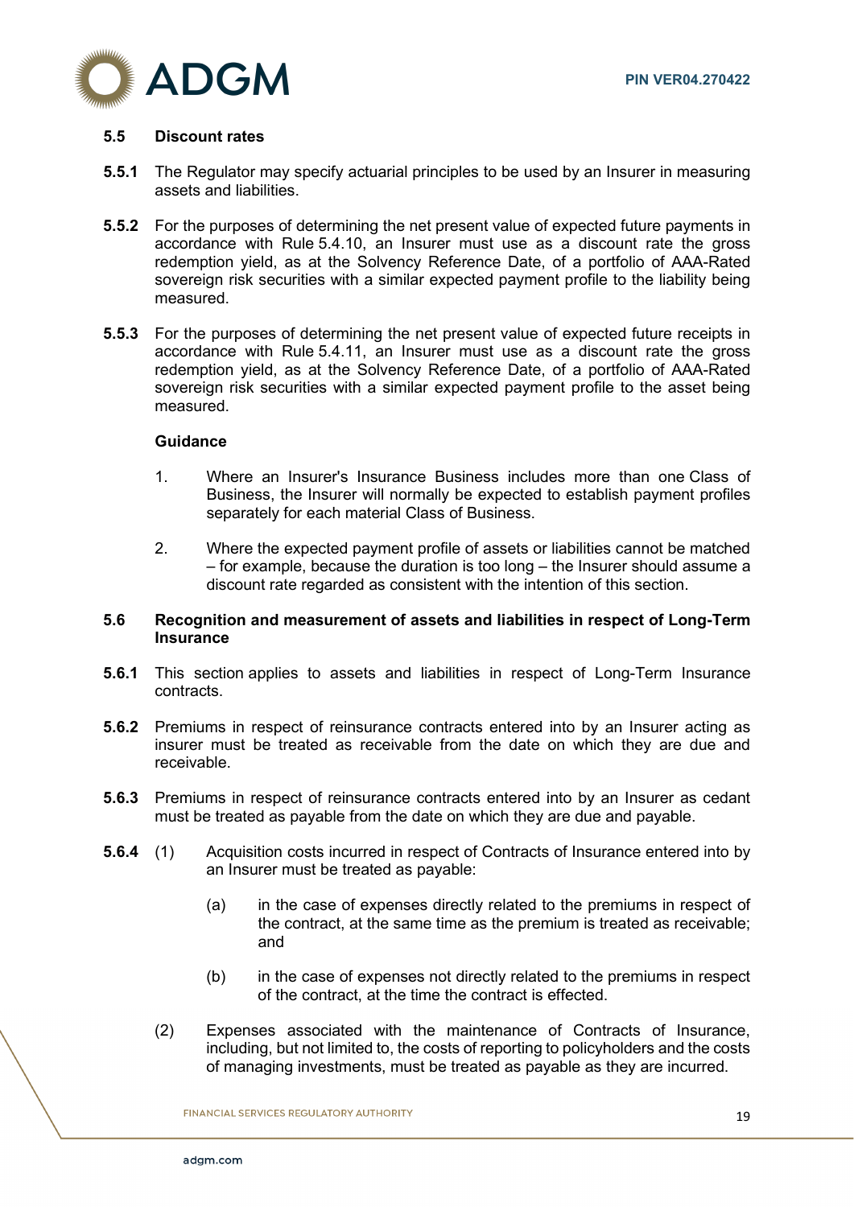### 5.5 Discount rates

**5.5.1** The Regulator may specify actuarial principles to be used by an Insurer in measuring assets and liabilities.

**5.5.2** For the purposes of determining the net present value of expected future payments in accordance with Rule 5.4.10, an Insurer must use as a discount rate the gross redemption yield, as at the Solvency Reference Date, of a portfolio of AAA-Rated sovereign risk securities with a similar expected payment profile to the liability being measured.

**5.5.3** For the purposes of determining the net present value of expected future receipts in accordance with Rule 5.4.11, an Insurer must use as a discount rate the gross redemption yield, as at the Solvency Reference Date, of a portfolio of AAA-Rated sovereign risk securities with a similar expected payment profile to the asset being measured.

**Guidance**

1. Where an Insurer's Insurance Business includes more than one Class of Business, the Insurer will normally be expected to establish payment profiles separately for each material Class of Business.

2. Where the expected payment profile of assets or liabilities cannot be matched – for example, because the duration is too long – the Insurer should assume a discount rate regarded as consistent with the intention of this section.

### 5.6 Recognition and measurement of assets and liabilities in respect of Long-Term Insurance

**5.6.1** This section applies to assets and liabilities in respect of Long-Term Insurance contracts.

**5.6.2** Premiums in respect of reinsurance contracts entered into by an Insurer acting as insurer must be treated as receivable from the date on which they are due and receivable.

**5.6.3** Premiums in respect of reinsurance contracts entered into by an Insurer as cedant must be treated as payable from the date on which they are due and payable.

**5.6.4** (1) Acquisition costs incurred in respect of Contracts of Insurance entered into by an Insurer must be treated as payable:

(a) in the case of expenses directly related to the premiums in respect of the contract, at the same time as the premium is treated as receivable; and

(b) in the case of expenses not directly related to the premiums in respect of the contract, at the time the contract is effected.

(2) Expenses associated with the maintenance of Contracts of Insurance, including, but not limited to, the costs of reporting to policyholders and the costs of managing investments, must be treated as payable as they are incurred.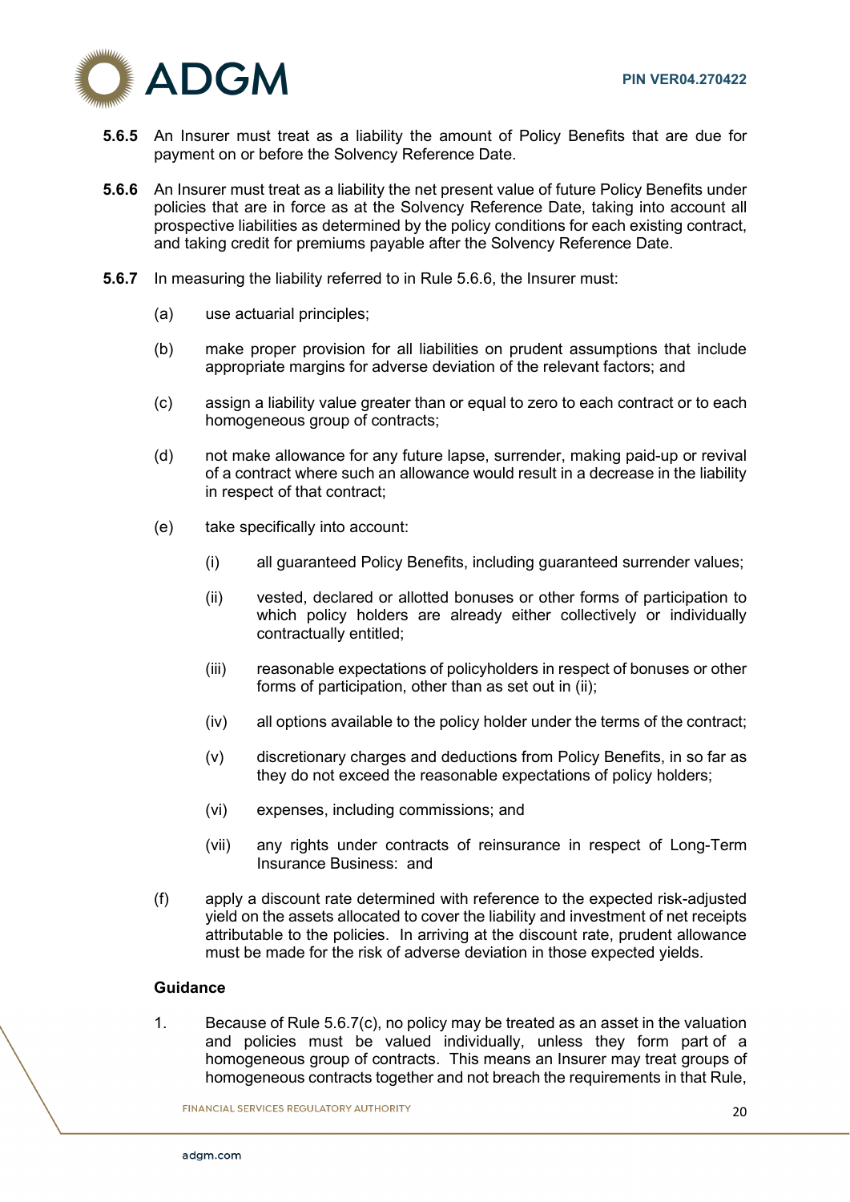**5.6.5** An Insurer must treat as a liability the amount of Policy Benefits that are due for payment on or before the Solvency Reference Date.

**5.6.6** An Insurer must treat as a liability the net present value of future Policy Benefits under policies that are in force as at the Solvency Reference Date, taking into account all prospective liabilities as determined by the policy conditions for each existing contract, and taking credit for premiums payable after the Solvency Reference Date.

**5.6.7** In measuring the liability referred to in Rule 5.6.6, the Insurer must:

(a) use actuarial principles;

(b) make proper provision for all liabilities on prudent assumptions that include appropriate margins for adverse deviation of the relevant factors; and

(c) assign a liability value greater than or equal to zero to each contract or to each homogeneous group of contracts;

(d) not make allowance for any future lapse, surrender, making paid-up or revival of a contract where such an allowance would result in a decrease in the liability in respect of that contract;

(e) take specifically into account:

(i) all guaranteed Policy Benefits, including guaranteed surrender values;

(ii) vested, declared or allotted bonuses or other forms of participation to which policy holders are already either collectively or individually contractually entitled;

(iii) reasonable expectations of policyholders in respect of bonuses or other forms of participation, other than as set out in (ii);

(iv) all options available to the policy holder under the terms of the contract;

(v) discretionary charges and deductions from Policy Benefits, in so far as they do not exceed the reasonable expectations of policy holders;

(vi) expenses, including commissions; and

(vii) any rights under contracts of reinsurance in respect of Long-Term Insurance Business: and

(f) apply a discount rate determined with reference to the expected risk-adjusted yield on the assets allocated to cover the liability and investment of net receipts attributable to the policies. In arriving at the discount rate, prudent allowance must be made for the risk of adverse deviation in those expected yields.

**Guidance**

1. Because of Rule 5.6.7(c), no policy may be treated as an asset in the valuation and policies must be valued individually, unless they form part of a homogeneous group of contracts. This means an Insurer may treat groups of homogeneous contracts together and not breach the requirements in that Rule,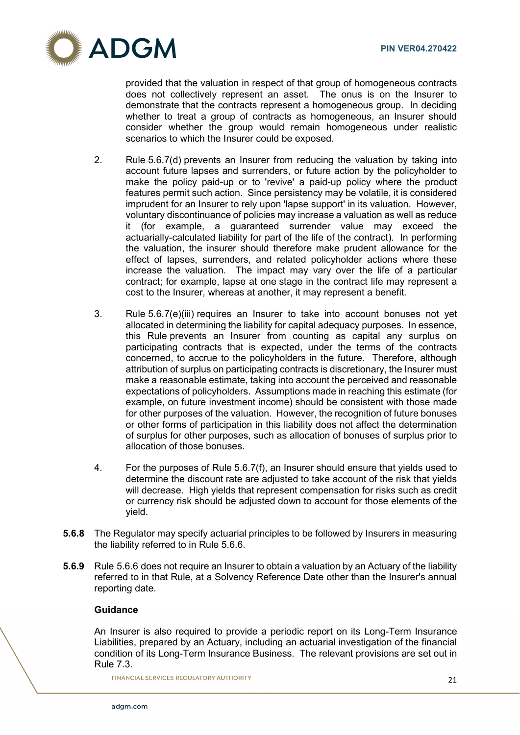provided that the valuation in respect of that group of homogeneous contracts does not collectively represent an asset. The onus is on the Insurer to demonstrate that the contracts represent a homogeneous group. In deciding whether to treat a group of contracts as homogeneous, an Insurer should consider whether the group would remain homogeneous under realistic scenarios to which the Insurer could be exposed.

2. Rule 5.6.7(d) prevents an Insurer from reducing the valuation by taking into account future lapses and surrenders, or future action by the policyholder to make the policy paid-up or to 'revive' a paid-up policy where the product features permit such action. Since persistency may be volatile, it is considered imprudent for an Insurer to rely upon 'lapse support' in its valuation. However, voluntary discontinuance of policies may increase a valuation as well as reduce it (for example, a guaranteed surrender value may exceed the actuarially-calculated liability for part of the life of the contract). In performing the valuation, the insurer should therefore make prudent allowance for the effect of lapses, surrenders, and related policyholder actions where these increase the valuation. The impact may vary over the life of a particular contract; for example, lapse at one stage in the contract life may represent a cost to the Insurer, whereas at another, it may represent a benefit.

3. Rule 5.6.7(e)(iii) requires an Insurer to take into account bonuses not yet allocated in determining the liability for capital adequacy purposes. In essence, this Rule prevents an Insurer from counting as capital any surplus on participating contracts that is expected, under the terms of the contracts concerned, to accrue to the policyholders in the future. Therefore, although attribution of surplus on participating contracts is discretionary, the Insurer must make a reasonable estimate, taking into account the perceived and reasonable expectations of policyholders. Assumptions made in reaching this estimate (for example, on future investment income) should be consistent with those made for other purposes of the valuation. However, the recognition of future bonuses or other forms of participation in this liability does not affect the determination of surplus for other purposes, such as allocation of bonuses of surplus prior to allocation of those bonuses.

4. For the purposes of Rule 5.6.7(f), an Insurer should ensure that yields used to determine the discount rate are adjusted to take account of the risk that yields will decrease. High yields that represent compensation for risks such as credit or currency risk should be adjusted down to account for those elements of the yield.

**5.6.8** The Regulator may specify actuarial principles to be followed by Insurers in measuring the liability referred to in Rule 5.6.6.

**5.6.9** Rule 5.6.6 does not require an Insurer to obtain a valuation by an Actuary of the liability referred to in that Rule, at a Solvency Reference Date other than the Insurer's annual reporting date.

**Guidance**

An Insurer is also required to provide a periodic report on its Long-Term Insurance Liabilities, prepared by an Actuary, including an actuarial investigation of the financial condition of its Long-Term Insurance Business. The relevant provisions are set out in Rule 7.3.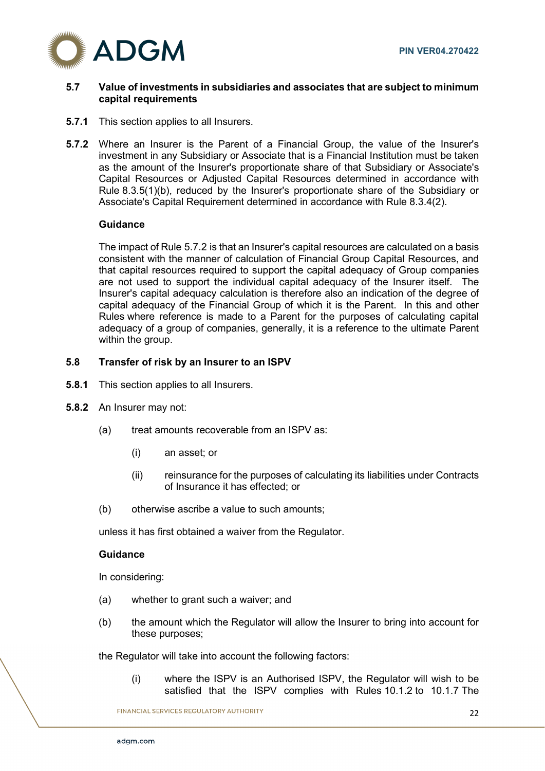## 5.7 Value of investments in subsidiaries and associates that are subject to minimum capital requirements

**5.7.1** This section applies to all Insurers.

**5.7.2** Where an Insurer is the Parent of a Financial Group, the value of the Insurer's investment in any Subsidiary or Associate that is a Financial Institution must be taken as the amount of the Insurer's proportionate share of that Subsidiary or Associate's Capital Resources or Adjusted Capital Resources determined in accordance with Rule 8.3.5(1)(b), reduced by the Insurer's proportionate share of the Subsidiary or Associate's Capital Requirement determined in accordance with Rule 8.3.4(2).

**Guidance**

The impact of Rule 5.7.2 is that an Insurer's capital resources are calculated on a basis consistent with the manner of calculation of Financial Group Capital Resources, and that capital resources required to support the capital adequacy of Group companies are not used to support the individual capital adequacy of the Insurer itself. The Insurer's capital adequacy calculation is therefore also an indication of the degree of capital adequacy of the Financial Group of which it is the Parent. In this and other Rules where reference is made to a Parent for the purposes of calculating capital adequacy of a group of companies, generally, it is a reference to the ultimate Parent within the group.

## 5.8 Transfer of risk by an Insurer to an ISPV

**5.8.1** This section applies to all Insurers.

**5.8.2** An Insurer may not:

(a) treat amounts recoverable from an ISPV as:

(i) an asset; or

(ii) reinsurance for the purposes of calculating its liabilities under Contracts of Insurance it has effected; or

(b) otherwise ascribe a value to such amounts;

unless it has first obtained a waiver from the Regulator.

**Guidance**

In considering:

(a) whether to grant such a waiver; and

(b) the amount which the Regulator will allow the Insurer to bring into account for these purposes;

the Regulator will take into account the following factors:

(i) where the ISPV is an Authorised ISPV, the Regulator will wish to be satisfied that the ISPV complies with Rules 10.1.2 to 10.1.7 The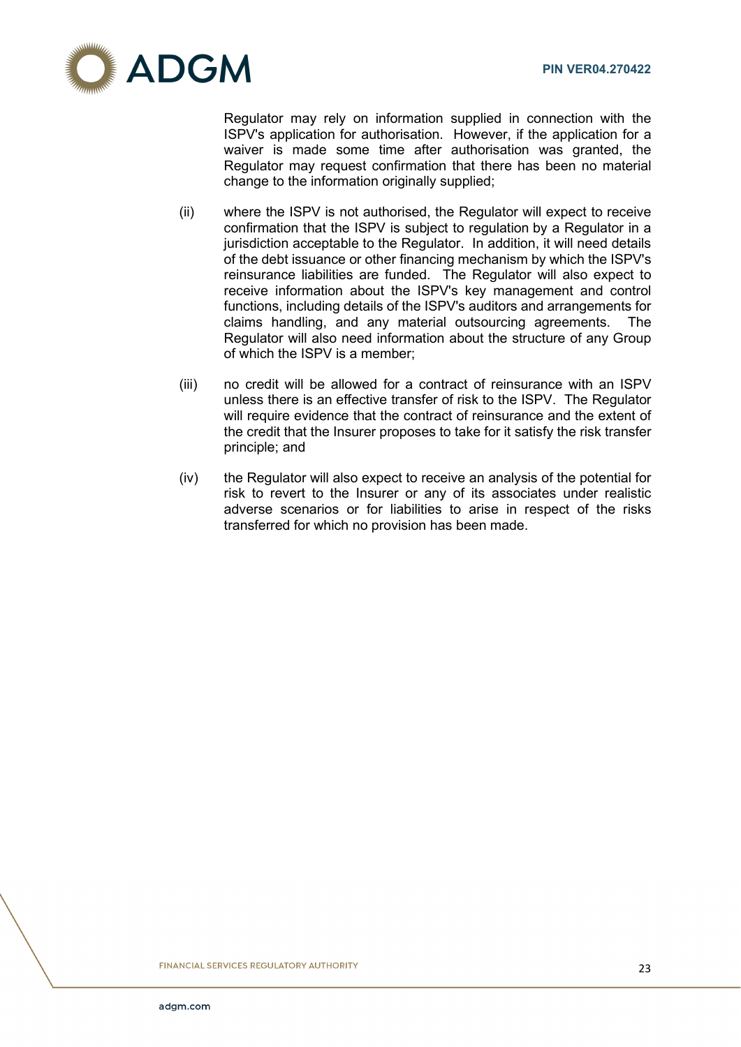Regulator may rely on information supplied in connection with the ISPV's application for authorisation. However, if the application for a waiver is made some time after authorisation was granted, the Regulator may request confirmation that there has been no material change to the information originally supplied;

(ii) where the ISPV is not authorised, the Regulator will expect to receive confirmation that the ISPV is subject to regulation by a Regulator in a jurisdiction acceptable to the Regulator. In addition, it will need details of the debt issuance or other financing mechanism by which the ISPV's reinsurance liabilities are funded. The Regulator will also expect to receive information about the ISPV's key management and control functions, including details of the ISPV's auditors and arrangements for claims handling, and any material outsourcing agreements. The Regulator will also need information about the structure of any Group of which the ISPV is a member;

(iii) no credit will be allowed for a contract of reinsurance with an ISPV unless there is an effective transfer of risk to the ISPV. The Regulator will require evidence that the contract of reinsurance and the extent of the credit that the Insurer proposes to take for it satisfy the risk transfer principle; and

(iv) the Regulator will also expect to receive an analysis of the potential for risk to revert to the Insurer or any of its associates under realistic adverse scenarios or for liabilities to arise in respect of the risks transferred for which no provision has been made.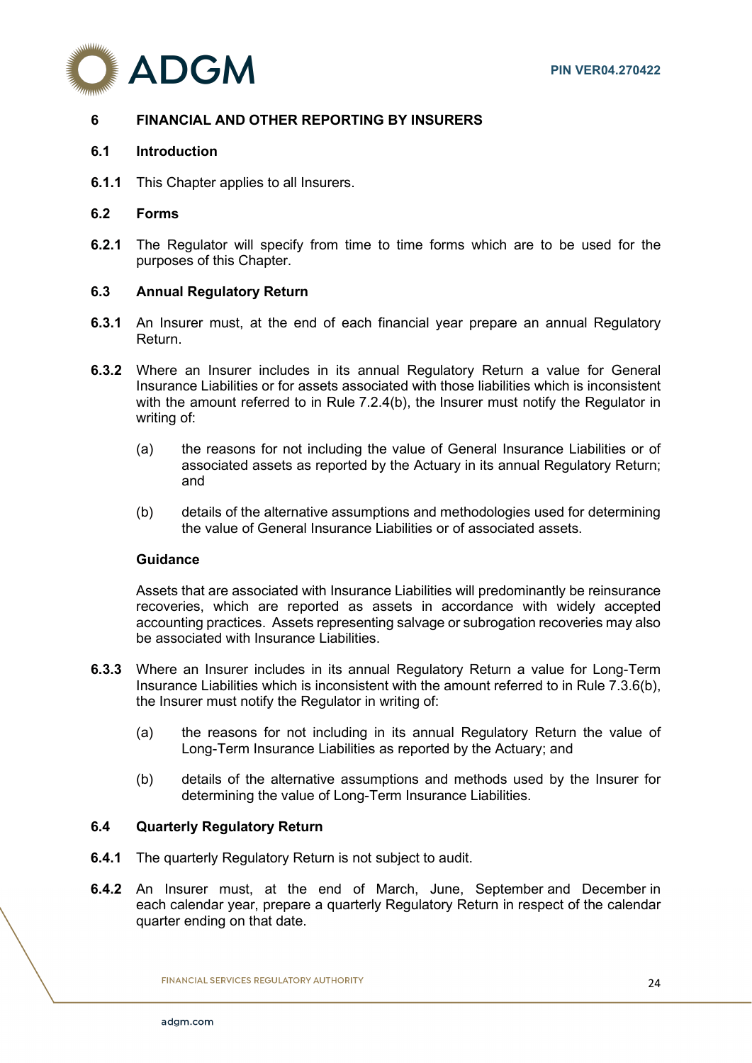## 6 FINANCIAL AND OTHER REPORTING BY INSURERS

### 6.1 Introduction

**6.1.1** This Chapter applies to all Insurers.

### 6.2 Forms

**6.2.1** The Regulator will specify from time to time forms which are to be used for the purposes of this Chapter.

### 6.3 Annual Regulatory Return

**6.3.1** An Insurer must, at the end of each financial year prepare an annual Regulatory Return.

**6.3.2** Where an Insurer includes in its annual Regulatory Return a value for General Insurance Liabilities or for assets associated with those liabilities which is inconsistent with the amount referred to in Rule 7.2.4(b), the Insurer must notify the Regulator in writing of:

(a) the reasons for not including the value of General Insurance Liabilities or of associated assets as reported by the Actuary in its annual Regulatory Return; and

(b) details of the alternative assumptions and methodologies used for determining the value of General Insurance Liabilities or of associated assets.

**Guidance**

Assets that are associated with Insurance Liabilities will predominantly be reinsurance recoveries, which are reported as assets in accordance with widely accepted accounting practices. Assets representing salvage or subrogation recoveries may also be associated with Insurance Liabilities.

**6.3.3** Where an Insurer includes in its annual Regulatory Return a value for Long-Term Insurance Liabilities which is inconsistent with the amount referred to in Rule 7.3.6(b), the Insurer must notify the Regulator in writing of:

(a) the reasons for not including in its annual Regulatory Return the value of Long-Term Insurance Liabilities as reported by the Actuary; and

(b) details of the alternative assumptions and methods used by the Insurer for determining the value of Long-Term Insurance Liabilities.

### 6.4 Quarterly Regulatory Return

**6.4.1** The quarterly Regulatory Return is not subject to audit.

**6.4.2** An Insurer must, at the end of March, June, September and December in each calendar year, prepare a quarterly Regulatory Return in respect of the calendar quarter ending on that date.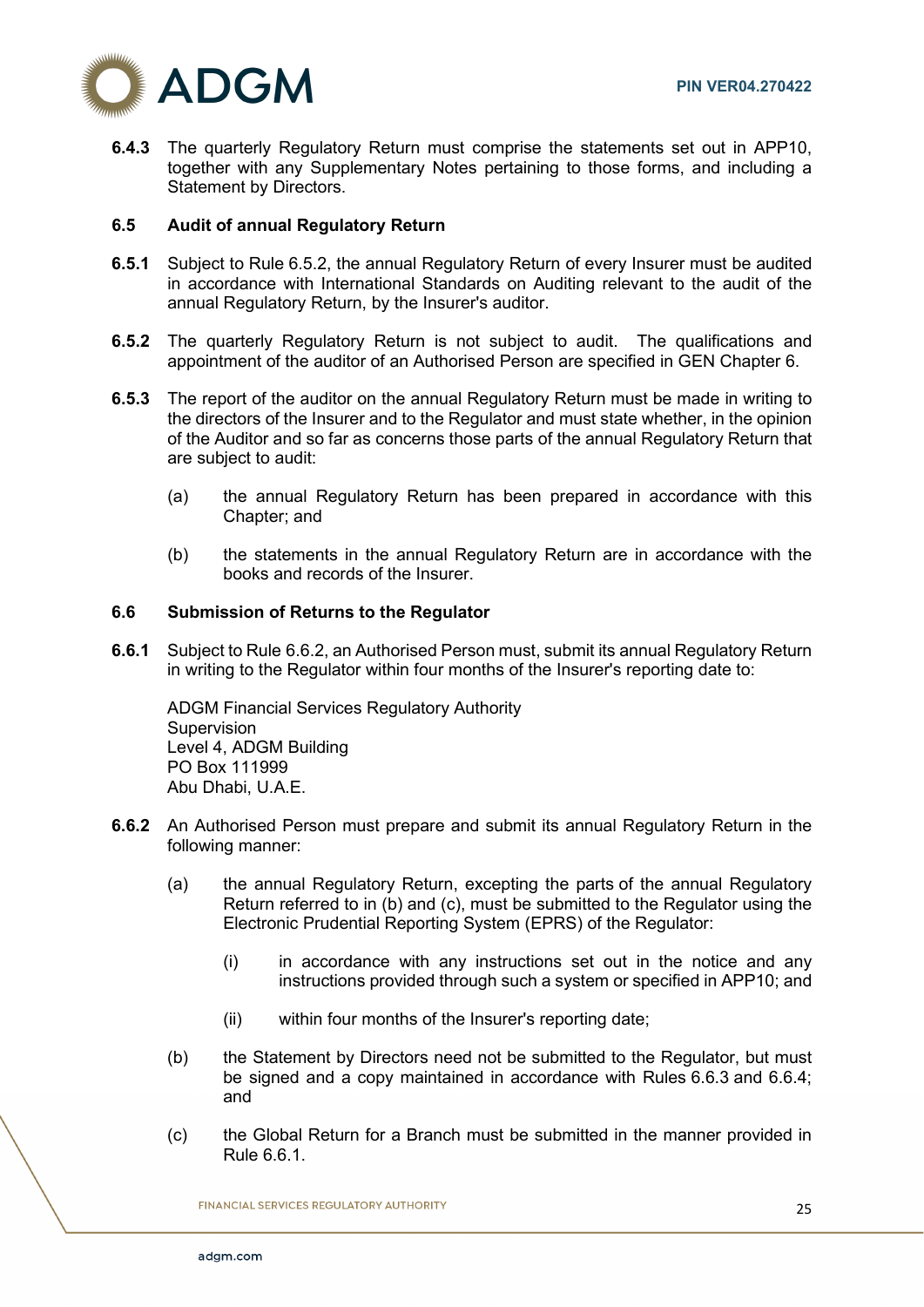**6.4.3** The quarterly Regulatory Return must comprise the statements set out in APP10, together with any Supplementary Notes pertaining to those forms, and including a Statement by Directors.

## 6.5 Audit of annual Regulatory Return

**6.5.1** Subject to Rule 6.5.2, the annual Regulatory Return of every Insurer must be audited in accordance with International Standards on Auditing relevant to the audit of the annual Regulatory Return, by the Insurer's auditor.

**6.5.2** The quarterly Regulatory Return is not subject to audit. The qualifications and appointment of the auditor of an Authorised Person are specified in GEN Chapter 6.

**6.5.3** The report of the auditor on the annual Regulatory Return must be made in writing to the directors of the Insurer and to the Regulator and must state whether, in the opinion of the Auditor and so far as concerns those parts of the annual Regulatory Return that are subject to audit:

(a) the annual Regulatory Return has been prepared in accordance with this Chapter; and

(b) the statements in the annual Regulatory Return are in accordance with the books and records of the Insurer.

## 6.6 Submission of Returns to the Regulator

**6.6.1** Subject to Rule 6.6.2, an Authorised Person must, submit its annual Regulatory Return in writing to the Regulator within four months of the Insurer's reporting date to:

ADGM Financial Services Regulatory Authority
Supervision
Level 4, ADGM Building
PO Box 111999
Abu Dhabi, U.A.E.

**6.6.2** An Authorised Person must prepare and submit its annual Regulatory Return in the following manner:

(a) the annual Regulatory Return, excepting the parts of the annual Regulatory Return referred to in (b) and (c), must be submitted to the Regulator using the Electronic Prudential Reporting System (EPRS) of the Regulator:

(i) in accordance with any instructions set out in the notice and any instructions provided through such a system or specified in APP10; and

(ii) within four months of the Insurer's reporting date;

(b) the Statement by Directors need not be submitted to the Regulator, but must be signed and a copy maintained in accordance with Rules 6.6.3 and 6.6.4; and

(c) the Global Return for a Branch must be submitted in the manner provided in Rule 6.6.1.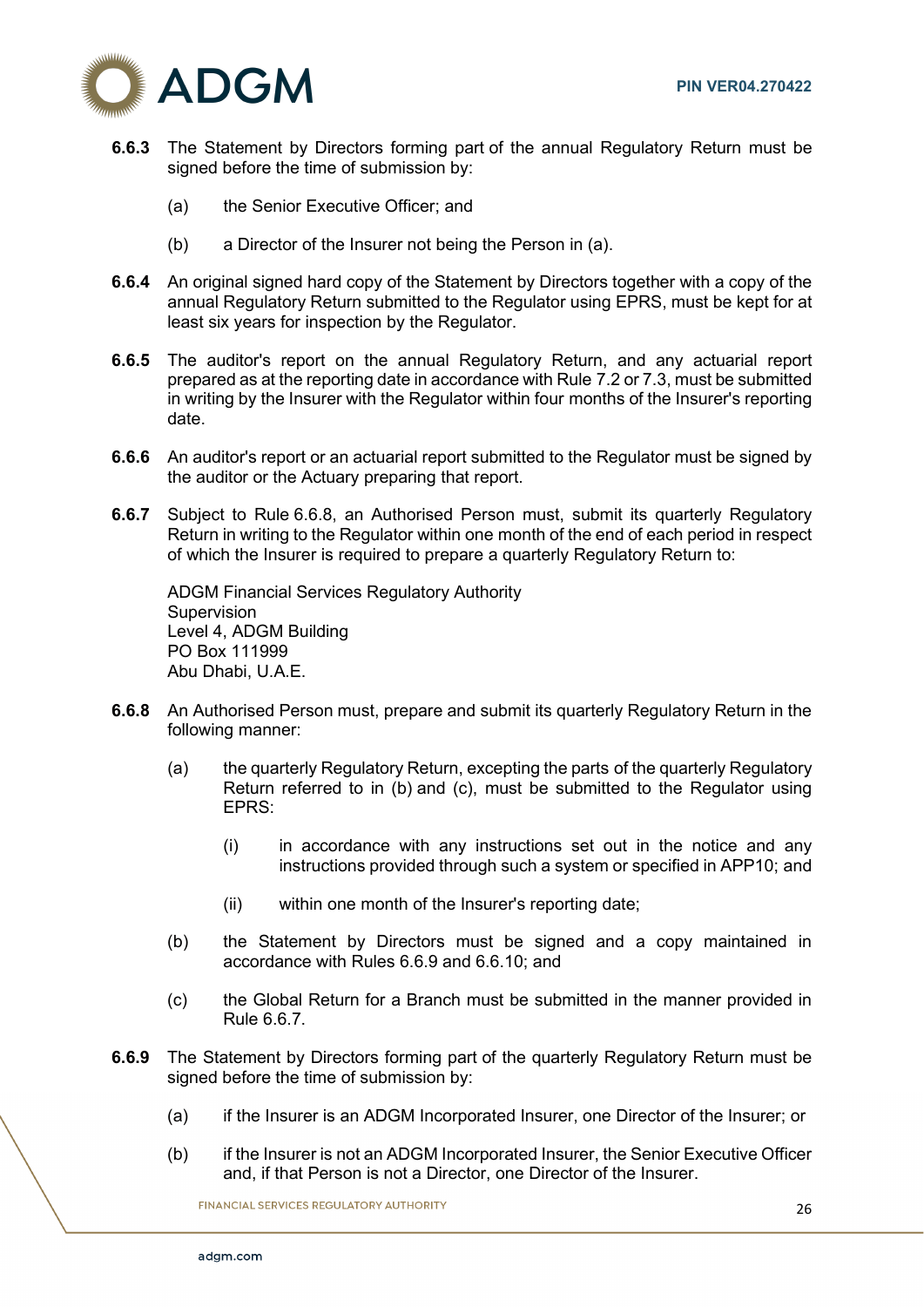**6.6.3** The Statement by Directors forming part of the annual Regulatory Return must be signed before the time of submission by:

(a) the Senior Executive Officer; and

(b) a Director of the Insurer not being the Person in (a).

**6.6.4** An original signed hard copy of the Statement by Directors together with a copy of the annual Regulatory Return submitted to the Regulator using EPRS, must be kept for at least six years for inspection by the Regulator.

**6.6.5** The auditor's report on the annual Regulatory Return, and any actuarial report prepared as at the reporting date in accordance with Rule 7.2 or 7.3, must be submitted in writing by the Insurer with the Regulator within four months of the Insurer's reporting date.

**6.6.6** An auditor's report or an actuarial report submitted to the Regulator must be signed by the auditor or the Actuary preparing that report.

**6.6.7** Subject to Rule 6.6.8, an Authorised Person must, submit its quarterly Regulatory Return in writing to the Regulator within one month of the end of each period in respect of which the Insurer is required to prepare a quarterly Regulatory Return to:

ADGM Financial Services Regulatory Authority
Supervision
Level 4, ADGM Building
PO Box 111999
Abu Dhabi, U.A.E.

**6.6.8** An Authorised Person must, prepare and submit its quarterly Regulatory Return in the following manner:

(a) the quarterly Regulatory Return, excepting the parts of the quarterly Regulatory Return referred to in (b) and (c), must be submitted to the Regulator using EPRS:

(i) in accordance with any instructions set out in the notice and any instructions provided through such a system or specified in APP10; and

(ii) within one month of the Insurer's reporting date;

(b) the Statement by Directors must be signed and a copy maintained in accordance with Rules 6.6.9 and 6.6.10; and

(c) the Global Return for a Branch must be submitted in the manner provided in Rule 6.6.7.

**6.6.9** The Statement by Directors forming part of the quarterly Regulatory Return must be signed before the time of submission by:

(a) if the Insurer is an ADGM Incorporated Insurer, one Director of the Insurer; or

(b) if the Insurer is not an ADGM Incorporated Insurer, the Senior Executive Officer and, if that Person is not a Director, one Director of the Insurer.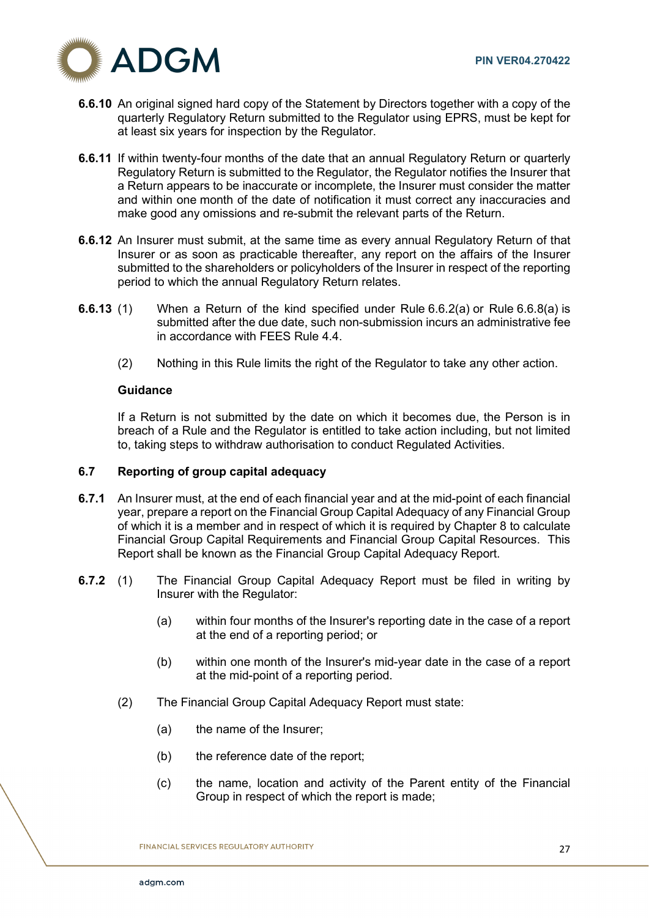**6.6.10** An original signed hard copy of the Statement by Directors together with a copy of the quarterly Regulatory Return submitted to the Regulator using EPRS, must be kept for at least six years for inspection by the Regulator.

**6.6.11** If within twenty-four months of the date that an annual Regulatory Return or quarterly Regulatory Return is submitted to the Regulator, the Regulator notifies the Insurer that a Return appears to be inaccurate or incomplete, the Insurer must consider the matter and within one month of the date of notification it must correct any inaccuracies and make good any omissions and re-submit the relevant parts of the Return.

**6.6.12** An Insurer must submit, at the same time as every annual Regulatory Return of that Insurer or as soon as practicable thereafter, any report on the affairs of the Insurer submitted to the shareholders or policyholders of the Insurer in respect of the reporting period to which the annual Regulatory Return relates.

**6.6.13** (1) When a Return of the kind specified under Rule 6.6.2(a) or Rule 6.6.8(a) is submitted after the due date, such non-submission incurs an administrative fee in accordance with FEES Rule 4.4.

(2) Nothing in this Rule limits the right of the Regulator to take any other action.

**Guidance**

If a Return is not submitted by the date on which it becomes due, the Person is in breach of a Rule and the Regulator is entitled to take action including, but not limited to, taking steps to withdraw authorisation to conduct Regulated Activities.

### 6.7 Reporting of group capital adequacy

**6.7.1** An Insurer must, at the end of each financial year and at the mid-point of each financial year, prepare a report on the Financial Group Capital Adequacy of any Financial Group of which it is a member and in respect of which it is required by Chapter 8 to calculate Financial Group Capital Requirements and Financial Group Capital Resources. This Report shall be known as the Financial Group Capital Adequacy Report.

**6.7.2** (1) The Financial Group Capital Adequacy Report must be filed in writing by Insurer with the Regulator:

(a) within four months of the Insurer's reporting date in the case of a report at the end of a reporting period; or

(b) within one month of the Insurer's mid-year date in the case of a report at the mid-point of a reporting period.

(2) The Financial Group Capital Adequacy Report must state:

(a) the name of the Insurer;

(b) the reference date of the report;

(c) the name, location and activity of the Parent entity of the Financial Group in respect of which the report is made;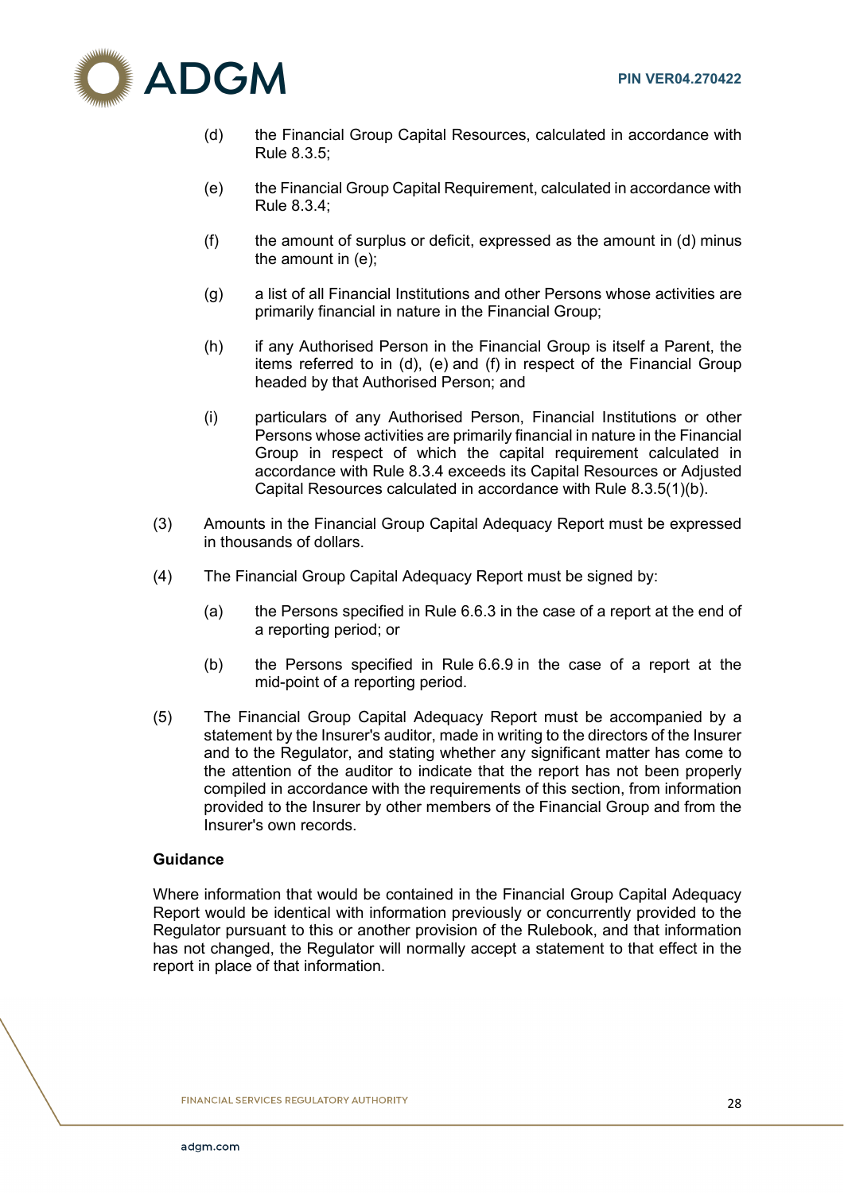(d) the Financial Group Capital Resources, calculated in accordance with Rule 8.3.5;

(e) the Financial Group Capital Requirement, calculated in accordance with Rule 8.3.4;

(f) the amount of surplus or deficit, expressed as the amount in (d) minus the amount in (e);

(g) a list of all Financial Institutions and other Persons whose activities are primarily financial in nature in the Financial Group;

(h) if any Authorised Person in the Financial Group is itself a Parent, the items referred to in (d), (e) and (f) in respect of the Financial Group headed by that Authorised Person; and

(i) particulars of any Authorised Person, Financial Institutions or other Persons whose activities are primarily financial in nature in the Financial Group in respect of which the capital requirement calculated in accordance with Rule 8.3.4 exceeds its Capital Resources or Adjusted Capital Resources calculated in accordance with Rule 8.3.5(1)(b).

(3) Amounts in the Financial Group Capital Adequacy Report must be expressed in thousands of dollars.

(4) The Financial Group Capital Adequacy Report must be signed by:

(a) the Persons specified in Rule 6.6.3 in the case of a report at the end of a reporting period; or

(b) the Persons specified in Rule 6.6.9 in the case of a report at the mid-point of a reporting period.

(5) The Financial Group Capital Adequacy Report must be accompanied by a statement by the Insurer's auditor, made in writing to the directors of the Insurer and to the Regulator, and stating whether any significant matter has come to the attention of the auditor to indicate that the report has not been properly compiled in accordance with the requirements of this section, from information provided to the Insurer by other members of the Financial Group and from the Insurer's own records.

**Guidance**

Where information that would be contained in the Financial Group Capital Adequacy Report would be identical with information previously or concurrently provided to the Regulator pursuant to this or another provision of the Rulebook, and that information has not changed, the Regulator will normally accept a statement to that effect in the report in place of that information.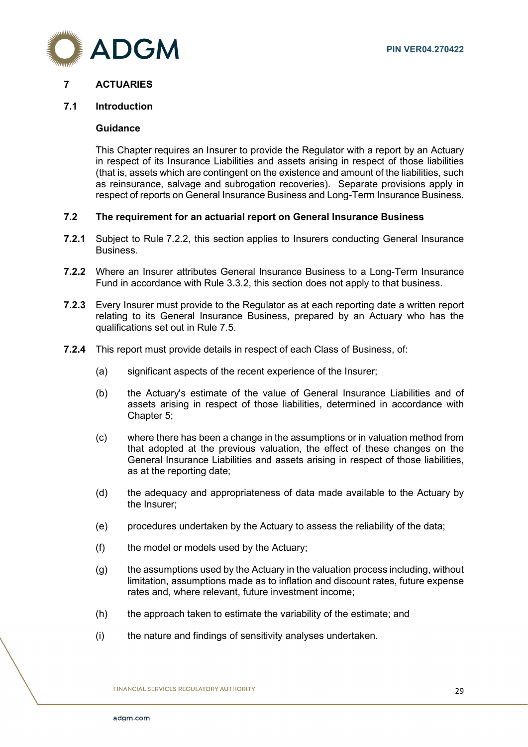## 7 ACTUARIES

### 7.1 Introduction

**Guidance**

This Chapter requires an Insurer to provide the Regulator with a report by an Actuary in respect of its Insurance Liabilities and assets arising in respect of those liabilities (that is, assets which are contingent on the existence and amount of the liabilities, such as reinsurance, salvage and subrogation recoveries). Separate provisions apply in respect of reports on General Insurance Business and Long-Term Insurance Business.

### 7.2 The requirement for an actuarial report on General Insurance Business

**7.2.1** Subject to Rule 7.2.2, this section applies to Insurers conducting General Insurance Business.

**7.2.2** Where an Insurer attributes General Insurance Business to a Long-Term Insurance Fund in accordance with Rule 3.3.2, this section does not apply to that business.

**7.2.3** Every Insurer must provide to the Regulator as at each reporting date a written report relating to its General Insurance Business, prepared by an Actuary who has the qualifications set out in Rule 7.5.

**7.2.4** This report must provide details in respect of each Class of Business, of:

(a) significant aspects of the recent experience of the Insurer;

(b) the Actuary's estimate of the value of General Insurance Liabilities and of assets arising in respect of those liabilities, determined in accordance with Chapter 5;

(c) where there has been a change in the assumptions or in valuation method from that adopted at the previous valuation, the effect of these changes on the General Insurance Liabilities and assets arising in respect of those liabilities, as at the reporting date;

(d) the adequacy and appropriateness of data made available to the Actuary by the Insurer;

(e) procedures undertaken by the Actuary to assess the reliability of the data;

(f) the model or models used by the Actuary;

(g) the assumptions used by the Actuary in the valuation process including, without limitation, assumptions made as to inflation and discount rates, future expense rates and, where relevant, future investment income;

(h) the approach taken to estimate the variability of the estimate; and

(i) the nature and findings of sensitivity analyses undertaken.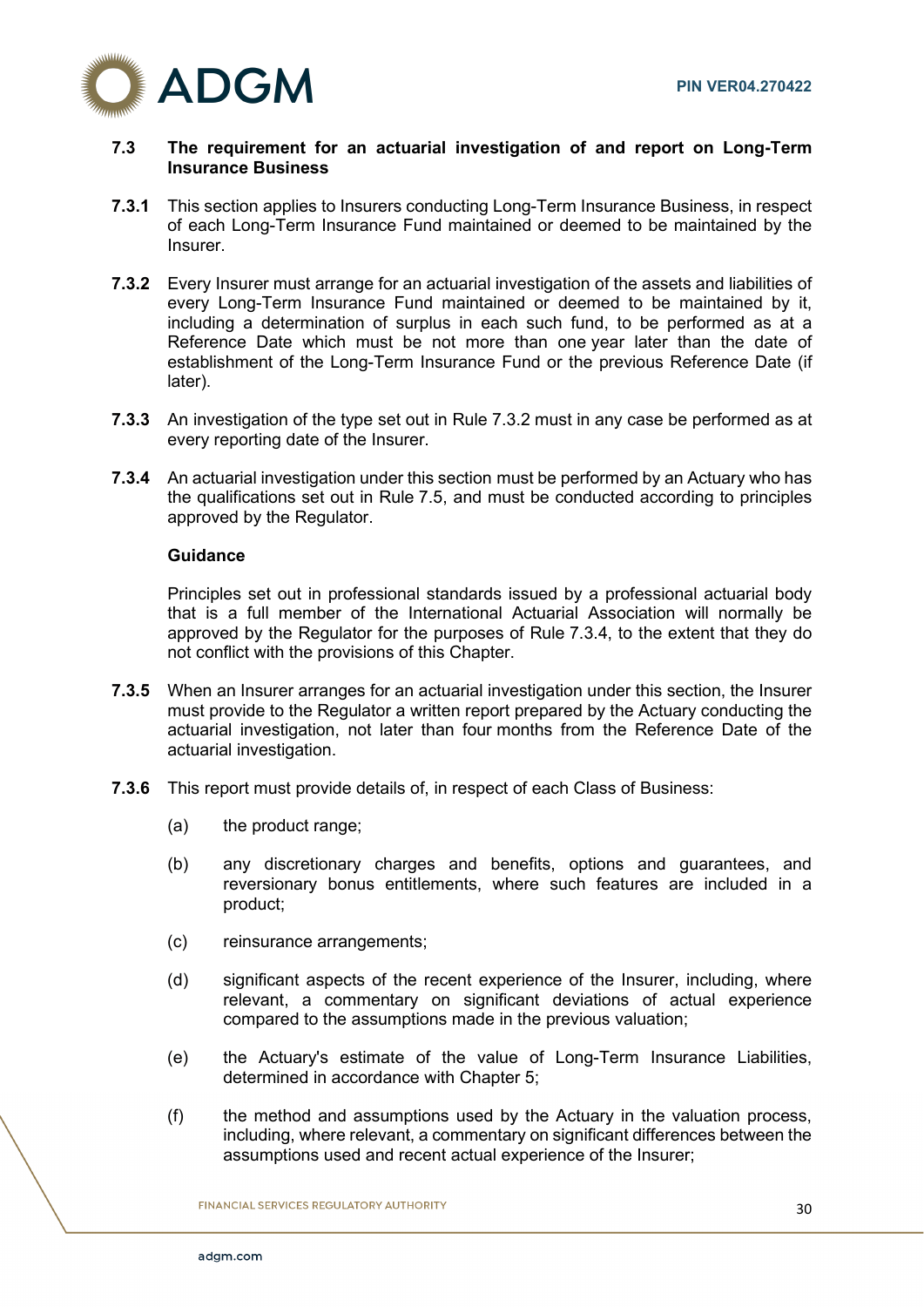## 7.3 The requirement for an actuarial investigation of and report on Long-Term Insurance Business

**7.3.1** This section applies to Insurers conducting Long-Term Insurance Business, in respect of each Long-Term Insurance Fund maintained or deemed to be maintained by the Insurer.

**7.3.2** Every Insurer must arrange for an actuarial investigation of the assets and liabilities of every Long-Term Insurance Fund maintained or deemed to be maintained by it, including a determination of surplus in each such fund, to be performed as at a Reference Date which must be not more than one year later than the date of establishment of the Long-Term Insurance Fund or the previous Reference Date (if later).

**7.3.3** An investigation of the type set out in Rule 7.3.2 must in any case be performed as at every reporting date of the Insurer.

**7.3.4** An actuarial investigation under this section must be performed by an Actuary who has the qualifications set out in Rule 7.5, and must be conducted according to principles approved by the Regulator.

**Guidance**

Principles set out in professional standards issued by a professional actuarial body that is a full member of the International Actuarial Association will normally be approved by the Regulator for the purposes of Rule 7.3.4, to the extent that they do not conflict with the provisions of this Chapter.

**7.3.5** When an Insurer arranges for an actuarial investigation under this section, the Insurer must provide to the Regulator a written report prepared by the Actuary conducting the actuarial investigation, not later than four months from the Reference Date of the actuarial investigation.

**7.3.6** This report must provide details of, in respect of each Class of Business:

(a) the product range;

(b) any discretionary charges and benefits, options and guarantees, and reversionary bonus entitlements, where such features are included in a product;

(c) reinsurance arrangements;

(d) significant aspects of the recent experience of the Insurer, including, where relevant, a commentary on significant deviations of actual experience compared to the assumptions made in the previous valuation;

(e) the Actuary's estimate of the value of Long-Term Insurance Liabilities, determined in accordance with Chapter 5;

(f) the method and assumptions used by the Actuary in the valuation process, including, where relevant, a commentary on significant differences between the assumptions used and recent actual experience of the Insurer;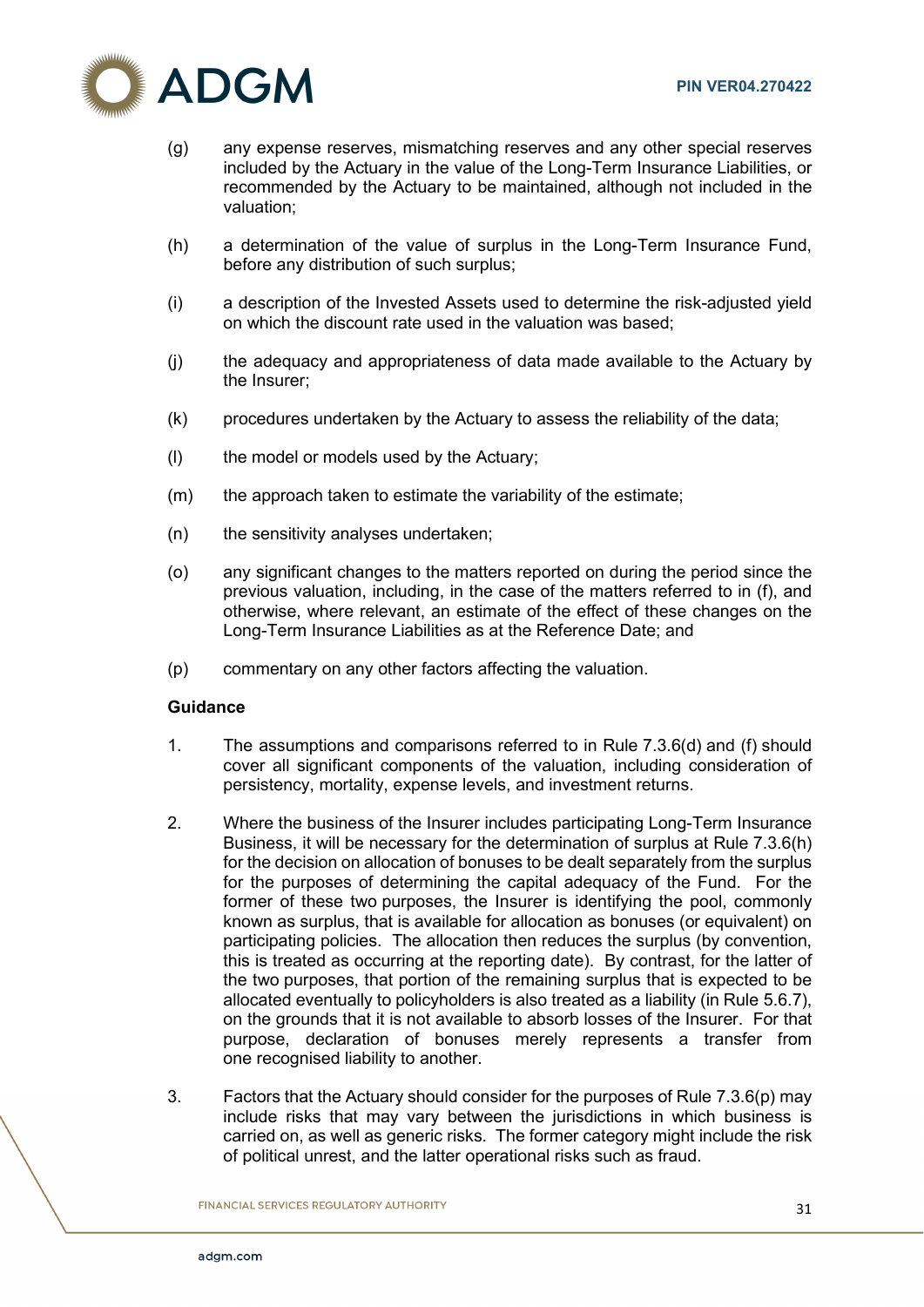(g) any expense reserves, mismatching reserves and any other special reserves included by the Actuary in the value of the Long-Term Insurance Liabilities, or recommended by the Actuary to be maintained, although not included in the valuation;

(h) a determination of the value of surplus in the Long-Term Insurance Fund, before any distribution of such surplus;

(i) a description of the Invested Assets used to determine the risk-adjusted yield on which the discount rate used in the valuation was based;

(j) the adequacy and appropriateness of data made available to the Actuary by the Insurer;

(k) procedures undertaken by the Actuary to assess the reliability of the data;

(l) the model or models used by the Actuary;

(m) the approach taken to estimate the variability of the estimate;

(n) the sensitivity analyses undertaken;

(o) any significant changes to the matters reported on during the period since the previous valuation, including, in the case of the matters referred to in (f), and otherwise, where relevant, an estimate of the effect of these changes on the Long-Term Insurance Liabilities as at the Reference Date; and

(p) commentary on any other factors affecting the valuation.

**Guidance**

1. The assumptions and comparisons referred to in Rule 7.3.6(d) and (f) should cover all significant components of the valuation, including consideration of persistency, mortality, expense levels, and investment returns.

2. Where the business of the Insurer includes participating Long-Term Insurance Business, it will be necessary for the determination of surplus at Rule 7.3.6(h) for the decision on allocation of bonuses to be dealt separately from the surplus for the purposes of determining the capital adequacy of the Fund. For the former of these two purposes, the Insurer is identifying the pool, commonly known as surplus, that is available for allocation as bonuses (or equivalent) on participating policies. The allocation then reduces the surplus (by convention, this is treated as occurring at the reporting date). By contrast, for the latter of the two purposes, that portion of the remaining surplus that is expected to be allocated eventually to policyholders is also treated as a liability (in Rule 5.6.7), on the grounds that it is not available to absorb losses of the Insurer. For that purpose, declaration of bonuses merely represents a transfer from one recognised liability to another.

3. Factors that the Actuary should consider for the purposes of Rule 7.3.6(p) may include risks that may vary between the jurisdictions in which business is carried on, as well as generic risks. The former category might include the risk of political unrest, and the latter operational risks such as fraud.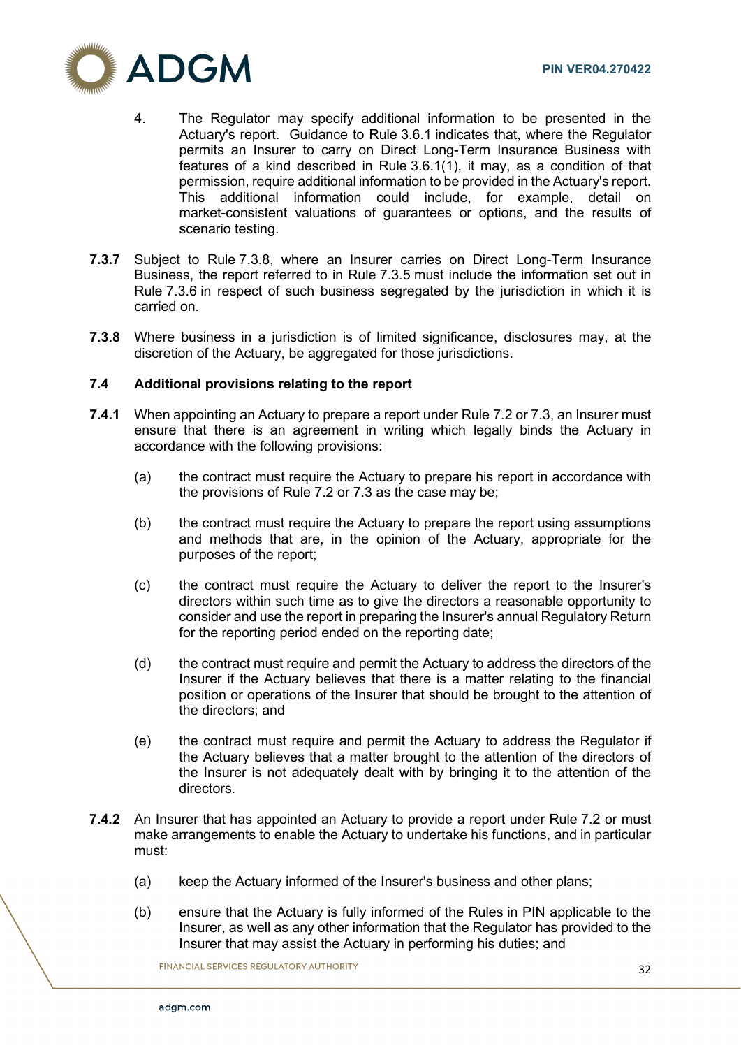4. The Regulator may specify additional information to be presented in the Actuary's report. Guidance to Rule 3.6.1 indicates that, where the Regulator permits an Insurer to carry on Direct Long-Term Insurance Business with features of a kind described in Rule 3.6.1(1), it may, as a condition of that permission, require additional information to be provided in the Actuary's report. This additional information could include, for example, detail on market-consistent valuations of guarantees or options, and the results of scenario testing.

**7.3.7** Subject to Rule 7.3.8, where an Insurer carries on Direct Long-Term Insurance Business, the report referred to in Rule 7.3.5 must include the information set out in Rule 7.3.6 in respect of such business segregated by the jurisdiction in which it is carried on.

**7.3.8** Where business in a jurisdiction is of limited significance, disclosures may, at the discretion of the Actuary, be aggregated for those jurisdictions.

### 7.4 Additional provisions relating to the report

**7.4.1** When appointing an Actuary to prepare a report under Rule 7.2 or 7.3, an Insurer must ensure that there is an agreement in writing which legally binds the Actuary in accordance with the following provisions:

(a) the contract must require the Actuary to prepare his report in accordance with the provisions of Rule 7.2 or 7.3 as the case may be;

(b) the contract must require the Actuary to prepare the report using assumptions and methods that are, in the opinion of the Actuary, appropriate for the purposes of the report;

(c) the contract must require the Actuary to deliver the report to the Insurer's directors within such time as to give the directors a reasonable opportunity to consider and use the report in preparing the Insurer's annual Regulatory Return for the reporting period ended on the reporting date;

(d) the contract must require and permit the Actuary to address the directors of the Insurer if the Actuary believes that there is a matter relating to the financial position or operations of the Insurer that should be brought to the attention of the directors; and

(e) the contract must require and permit the Actuary to address the Regulator if the Actuary believes that a matter brought to the attention of the directors of the Insurer is not adequately dealt with by bringing it to the attention of the directors.

**7.4.2** An Insurer that has appointed an Actuary to provide a report under Rule 7.2 or must make arrangements to enable the Actuary to undertake his functions, and in particular must:

(a) keep the Actuary informed of the Insurer's business and other plans;

(b) ensure that the Actuary is fully informed of the Rules in PIN applicable to the Insurer, as well as any other information that the Regulator has provided to the Insurer that may assist the Actuary in performing his duties; and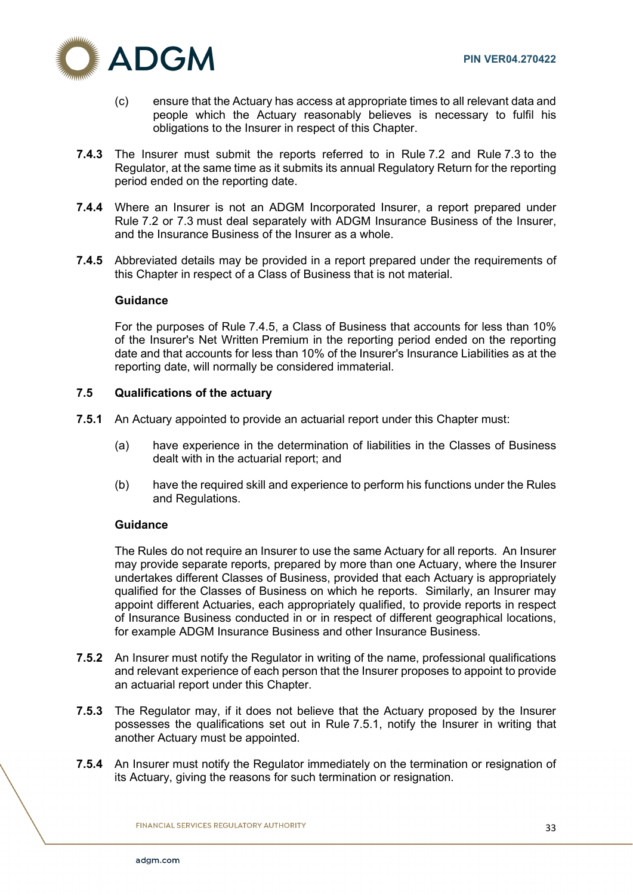(c) ensure that the Actuary has access at appropriate times to all relevant data and people which the Actuary reasonably believes is necessary to fulfil his obligations to the Insurer in respect of this Chapter.

**7.4.3** The Insurer must submit the reports referred to in Rule 7.2 and Rule 7.3 to the Regulator, at the same time as it submits its annual Regulatory Return for the reporting period ended on the reporting date.

**7.4.4** Where an Insurer is not an ADGM Incorporated Insurer, a report prepared under Rule 7.2 or 7.3 must deal separately with ADGM Insurance Business of the Insurer, and the Insurance Business of the Insurer as a whole.

**7.4.5** Abbreviated details may be provided in a report prepared under the requirements of this Chapter in respect of a Class of Business that is not material.

**Guidance**

For the purposes of Rule 7.4.5, a Class of Business that accounts for less than 10% of the Insurer's Net Written Premium in the reporting period ended on the reporting date and that accounts for less than 10% of the Insurer's Insurance Liabilities as at the reporting date, will normally be considered immaterial.

## 7.5 Qualifications of the actuary

**7.5.1** An Actuary appointed to provide an actuarial report under this Chapter must:

(a) have experience in the determination of liabilities in the Classes of Business dealt with in the actuarial report; and

(b) have the required skill and experience to perform his functions under the Rules and Regulations.

**Guidance**

The Rules do not require an Insurer to use the same Actuary for all reports. An Insurer may provide separate reports, prepared by more than one Actuary, where the Insurer undertakes different Classes of Business, provided that each Actuary is appropriately qualified for the Classes of Business on which he reports. Similarly, an Insurer may appoint different Actuaries, each appropriately qualified, to provide reports in respect of Insurance Business conducted in or in respect of different geographical locations, for example ADGM Insurance Business and other Insurance Business.

**7.5.2** An Insurer must notify the Regulator in writing of the name, professional qualifications and relevant experience of each person that the Insurer proposes to appoint to provide an actuarial report under this Chapter.

**7.5.3** The Regulator may, if it does not believe that the Actuary proposed by the Insurer possesses the qualifications set out in Rule 7.5.1, notify the Insurer in writing that another Actuary must be appointed.

**7.5.4** An Insurer must notify the Regulator immediately on the termination or resignation of its Actuary, giving the reasons for such termination or resignation.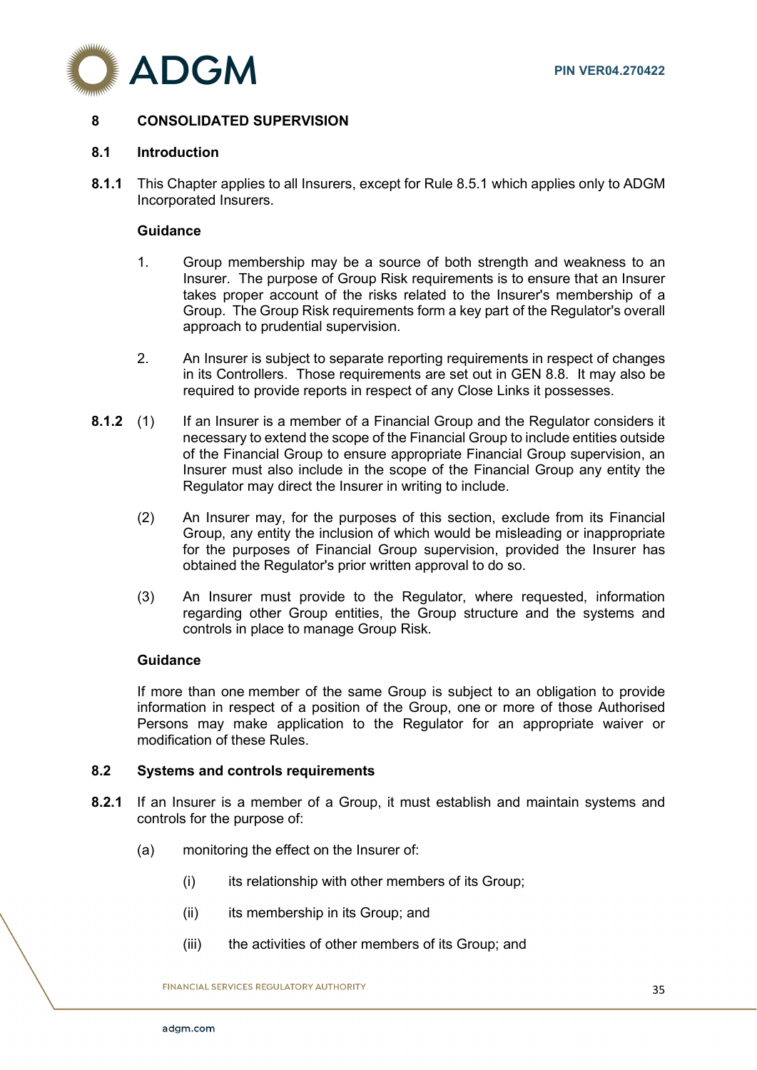## 8 CONSOLIDATED SUPERVISION

### 8.1 Introduction

**8.1.1** This Chapter applies to all Insurers, except for Rule 8.5.1 which applies only to ADGM Incorporated Insurers.

**Guidance**

1. Group membership may be a source of both strength and weakness to an Insurer. The purpose of Group Risk requirements is to ensure that an Insurer takes proper account of the risks related to the Insurer's membership of a Group. The Group Risk requirements form a key part of the Regulator's overall approach to prudential supervision.

2. An Insurer is subject to separate reporting requirements in respect of changes in its Controllers. Those requirements are set out in GEN 8.8. It may also be required to provide reports in respect of any Close Links it possesses.

**8.1.2** (1) If an Insurer is a member of a Financial Group and the Regulator considers it necessary to extend the scope of the Financial Group to include entities outside of the Financial Group to ensure appropriate Financial Group supervision, an Insurer must also include in the scope of the Financial Group any entity the Regulator may direct the Insurer in writing to include.

(2) An Insurer may, for the purposes of this section, exclude from its Financial Group, any entity the inclusion of which would be misleading or inappropriate for the purposes of Financial Group supervision, provided the Insurer has obtained the Regulator's prior written approval to do so.

(3) An Insurer must provide to the Regulator, where requested, information regarding other Group entities, the Group structure and the systems and controls in place to manage Group Risk.

**Guidance**

If more than one member of the same Group is subject to an obligation to provide information in respect of a position of the Group, one or more of those Authorised Persons may make application to the Regulator for an appropriate waiver or modification of these Rules.

### 8.2 Systems and controls requirements

**8.2.1** If an Insurer is a member of a Group, it must establish and maintain systems and controls for the purpose of:

(a) monitoring the effect on the Insurer of:

(i) its relationship with other members of its Group;

(ii) its membership in its Group; and

(iii) the activities of other members of its Group; and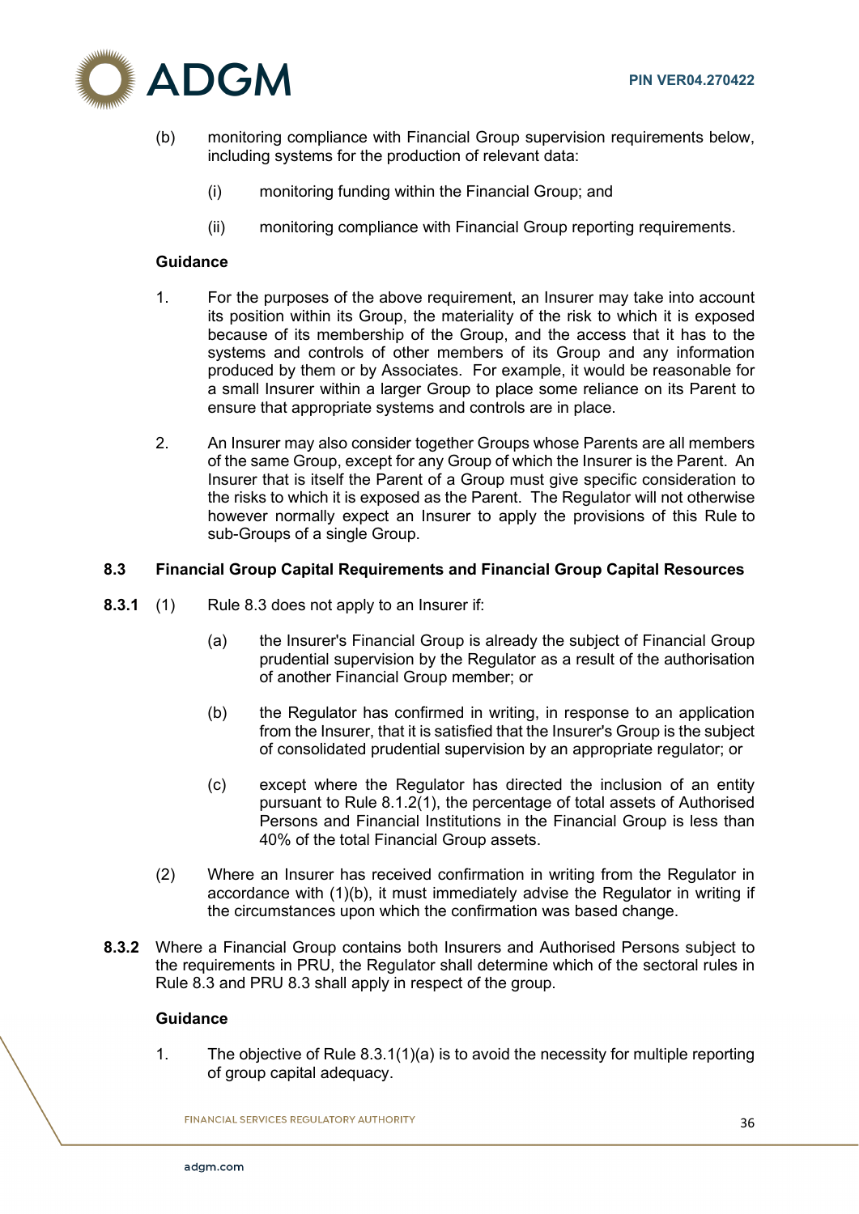(b) monitoring compliance with Financial Group supervision requirements below, including systems for the production of relevant data:

   (i) monitoring funding within the Financial Group; and

   (ii) monitoring compliance with Financial Group reporting requirements.

**Guidance**

1. For the purposes of the above requirement, an Insurer may take into account its position within its Group, the materiality of the risk to which it is exposed because of its membership of the Group, and the access that it has to the systems and controls of other members of its Group and any information produced by them or by Associates. For example, it would be reasonable for a small Insurer within a larger Group to place some reliance on its Parent to ensure that appropriate systems and controls are in place.

2. An Insurer may also consider together Groups whose Parents are all members of the same Group, except for any Group of which the Insurer is the Parent. An Insurer that is itself the Parent of a Group must give specific consideration to the risks to which it is exposed as the Parent. The Regulator will not otherwise however normally expect an Insurer to apply the provisions of this Rule to sub-Groups of a single Group.

### 8.3 Financial Group Capital Requirements and Financial Group Capital Resources

**8.3.1** (1) Rule 8.3 does not apply to an Insurer if:

   (a) the Insurer's Financial Group is already the subject of Financial Group prudential supervision by the Regulator as a result of the authorisation of another Financial Group member; or

   (b) the Regulator has confirmed in writing, in response to an application from the Insurer, that it is satisfied that the Insurer's Group is the subject of consolidated prudential supervision by an appropriate regulator; or

   (c) except where the Regulator has directed the inclusion of an entity pursuant to Rule 8.1.2(1), the percentage of total assets of Authorised Persons and Financial Institutions in the Financial Group is less than 40% of the total Financial Group assets.

(2) Where an Insurer has received confirmation in writing from the Regulator in accordance with (1)(b), it must immediately advise the Regulator in writing if the circumstances upon which the confirmation was based change.

**8.3.2** Where a Financial Group contains both Insurers and Authorised Persons subject to the requirements in PRU, the Regulator shall determine which of the sectoral rules in Rule 8.3 and PRU 8.3 shall apply in respect of the group.

**Guidance**

1. The objective of Rule 8.3.1(1)(a) is to avoid the necessity for multiple reporting of group capital adequacy.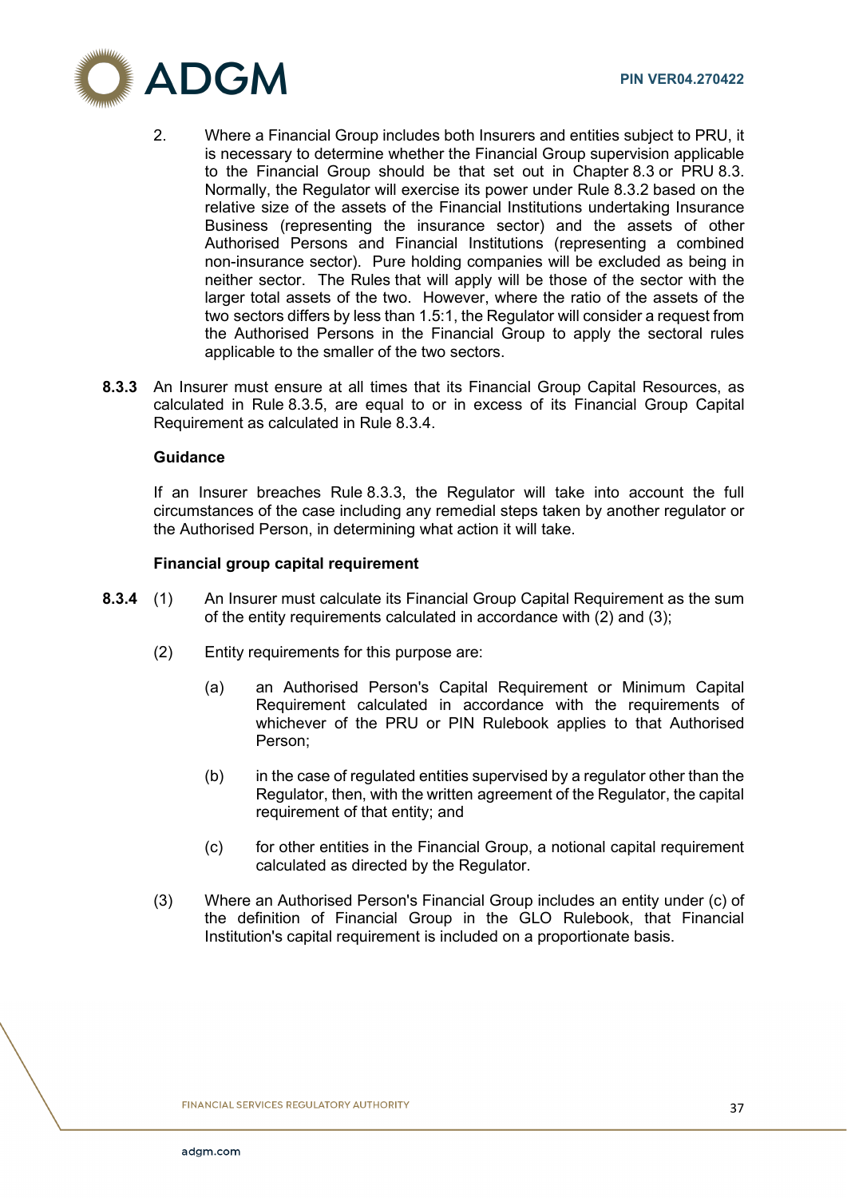2. Where a Financial Group includes both Insurers and entities subject to PRU, it is necessary to determine whether the Financial Group supervision applicable to the Financial Group should be that set out in Chapter 8.3 or PRU 8.3. Normally, the Regulator will exercise its power under Rule 8.3.2 based on the relative size of the assets of the Financial Institutions undertaking Insurance Business (representing the insurance sector) and the assets of other Authorised Persons and Financial Institutions (representing a combined non-insurance sector). Pure holding companies will be excluded as being in neither sector. The Rules that will apply will be those of the sector with the larger total assets of the two. However, where the ratio of the assets of the two sectors differs by less than 1.5:1, the Regulator will consider a request from the Authorised Persons in the Financial Group to apply the sectoral rules applicable to the smaller of the two sectors.

**8.3.3** An Insurer must ensure at all times that its Financial Group Capital Resources, as calculated in Rule 8.3.5, are equal to or in excess of its Financial Group Capital Requirement as calculated in Rule 8.3.4.

**Guidance**

If an Insurer breaches Rule 8.3.3, the Regulator will take into account the full circumstances of the case including any remedial steps taken by another regulator or the Authorised Person, in determining what action it will take.

**Financial group capital requirement**

**8.3.4** (1) An Insurer must calculate its Financial Group Capital Requirement as the sum of the entity requirements calculated in accordance with (2) and (3);

(2) Entity requirements for this purpose are:

(a) an Authorised Person's Capital Requirement or Minimum Capital Requirement calculated in accordance with the requirements of whichever of the PRU or PIN Rulebook applies to that Authorised Person;

(b) in the case of regulated entities supervised by a regulator other than the Regulator, then, with the written agreement of the Regulator, the capital requirement of that entity; and

(c) for other entities in the Financial Group, a notional capital requirement calculated as directed by the Regulator.

(3) Where an Authorised Person's Financial Group includes an entity under (c) of the definition of Financial Group in the GLO Rulebook, that Financial Institution's capital requirement is included on a proportionate basis.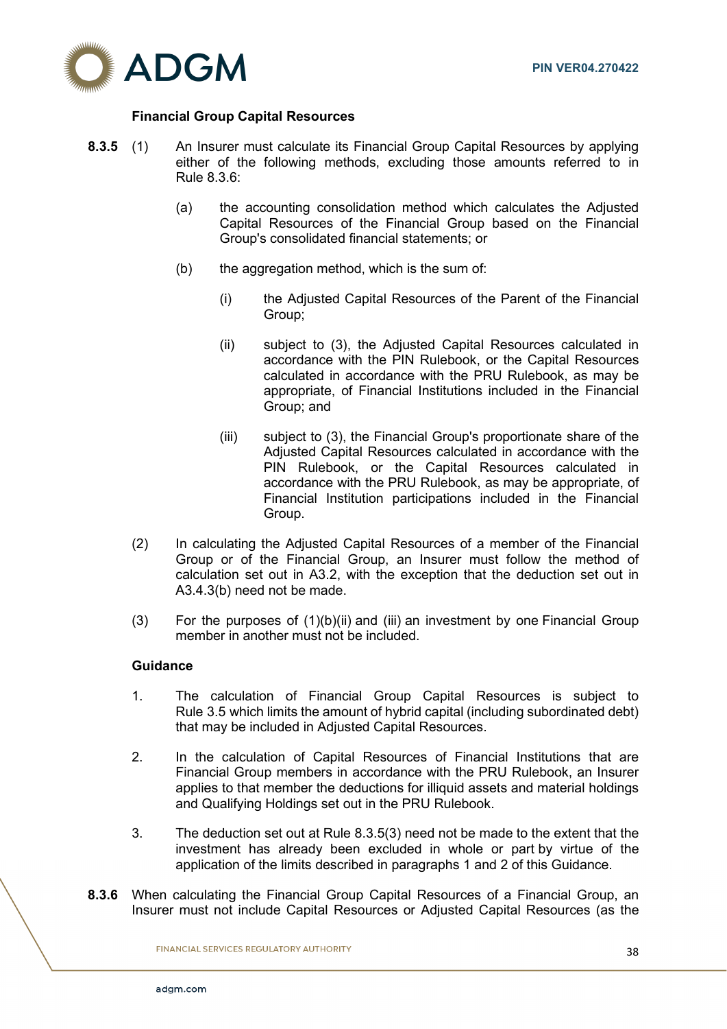### Financial Group Capital Resources

**8.3.5** (1) An Insurer must calculate its Financial Group Capital Resources by applying either of the following methods, excluding those amounts referred to in Rule 8.3.6:

(a) the accounting consolidation method which calculates the Adjusted Capital Resources of the Financial Group based on the Financial Group's consolidated financial statements; or

(b) the aggregation method, which is the sum of:

(i) the Adjusted Capital Resources of the Parent of the Financial Group;

(ii) subject to (3), the Adjusted Capital Resources calculated in accordance with the PIN Rulebook, or the Capital Resources calculated in accordance with the PRU Rulebook, as may be appropriate, of Financial Institutions included in the Financial Group; and

(iii) subject to (3), the Financial Group's proportionate share of the Adjusted Capital Resources calculated in accordance with the PIN Rulebook, or the Capital Resources calculated in accordance with the PRU Rulebook, as may be appropriate, of Financial Institution participations included in the Financial Group.

(2) In calculating the Adjusted Capital Resources of a member of the Financial Group or of the Financial Group, an Insurer must follow the method of calculation set out in A3.2, with the exception that the deduction set out in A3.4.3(b) need not be made.

(3) For the purposes of (1)(b)(ii) and (iii) an investment by one Financial Group member in another must not be included.

**Guidance**

1. The calculation of Financial Group Capital Resources is subject to Rule 3.5 which limits the amount of hybrid capital (including subordinated debt) that may be included in Adjusted Capital Resources.

2. In the calculation of Capital Resources of Financial Institutions that are Financial Group members in accordance with the PRU Rulebook, an Insurer applies to that member the deductions for illiquid assets and material holdings and Qualifying Holdings set out in the PRU Rulebook.

3. The deduction set out at Rule 8.3.5(3) need not be made to the extent that the investment has already been excluded in whole or part by virtue of the application of the limits described in paragraphs 1 and 2 of this Guidance.

**8.3.6** When calculating the Financial Group Capital Resources of a Financial Group, an Insurer must not include Capital Resources or Adjusted Capital Resources (as the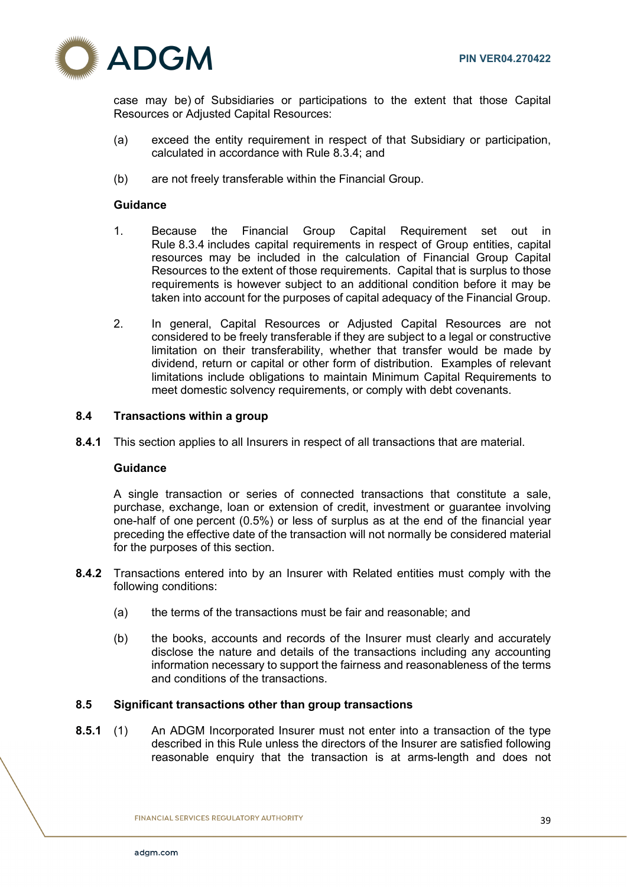case may be) of Subsidiaries or participations to the extent that those Capital Resources or Adjusted Capital Resources:

(a) exceed the entity requirement in respect of that Subsidiary or participation, calculated in accordance with Rule 8.3.4; and

(b) are not freely transferable within the Financial Group.

**Guidance**

1. Because the Financial Group Capital Requirement set out in Rule 8.3.4 includes capital requirements in respect of Group entities, capital resources may be included in the calculation of Financial Group Capital Resources to the extent of those requirements. Capital that is surplus to those requirements is however subject to an additional condition before it may be taken into account for the purposes of capital adequacy of the Financial Group.

2. In general, Capital Resources or Adjusted Capital Resources are not considered to be freely transferable if they are subject to a legal or constructive limitation on their transferability, whether that transfer would be made by dividend, return or capital or other form of distribution. Examples of relevant limitations include obligations to maintain Minimum Capital Requirements to meet domestic solvency requirements, or comply with debt covenants.

## 8.4 Transactions within a group

**8.4.1** This section applies to all Insurers in respect of all transactions that are material.

**Guidance**

A single transaction or series of connected transactions that constitute a sale, purchase, exchange, loan or extension of credit, investment or guarantee involving one-half of one percent (0.5%) or less of surplus as at the end of the financial year preceding the effective date of the transaction will not normally be considered material for the purposes of this section.

**8.4.2** Transactions entered into by an Insurer with Related entities must comply with the following conditions:

(a) the terms of the transactions must be fair and reasonable; and

(b) the books, accounts and records of the Insurer must clearly and accurately disclose the nature and details of the transactions including any accounting information necessary to support the fairness and reasonableness of the terms and conditions of the transactions.

## 8.5 Significant transactions other than group transactions

**8.5.1** (1) An ADGM Incorporated Insurer must not enter into a transaction of the type described in this Rule unless the directors of the Insurer are satisfied following reasonable enquiry that the transaction is at arms-length and does not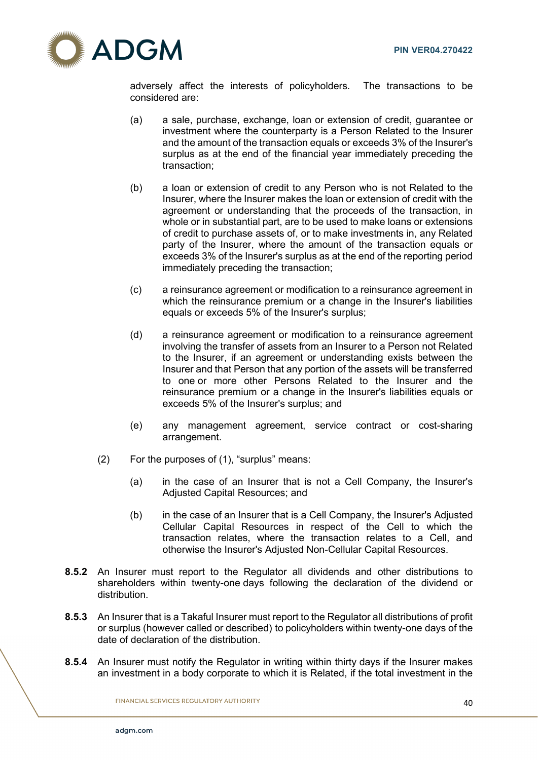adversely affect the interests of policyholders. The transactions to be considered are:

(a) a sale, purchase, exchange, loan or extension of credit, guarantee or investment where the counterparty is a Person Related to the Insurer and the amount of the transaction equals or exceeds 3% of the Insurer's surplus as at the end of the financial year immediately preceding the transaction;

(b) a loan or extension of credit to any Person who is not Related to the Insurer, where the Insurer makes the loan or extension of credit with the agreement or understanding that the proceeds of the transaction, in whole or in substantial part, are to be used to make loans or extensions of credit to purchase assets of, or to make investments in, any Related party of the Insurer, where the amount of the transaction equals or exceeds 3% of the Insurer's surplus as at the end of the reporting period immediately preceding the transaction;

(c) a reinsurance agreement or modification to a reinsurance agreement in which the reinsurance premium or a change in the Insurer's liabilities equals or exceeds 5% of the Insurer's surplus;

(d) a reinsurance agreement or modification to a reinsurance agreement involving the transfer of assets from an Insurer to a Person not Related to the Insurer, if an agreement or understanding exists between the Insurer and that Person that any portion of the assets will be transferred to one or more other Persons Related to the Insurer and the reinsurance premium or a change in the Insurer's liabilities equals or exceeds 5% of the Insurer's surplus; and

(e) any management agreement, service contract or cost-sharing arrangement.

(2) For the purposes of (1), "surplus" means:

(a) in the case of an Insurer that is not a Cell Company, the Insurer's Adjusted Capital Resources; and

(b) in the case of an Insurer that is a Cell Company, the Insurer's Adjusted Cellular Capital Resources in respect of the Cell to which the transaction relates, where the transaction relates to a Cell, and otherwise the Insurer's Adjusted Non-Cellular Capital Resources.

**8.5.2** An Insurer must report to the Regulator all dividends and other distributions to shareholders within twenty-one days following the declaration of the dividend or distribution.

**8.5.3** An Insurer that is a Takaful Insurer must report to the Regulator all distributions of profit or surplus (however called or described) to policyholders within twenty-one days of the date of declaration of the distribution.

**8.5.4** An Insurer must notify the Regulator in writing within thirty days if the Insurer makes an investment in a body corporate to which it is Related, if the total investment in the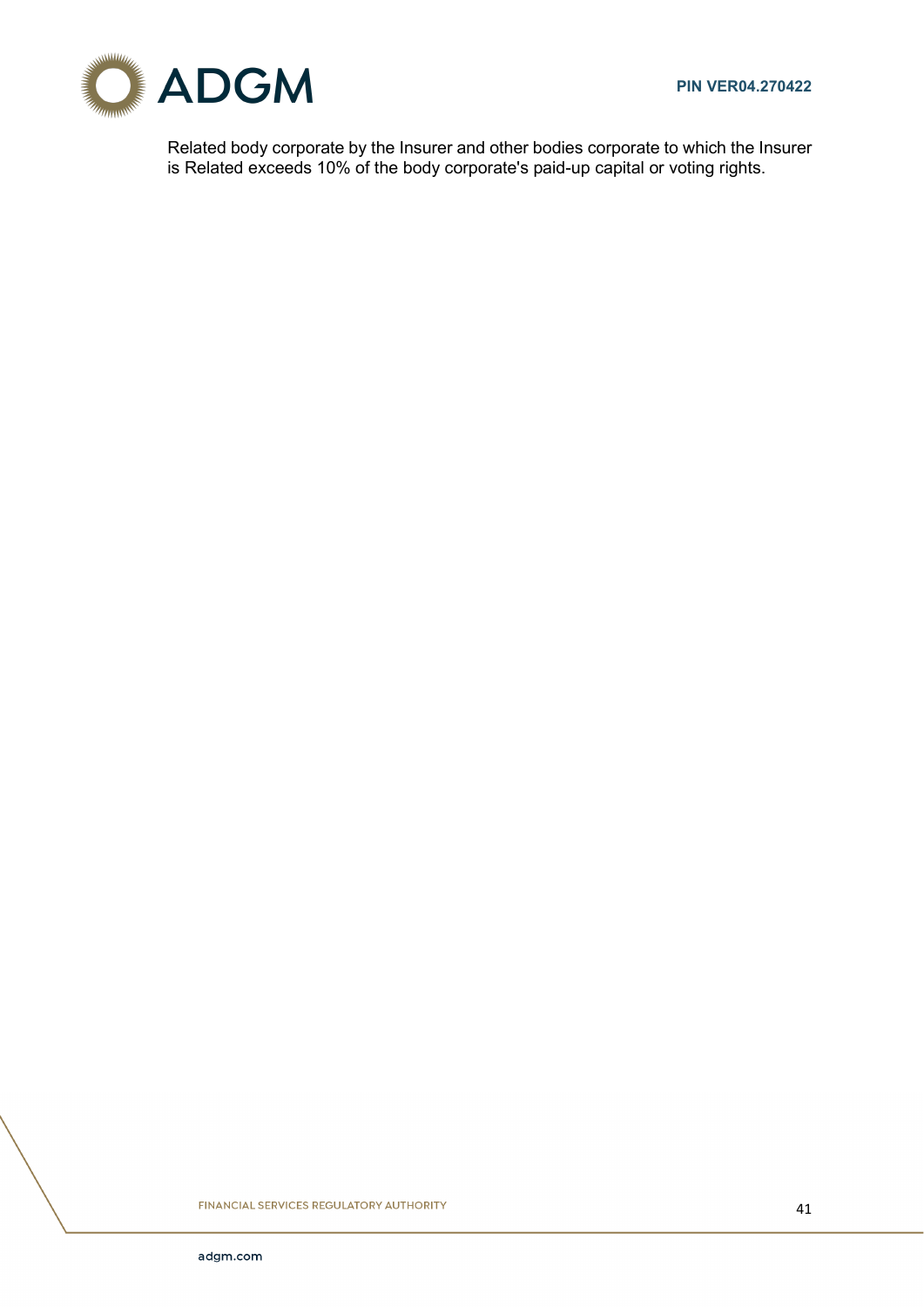Related body corporate by the Insurer and other bodies corporate to which the Insurer is Related exceeds 10% of the body corporate's paid-up capital or voting rights.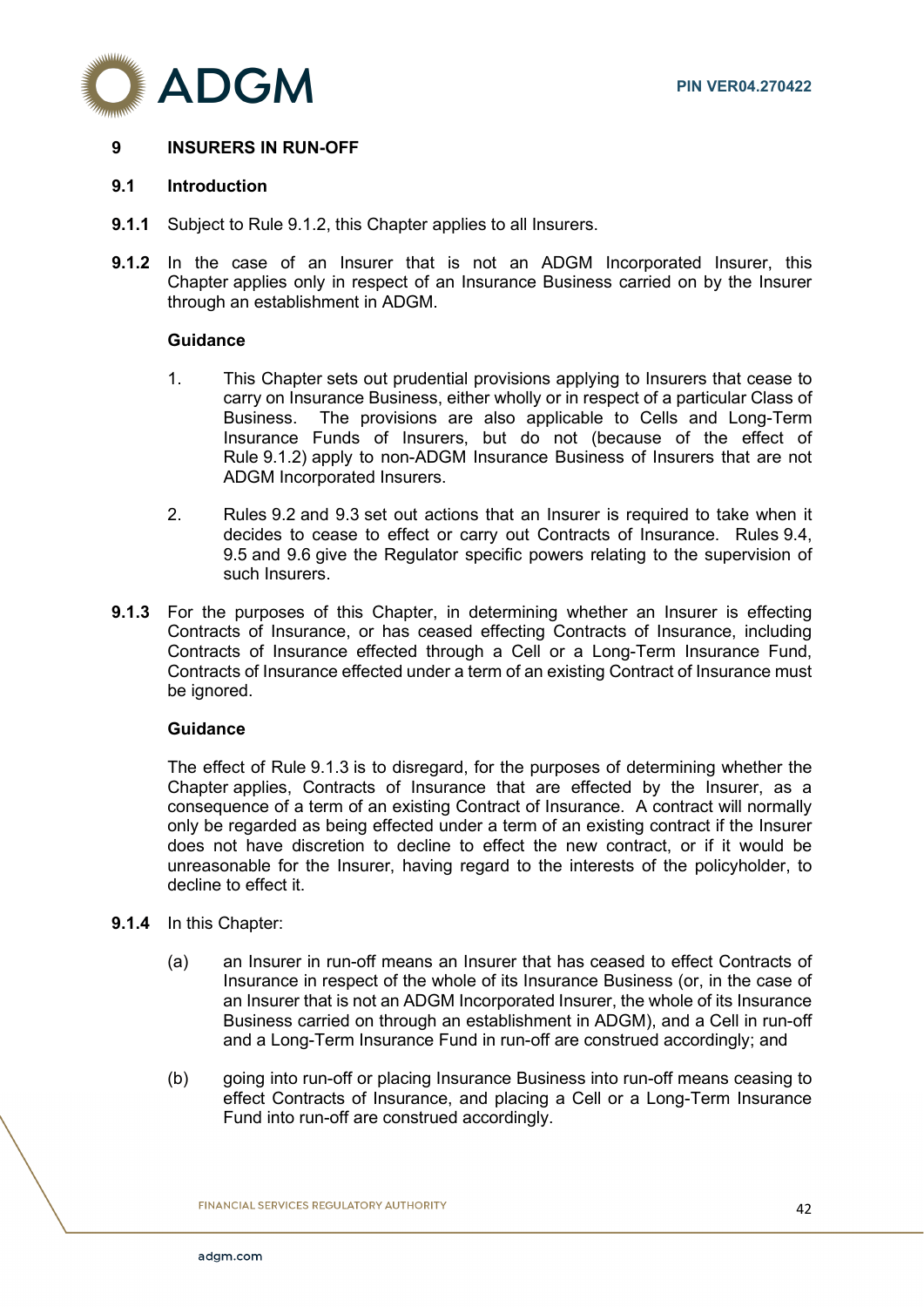## 9 INSURERS IN RUN-OFF

### 9.1 Introduction

**9.1.1** Subject to Rule 9.1.2, this Chapter applies to all Insurers.

**9.1.2** In the case of an Insurer that is not an ADGM Incorporated Insurer, this Chapter applies only in respect of an Insurance Business carried on by the Insurer through an establishment in ADGM.

**Guidance**

1. This Chapter sets out prudential provisions applying to Insurers that cease to carry on Insurance Business, either wholly or in respect of a particular Class of Business. The provisions are also applicable to Cells and Long-Term Insurance Funds of Insurers, but do not (because of the effect of Rule 9.1.2) apply to non-ADGM Insurance Business of Insurers that are not ADGM Incorporated Insurers.

2. Rules 9.2 and 9.3 set out actions that an Insurer is required to take when it decides to cease to effect or carry out Contracts of Insurance. Rules 9.4, 9.5 and 9.6 give the Regulator specific powers relating to the supervision of such Insurers.

**9.1.3** For the purposes of this Chapter, in determining whether an Insurer is effecting Contracts of Insurance, or has ceased effecting Contracts of Insurance, including Contracts of Insurance effected through a Cell or a Long-Term Insurance Fund, Contracts of Insurance effected under a term of an existing Contract of Insurance must be ignored.

**Guidance**

The effect of Rule 9.1.3 is to disregard, for the purposes of determining whether the Chapter applies, Contracts of Insurance that are effected by the Insurer, as a consequence of a term of an existing Contract of Insurance. A contract will normally only be regarded as being effected under a term of an existing contract if the Insurer does not have discretion to decline to effect the new contract, or if it would be unreasonable for the Insurer, having regard to the interests of the policyholder, to decline to effect it.

**9.1.4** In this Chapter:

(a) an Insurer in run-off means an Insurer that has ceased to effect Contracts of Insurance in respect of the whole of its Insurance Business (or, in the case of an Insurer that is not an ADGM Incorporated Insurer, the whole of its Insurance Business carried on through an establishment in ADGM), and a Cell in run-off and a Long-Term Insurance Fund in run-off are construed accordingly; and

(b) going into run-off or placing Insurance Business into run-off means ceasing to effect Contracts of Insurance, and placing a Cell or a Long-Term Insurance Fund into run-off are construed accordingly.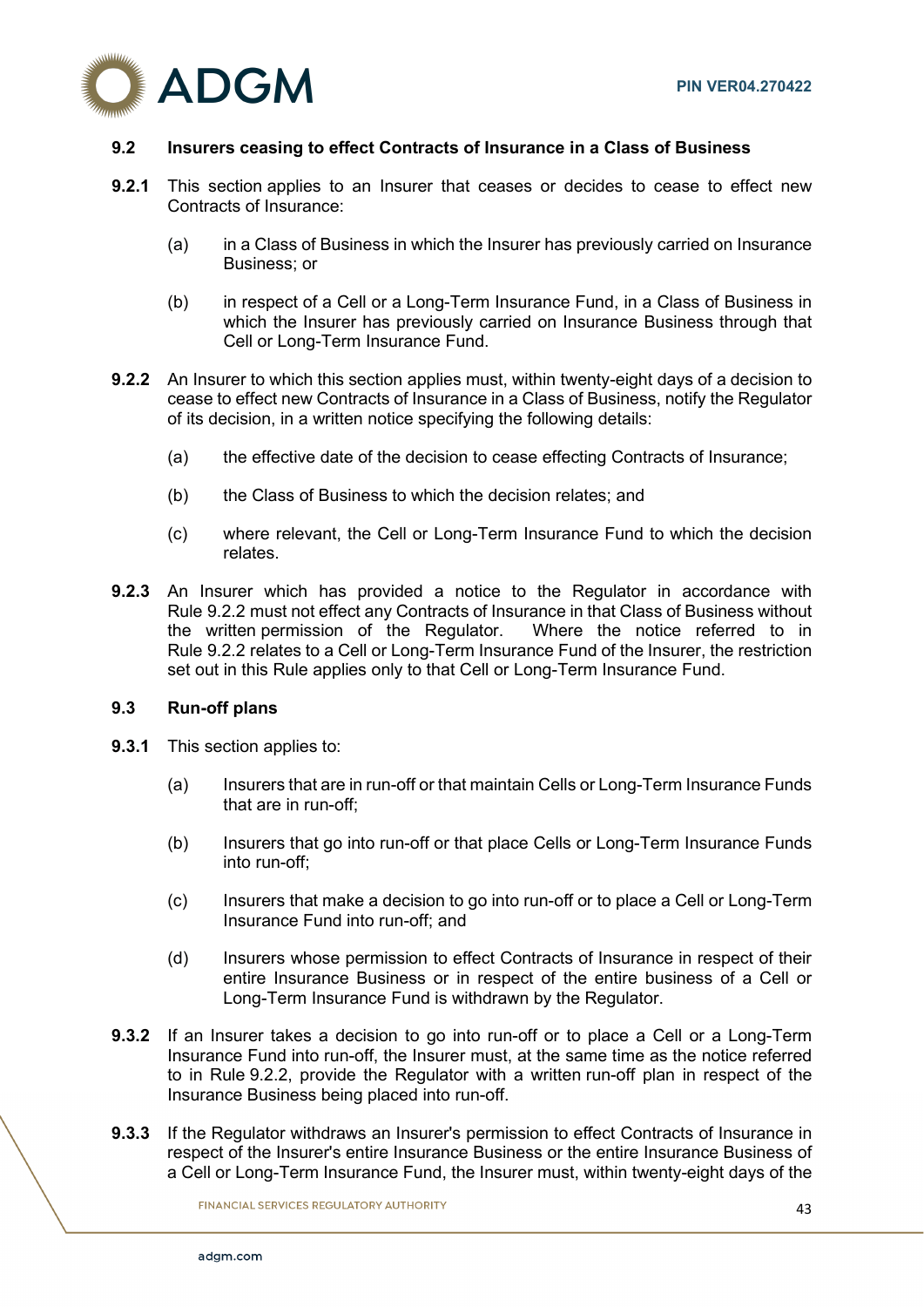### 9.2 Insurers ceasing to effect Contracts of Insurance in a Class of Business

**9.2.1** This section applies to an Insurer that ceases or decides to cease to effect new Contracts of Insurance:

(a) in a Class of Business in which the Insurer has previously carried on Insurance Business; or

(b) in respect of a Cell or a Long-Term Insurance Fund, in a Class of Business in which the Insurer has previously carried on Insurance Business through that Cell or Long-Term Insurance Fund.

**9.2.2** An Insurer to which this section applies must, within twenty-eight days of a decision to cease to effect new Contracts of Insurance in a Class of Business, notify the Regulator of its decision, in a written notice specifying the following details:

(a) the effective date of the decision to cease effecting Contracts of Insurance;

(b) the Class of Business to which the decision relates; and

(c) where relevant, the Cell or Long-Term Insurance Fund to which the decision relates.

**9.2.3** An Insurer which has provided a notice to the Regulator in accordance with Rule 9.2.2 must not effect any Contracts of Insurance in that Class of Business without the written permission of the Regulator. Where the notice referred to in Rule 9.2.2 relates to a Cell or Long-Term Insurance Fund of the Insurer, the restriction set out in this Rule applies only to that Cell or Long-Term Insurance Fund.

### 9.3 Run-off plans

**9.3.1** This section applies to:

(a) Insurers that are in run-off or that maintain Cells or Long-Term Insurance Funds that are in run-off;

(b) Insurers that go into run-off or that place Cells or Long-Term Insurance Funds into run-off;

(c) Insurers that make a decision to go into run-off or to place a Cell or Long-Term Insurance Fund into run-off; and

(d) Insurers whose permission to effect Contracts of Insurance in respect of their entire Insurance Business or in respect of the entire business of a Cell or Long-Term Insurance Fund is withdrawn by the Regulator.

**9.3.2** If an Insurer takes a decision to go into run-off or to place a Cell or a Long-Term Insurance Fund into run-off, the Insurer must, at the same time as the notice referred to in Rule 9.2.2, provide the Regulator with a written run-off plan in respect of the Insurance Business being placed into run-off.

**9.3.3** If the Regulator withdraws an Insurer's permission to effect Contracts of Insurance in respect of the Insurer's entire Insurance Business or the entire Insurance Business of a Cell or Long-Term Insurance Fund, the Insurer must, within twenty-eight days of the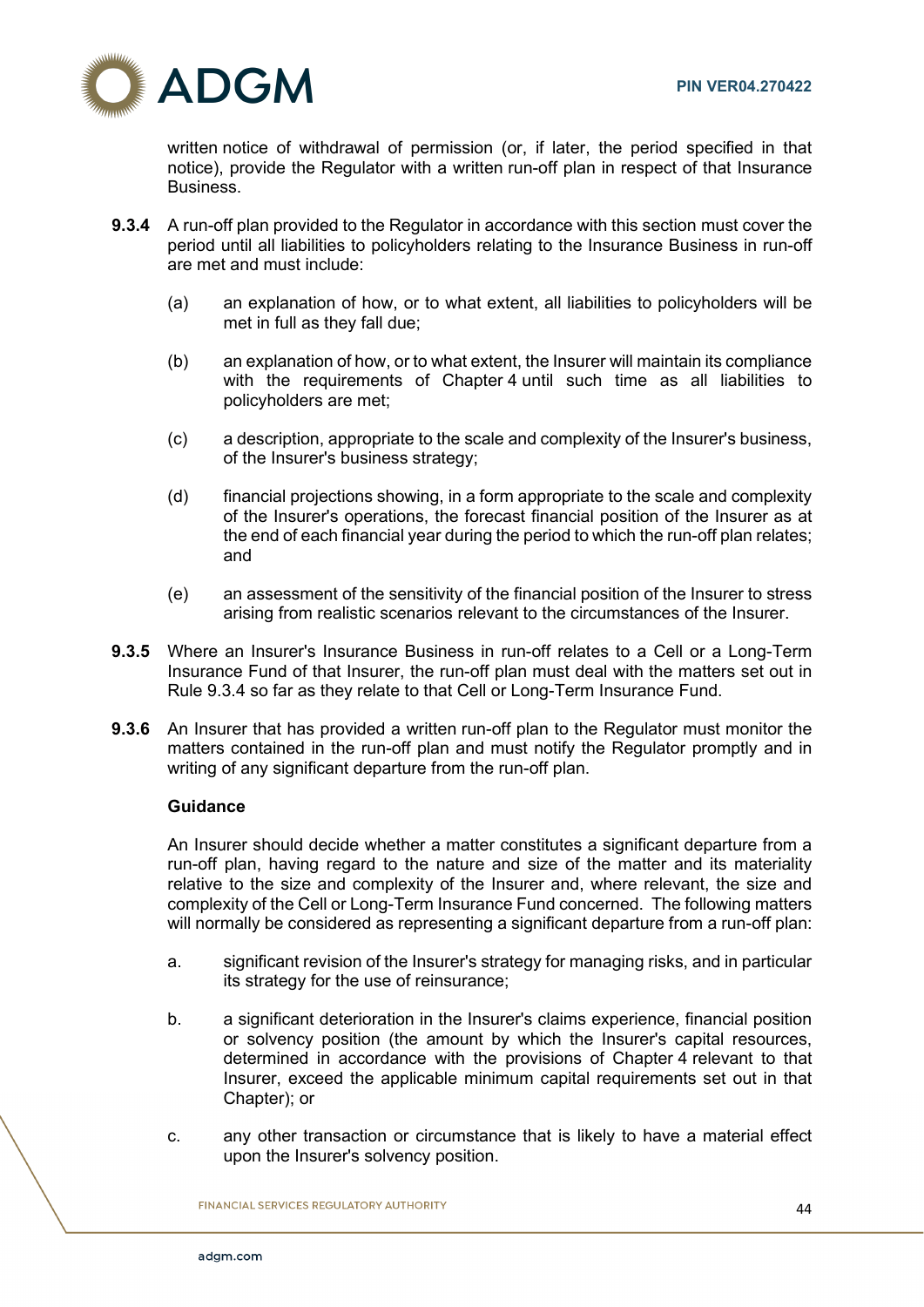written notice of withdrawal of permission (or, if later, the period specified in that notice), provide the Regulator with a written run-off plan in respect of that Insurance Business.

**9.3.4** A run-off plan provided to the Regulator in accordance with this section must cover the period until all liabilities to policyholders relating to the Insurance Business in run-off are met and must include:

(a) an explanation of how, or to what extent, all liabilities to policyholders will be met in full as they fall due;

(b) an explanation of how, or to what extent, the Insurer will maintain its compliance with the requirements of Chapter 4 until such time as all liabilities to policyholders are met;

(c) a description, appropriate to the scale and complexity of the Insurer's business, of the Insurer's business strategy;

(d) financial projections showing, in a form appropriate to the scale and complexity of the Insurer's operations, the forecast financial position of the Insurer as at the end of each financial year during the period to which the run-off plan relates; and

(e) an assessment of the sensitivity of the financial position of the Insurer to stress arising from realistic scenarios relevant to the circumstances of the Insurer.

**9.3.5** Where an Insurer's Insurance Business in run-off relates to a Cell or a Long-Term Insurance Fund of that Insurer, the run-off plan must deal with the matters set out in Rule 9.3.4 so far as they relate to that Cell or Long-Term Insurance Fund.

**9.3.6** An Insurer that has provided a written run-off plan to the Regulator must monitor the matters contained in the run-off plan and must notify the Regulator promptly and in writing of any significant departure from the run-off plan.

**Guidance**

An Insurer should decide whether a matter constitutes a significant departure from a run-off plan, having regard to the nature and size of the matter and its materiality relative to the size and complexity of the Insurer and, where relevant, the size and complexity of the Cell or Long-Term Insurance Fund concerned. The following matters will normally be considered as representing a significant departure from a run-off plan:

a. significant revision of the Insurer's strategy for managing risks, and in particular its strategy for the use of reinsurance;

b. a significant deterioration in the Insurer's claims experience, financial position or solvency position (the amount by which the Insurer's capital resources, determined in accordance with the provisions of Chapter 4 relevant to that Insurer, exceed the applicable minimum capital requirements set out in that Chapter); or

c. any other transaction or circumstance that is likely to have a material effect upon the Insurer's solvency position.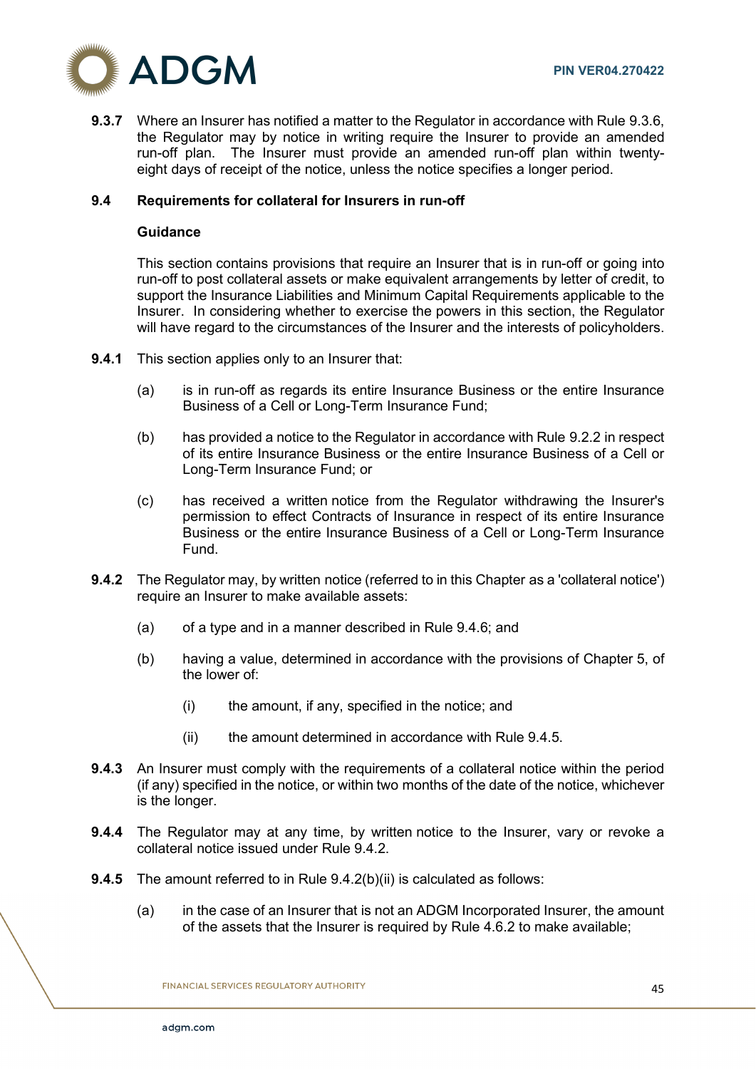**9.3.7** Where an Insurer has notified a matter to the Regulator in accordance with Rule 9.3.6, the Regulator may by notice in writing require the Insurer to provide an amended run-off plan. The Insurer must provide an amended run-off plan within twenty-eight days of receipt of the notice, unless the notice specifies a longer period.

### 9.4 Requirements for collateral for Insurers in run-off

**Guidance**

This section contains provisions that require an Insurer that is in run-off or going into run-off to post collateral assets or make equivalent arrangements by letter of credit, to support the Insurance Liabilities and Minimum Capital Requirements applicable to the Insurer. In considering whether to exercise the powers in this section, the Regulator will have regard to the circumstances of the Insurer and the interests of policyholders.

**9.4.1** This section applies only to an Insurer that:

(a) is in run-off as regards its entire Insurance Business or the entire Insurance Business of a Cell or Long-Term Insurance Fund;

(b) has provided a notice to the Regulator in accordance with Rule 9.2.2 in respect of its entire Insurance Business or the entire Insurance Business of a Cell or Long-Term Insurance Fund; or

(c) has received a written notice from the Regulator withdrawing the Insurer's permission to effect Contracts of Insurance in respect of its entire Insurance Business or the entire Insurance Business of a Cell or Long-Term Insurance Fund.

**9.4.2** The Regulator may, by written notice (referred to in this Chapter as a 'collateral notice') require an Insurer to make available assets:

(a) of a type and in a manner described in Rule 9.4.6; and

(b) having a value, determined in accordance with the provisions of Chapter 5, of the lower of:

(i) the amount, if any, specified in the notice; and

(ii) the amount determined in accordance with Rule 9.4.5.

**9.4.3** An Insurer must comply with the requirements of a collateral notice within the period (if any) specified in the notice, or within two months of the date of the notice, whichever is the longer.

**9.4.4** The Regulator may at any time, by written notice to the Insurer, vary or revoke a collateral notice issued under Rule 9.4.2.

**9.4.5** The amount referred to in Rule 9.4.2(b)(ii) is calculated as follows:

(a) in the case of an Insurer that is not an ADGM Incorporated Insurer, the amount of the assets that the Insurer is required by Rule 4.6.2 to make available;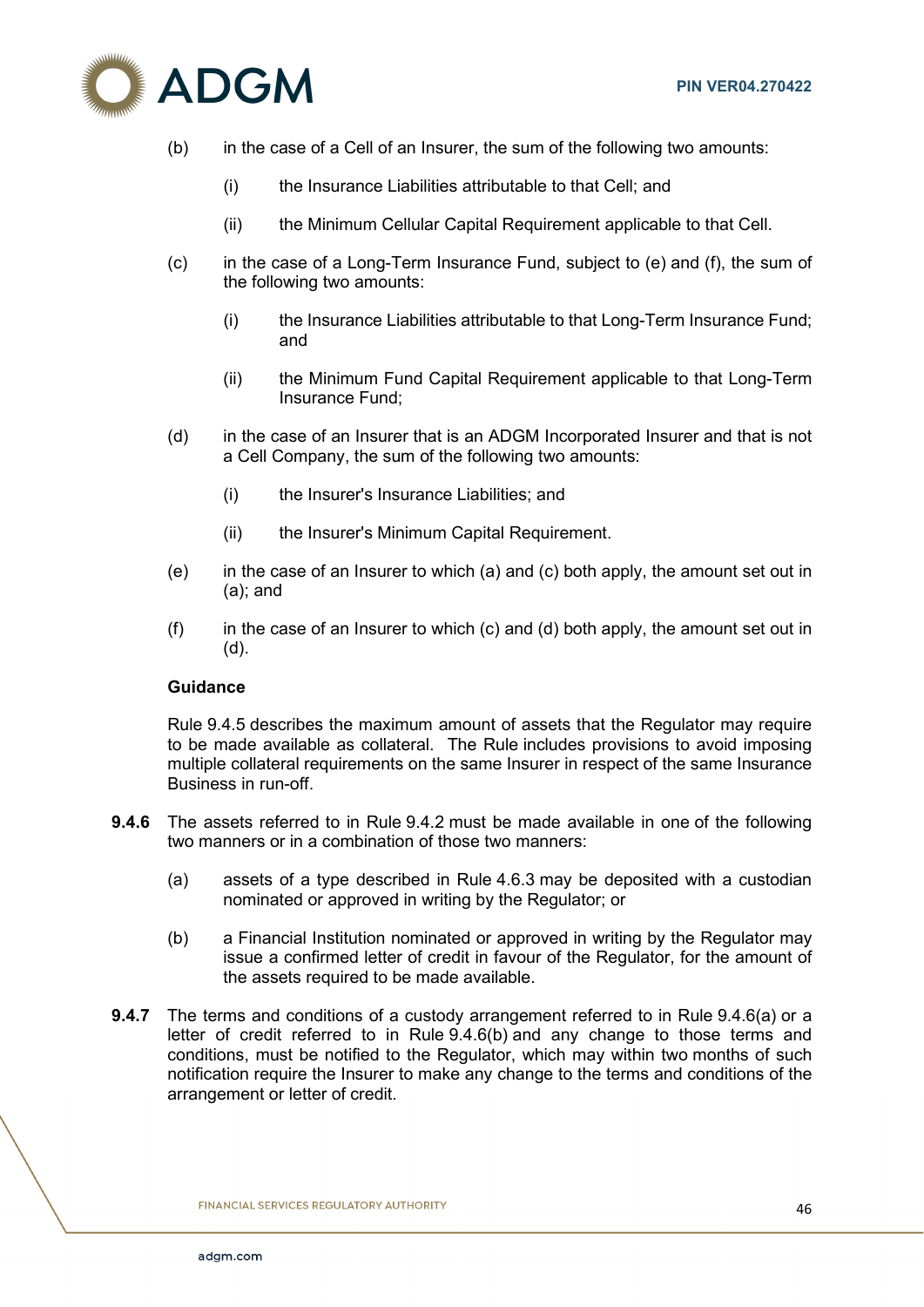(b) in the case of a Cell of an Insurer, the sum of the following two amounts:

  (i) the Insurance Liabilities attributable to that Cell; and

  (ii) the Minimum Cellular Capital Requirement applicable to that Cell.

(c) in the case of a Long-Term Insurance Fund, subject to (e) and (f), the sum of the following two amounts:

  (i) the Insurance Liabilities attributable to that Long-Term Insurance Fund; and

  (ii) the Minimum Fund Capital Requirement applicable to that Long-Term Insurance Fund;

(d) in the case of an Insurer that is an ADGM Incorporated Insurer and that is not a Cell Company, the sum of the following two amounts:

  (i) the Insurer's Insurance Liabilities; and

  (ii) the Insurer's Minimum Capital Requirement.

(e) in the case of an Insurer to which (a) and (c) both apply, the amount set out in (a); and

(f) in the case of an Insurer to which (c) and (d) both apply, the amount set out in (d).

**Guidance**

Rule 9.4.5 describes the maximum amount of assets that the Regulator may require to be made available as collateral. The Rule includes provisions to avoid imposing multiple collateral requirements on the same Insurer in respect of the same Insurance Business in run-off.

**9.4.6** The assets referred to in Rule 9.4.2 must be made available in one of the following two manners or in a combination of those two manners:

(a) assets of a type described in Rule 4.6.3 may be deposited with a custodian nominated or approved in writing by the Regulator; or

(b) a Financial Institution nominated or approved in writing by the Regulator may issue a confirmed letter of credit in favour of the Regulator, for the amount of the assets required to be made available.

**9.4.7** The terms and conditions of a custody arrangement referred to in Rule 9.4.6(a) or a letter of credit referred to in Rule 9.4.6(b) and any change to those terms and conditions, must be notified to the Regulator, which may within two months of such notification require the Insurer to make any change to the terms and conditions of the arrangement or letter of credit.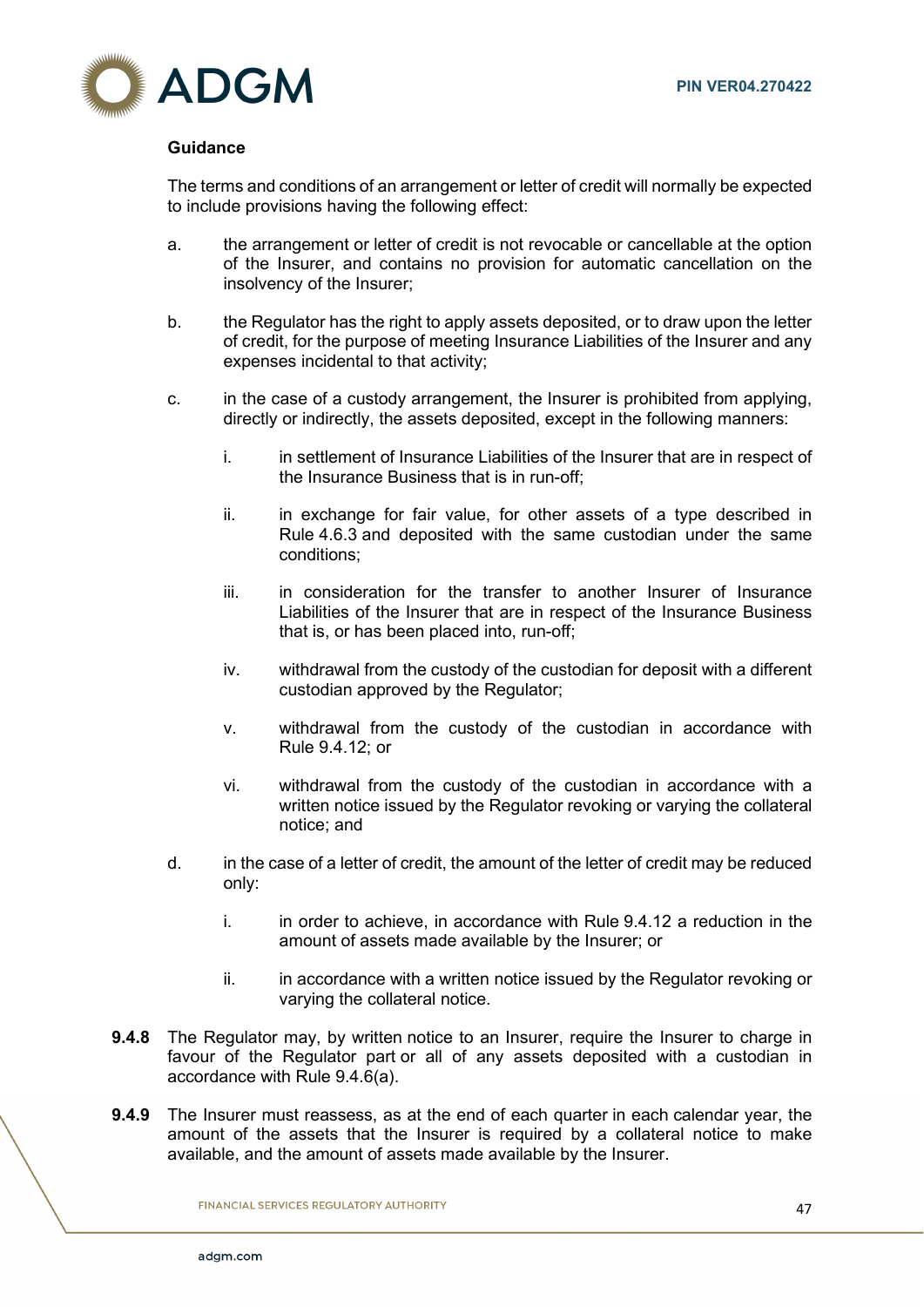### Guidance

The terms and conditions of an arrangement or letter of credit will normally be expected to include provisions having the following effect:

a. the arrangement or letter of credit is not revocable or cancellable at the option of the Insurer, and contains no provision for automatic cancellation on the insolvency of the Insurer;

b. the Regulator has the right to apply assets deposited, or to draw upon the letter of credit, for the purpose of meeting Insurance Liabilities of the Insurer and any expenses incidental to that activity;

c. in the case of a custody arrangement, the Insurer is prohibited from applying, directly or indirectly, the assets deposited, except in the following manners:

   i. in settlement of Insurance Liabilities of the Insurer that are in respect of the Insurance Business that is in run-off;

   ii. in exchange for fair value, for other assets of a type described in Rule 4.6.3 and deposited with the same custodian under the same conditions;

   iii. in consideration for the transfer to another Insurer of Insurance Liabilities of the Insurer that are in respect of the Insurance Business that is, or has been placed into, run-off;

   iv. withdrawal from the custody of the custodian for deposit with a different custodian approved by the Regulator;

   v. withdrawal from the custody of the custodian in accordance with Rule 9.4.12; or

   vi. withdrawal from the custody of the custodian in accordance with a written notice issued by the Regulator revoking or varying the collateral notice; and

d. in the case of a letter of credit, the amount of the letter of credit may be reduced only:

   i. in order to achieve, in accordance with Rule 9.4.12 a reduction in the amount of assets made available by the Insurer; or

   ii. in accordance with a written notice issued by the Regulator revoking or varying the collateral notice.

**9.4.8** The Regulator may, by written notice to an Insurer, require the Insurer to charge in favour of the Regulator part or all of any assets deposited with a custodian in accordance with Rule 9.4.6(a).

**9.4.9** The Insurer must reassess, as at the end of each quarter in each calendar year, the amount of the assets that the Insurer is required by a collateral notice to make available, and the amount of assets made available by the Insurer.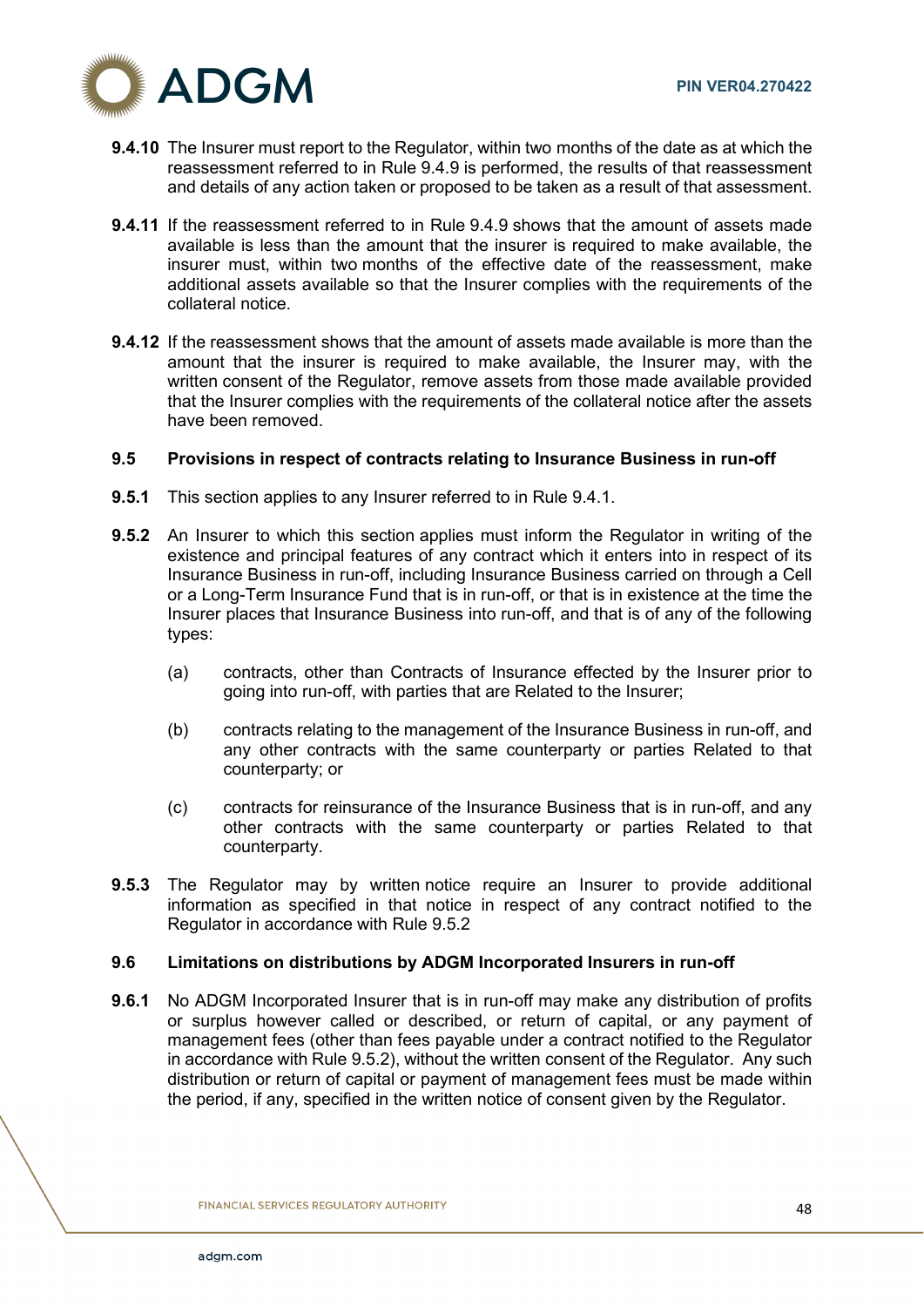**9.4.10** The Insurer must report to the Regulator, within two months of the date as at which the reassessment referred to in Rule 9.4.9 is performed, the results of that reassessment and details of any action taken or proposed to be taken as a result of that assessment.

**9.4.11** If the reassessment referred to in Rule 9.4.9 shows that the amount of assets made available is less than the amount that the insurer is required to make available, the insurer must, within two months of the effective date of the reassessment, make additional assets available so that the Insurer complies with the requirements of the collateral notice.

**9.4.12** If the reassessment shows that the amount of assets made available is more than the amount that the insurer is required to make available, the Insurer may, with the written consent of the Regulator, remove assets from those made available provided that the Insurer complies with the requirements of the collateral notice after the assets have been removed.

### 9.5 Provisions in respect of contracts relating to Insurance Business in run-off

**9.5.1** This section applies to any Insurer referred to in Rule 9.4.1.

**9.5.2** An Insurer to which this section applies must inform the Regulator in writing of the existence and principal features of any contract which it enters into in respect of its Insurance Business in run-off, including Insurance Business carried on through a Cell or a Long-Term Insurance Fund that is in run-off, or that is in existence at the time the Insurer places that Insurance Business into run-off, and that is of any of the following types:

(a) contracts, other than Contracts of Insurance effected by the Insurer prior to going into run-off, with parties that are Related to the Insurer;

(b) contracts relating to the management of the Insurance Business in run-off, and any other contracts with the same counterparty or parties Related to that counterparty; or

(c) contracts for reinsurance of the Insurance Business that is in run-off, and any other contracts with the same counterparty or parties Related to that counterparty.

**9.5.3** The Regulator may by written notice require an Insurer to provide additional information as specified in that notice in respect of any contract notified to the Regulator in accordance with Rule 9.5.2

### 9.6 Limitations on distributions by ADGM Incorporated Insurers in run-off

**9.6.1** No ADGM Incorporated Insurer that is in run-off may make any distribution of profits or surplus however called or described, or return of capital, or any payment of management fees (other than fees payable under a contract notified to the Regulator in accordance with Rule 9.5.2), without the written consent of the Regulator. Any such distribution or return of capital or payment of management fees must be made within the period, if any, specified in the written notice of consent given by the Regulator.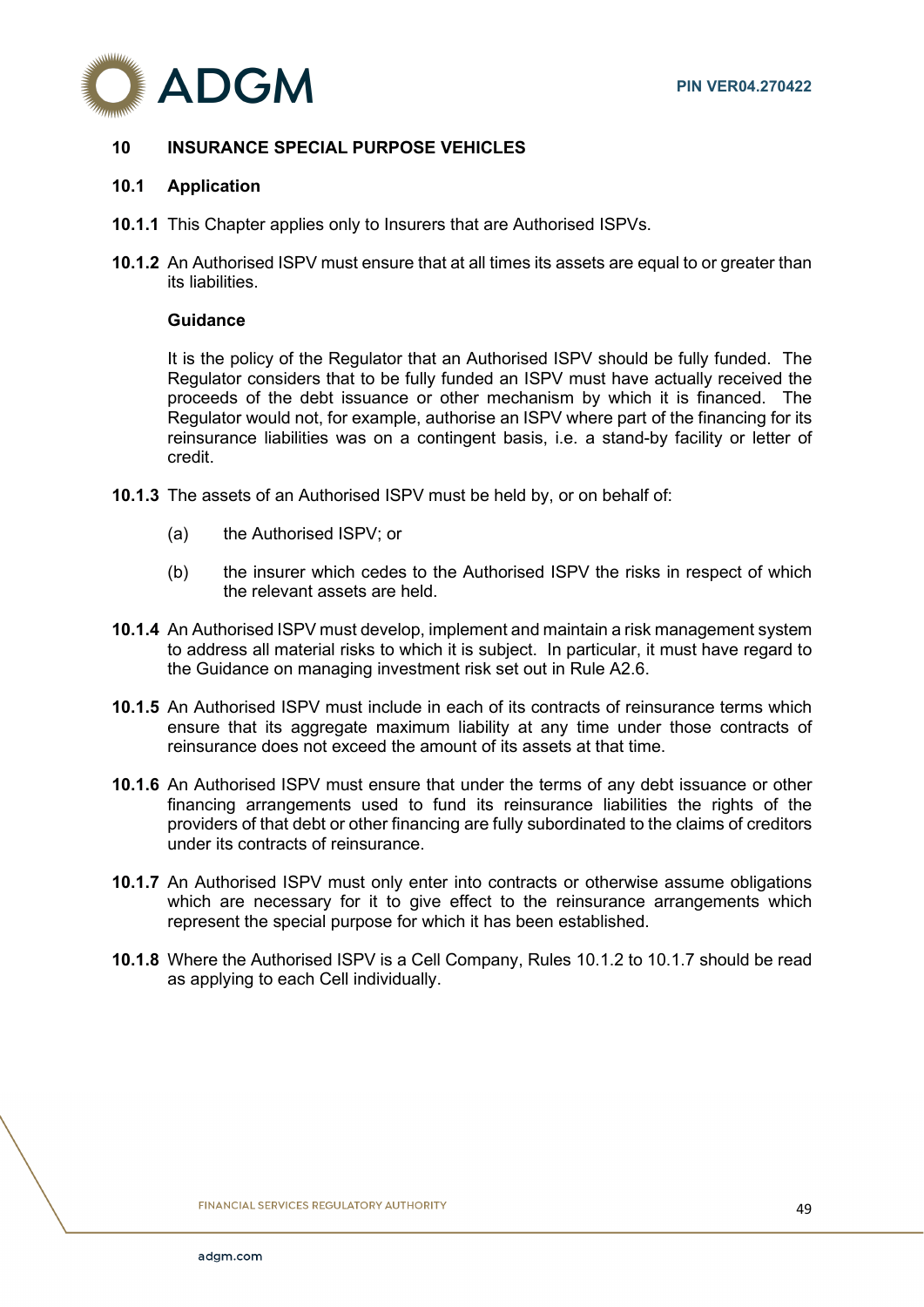## 10 INSURANCE SPECIAL PURPOSE VEHICLES

### 10.1 Application

**10.1.1** This Chapter applies only to Insurers that are Authorised ISPVs.

**10.1.2** An Authorised ISPV must ensure that at all times its assets are equal to or greater than its liabilities.

**Guidance**

It is the policy of the Regulator that an Authorised ISPV should be fully funded. The Regulator considers that to be fully funded an ISPV must have actually received the proceeds of the debt issuance or other mechanism by which it is financed. The Regulator would not, for example, authorise an ISPV where part of the financing for its reinsurance liabilities was on a contingent basis, i.e. a stand-by facility or letter of credit.

**10.1.3** The assets of an Authorised ISPV must be held by, or on behalf of:

(a) the Authorised ISPV; or

(b) the insurer which cedes to the Authorised ISPV the risks in respect of which the relevant assets are held.

**10.1.4** An Authorised ISPV must develop, implement and maintain a risk management system to address all material risks to which it is subject. In particular, it must have regard to the Guidance on managing investment risk set out in Rule A2.6.

**10.1.5** An Authorised ISPV must include in each of its contracts of reinsurance terms which ensure that its aggregate maximum liability at any time under those contracts of reinsurance does not exceed the amount of its assets at that time.

**10.1.6** An Authorised ISPV must ensure that under the terms of any debt issuance or other financing arrangements used to fund its reinsurance liabilities the rights of the providers of that debt or other financing are fully subordinated to the claims of creditors under its contracts of reinsurance.

**10.1.7** An Authorised ISPV must only enter into contracts or otherwise assume obligations which are necessary for it to give effect to the reinsurance arrangements which represent the special purpose for which it has been established.

**10.1.8** Where the Authorised ISPV is a Cell Company, Rules 10.1.2 to 10.1.7 should be read as applying to each Cell individually.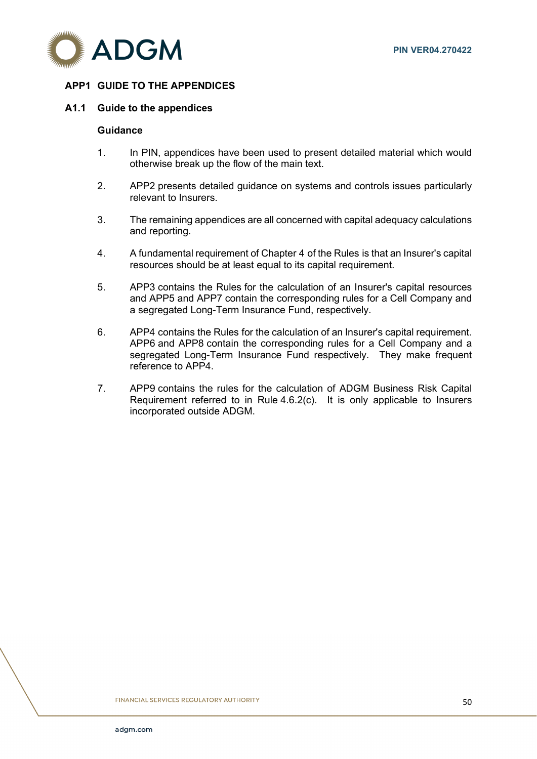## APP1 GUIDE TO THE APPENDICES

### A1.1 Guide to the appendices

**Guidance**

1. In PIN, appendices have been used to present detailed material which would otherwise break up the flow of the main text.

2. APP2 presents detailed guidance on systems and controls issues particularly relevant to Insurers.

3. The remaining appendices are all concerned with capital adequacy calculations and reporting.

4. A fundamental requirement of Chapter 4 of the Rules is that an Insurer's capital resources should be at least equal to its capital requirement.

5. APP3 contains the Rules for the calculation of an Insurer's capital resources and APP5 and APP7 contain the corresponding rules for a Cell Company and a segregated Long-Term Insurance Fund, respectively.

6. APP4 contains the Rules for the calculation of an Insurer's capital requirement. APP6 and APP8 contain the corresponding rules for a Cell Company and a segregated Long-Term Insurance Fund respectively. They make frequent reference to APP4.

7. APP9 contains the rules for the calculation of ADGM Business Risk Capital Requirement referred to in Rule 4.6.2(c). It is only applicable to Insurers incorporated outside ADGM.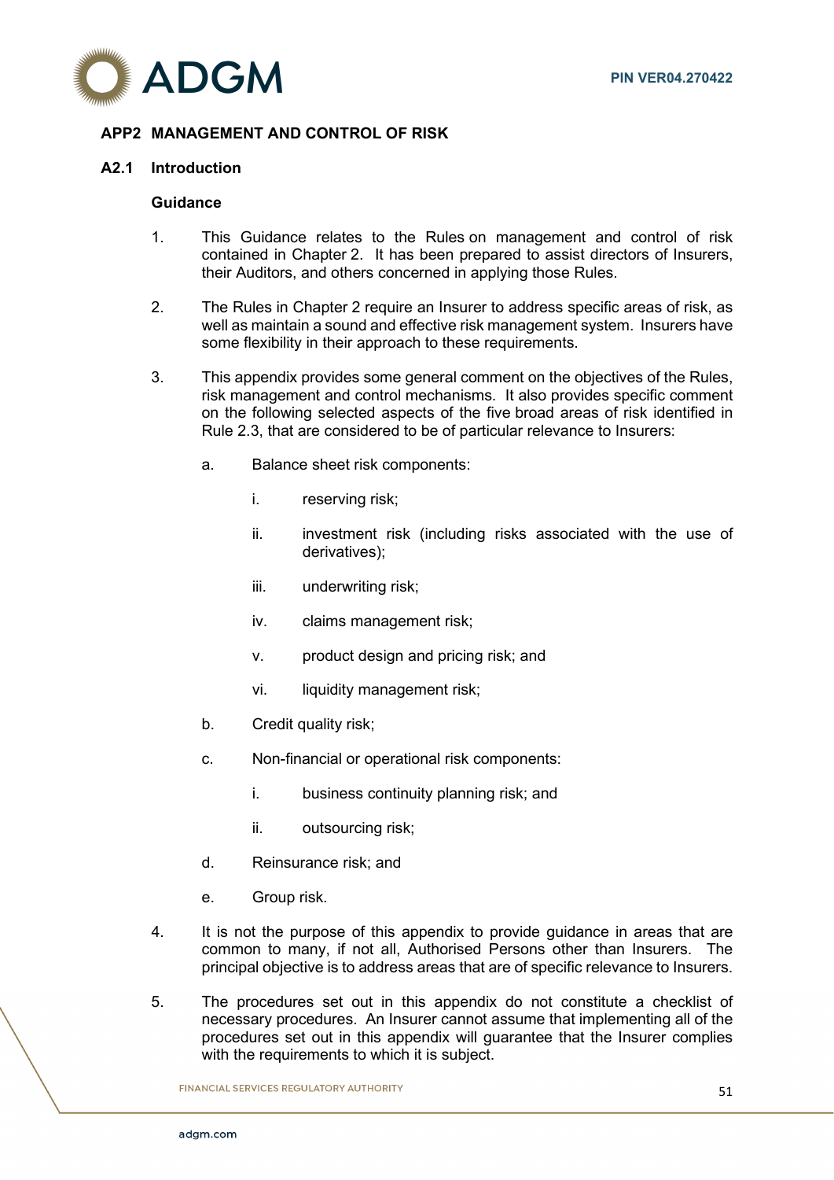## APP2 MANAGEMENT AND CONTROL OF RISK

### A2.1 Introduction

**Guidance**

1. This Guidance relates to the Rules on management and control of risk contained in Chapter 2. It has been prepared to assist directors of Insurers, their Auditors, and others concerned in applying those Rules.

2. The Rules in Chapter 2 require an Insurer to address specific areas of risk, as well as maintain a sound and effective risk management system. Insurers have some flexibility in their approach to these requirements.

3. This appendix provides some general comment on the objectives of the Rules, risk management and control mechanisms. It also provides specific comment on the following selected aspects of the five broad areas of risk identified in Rule 2.3, that are considered to be of particular relevance to Insurers:

   a. Balance sheet risk components:

      i. reserving risk;

      ii. investment risk (including risks associated with the use of derivatives);

      iii. underwriting risk;

      iv. claims management risk;

      v. product design and pricing risk; and

      vi. liquidity management risk;

   b. Credit quality risk;

   c. Non-financial or operational risk components:

      i. business continuity planning risk; and

      ii. outsourcing risk;

   d. Reinsurance risk; and

   e. Group risk.

4. It is not the purpose of this appendix to provide guidance in areas that are common to many, if not all, Authorised Persons other than Insurers. The principal objective is to address areas that are of specific relevance to Insurers.

5. The procedures set out in this appendix do not constitute a checklist of necessary procedures. An Insurer cannot assume that implementing all of the procedures set out in this appendix will guarantee that the Insurer complies with the requirements to which it is subject.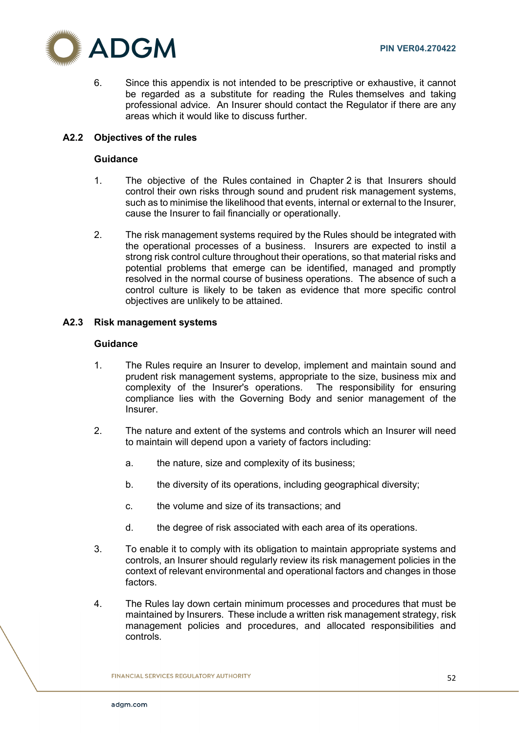6. Since this appendix is not intended to be prescriptive or exhaustive, it cannot be regarded as a substitute for reading the Rules themselves and taking professional advice. An Insurer should contact the Regulator if there are any areas which it would like to discuss further.

## A2.2 Objectives of the rules

**Guidance**

1. The objective of the Rules contained in Chapter 2 is that Insurers should control their own risks through sound and prudent risk management systems, such as to minimise the likelihood that events, internal or external to the Insurer, cause the Insurer to fail financially or operationally.

2. The risk management systems required by the Rules should be integrated with the operational processes of a business. Insurers are expected to instil a strong risk control culture throughout their operations, so that material risks and potential problems that emerge can be identified, managed and promptly resolved in the normal course of business operations. The absence of such a control culture is likely to be taken as evidence that more specific control objectives are unlikely to be attained.

## A2.3 Risk management systems

**Guidance**

1. The Rules require an Insurer to develop, implement and maintain sound and prudent risk management systems, appropriate to the size, business mix and complexity of the Insurer's operations. The responsibility for ensuring compliance lies with the Governing Body and senior management of the Insurer.

2. The nature and extent of the systems and controls which an Insurer will need to maintain will depend upon a variety of factors including:

   a. the nature, size and complexity of its business;

   b. the diversity of its operations, including geographical diversity;

   c. the volume and size of its transactions; and

   d. the degree of risk associated with each area of its operations.

3. To enable it to comply with its obligation to maintain appropriate systems and controls, an Insurer should regularly review its risk management policies in the context of relevant environmental and operational factors and changes in those factors.

4. The Rules lay down certain minimum processes and procedures that must be maintained by Insurers. These include a written risk management strategy, risk management policies and procedures, and allocated responsibilities and controls.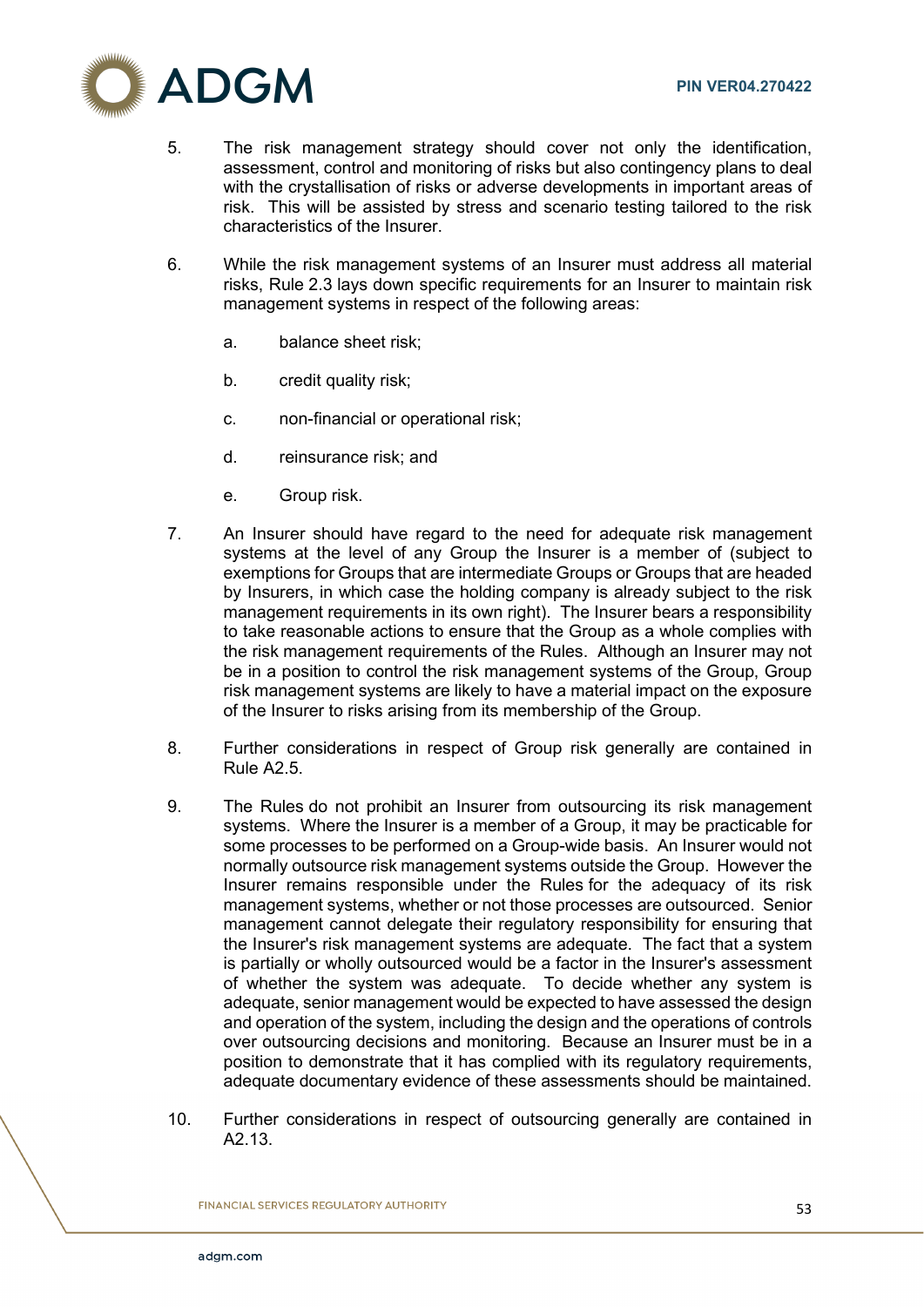5. The risk management strategy should cover not only the identification, assessment, control and monitoring of risks but also contingency plans to deal with the crystallisation of risks or adverse developments in important areas of risk. This will be assisted by stress and scenario testing tailored to the risk characteristics of the Insurer.

6. While the risk management systems of an Insurer must address all material risks, Rule 2.3 lays down specific requirements for an Insurer to maintain risk management systems in respect of the following areas:

   a. balance sheet risk;

   b. credit quality risk;

   c. non-financial or operational risk;

   d. reinsurance risk; and

   e. Group risk.

7. An Insurer should have regard to the need for adequate risk management systems at the level of any Group the Insurer is a member of (subject to exemptions for Groups that are intermediate Groups or Groups that are headed by Insurers, in which case the holding company is already subject to the risk management requirements in its own right). The Insurer bears a responsibility to take reasonable actions to ensure that the Group as a whole complies with the risk management requirements of the Rules. Although an Insurer may not be in a position to control the risk management systems of the Group, Group risk management systems are likely to have a material impact on the exposure of the Insurer to risks arising from its membership of the Group.

8. Further considerations in respect of Group risk generally are contained in Rule A2.5.

9. The Rules do not prohibit an Insurer from outsourcing its risk management systems. Where the Insurer is a member of a Group, it may be practicable for some processes to be performed on a Group-wide basis. An Insurer would not normally outsource risk management systems outside the Group. However the Insurer remains responsible under the Rules for the adequacy of its risk management systems, whether or not those processes are outsourced. Senior management cannot delegate their regulatory responsibility for ensuring that the Insurer's risk management systems are adequate. The fact that a system is partially or wholly outsourced would be a factor in the Insurer's assessment of whether the system was adequate. To decide whether any system is adequate, senior management would be expected to have assessed the design and operation of the system, including the design and the operations of controls over outsourcing decisions and monitoring. Because an Insurer must be in a position to demonstrate that it has complied with its regulatory requirements, adequate documentary evidence of these assessments should be maintained.

10. Further considerations in respect of outsourcing generally are contained in A2.13.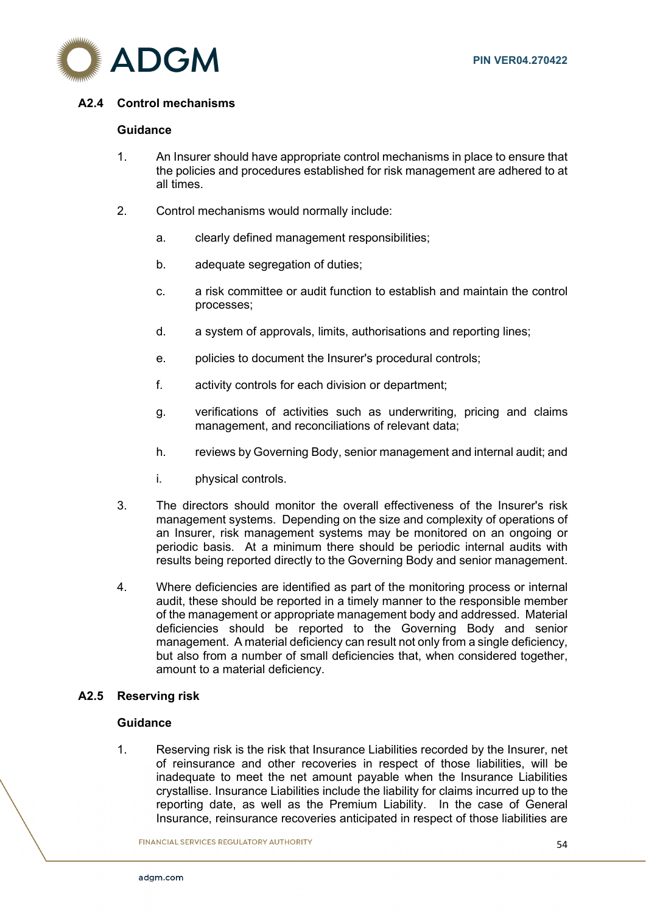### A2.4 Control mechanisms

#### Guidance

1. An Insurer should have appropriate control mechanisms in place to ensure that the policies and procedures established for risk management are adhered to at all times.

2. Control mechanisms would normally include:

   a. clearly defined management responsibilities;

   b. adequate segregation of duties;

   c. a risk committee or audit function to establish and maintain the control processes;

   d. a system of approvals, limits, authorisations and reporting lines;

   e. policies to document the Insurer's procedural controls;

   f. activity controls for each division or department;

   g. verifications of activities such as underwriting, pricing and claims management, and reconciliations of relevant data;

   h. reviews by Governing Body, senior management and internal audit; and

   i. physical controls.

3. The directors should monitor the overall effectiveness of the Insurer's risk management systems. Depending on the size and complexity of operations of an Insurer, risk management systems may be monitored on an ongoing or periodic basis. At a minimum there should be periodic internal audits with results being reported directly to the Governing Body and senior management.

4. Where deficiencies are identified as part of the monitoring process or internal audit, these should be reported in a timely manner to the responsible member of the management or appropriate management body and addressed. Material deficiencies should be reported to the Governing Body and senior management. A material deficiency can result not only from a single deficiency, but also from a number of small deficiencies that, when considered together, amount to a material deficiency.

### A2.5 Reserving risk

#### Guidance

1. Reserving risk is the risk that Insurance Liabilities recorded by the Insurer, net of reinsurance and other recoveries in respect of those liabilities, will be inadequate to meet the net amount payable when the Insurance Liabilities crystallise. Insurance Liabilities include the liability for claims incurred up to the reporting date, as well as the Premium Liability. In the case of General Insurance, reinsurance recoveries anticipated in respect of those liabilities are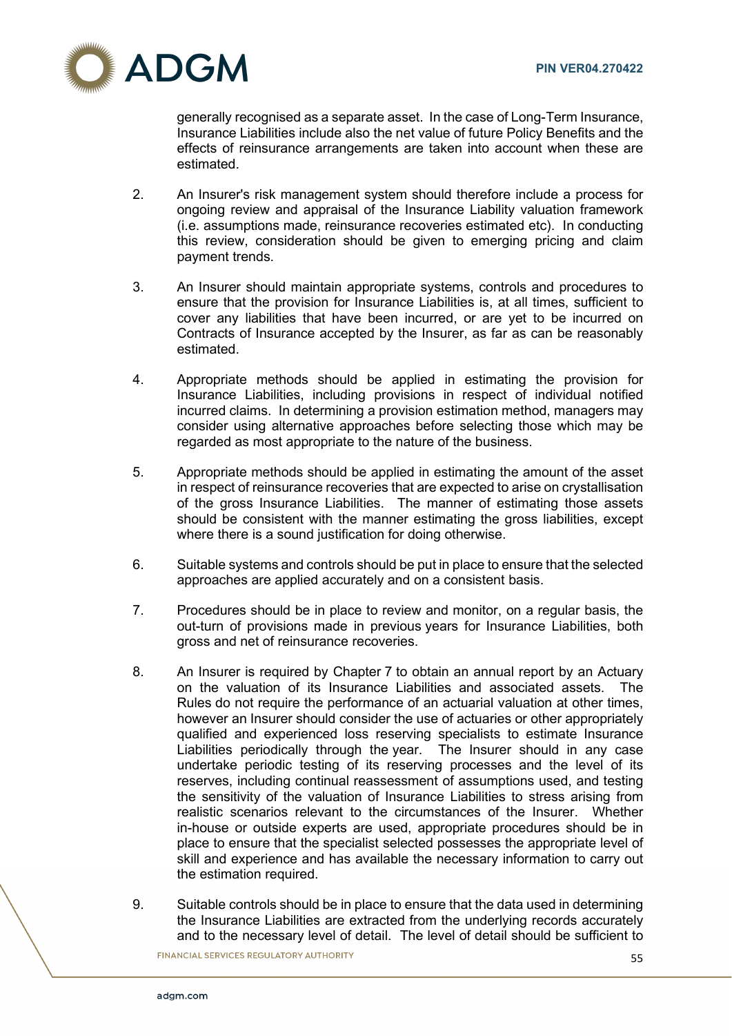generally recognised as a separate asset. In the case of Long-Term Insurance, Insurance Liabilities include also the net value of future Policy Benefits and the effects of reinsurance arrangements are taken into account when these are estimated.

2. An Insurer's risk management system should therefore include a process for ongoing review and appraisal of the Insurance Liability valuation framework (i.e. assumptions made, reinsurance recoveries estimated etc). In conducting this review, consideration should be given to emerging pricing and claim payment trends.

3. An Insurer should maintain appropriate systems, controls and procedures to ensure that the provision for Insurance Liabilities is, at all times, sufficient to cover any liabilities that have been incurred, or are yet to be incurred on Contracts of Insurance accepted by the Insurer, as far as can be reasonably estimated.

4. Appropriate methods should be applied in estimating the provision for Insurance Liabilities, including provisions in respect of individual notified incurred claims. In determining a provision estimation method, managers may consider using alternative approaches before selecting those which may be regarded as most appropriate to the nature of the business.

5. Appropriate methods should be applied in estimating the amount of the asset in respect of reinsurance recoveries that are expected to arise on crystallisation of the gross Insurance Liabilities. The manner of estimating those assets should be consistent with the manner estimating the gross liabilities, except where there is a sound justification for doing otherwise.

6. Suitable systems and controls should be put in place to ensure that the selected approaches are applied accurately and on a consistent basis.

7. Procedures should be in place to review and monitor, on a regular basis, the out-turn of provisions made in previous years for Insurance Liabilities, both gross and net of reinsurance recoveries.

8. An Insurer is required by Chapter 7 to obtain an annual report by an Actuary on the valuation of its Insurance Liabilities and associated assets. The Rules do not require the performance of an actuarial valuation at other times, however an Insurer should consider the use of actuaries or other appropriately qualified and experienced loss reserving specialists to estimate Insurance Liabilities periodically through the year. The Insurer should in any case undertake periodic testing of its reserving processes and the level of its reserves, including continual reassessment of assumptions used, and testing the sensitivity of the valuation of Insurance Liabilities to stress arising from realistic scenarios relevant to the circumstances of the Insurer. Whether in-house or outside experts are used, appropriate procedures should be in place to ensure that the specialist selected possesses the appropriate level of skill and experience and has available the necessary information to carry out the estimation required.

9. Suitable controls should be in place to ensure that the data used in determining the Insurance Liabilities are extracted from the underlying records accurately and to the necessary level of detail. The level of detail should be sufficient to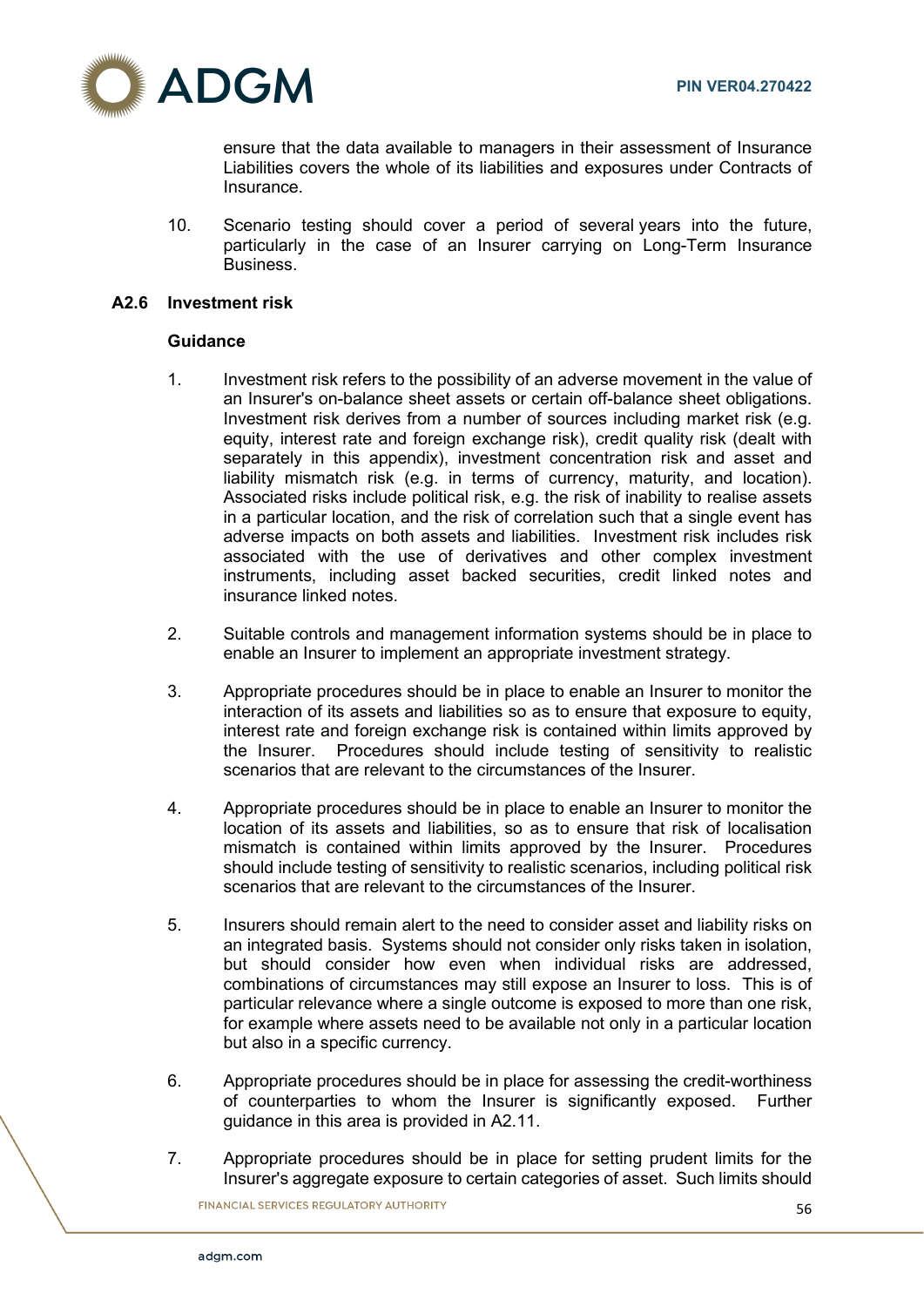ensure that the data available to managers in their assessment of Insurance Liabilities covers the whole of its liabilities and exposures under Contracts of Insurance.

10. Scenario testing should cover a period of several years into the future, particularly in the case of an Insurer carrying on Long-Term Insurance Business.

### A2.6 Investment risk

**Guidance**

1. Investment risk refers to the possibility of an adverse movement in the value of an Insurer's on-balance sheet assets or certain off-balance sheet obligations. Investment risk derives from a number of sources including market risk (e.g. equity, interest rate and foreign exchange risk), credit quality risk (dealt with separately in this appendix), investment concentration risk and asset and liability mismatch risk (e.g. in terms of currency, maturity, and location). Associated risks include political risk, e.g. the risk of inability to realise assets in a particular location, and the risk of correlation such that a single event has adverse impacts on both assets and liabilities. Investment risk includes risk associated with the use of derivatives and other complex investment instruments, including asset backed securities, credit linked notes and insurance linked notes.

2. Suitable controls and management information systems should be in place to enable an Insurer to implement an appropriate investment strategy.

3. Appropriate procedures should be in place to enable an Insurer to monitor the interaction of its assets and liabilities so as to ensure that exposure to equity, interest rate and foreign exchange risk is contained within limits approved by the Insurer. Procedures should include testing of sensitivity to realistic scenarios that are relevant to the circumstances of the Insurer.

4. Appropriate procedures should be in place to enable an Insurer to monitor the location of its assets and liabilities, so as to ensure that risk of localisation mismatch is contained within limits approved by the Insurer. Procedures should include testing of sensitivity to realistic scenarios, including political risk scenarios that are relevant to the circumstances of the Insurer.

5. Insurers should remain alert to the need to consider asset and liability risks on an integrated basis. Systems should not consider only risks taken in isolation, but should consider how even when individual risks are addressed, combinations of circumstances may still expose an Insurer to loss. This is of particular relevance where a single outcome is exposed to more than one risk, for example where assets need to be available not only in a particular location but also in a specific currency.

6. Appropriate procedures should be in place for assessing the credit-worthiness of counterparties to whom the Insurer is significantly exposed. Further guidance in this area is provided in A2.11.

7. Appropriate procedures should be in place for setting prudent limits for the Insurer's aggregate exposure to certain categories of asset. Such limits should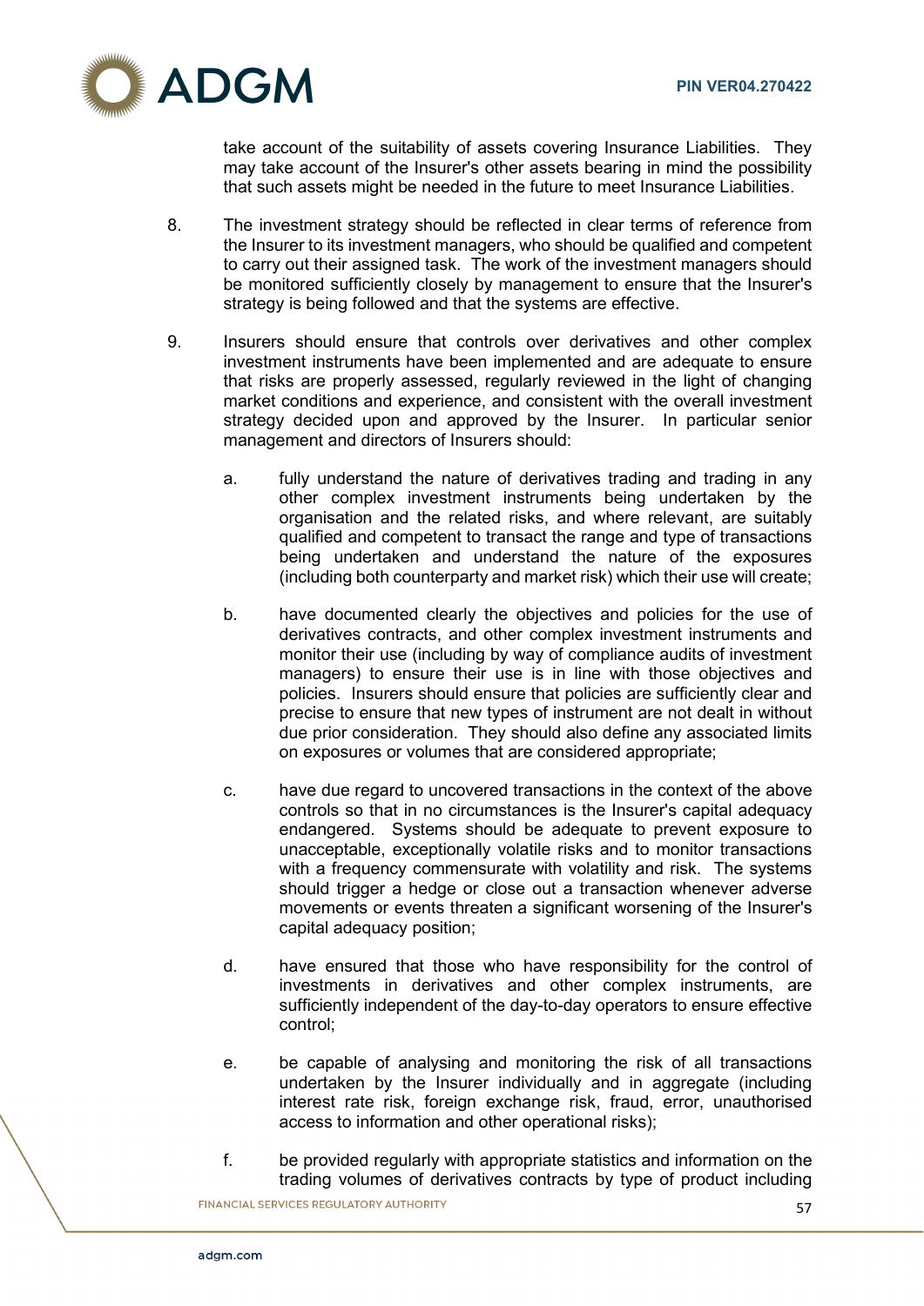take account of the suitability of assets covering Insurance Liabilities. They may take account of the Insurer's other assets bearing in mind the possibility that such assets might be needed in the future to meet Insurance Liabilities.

8. The investment strategy should be reflected in clear terms of reference from the Insurer to its investment managers, who should be qualified and competent to carry out their assigned task. The work of the investment managers should be monitored sufficiently closely by management to ensure that the Insurer's strategy is being followed and that the systems are effective.

9. Insurers should ensure that controls over derivatives and other complex investment instruments have been implemented and are adequate to ensure that risks are properly assessed, regularly reviewed in the light of changing market conditions and experience, and consistent with the overall investment strategy decided upon and approved by the Insurer. In particular senior management and directors of Insurers should:

   a. fully understand the nature of derivatives trading and trading in any other complex investment instruments being undertaken by the organisation and the related risks, and where relevant, are suitably qualified and competent to transact the range and type of transactions being undertaken and understand the nature of the exposures (including both counterparty and market risk) which their use will create;

   b. have documented clearly the objectives and policies for the use of derivatives contracts, and other complex investment instruments and monitor their use (including by way of compliance audits of investment managers) to ensure their use is in line with those objectives and policies. Insurers should ensure that policies are sufficiently clear and precise to ensure that new types of instrument are not dealt in without due prior consideration. They should also define any associated limits on exposures or volumes that are considered appropriate;

   c. have due regard to uncovered transactions in the context of the above controls so that in no circumstances is the Insurer's capital adequacy endangered. Systems should be adequate to prevent exposure to unacceptable, exceptionally volatile risks and to monitor transactions with a frequency commensurate with volatility and risk. The systems should trigger a hedge or close out a transaction whenever adverse movements or events threaten a significant worsening of the Insurer's capital adequacy position;

   d. have ensured that those who have responsibility for the control of investments in derivatives and other complex instruments, are sufficiently independent of the day-to-day operators to ensure effective control;

   e. be capable of analysing and monitoring the risk of all transactions undertaken by the Insurer individually and in aggregate (including interest rate risk, foreign exchange risk, fraud, error, unauthorised access to information and other operational risks);

   f. be provided regularly with appropriate statistics and information on the trading volumes of derivatives contracts by type of product including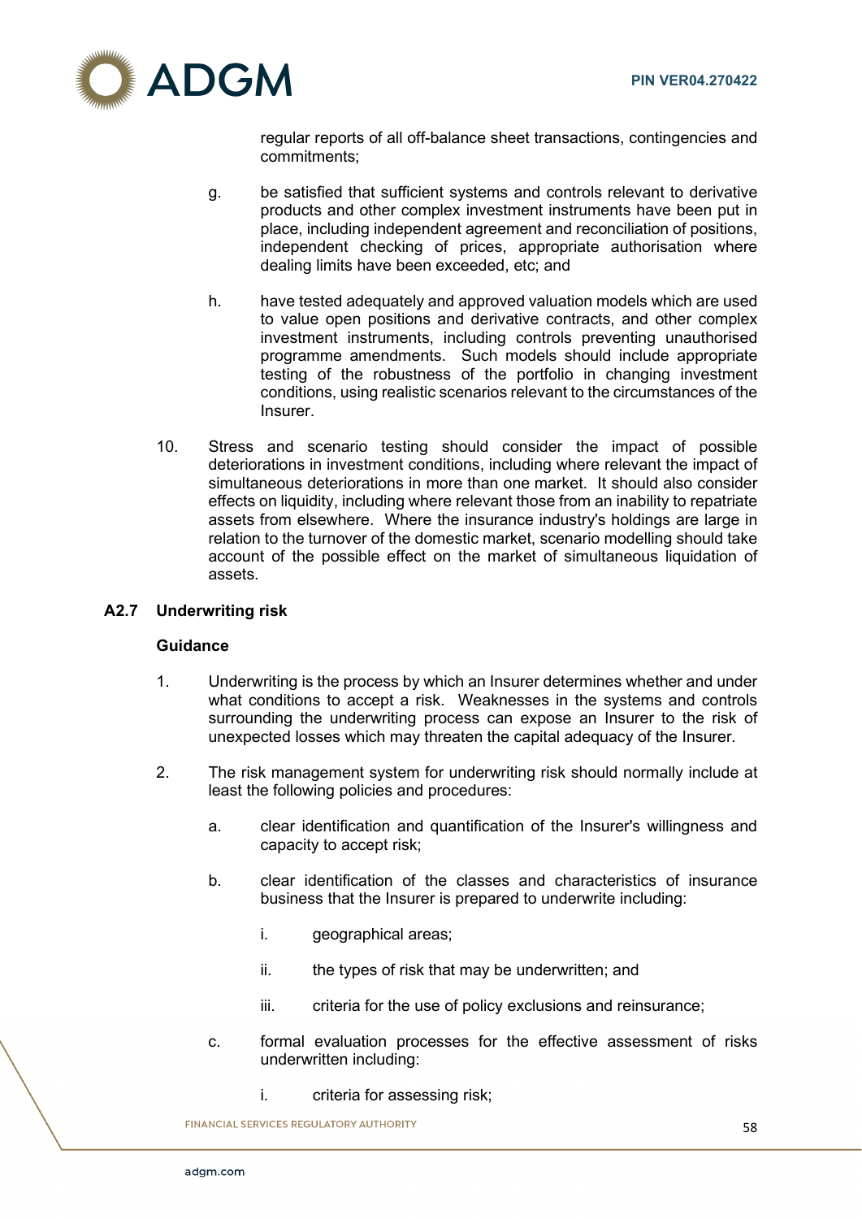regular reports of all off-balance sheet transactions, contingencies and commitments;

g. be satisfied that sufficient systems and controls relevant to derivative products and other complex investment instruments have been put in place, including independent agreement and reconciliation of positions, independent checking of prices, appropriate authorisation where dealing limits have been exceeded, etc; and

h. have tested adequately and approved valuation models which are used to value open positions and derivative contracts, and other complex investment instruments, including controls preventing unauthorised programme amendments. Such models should include appropriate testing of the robustness of the portfolio in changing investment conditions, using realistic scenarios relevant to the circumstances of the Insurer.

10. Stress and scenario testing should consider the impact of possible deteriorations in investment conditions, including where relevant the impact of simultaneous deteriorations in more than one market. It should also consider effects on liquidity, including where relevant those from an inability to repatriate assets from elsewhere. Where the insurance industry's holdings are large in relation to the turnover of the domestic market, scenario modelling should take account of the possible effect on the market of simultaneous liquidation of assets.

### A2.7 Underwriting risk

**Guidance**

1. Underwriting is the process by which an Insurer determines whether and under what conditions to accept a risk. Weaknesses in the systems and controls surrounding the underwriting process can expose an Insurer to the risk of unexpected losses which may threaten the capital adequacy of the Insurer.

2. The risk management system for underwriting risk should normally include at least the following policies and procedures:

   a. clear identification and quantification of the Insurer's willingness and capacity to accept risk;

   b. clear identification of the classes and characteristics of insurance business that the Insurer is prepared to underwrite including:

      i. geographical areas;

      ii. the types of risk that may be underwritten; and

      iii. criteria for the use of policy exclusions and reinsurance;

   c. formal evaluation processes for the effective assessment of risks underwritten including:

      i. criteria for assessing risk;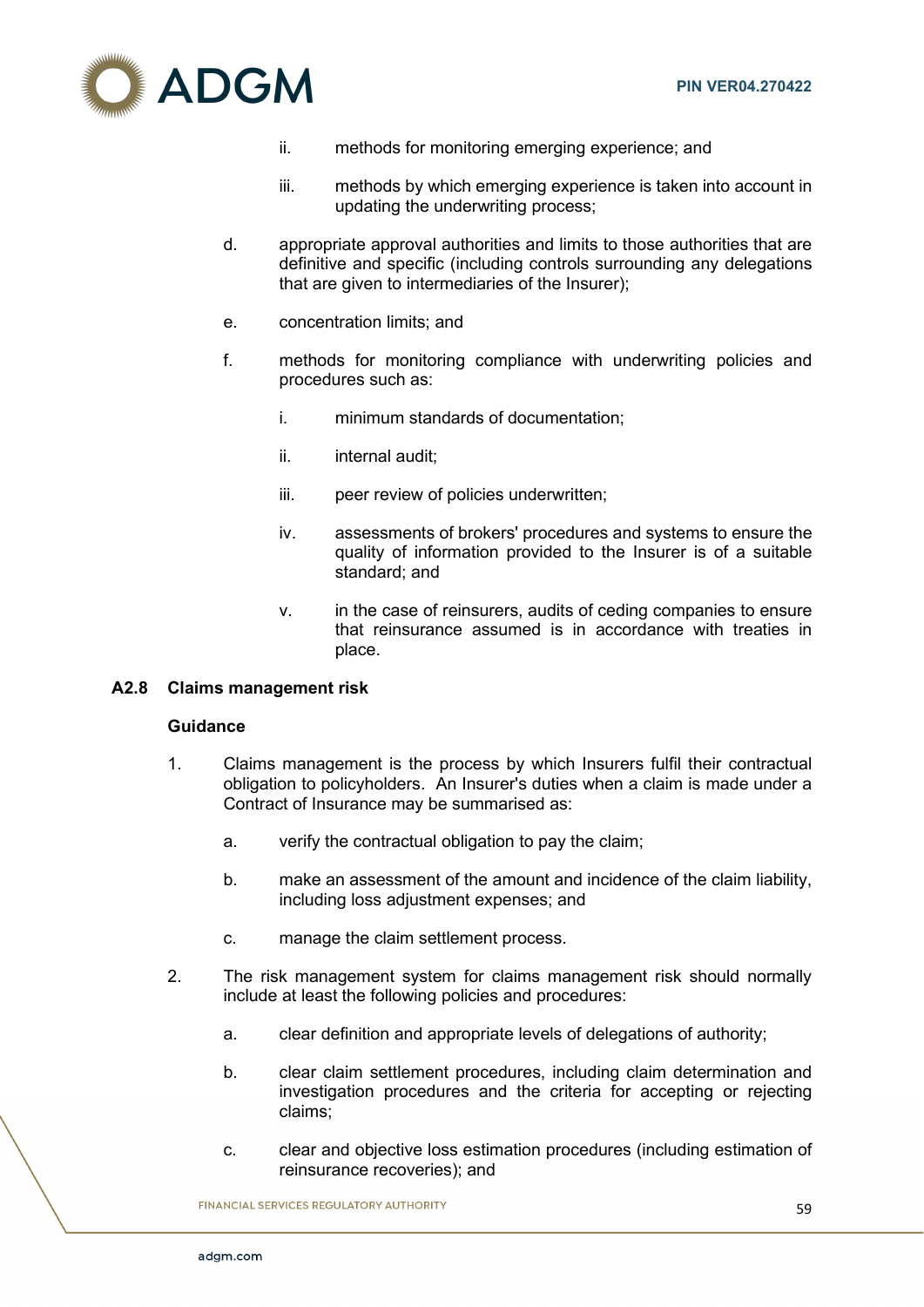ii. methods for monitoring emerging experience; and

   iii. methods by which emerging experience is taken into account in updating the underwriting process;

d. appropriate approval authorities and limits to those authorities that are definitive and specific (including controls surrounding any delegations that are given to intermediaries of the Insurer);

e. concentration limits; and

f. methods for monitoring compliance with underwriting policies and procedures such as:

   i. minimum standards of documentation;

   ii. internal audit;

   iii. peer review of policies underwritten;

   iv. assessments of brokers' procedures and systems to ensure the quality of information provided to the Insurer is of a suitable standard; and

   v. in the case of reinsurers, audits of ceding companies to ensure that reinsurance assumed is in accordance with treaties in place.

## A2.8 Claims management risk

**Guidance**

1. Claims management is the process by which Insurers fulfil their contractual obligation to policyholders. An Insurer's duties when a claim is made under a Contract of Insurance may be summarised as:

   a. verify the contractual obligation to pay the claim;

   b. make an assessment of the amount and incidence of the claim liability, including loss adjustment expenses; and

   c. manage the claim settlement process.

2. The risk management system for claims management risk should normally include at least the following policies and procedures:

   a. clear definition and appropriate levels of delegations of authority;

   b. clear claim settlement procedures, including claim determination and investigation procedures and the criteria for accepting or rejecting claims;

   c. clear and objective loss estimation procedures (including estimation of reinsurance recoveries); and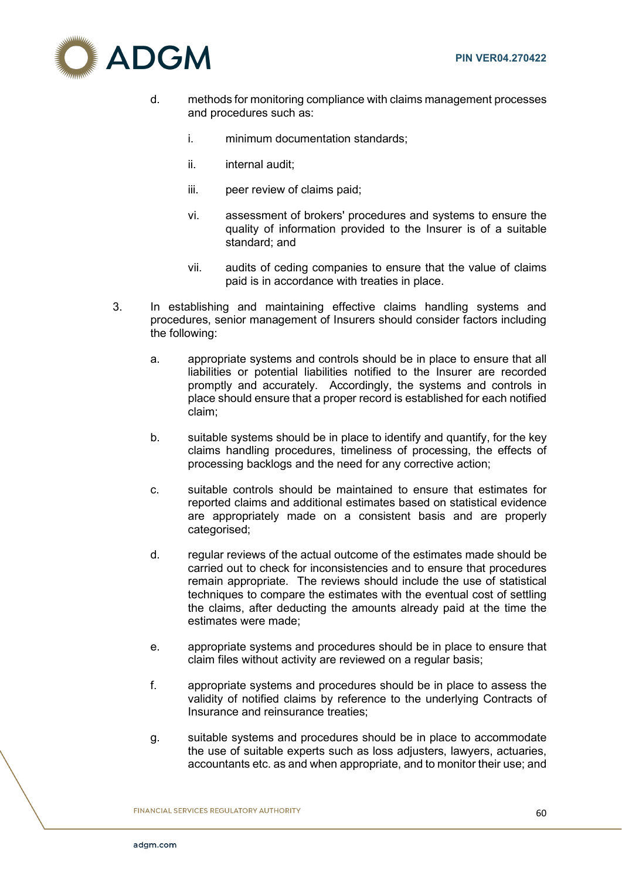d. methods for monitoring compliance with claims management processes and procedures such as:

   i. minimum documentation standards;

   ii. internal audit;

   iii. peer review of claims paid;

   vi. assessment of brokers' procedures and systems to ensure the quality of information provided to the Insurer is of a suitable standard; and

   vii. audits of ceding companies to ensure that the value of claims paid is in accordance with treaties in place.

3. In establishing and maintaining effective claims handling systems and procedures, senior management of Insurers should consider factors including the following:

   a. appropriate systems and controls should be in place to ensure that all liabilities or potential liabilities notified to the Insurer are recorded promptly and accurately. Accordingly, the systems and controls in place should ensure that a proper record is established for each notified claim;

   b. suitable systems should be in place to identify and quantify, for the key claims handling procedures, timeliness of processing, the effects of processing backlogs and the need for any corrective action;

   c. suitable controls should be maintained to ensure that estimates for reported claims and additional estimates based on statistical evidence are appropriately made on a consistent basis and are properly categorised;

   d. regular reviews of the actual outcome of the estimates made should be carried out to check for inconsistencies and to ensure that procedures remain appropriate. The reviews should include the use of statistical techniques to compare the estimates with the eventual cost of settling the claims, after deducting the amounts already paid at the time the estimates were made;

   e. appropriate systems and procedures should be in place to ensure that claim files without activity are reviewed on a regular basis;

   f. appropriate systems and procedures should be in place to assess the validity of notified claims by reference to the underlying Contracts of Insurance and reinsurance treaties;

   g. suitable systems and procedures should be in place to accommodate the use of suitable experts such as loss adjusters, lawyers, actuaries, accountants etc. as and when appropriate, and to monitor their use; and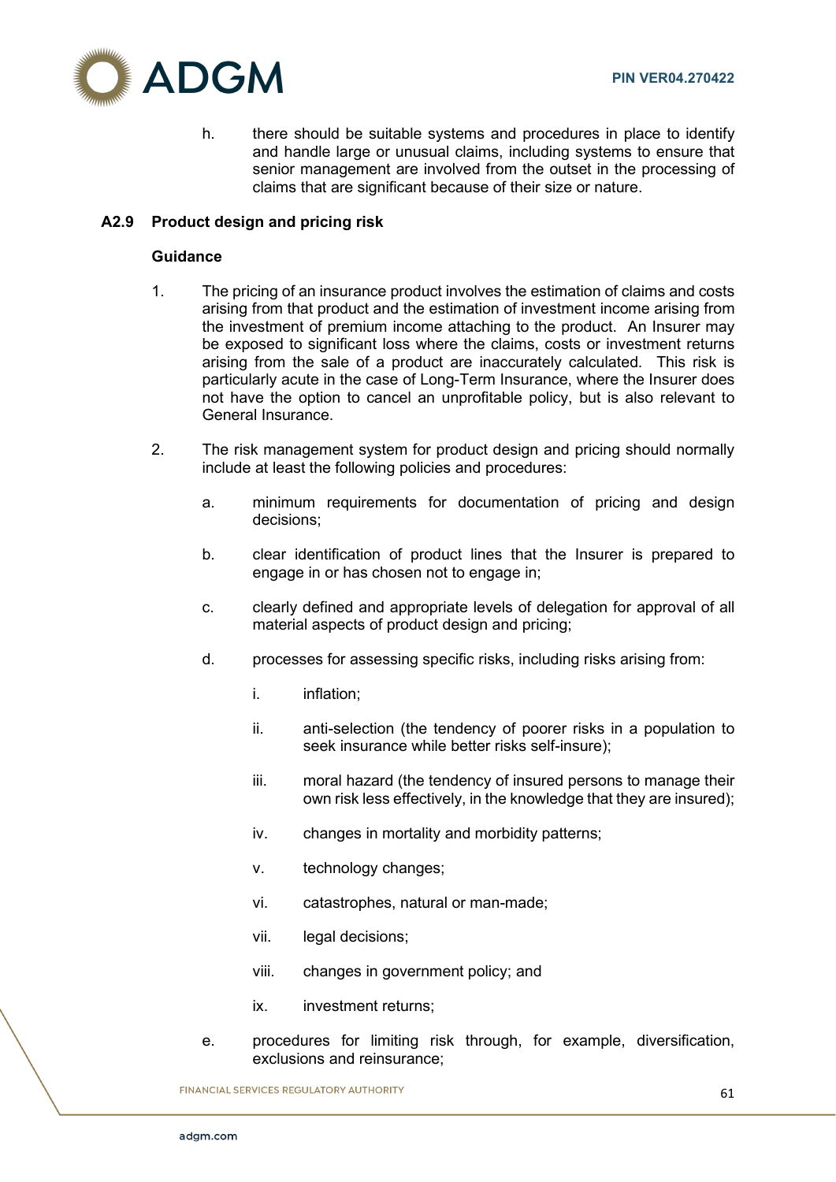h. there should be suitable systems and procedures in place to identify and handle large or unusual claims, including systems to ensure that senior management are involved from the outset in the processing of claims that are significant because of their size or nature.

### A2.9 Product design and pricing risk

**Guidance**

1. The pricing of an insurance product involves the estimation of claims and costs arising from that product and the estimation of investment income arising from the investment of premium income attaching to the product. An Insurer may be exposed to significant loss where the claims, costs or investment returns arising from the sale of a product are inaccurately calculated. This risk is particularly acute in the case of Long-Term Insurance, where the Insurer does not have the option to cancel an unprofitable policy, but is also relevant to General Insurance.

2. The risk management system for product design and pricing should normally include at least the following policies and procedures:

   a. minimum requirements for documentation of pricing and design decisions;

   b. clear identification of product lines that the Insurer is prepared to engage in or has chosen not to engage in;

   c. clearly defined and appropriate levels of delegation for approval of all material aspects of product design and pricing;

   d. processes for assessing specific risks, including risks arising from:

      i. inflation;

      ii. anti-selection (the tendency of poorer risks in a population to seek insurance while better risks self-insure);

      iii. moral hazard (the tendency of insured persons to manage their own risk less effectively, in the knowledge that they are insured);

      iv. changes in mortality and morbidity patterns;

      v. technology changes;

      vi. catastrophes, natural or man-made;

      vii. legal decisions;

      viii. changes in government policy; and

      ix. investment returns;

   e. procedures for limiting risk through, for example, diversification, exclusions and reinsurance;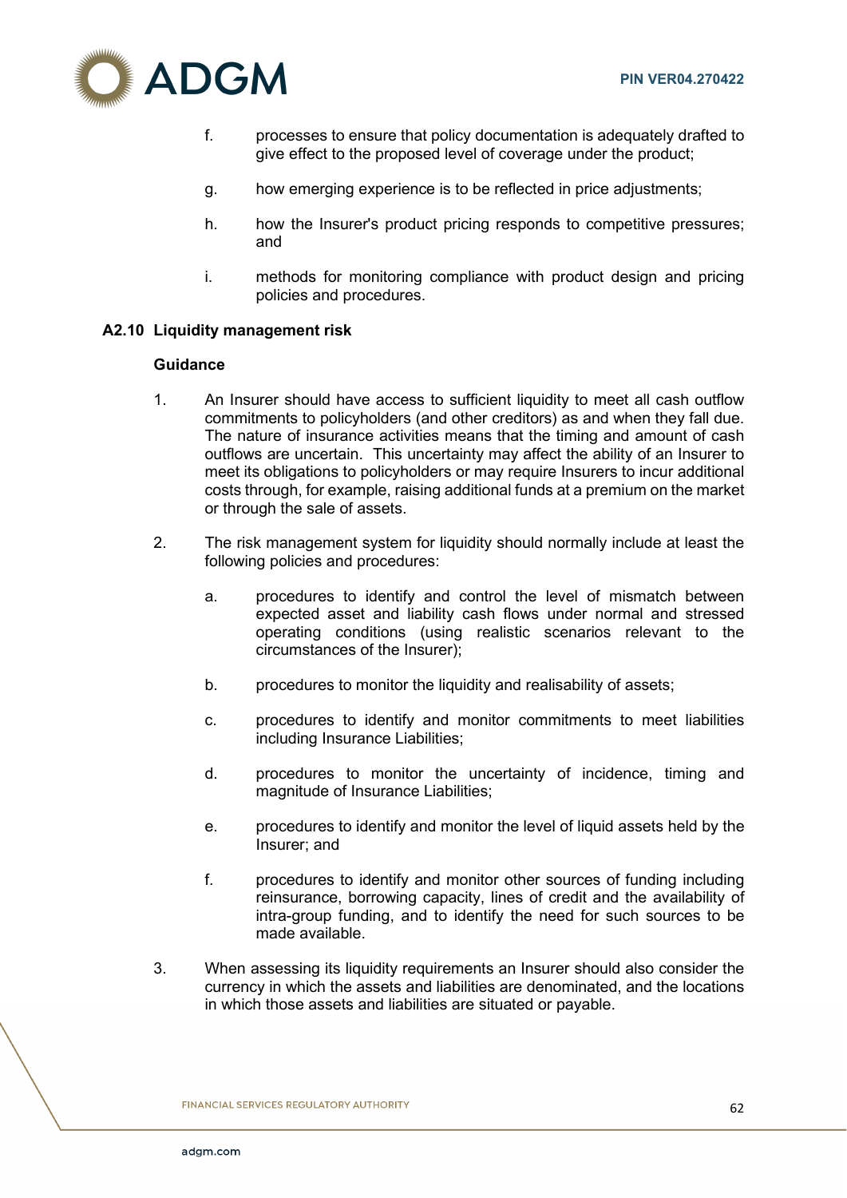f. processes to ensure that policy documentation is adequately drafted to give effect to the proposed level of coverage under the product;

g. how emerging experience is to be reflected in price adjustments;

h. how the Insurer's product pricing responds to competitive pressures; and

i. methods for monitoring compliance with product design and pricing policies and procedures.

### A2.10 Liquidity management risk

**Guidance**

1. An Insurer should have access to sufficient liquidity to meet all cash outflow commitments to policyholders (and other creditors) as and when they fall due. The nature of insurance activities means that the timing and amount of cash outflows are uncertain. This uncertainty may affect the ability of an Insurer to meet its obligations to policyholders or may require Insurers to incur additional costs through, for example, raising additional funds at a premium on the market or through the sale of assets.

2. The risk management system for liquidity should normally include at least the following policies and procedures:

   a. procedures to identify and control the level of mismatch between expected asset and liability cash flows under normal and stressed operating conditions (using realistic scenarios relevant to the circumstances of the Insurer);

   b. procedures to monitor the liquidity and realisability of assets;

   c. procedures to identify and monitor commitments to meet liabilities including Insurance Liabilities;

   d. procedures to monitor the uncertainty of incidence, timing and magnitude of Insurance Liabilities;

   e. procedures to identify and monitor the level of liquid assets held by the Insurer; and

   f. procedures to identify and monitor other sources of funding including reinsurance, borrowing capacity, lines of credit and the availability of intra-group funding, and to identify the need for such sources to be made available.

3. When assessing its liquidity requirements an Insurer should also consider the currency in which the assets and liabilities are denominated, and the locations in which those assets and liabilities are situated or payable.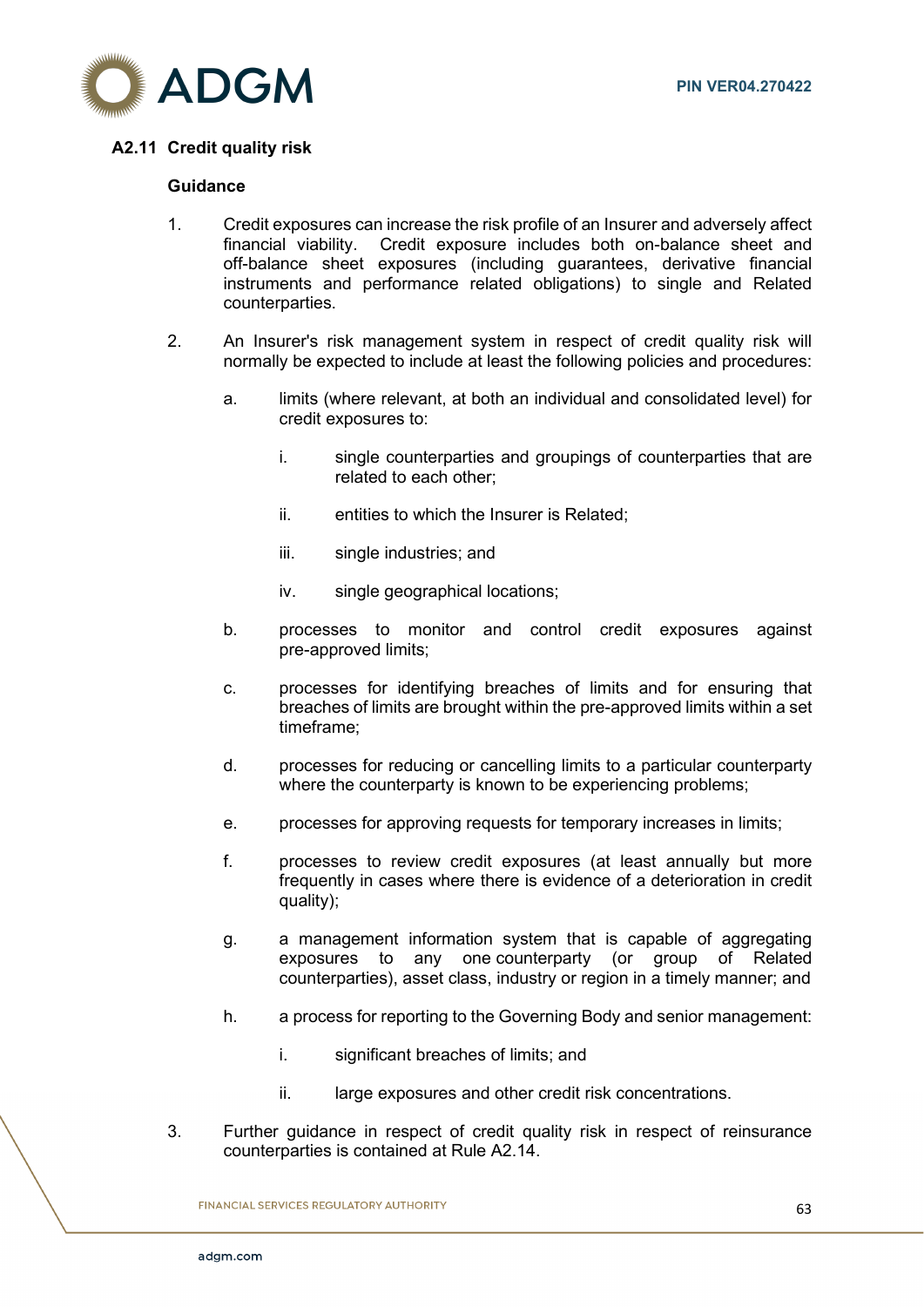### A2.11 Credit quality risk

**Guidance**

1. Credit exposures can increase the risk profile of an Insurer and adversely affect financial viability. Credit exposure includes both on-balance sheet and off-balance sheet exposures (including guarantees, derivative financial instruments and performance related obligations) to single and Related counterparties.

2. An Insurer's risk management system in respect of credit quality risk will normally be expected to include at least the following policies and procedures:

   a. limits (where relevant, at both an individual and consolidated level) for credit exposures to:

      i. single counterparties and groupings of counterparties that are related to each other;

      ii. entities to which the Insurer is Related;

      iii. single industries; and

      iv. single geographical locations;

   b. processes to monitor and control credit exposures against pre-approved limits;

   c. processes for identifying breaches of limits and for ensuring that breaches of limits are brought within the pre-approved limits within a set timeframe;

   d. processes for reducing or cancelling limits to a particular counterparty where the counterparty is known to be experiencing problems;

   e. processes for approving requests for temporary increases in limits;

   f. processes to review credit exposures (at least annually but more frequently in cases where there is evidence of a deterioration in credit quality);

   g. a management information system that is capable of aggregating exposures to any one counterparty (or group of Related counterparties), asset class, industry or region in a timely manner; and

   h. a process for reporting to the Governing Body and senior management:

      i. significant breaches of limits; and

      ii. large exposures and other credit risk concentrations.

3. Further guidance in respect of credit quality risk in respect of reinsurance counterparties is contained at Rule A2.14.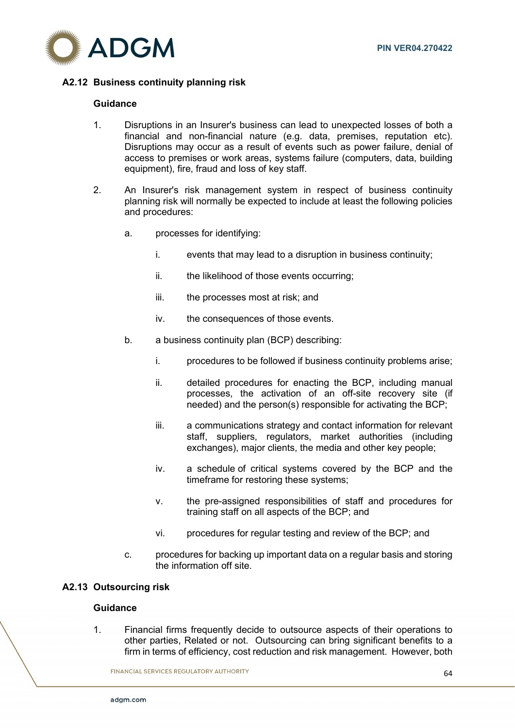## A2.12 Business continuity planning risk

**Guidance**

1. Disruptions in an Insurer's business can lead to unexpected losses of both a financial and non-financial nature (e.g. data, premises, reputation etc). Disruptions may occur as a result of events such as power failure, denial of access to premises or work areas, systems failure (computers, data, building equipment), fire, fraud and loss of key staff.

2. An Insurer's risk management system in respect of business continuity planning risk will normally be expected to include at least the following policies and procedures:

   a. processes for identifying:

      i. events that may lead to a disruption in business continuity;

      ii. the likelihood of those events occurring;

      iii. the processes most at risk; and

      iv. the consequences of those events.

   b. a business continuity plan (BCP) describing:

      i. procedures to be followed if business continuity problems arise;

      ii. detailed procedures for enacting the BCP, including manual processes, the activation of an off-site recovery site (if needed) and the person(s) responsible for activating the BCP;

      iii. a communications strategy and contact information for relevant staff, suppliers, regulators, market authorities (including exchanges), major clients, the media and other key people;

      iv. a schedule of critical systems covered by the BCP and the timeframe for restoring these systems;

      v. the pre-assigned responsibilities of staff and procedures for training staff on all aspects of the BCP; and

      vi. procedures for regular testing and review of the BCP; and

   c. procedures for backing up important data on a regular basis and storing the information off site.

## A2.13 Outsourcing risk

**Guidance**

1. Financial firms frequently decide to outsource aspects of their operations to other parties, Related or not. Outsourcing can bring significant benefits to a firm in terms of efficiency, cost reduction and risk management. However, both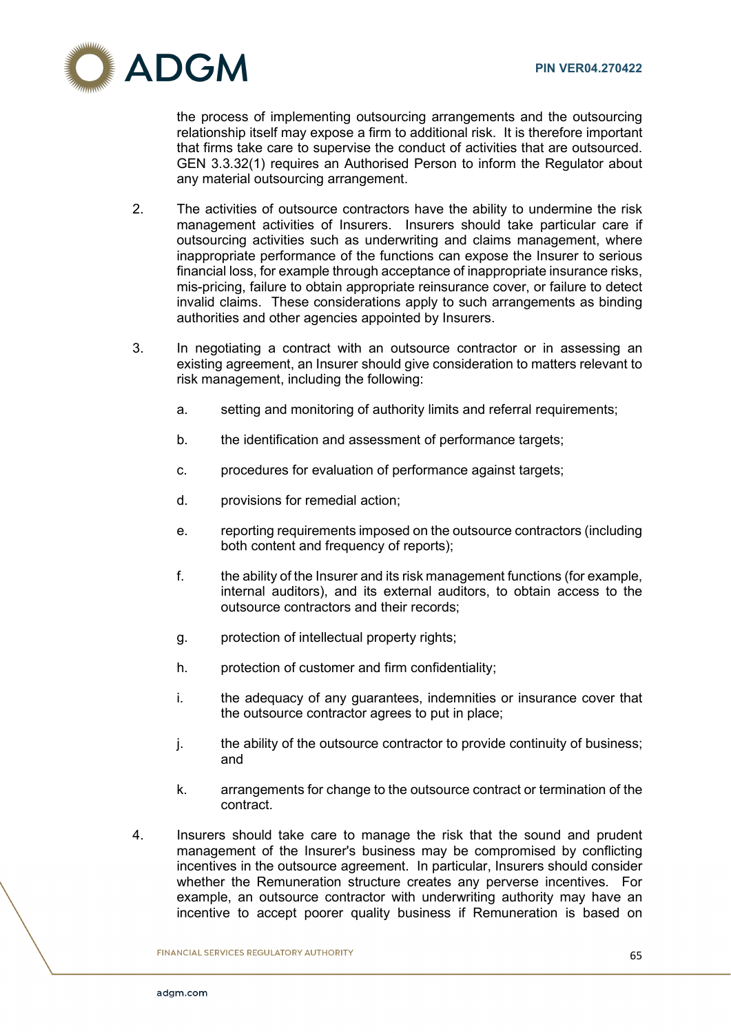the process of implementing outsourcing arrangements and the outsourcing relationship itself may expose a firm to additional risk. It is therefore important that firms take care to supervise the conduct of activities that are outsourced. GEN 3.3.32(1) requires an Authorised Person to inform the Regulator about any material outsourcing arrangement.

2. The activities of outsource contractors have the ability to undermine the risk management activities of Insurers. Insurers should take particular care if outsourcing activities such as underwriting and claims management, where inappropriate performance of the functions can expose the Insurer to serious financial loss, for example through acceptance of inappropriate insurance risks, mis-pricing, failure to obtain appropriate reinsurance cover, or failure to detect invalid claims. These considerations apply to such arrangements as binding authorities and other agencies appointed by Insurers.

3. In negotiating a contract with an outsource contractor or in assessing an existing agreement, an Insurer should give consideration to matters relevant to risk management, including the following:

   a. setting and monitoring of authority limits and referral requirements;

   b. the identification and assessment of performance targets;

   c. procedures for evaluation of performance against targets;

   d. provisions for remedial action;

   e. reporting requirements imposed on the outsource contractors (including both content and frequency of reports);

   f. the ability of the Insurer and its risk management functions (for example, internal auditors), and its external auditors, to obtain access to the outsource contractors and their records;

   g. protection of intellectual property rights;

   h. protection of customer and firm confidentiality;

   i. the adequacy of any guarantees, indemnities or insurance cover that the outsource contractor agrees to put in place;

   j. the ability of the outsource contractor to provide continuity of business; and

   k. arrangements for change to the outsource contract or termination of the contract.

4. Insurers should take care to manage the risk that the sound and prudent management of the Insurer's business may be compromised by conflicting incentives in the outsource agreement. In particular, Insurers should consider whether the Remuneration structure creates any perverse incentives. For example, an outsource contractor with underwriting authority may have an incentive to accept poorer quality business if Remuneration is based on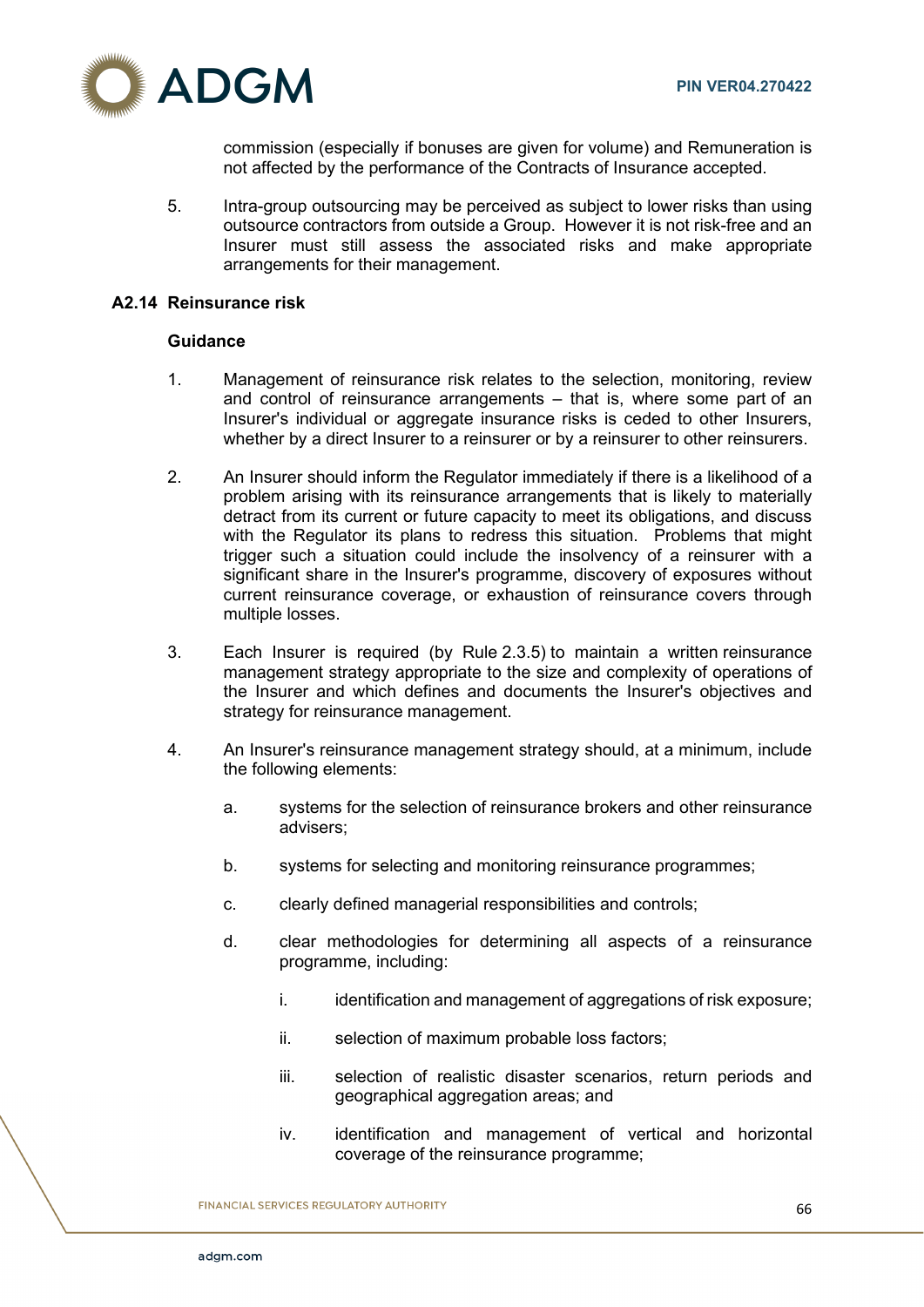commission (especially if bonuses are given for volume) and Remuneration is not affected by the performance of the Contracts of Insurance accepted.

5. Intra-group outsourcing may be perceived as subject to lower risks than using outsource contractors from outside a Group. However it is not risk-free and an Insurer must still assess the associated risks and make appropriate arrangements for their management.

### A2.14 Reinsurance risk

**Guidance**

1. Management of reinsurance risk relates to the selection, monitoring, review and control of reinsurance arrangements – that is, where some part of an Insurer's individual or aggregate insurance risks is ceded to other Insurers, whether by a direct Insurer to a reinsurer or by a reinsurer to other reinsurers.

2. An Insurer should inform the Regulator immediately if there is a likelihood of a problem arising with its reinsurance arrangements that is likely to materially detract from its current or future capacity to meet its obligations, and discuss with the Regulator its plans to redress this situation. Problems that might trigger such a situation could include the insolvency of a reinsurer with a significant share in the Insurer's programme, discovery of exposures without current reinsurance coverage, or exhaustion of reinsurance covers through multiple losses.

3. Each Insurer is required (by Rule 2.3.5) to maintain a written reinsurance management strategy appropriate to the size and complexity of operations of the Insurer and which defines and documents the Insurer's objectives and strategy for reinsurance management.

4. An Insurer's reinsurance management strategy should, at a minimum, include the following elements:

   a. systems for the selection of reinsurance brokers and other reinsurance advisers;

   b. systems for selecting and monitoring reinsurance programmes;

   c. clearly defined managerial responsibilities and controls;

   d. clear methodologies for determining all aspects of a reinsurance programme, including:

      i. identification and management of aggregations of risk exposure;

      ii. selection of maximum probable loss factors;

      iii. selection of realistic disaster scenarios, return periods and geographical aggregation areas; and

      iv. identification and management of vertical and horizontal coverage of the reinsurance programme;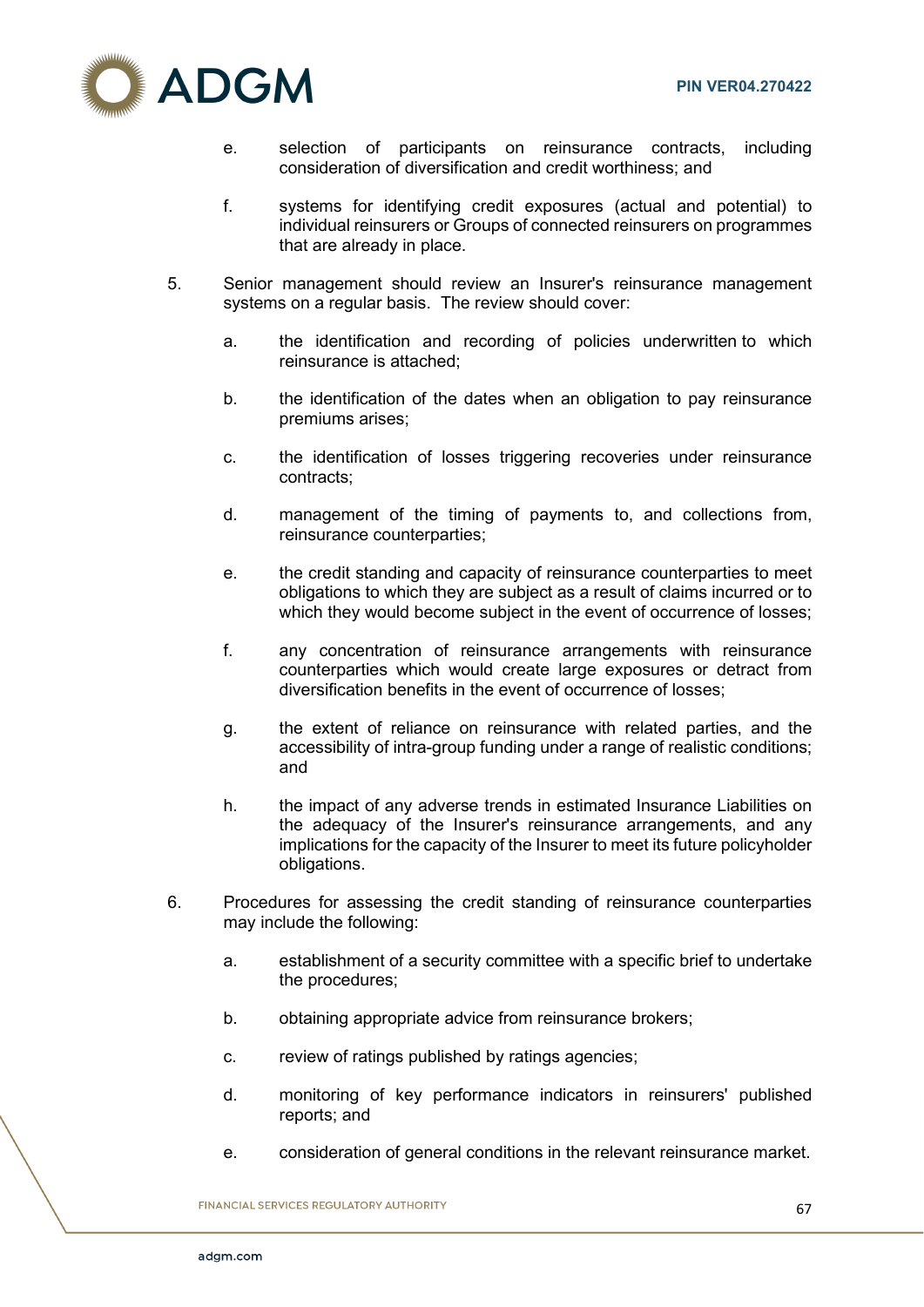e. selection of participants on reinsurance contracts, including consideration of diversification and credit worthiness; and

f. systems for identifying credit exposures (actual and potential) to individual reinsurers or Groups of connected reinsurers on programmes that are already in place.

5. Senior management should review an Insurer's reinsurance management systems on a regular basis. The review should cover:

   a. the identification and recording of policies underwritten to which reinsurance is attached;

   b. the identification of the dates when an obligation to pay reinsurance premiums arises;

   c. the identification of losses triggering recoveries under reinsurance contracts;

   d. management of the timing of payments to, and collections from, reinsurance counterparties;

   e. the credit standing and capacity of reinsurance counterparties to meet obligations to which they are subject as a result of claims incurred or to which they would become subject in the event of occurrence of losses;

   f. any concentration of reinsurance arrangements with reinsurance counterparties which would create large exposures or detract from diversification benefits in the event of occurrence of losses;

   g. the extent of reliance on reinsurance with related parties, and the accessibility of intra-group funding under a range of realistic conditions; and

   h. the impact of any adverse trends in estimated Insurance Liabilities on the adequacy of the Insurer's reinsurance arrangements, and any implications for the capacity of the Insurer to meet its future policyholder obligations.

6. Procedures for assessing the credit standing of reinsurance counterparties may include the following:

   a. establishment of a security committee with a specific brief to undertake the procedures;

   b. obtaining appropriate advice from reinsurance brokers;

   c. review of ratings published by ratings agencies;

   d. monitoring of key performance indicators in reinsurers' published reports; and

   e. consideration of general conditions in the relevant reinsurance market.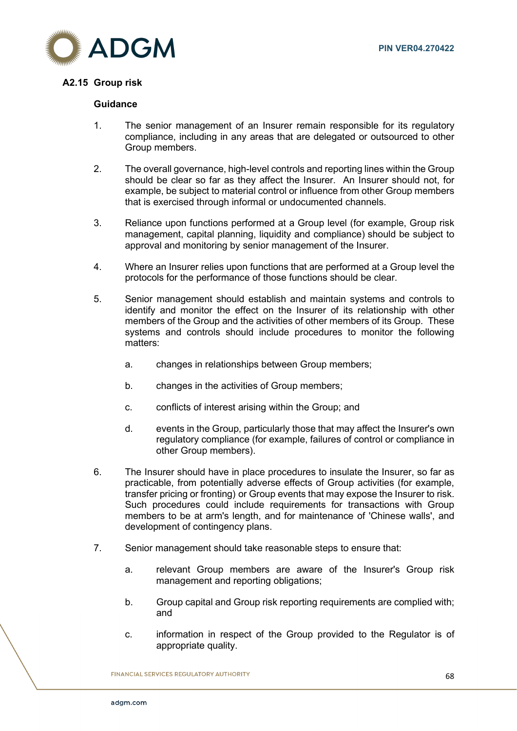### A2.15 Group risk

**Guidance**

1. The senior management of an Insurer remain responsible for its regulatory compliance, including in any areas that are delegated or outsourced to other Group members.

2. The overall governance, high-level controls and reporting lines within the Group should be clear so far as they affect the Insurer. An Insurer should not, for example, be subject to material control or influence from other Group members that is exercised through informal or undocumented channels.

3. Reliance upon functions performed at a Group level (for example, Group risk management, capital planning, liquidity and compliance) should be subject to approval and monitoring by senior management of the Insurer.

4. Where an Insurer relies upon functions that are performed at a Group level the protocols for the performance of those functions should be clear.

5. Senior management should establish and maintain systems and controls to identify and monitor the effect on the Insurer of its relationship with other members of the Group and the activities of other members of its Group. These systems and controls should include procedures to monitor the following matters:

   a. changes in relationships between Group members;

   b. changes in the activities of Group members;

   c. conflicts of interest arising within the Group; and

   d. events in the Group, particularly those that may affect the Insurer's own regulatory compliance (for example, failures of control or compliance in other Group members).

6. The Insurer should have in place procedures to insulate the Insurer, so far as practicable, from potentially adverse effects of Group activities (for example, transfer pricing or fronting) or Group events that may expose the Insurer to risk. Such procedures could include requirements for transactions with Group members to be at arm's length, and for maintenance of 'Chinese walls', and development of contingency plans.

7. Senior management should take reasonable steps to ensure that:

   a. relevant Group members are aware of the Insurer's Group risk management and reporting obligations;

   b. Group capital and Group risk reporting requirements are complied with; and

   c. information in respect of the Group provided to the Regulator is of appropriate quality.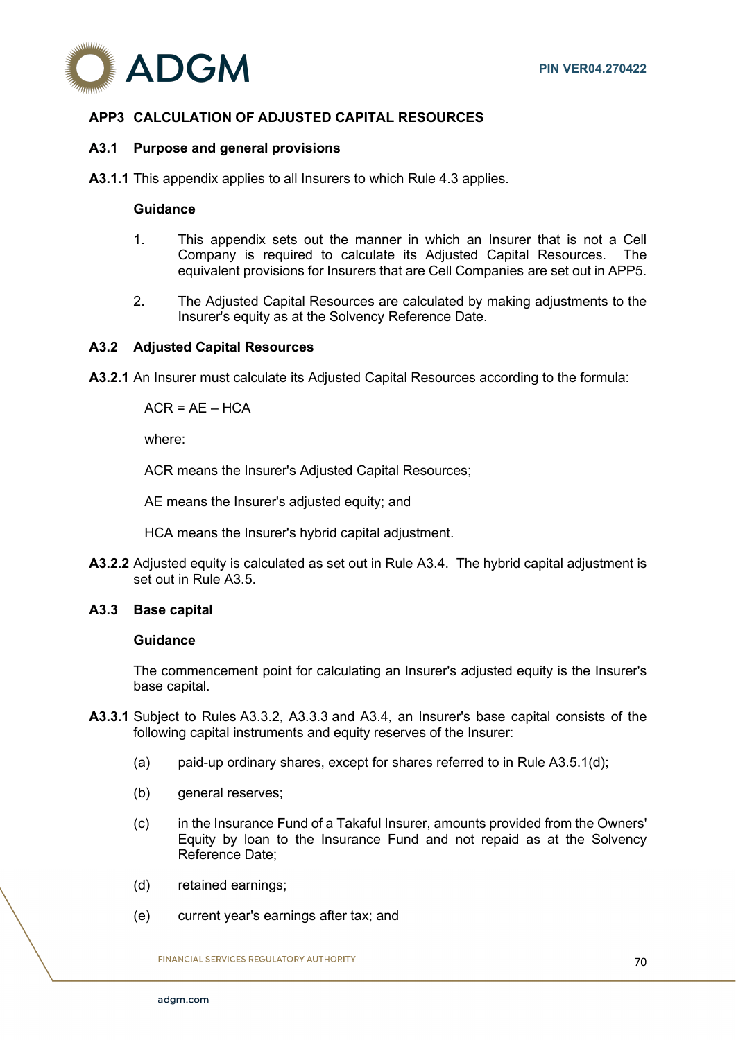## APP3 CALCULATION OF ADJUSTED CAPITAL RESOURCES

### A3.1 Purpose and general provisions

**A3.1.1** This appendix applies to all Insurers to which Rule 4.3 applies.

**Guidance**

1. This appendix sets out the manner in which an Insurer that is not a Cell Company is required to calculate its Adjusted Capital Resources. The equivalent provisions for Insurers that are Cell Companies are set out in APP5.

2. The Adjusted Capital Resources are calculated by making adjustments to the Insurer's equity as at the Solvency Reference Date.

### A3.2 Adjusted Capital Resources

**A3.2.1** An Insurer must calculate its Adjusted Capital Resources according to the formula:

ACR = AE – HCA

where:

ACR means the Insurer's Adjusted Capital Resources;

AE means the Insurer's adjusted equity; and

HCA means the Insurer's hybrid capital adjustment.

**A3.2.2** Adjusted equity is calculated as set out in Rule A3.4. The hybrid capital adjustment is set out in Rule A3.5.

### A3.3 Base capital

**Guidance**

The commencement point for calculating an Insurer's adjusted equity is the Insurer's base capital.

**A3.3.1** Subject to Rules A3.3.2, A3.3.3 and A3.4, an Insurer's base capital consists of the following capital instruments and equity reserves of the Insurer:

(a) paid-up ordinary shares, except for shares referred to in Rule A3.5.1(d);

(b) general reserves;

(c) in the Insurance Fund of a Takaful Insurer, amounts provided from the Owners' Equity by loan to the Insurance Fund and not repaid as at the Solvency Reference Date;

(d) retained earnings;

(e) current year's earnings after tax; and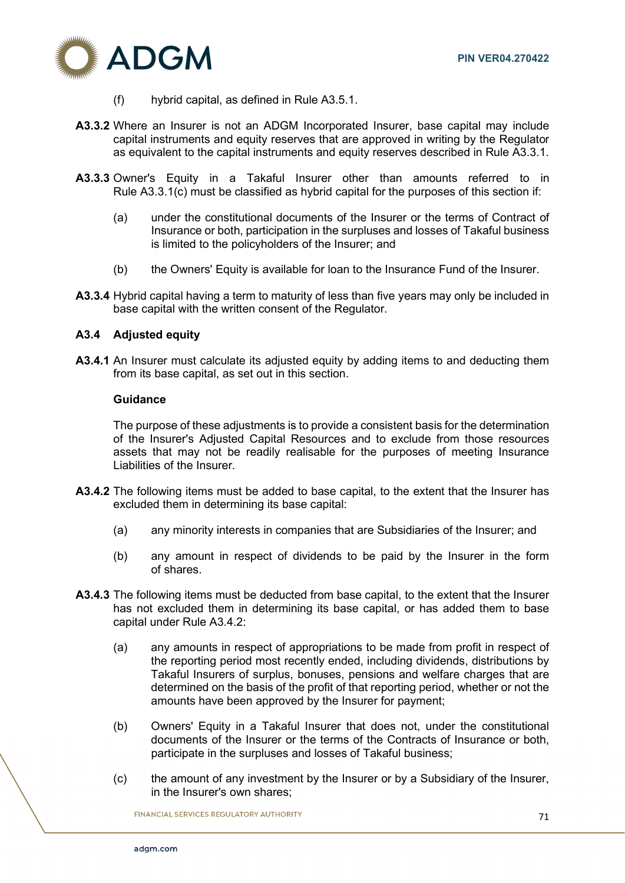(f) hybrid capital, as defined in Rule A3.5.1.

**A3.3.2** Where an Insurer is not an ADGM Incorporated Insurer, base capital may include capital instruments and equity reserves that are approved in writing by the Regulator as equivalent to the capital instruments and equity reserves described in Rule A3.3.1.

**A3.3.3** Owner's Equity in a Takaful Insurer other than amounts referred to in Rule A3.3.1(c) must be classified as hybrid capital for the purposes of this section if:

(a) under the constitutional documents of the Insurer or the terms of Contract of Insurance or both, participation in the surpluses and losses of Takaful business is limited to the policyholders of the Insurer; and

(b) the Owners' Equity is available for loan to the Insurance Fund of the Insurer.

**A3.3.4** Hybrid capital having a term to maturity of less than five years may only be included in base capital with the written consent of the Regulator.

### A3.4 Adjusted equity

**A3.4.1** An Insurer must calculate its adjusted equity by adding items to and deducting them from its base capital, as set out in this section.

**Guidance**

The purpose of these adjustments is to provide a consistent basis for the determination of the Insurer's Adjusted Capital Resources and to exclude from those resources assets that may not be readily realisable for the purposes of meeting Insurance Liabilities of the Insurer.

**A3.4.2** The following items must be added to base capital, to the extent that the Insurer has excluded them in determining its base capital:

(a) any minority interests in companies that are Subsidiaries of the Insurer; and

(b) any amount in respect of dividends to be paid by the Insurer in the form of shares.

**A3.4.3** The following items must be deducted from base capital, to the extent that the Insurer has not excluded them in determining its base capital, or has added them to base capital under Rule A3.4.2:

(a) any amounts in respect of appropriations to be made from profit in respect of the reporting period most recently ended, including dividends, distributions by Takaful Insurers of surplus, bonuses, pensions and welfare charges that are determined on the basis of the profit of that reporting period, whether or not the amounts have been approved by the Insurer for payment;

(b) Owners' Equity in a Takaful Insurer that does not, under the constitutional documents of the Insurer or the terms of the Contracts of Insurance or both, participate in the surpluses and losses of Takaful business;

(c) the amount of any investment by the Insurer or by a Subsidiary of the Insurer, in the Insurer's own shares;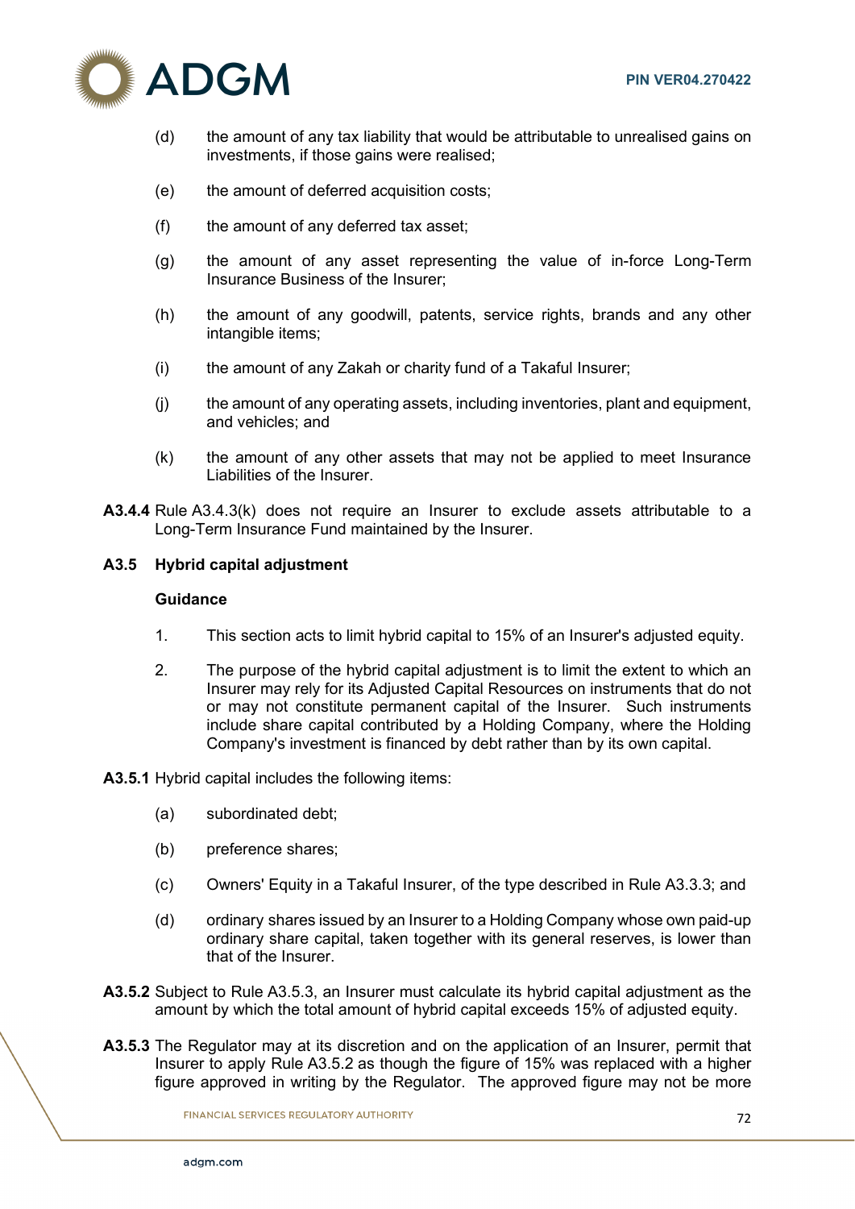(d) the amount of any tax liability that would be attributable to unrealised gains on investments, if those gains were realised;

(e) the amount of deferred acquisition costs;

(f) the amount of any deferred tax asset;

(g) the amount of any asset representing the value of in-force Long-Term Insurance Business of the Insurer;

(h) the amount of any goodwill, patents, service rights, brands and any other intangible items;

(i) the amount of any Zakah or charity fund of a Takaful Insurer;

(j) the amount of any operating assets, including inventories, plant and equipment, and vehicles; and

(k) the amount of any other assets that may not be applied to meet Insurance Liabilities of the Insurer.

**A3.4.4** Rule A3.4.3(k) does not require an Insurer to exclude assets attributable to a Long-Term Insurance Fund maintained by the Insurer.

## A3.5 Hybrid capital adjustment

**Guidance**

1. This section acts to limit hybrid capital to 15% of an Insurer's adjusted equity.

2. The purpose of the hybrid capital adjustment is to limit the extent to which an Insurer may rely for its Adjusted Capital Resources on instruments that do not or may not constitute permanent capital of the Insurer. Such instruments include share capital contributed by a Holding Company, where the Holding Company's investment is financed by debt rather than by its own capital.

**A3.5.1** Hybrid capital includes the following items:

(a) subordinated debt;

(b) preference shares;

(c) Owners' Equity in a Takaful Insurer, of the type described in Rule A3.3.3; and

(d) ordinary shares issued by an Insurer to a Holding Company whose own paid-up ordinary share capital, taken together with its general reserves, is lower than that of the Insurer.

**A3.5.2** Subject to Rule A3.5.3, an Insurer must calculate its hybrid capital adjustment as the amount by which the total amount of hybrid capital exceeds 15% of adjusted equity.

**A3.5.3** The Regulator may at its discretion and on the application of an Insurer, permit that Insurer to apply Rule A3.5.2 as though the figure of 15% was replaced with a higher figure approved in writing by the Regulator. The approved figure may not be more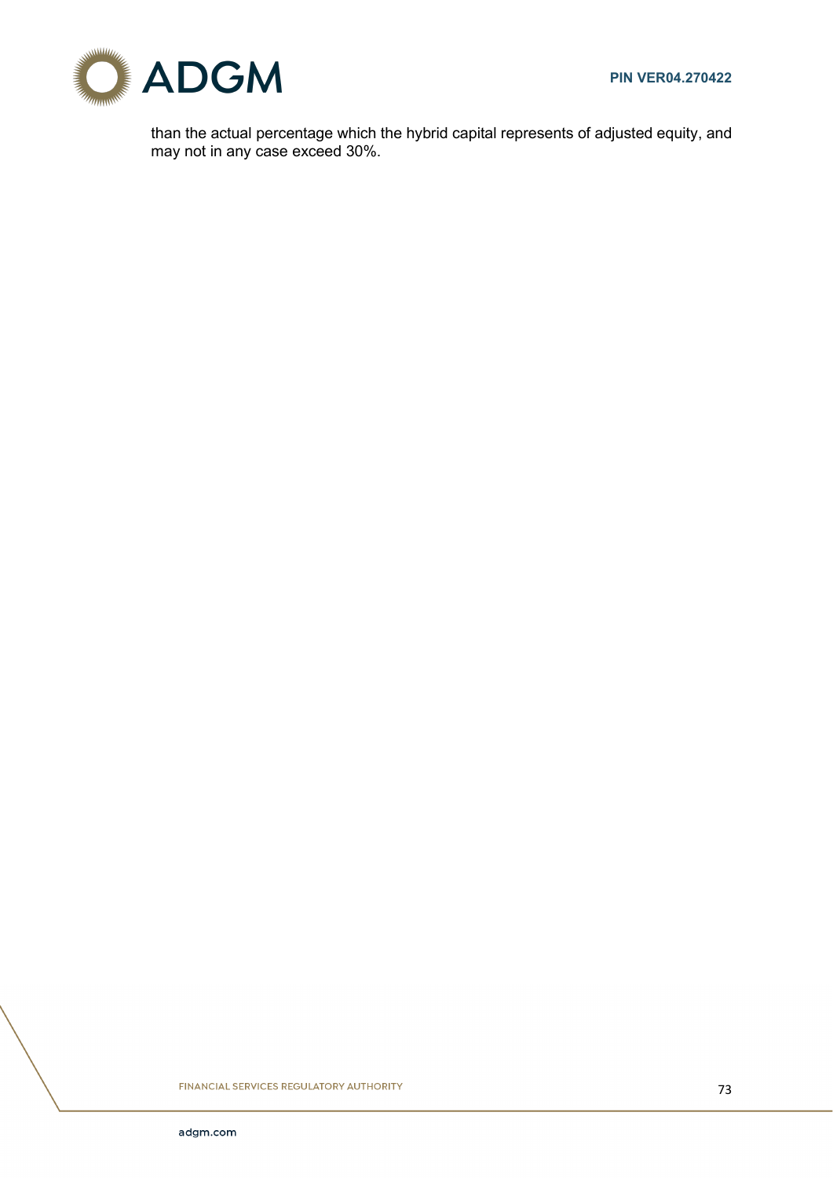than the actual percentage which the hybrid capital represents of adjusted equity, and may not in any case exceed 30%.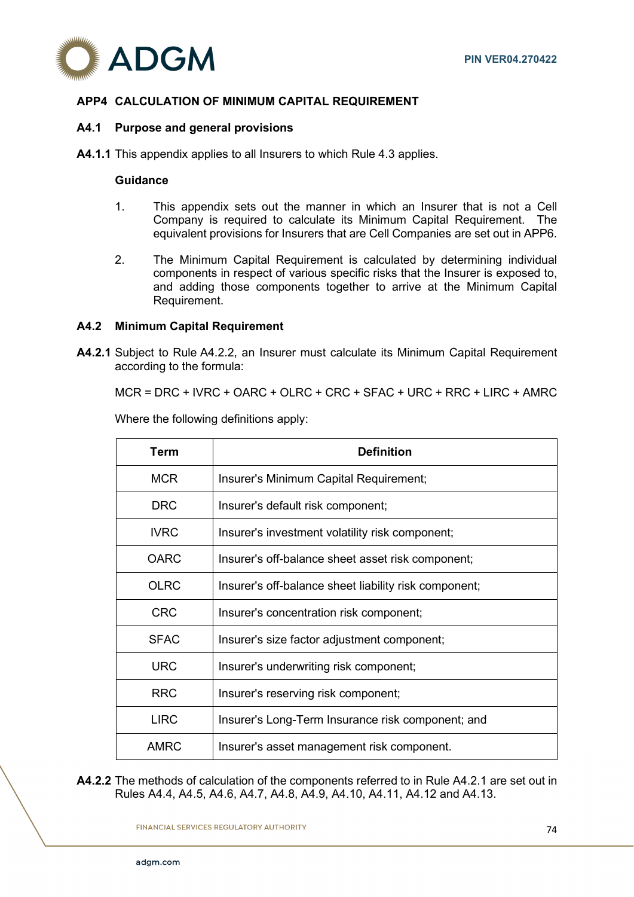## APP4 CALCULATION OF MINIMUM CAPITAL REQUIREMENT

### A4.1 Purpose and general provisions

**A4.1.1** This appendix applies to all Insurers to which Rule 4.3 applies.

**Guidance**

1. This appendix sets out the manner in which an Insurer that is not a Cell Company is required to calculate its Minimum Capital Requirement. The equivalent provisions for Insurers that are Cell Companies are set out in APP6.

2. The Minimum Capital Requirement is calculated by determining individual components in respect of various specific risks that the Insurer is exposed to, and adding those components together to arrive at the Minimum Capital Requirement.

### A4.2 Minimum Capital Requirement

**A4.2.1** Subject to Rule A4.2.2, an Insurer must calculate its Minimum Capital Requirement according to the formula:

MCR = DRC + IVRC + OARC + OLRC + CRC + SFAC + URC + RRC + LIRC + AMRC

Where the following definitions apply:

| Term | Definition |
|---|---|
| MCR | Insurer's Minimum Capital Requirement; |
| DRC | Insurer's default risk component; |
| IVRC | Insurer's investment volatility risk component; |
| OARC | Insurer's off-balance sheet asset risk component; |
| OLRC | Insurer's off-balance sheet liability risk component; |
| CRC | Insurer's concentration risk component; |
| SFAC | Insurer's size factor adjustment component; |
| URC | Insurer's underwriting risk component; |
| RRC | Insurer's reserving risk component; |
| LIRC | Insurer's Long-Term Insurance risk component; and |
| AMRC | Insurer's asset management risk component. |

**A4.2.2** The methods of calculation of the components referred to in Rule A4.2.1 are set out in Rules A4.4, A4.5, A4.6, A4.7, A4.8, A4.9, A4.10, A4.11, A4.12 and A4.13.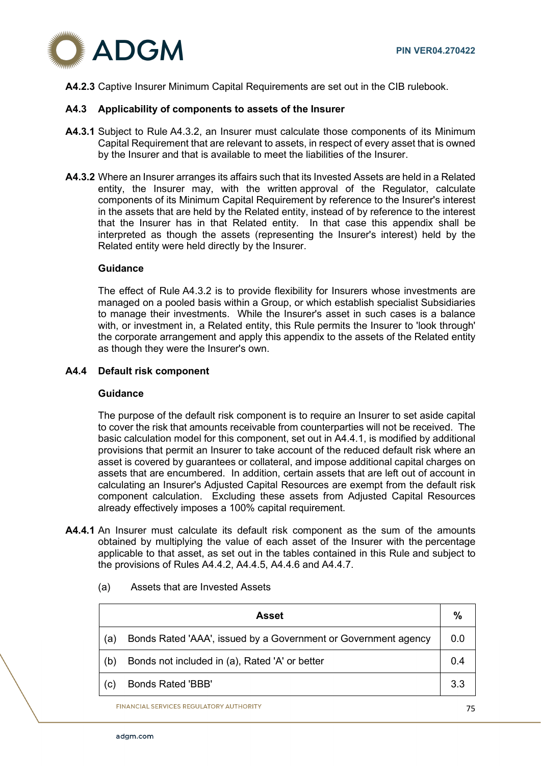**A4.2.3** Captive Insurer Minimum Capital Requirements are set out in the CIB rulebook.

### A4.3 Applicability of components to assets of the Insurer

**A4.3.1** Subject to Rule A4.3.2, an Insurer must calculate those components of its Minimum Capital Requirement that are relevant to assets, in respect of every asset that is owned by the Insurer and that is available to meet the liabilities of the Insurer.

**A4.3.2** Where an Insurer arranges its affairs such that its Invested Assets are held in a Related entity, the Insurer may, with the written approval of the Regulator, calculate components of its Minimum Capital Requirement by reference to the Insurer's interest in the assets that are held by the Related entity, instead of by reference to the interest that the Insurer has in that Related entity. In that case this appendix shall be interpreted as though the assets (representing the Insurer's interest) held by the Related entity were held directly by the Insurer.

**Guidance**

The effect of Rule A4.3.2 is to provide flexibility for Insurers whose investments are managed on a pooled basis within a Group, or which establish specialist Subsidiaries to manage their investments. While the Insurer's asset in such cases is a balance with, or investment in, a Related entity, this Rule permits the Insurer to 'look through' the corporate arrangement and apply this appendix to the assets of the Related entity as though they were the Insurer's own.

### A4.4 Default risk component

**Guidance**

The purpose of the default risk component is to require an Insurer to set aside capital to cover the risk that amounts receivable from counterparties will not be received. The basic calculation model for this component, set out in A4.4.1, is modified by additional provisions that permit an Insurer to take account of the reduced default risk where an asset is covered by guarantees or collateral, and impose additional capital charges on assets that are encumbered. In addition, certain assets that are left out of account in calculating an Insurer's Adjusted Capital Resources are exempt from the default risk component calculation. Excluding these assets from Adjusted Capital Resources already effectively imposes a 100% capital requirement.

**A4.4.1** An Insurer must calculate its default risk component as the sum of the amounts obtained by multiplying the value of each asset of the Insurer with the percentage applicable to that asset, as set out in the tables contained in this Rule and subject to the provisions of Rules A4.4.2, A4.4.5, A4.4.6 and A4.4.7.

(a) Assets that are Invested Assets

| Asset | % |
|---|---|
| (a) Bonds Rated 'AAA', issued by a Government or Government agency | 0.0 |
| (b) Bonds not included in (a), Rated 'A' or better | 0.4 |
| (c) Bonds Rated 'BBB' | 3.3 |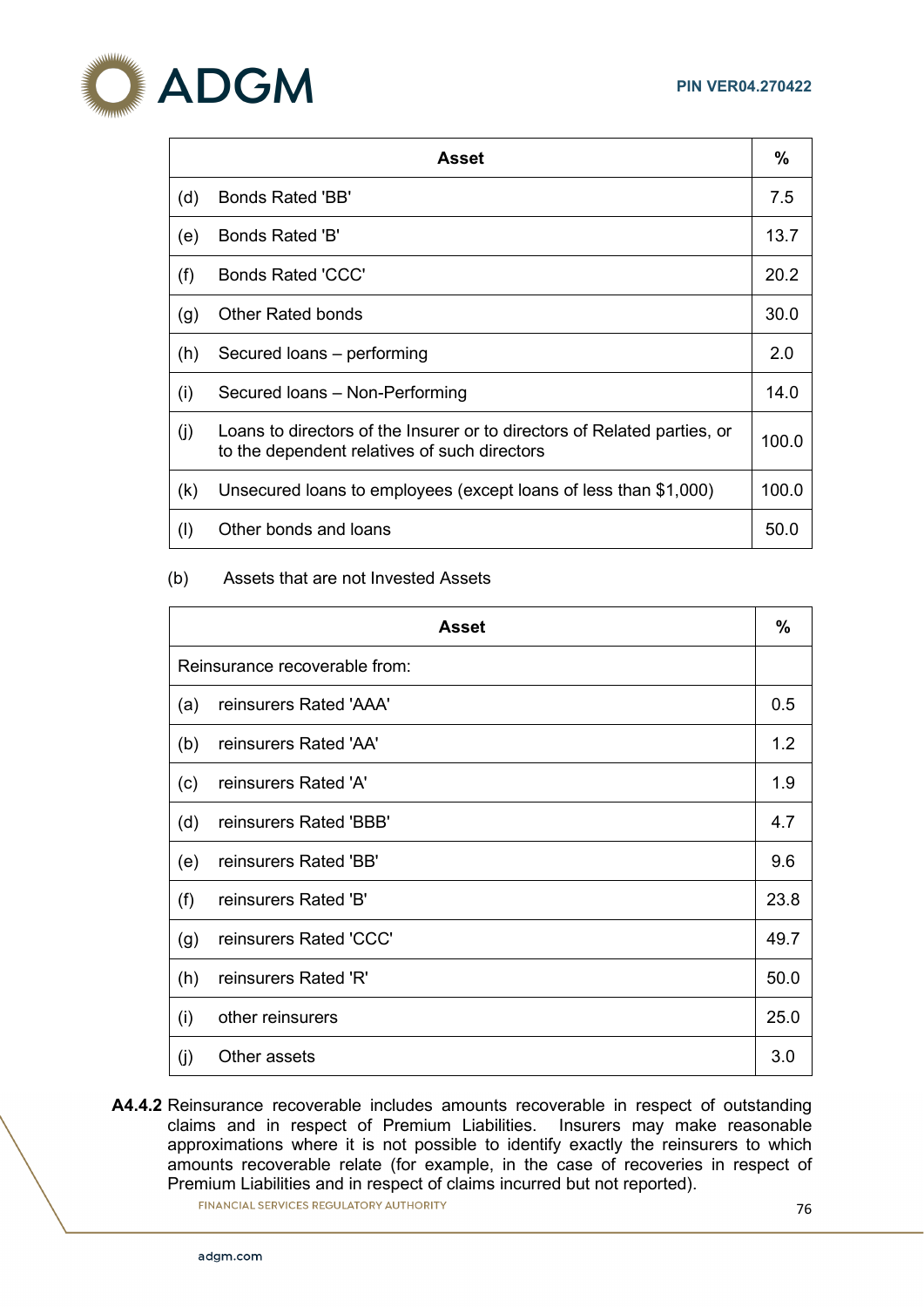| Asset | % |
|---|---|
| (d) Bonds Rated 'BB' | 7.5 |
| (e) Bonds Rated 'B' | 13.7 |
| (f) Bonds Rated 'CCC' | 20.2 |
| (g) Other Rated bonds | 30.0 |
| (h) Secured loans – performing | 2.0 |
| (i) Secured loans – Non-Performing | 14.0 |
| (j) Loans to directors of the Insurer or to directors of Related parties, or to the dependent relatives of such directors | 100.0 |
| (k) Unsecured loans to employees (except loans of less than $1,000) | 100.0 |
| (l) Other bonds and loans | 50.0 |

(b) Assets that are not Invested Assets

| Asset | % |
|---|---|
| Reinsurance recoverable from: | |
| (a) reinsurers Rated 'AAA' | 0.5 |
| (b) reinsurers Rated 'AA' | 1.2 |
| (c) reinsurers Rated 'A' | 1.9 |
| (d) reinsurers Rated 'BBB' | 4.7 |
| (e) reinsurers Rated 'BB' | 9.6 |
| (f) reinsurers Rated 'B' | 23.8 |
| (g) reinsurers Rated 'CCC' | 49.7 |
| (h) reinsurers Rated 'R' | 50.0 |
| (i) other reinsurers | 25.0 |
| (j) Other assets | 3.0 |

**A4.4.2** Reinsurance recoverable includes amounts recoverable in respect of outstanding claims and in respect of Premium Liabilities. Insurers may make reasonable approximations where it is not possible to identify exactly the reinsurers to which amounts recoverable relate (for example, in the case of recoveries in respect of Premium Liabilities and in respect of claims incurred but not reported).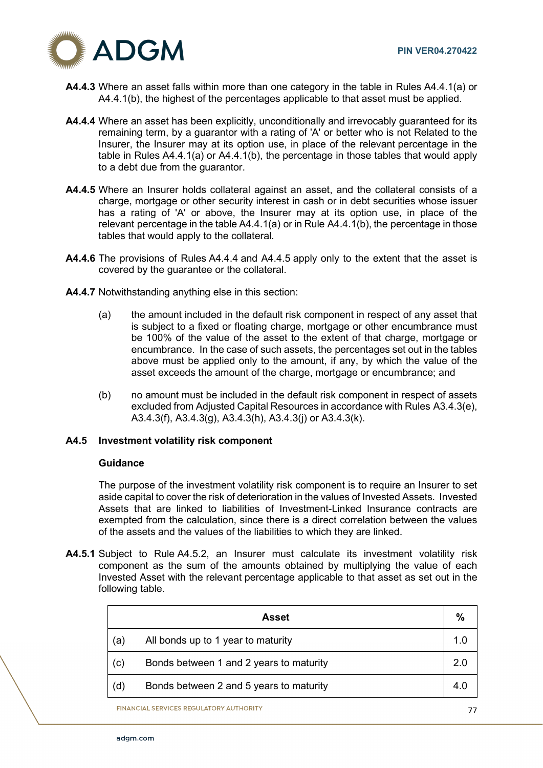**A4.4.3** Where an asset falls within more than one category in the table in Rules A4.4.1(a) or A4.4.1(b), the highest of the percentages applicable to that asset must be applied.

**A4.4.4** Where an asset has been explicitly, unconditionally and irrevocably guaranteed for its remaining term, by a guarantor with a rating of 'A' or better who is not Related to the Insurer, the Insurer may at its option use, in place of the relevant percentage in the table in Rules A4.4.1(a) or A4.4.1(b), the percentage in those tables that would apply to a debt due from the guarantor.

**A4.4.5** Where an Insurer holds collateral against an asset, and the collateral consists of a charge, mortgage or other security interest in cash or in debt securities whose issuer has a rating of 'A' or above, the Insurer may at its option use, in place of the relevant percentage in the table A4.4.1(a) or in Rule A4.4.1(b), the percentage in those tables that would apply to the collateral.

**A4.4.6** The provisions of Rules A4.4.4 and A4.4.5 apply only to the extent that the asset is covered by the guarantee or the collateral.

**A4.4.7** Notwithstanding anything else in this section:

(a) the amount included in the default risk component in respect of any asset that is subject to a fixed or floating charge, mortgage or other encumbrance must be 100% of the value of the asset to the extent of that charge, mortgage or encumbrance. In the case of such assets, the percentages set out in the tables above must be applied only to the amount, if any, by which the value of the asset exceeds the amount of the charge, mortgage or encumbrance; and

(b) no amount must be included in the default risk component in respect of assets excluded from Adjusted Capital Resources in accordance with Rules A3.4.3(e), A3.4.3(f), A3.4.3(g), A3.4.3(h), A3.4.3(j) or A3.4.3(k).

## A4.5 Investment volatility risk component

**Guidance**

The purpose of the investment volatility risk component is to require an Insurer to set aside capital to cover the risk of deterioration in the values of Invested Assets. Invested Assets that are linked to liabilities of Investment-Linked Insurance contracts are exempted from the calculation, since there is a direct correlation between the values of the assets and the values of the liabilities to which they are linked.

**A4.5.1** Subject to Rule A4.5.2, an Insurer must calculate its investment volatility risk component as the sum of the amounts obtained by multiplying the value of each Invested Asset with the relevant percentage applicable to that asset as set out in the following table.

| | Asset | % |
|---|---|---|
| (a) | All bonds up to 1 year to maturity | 1.0 |
| (c) | Bonds between 1 and 2 years to maturity | 2.0 |
| (d) | Bonds between 2 and 5 years to maturity | 4.0 |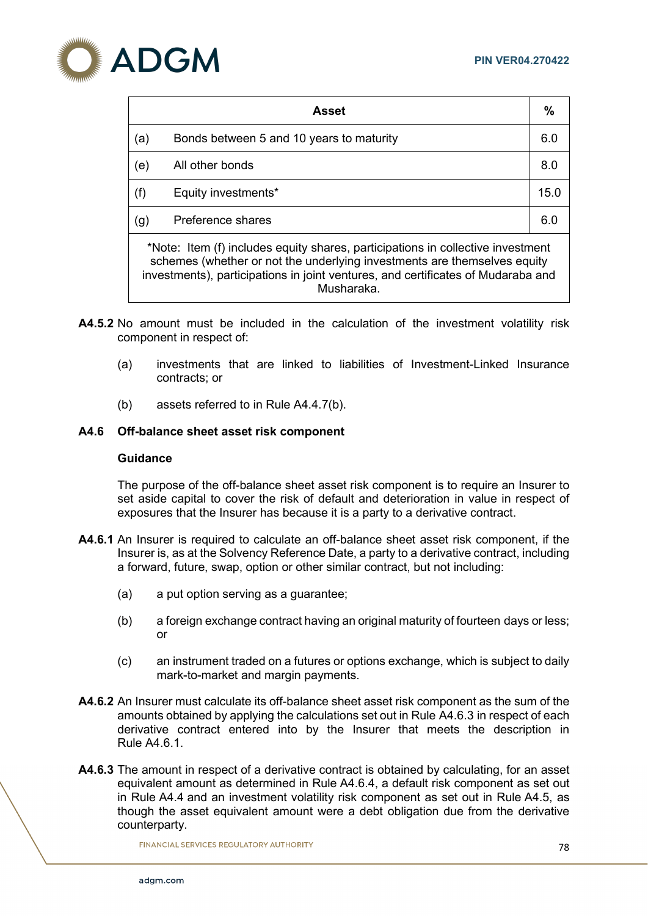| Asset | | % |
|---|---|---|
| (a) | Bonds between 5 and 10 years to maturity | 6.0 |
| (e) | All other bonds | 8.0 |
| (f) | Equity investments* | 15.0 |
| (g) | Preference shares | 6.0 |
| *Note: Item (f) includes equity shares, participations in collective investment schemes (whether or not the underlying investments are themselves equity investments), participations in joint ventures, and certificates of Mudaraba and Musharaka. | | |

**A4.5.2** No amount must be included in the calculation of the investment volatility risk component in respect of:

(a) investments that are linked to liabilities of Investment-Linked Insurance contracts; or

(b) assets referred to in Rule A4.4.7(b).

## A4.6 Off-balance sheet asset risk component

**Guidance**

The purpose of the off-balance sheet asset risk component is to require an Insurer to set aside capital to cover the risk of default and deterioration in value in respect of exposures that the Insurer has because it is a party to a derivative contract.

**A4.6.1** An Insurer is required to calculate an off-balance sheet asset risk component, if the Insurer is, as at the Solvency Reference Date, a party to a derivative contract, including a forward, future, swap, option or other similar contract, but not including:

(a) a put option serving as a guarantee;

(b) a foreign exchange contract having an original maturity of fourteen days or less; or

(c) an instrument traded on a futures or options exchange, which is subject to daily mark-to-market and margin payments.

**A4.6.2** An Insurer must calculate its off-balance sheet asset risk component as the sum of the amounts obtained by applying the calculations set out in Rule A4.6.3 in respect of each derivative contract entered into by the Insurer that meets the description in Rule A4.6.1.

**A4.6.3** The amount in respect of a derivative contract is obtained by calculating, for an asset equivalent amount as determined in Rule A4.6.4, a default risk component as set out in Rule A4.4 and an investment volatility risk component as set out in Rule A4.5, as though the asset equivalent amount were a debt obligation due from the derivative counterparty.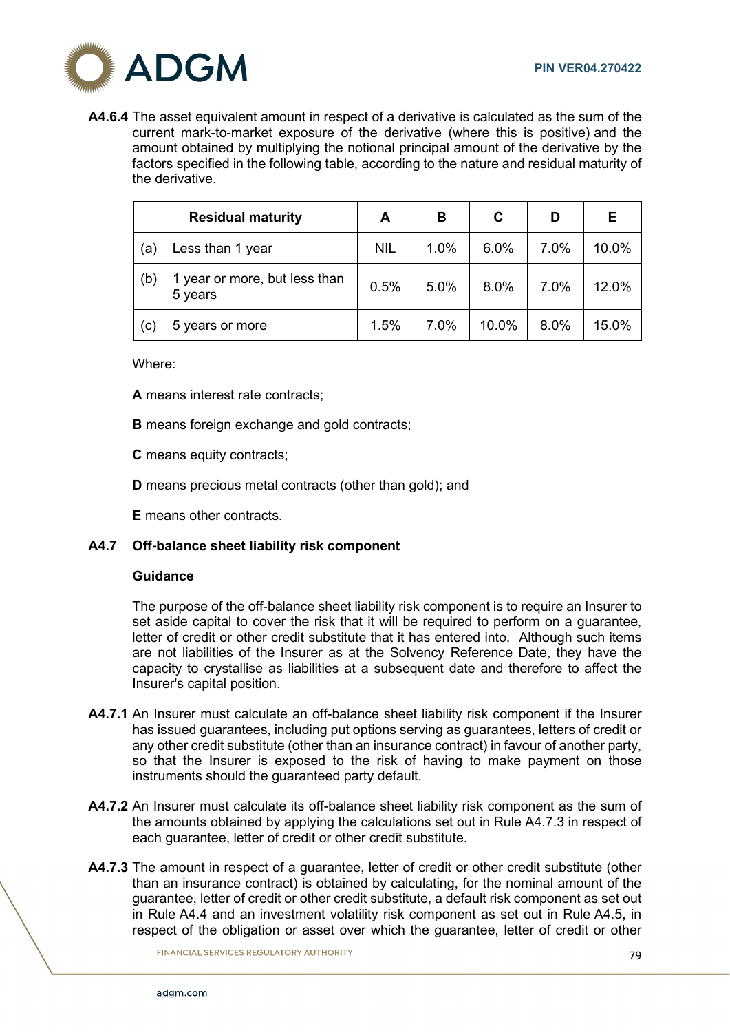**A4.6.4** The asset equivalent amount in respect of a derivative is calculated as the sum of the current mark-to-market exposure of the derivative (where this is positive) and the amount obtained by multiplying the notional principal amount of the derivative by the factors specified in the following table, according to the nature and residual maturity of the derivative.

| Residual maturity | A | B | C | D | E |
|---|---|---|---|---|---|
| (a) Less than 1 year | NIL | 1.0% | 6.0% | 7.0% | 10.0% |
| (b) 1 year or more, but less than 5 years | 0.5% | 5.0% | 8.0% | 7.0% | 12.0% |
| (c) 5 years or more | 1.5% | 7.0% | 10.0% | 8.0% | 15.0% |

Where:

**A** means interest rate contracts;

**B** means foreign exchange and gold contracts;

**C** means equity contracts;

**D** means precious metal contracts (other than gold); and

**E** means other contracts.

## A4.7 Off-balance sheet liability risk component

**Guidance**

The purpose of the off-balance sheet liability risk component is to require an Insurer to set aside capital to cover the risk that it will be required to perform on a guarantee, letter of credit or other credit substitute that it has entered into. Although such items are not liabilities of the Insurer as at the Solvency Reference Date, they have the capacity to crystallise as liabilities at a subsequent date and therefore to affect the Insurer's capital position.

**A4.7.1** An Insurer must calculate an off-balance sheet liability risk component if the Insurer has issued guarantees, including put options serving as guarantees, letters of credit or any other credit substitute (other than an insurance contract) in favour of another party, so that the Insurer is exposed to the risk of having to make payment on those instruments should the guaranteed party default.

**A4.7.2** An Insurer must calculate its off-balance sheet liability risk component as the sum of the amounts obtained by applying the calculations set out in Rule A4.7.3 in respect of each guarantee, letter of credit or other credit substitute.

**A4.7.3** The amount in respect of a guarantee, letter of credit or other credit substitute (other than an insurance contract) is obtained by calculating, for the nominal amount of the guarantee, letter of credit or other credit substitute, a default risk component as set out in Rule A4.4 and an investment volatility risk component as set out in Rule A4.5, in respect of the obligation or asset over which the guarantee, letter of credit or other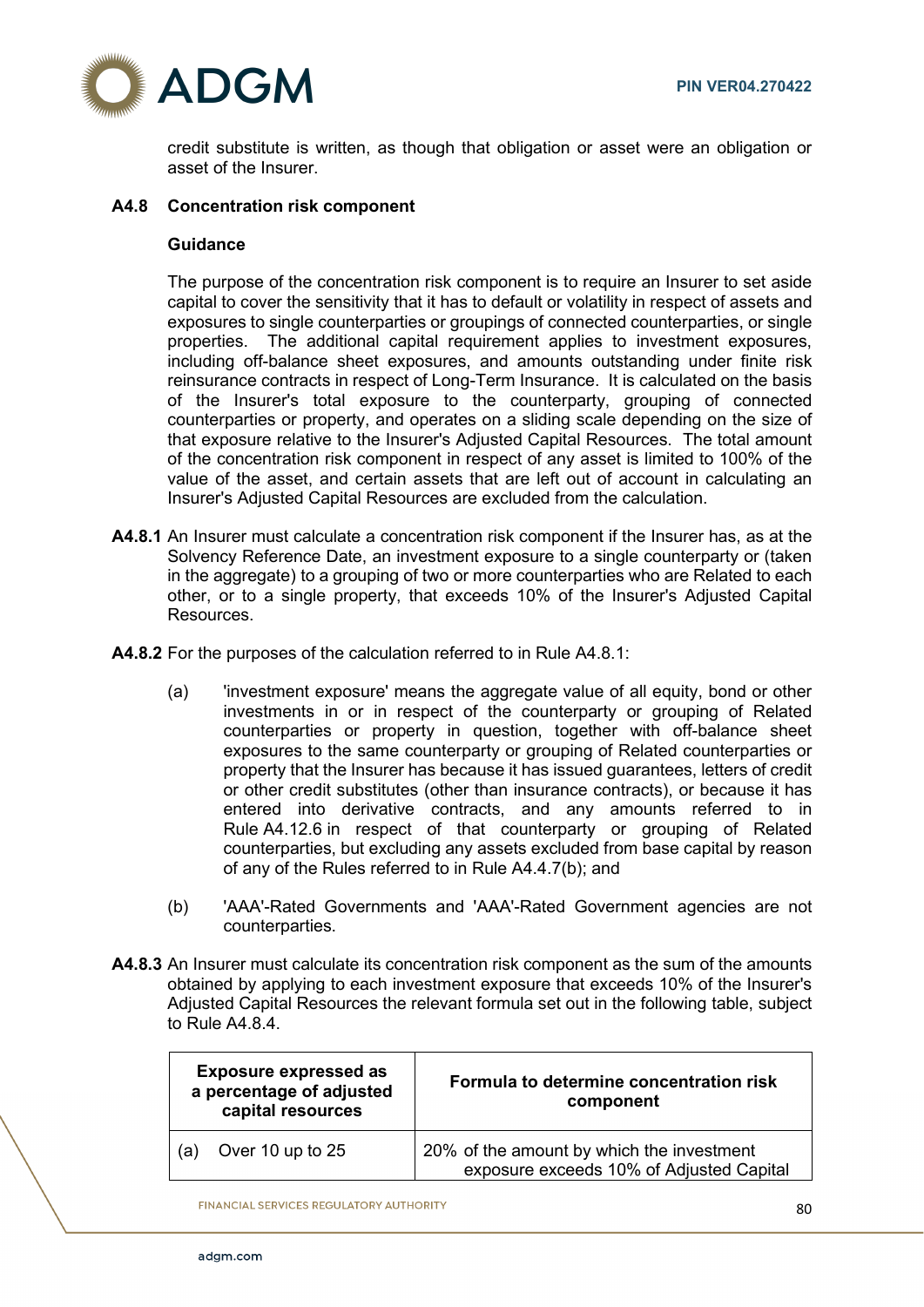credit substitute is written, as though that obligation or asset were an obligation or asset of the Insurer.

### A4.8 Concentration risk component

**Guidance**

The purpose of the concentration risk component is to require an Insurer to set aside capital to cover the sensitivity that it has to default or volatility in respect of assets and exposures to single counterparties or groupings of connected counterparties, or single properties. The additional capital requirement applies to investment exposures, including off-balance sheet exposures, and amounts outstanding under finite risk reinsurance contracts in respect of Long-Term Insurance. It is calculated on the basis of the Insurer's total exposure to the counterparty, grouping of connected counterparties or property, and operates on a sliding scale depending on the size of that exposure relative to the Insurer's Adjusted Capital Resources. The total amount of the concentration risk component in respect of any asset is limited to 100% of the value of the asset, and certain assets that are left out of account in calculating an Insurer's Adjusted Capital Resources are excluded from the calculation.

**A4.8.1** An Insurer must calculate a concentration risk component if the Insurer has, as at the Solvency Reference Date, an investment exposure to a single counterparty or (taken in the aggregate) to a grouping of two or more counterparties who are Related to each other, or to a single property, that exceeds 10% of the Insurer's Adjusted Capital Resources.

**A4.8.2** For the purposes of the calculation referred to in Rule A4.8.1:

(a) 'investment exposure' means the aggregate value of all equity, bond or other investments in or in respect of the counterparty or grouping of Related counterparties or property in question, together with off-balance sheet exposures to the same counterparty or grouping of Related counterparties or property that the Insurer has because it has issued guarantees, letters of credit or other credit substitutes (other than insurance contracts), or because it has entered into derivative contracts, and any amounts referred to in Rule A4.12.6 in respect of that counterparty or grouping of Related counterparties, but excluding any assets excluded from base capital by reason of any of the Rules referred to in Rule A4.4.7(b); and

(b) 'AAA'-Rated Governments and 'AAA'-Rated Government agencies are not counterparties.

**A4.8.3** An Insurer must calculate its concentration risk component as the sum of the amounts obtained by applying to each investment exposure that exceeds 10% of the Insurer's Adjusted Capital Resources the relevant formula set out in the following table, subject to Rule A4.8.4.

| Exposure expressed as a percentage of adjusted capital resources | Formula to determine concentration risk component |
|---|---|
| (a) Over 10 up to 25 | 20% of the amount by which the investment exposure exceeds 10% of Adjusted Capital |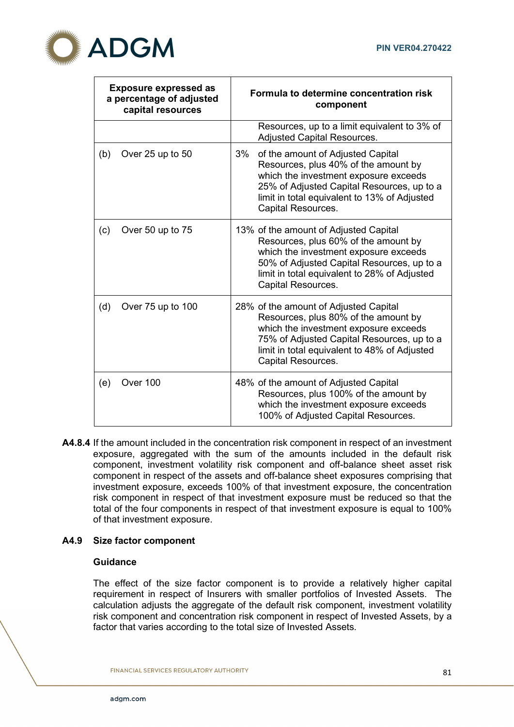| Exposure expressed as a percentage of adjusted capital resources | Formula to determine concentration risk component |
|---|---|
| | Resources, up to a limit equivalent to 3% of Adjusted Capital Resources. |
| (b) Over 25 up to 50 | 3% of the amount of Adjusted Capital Resources, plus 40% of the amount by which the investment exposure exceeds 25% of Adjusted Capital Resources, up to a limit in total equivalent to 13% of Adjusted Capital Resources. |
| (c) Over 50 up to 75 | 13% of the amount of Adjusted Capital Resources, plus 60% of the amount by which the investment exposure exceeds 50% of Adjusted Capital Resources, up to a limit in total equivalent to 28% of Adjusted Capital Resources. |
| (d) Over 75 up to 100 | 28% of the amount of Adjusted Capital Resources, plus 80% of the amount by which the investment exposure exceeds 75% of Adjusted Capital Resources, up to a limit in total equivalent to 48% of Adjusted Capital Resources. |
| (e) Over 100 | 48% of the amount of Adjusted Capital Resources, plus 100% of the amount by which the investment exposure exceeds 100% of Adjusted Capital Resources. |

**A4.8.4** If the amount included in the concentration risk component in respect of an investment exposure, aggregated with the sum of the amounts included in the default risk component, investment volatility risk component and off-balance sheet asset risk component in respect of the assets and off-balance sheet exposures comprising that investment exposure, exceeds 100% of that investment exposure, the concentration risk component in respect of that investment exposure must be reduced so that the total of the four components in respect of that investment exposure is equal to 100% of that investment exposure.

### A4.9 Size factor component

**Guidance**

The effect of the size factor component is to provide a relatively higher capital requirement in respect of Insurers with smaller portfolios of Invested Assets. The calculation adjusts the aggregate of the default risk component, investment volatility risk component and concentration risk component in respect of Invested Assets, by a factor that varies according to the total size of Invested Assets.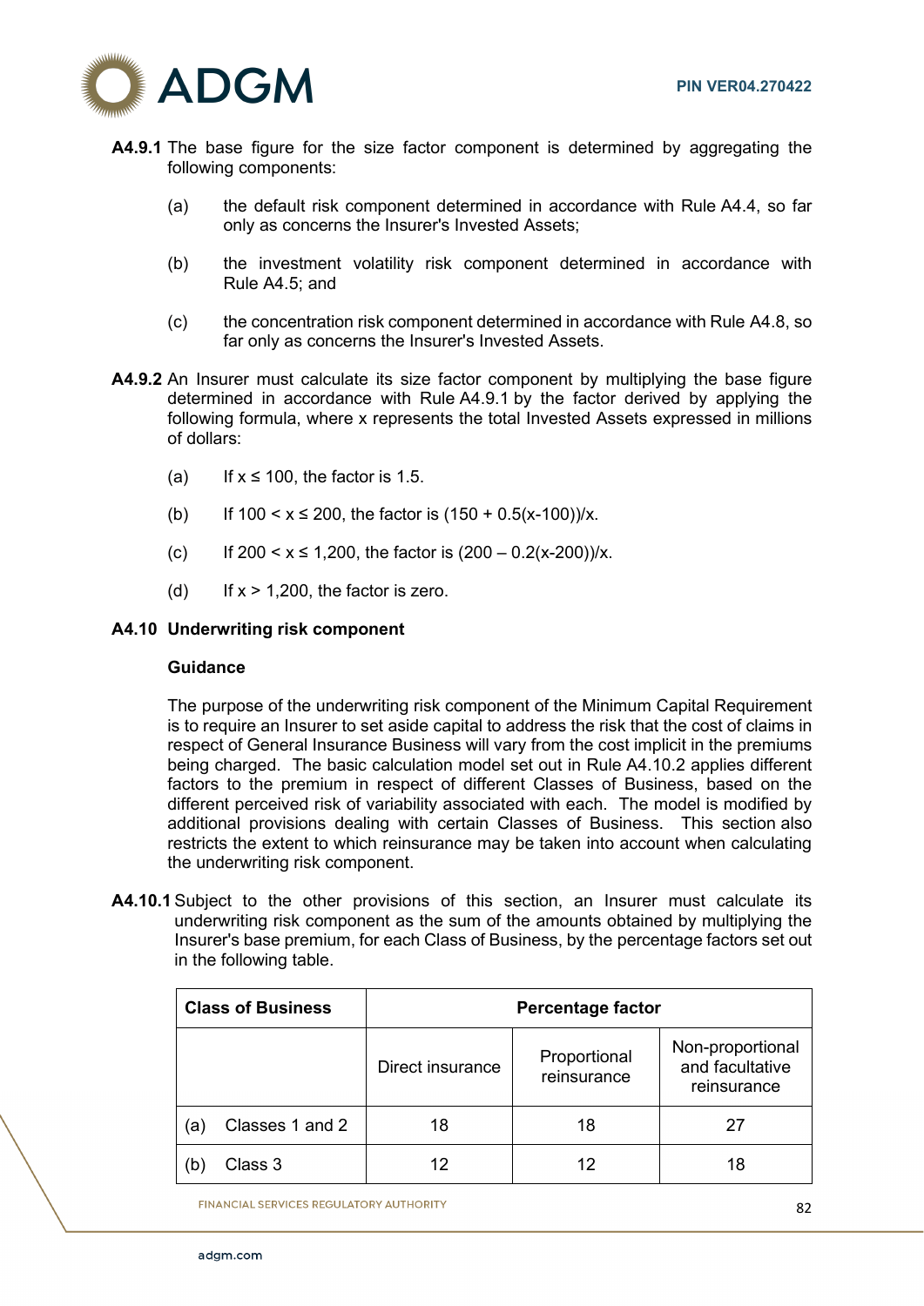**A4.9.1** The base figure for the size factor component is determined by aggregating the following components:

(a) the default risk component determined in accordance with Rule A4.4, so far only as concerns the Insurer's Invested Assets;

(b) the investment volatility risk component determined in accordance with Rule A4.5; and

(c) the concentration risk component determined in accordance with Rule A4.8, so far only as concerns the Insurer's Invested Assets.

**A4.9.2** An Insurer must calculate its size factor component by multiplying the base figure determined in accordance with Rule A4.9.1 by the factor derived by applying the following formula, where x represents the total Invested Assets expressed in millions of dollars:

(a) If $x \leq 100$, the factor is 1.5.

(b) If $100 < x \leq 200$, the factor is $(150 + 0.5(x-100))/x$.

(c) If $200 < x \leq 1{,}200$, the factor is $(200 – 0.2(x-200))/x$.

(d) If $x > 1{,}200$, the factor is zero.

**A4.10 Underwriting risk component**

**Guidance**

The purpose of the underwriting risk component of the Minimum Capital Requirement is to require an Insurer to set aside capital to address the risk that the cost of claims in respect of General Insurance Business will vary from the cost implicit in the premiums being charged. The basic calculation model set out in Rule A4.10.2 applies different factors to the premium in respect of different Classes of Business, based on the different perceived risk of variability associated with each. The model is modified by additional provisions dealing with certain Classes of Business. This section also restricts the extent to which reinsurance may be taken into account when calculating the underwriting risk component.

**A4.10.1** Subject to the other provisions of this section, an Insurer must calculate its underwriting risk component as the sum of the amounts obtained by multiplying the Insurer's base premium, for each Class of Business, by the percentage factors set out in the following table.

| Class of Business | Percentage factor | | |
|---|---|---|---|
| | Direct insurance | Proportional reinsurance | Non-proportional and facultative reinsurance |
| (a) Classes 1 and 2 | 18 | 18 | 27 |
| (b) Class 3 | 12 | 12 | 18 |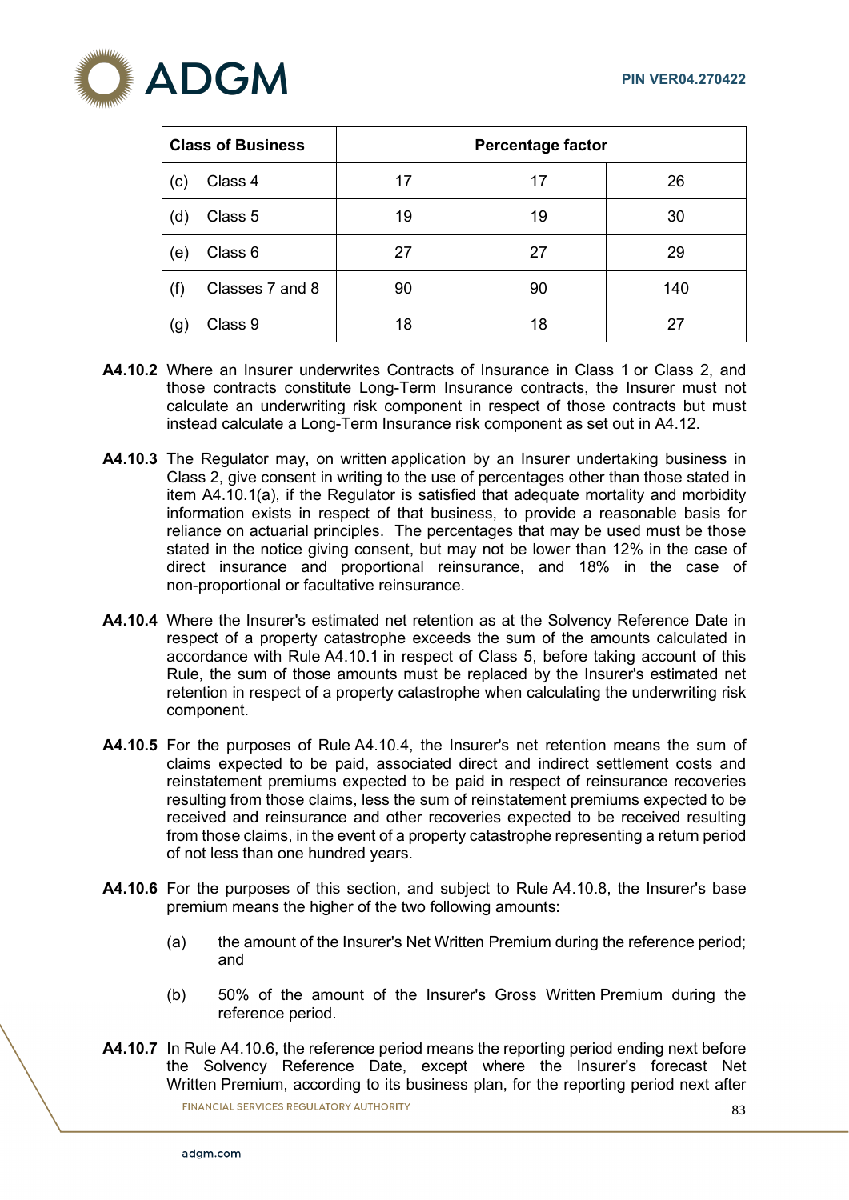| Class of Business | Percentage factor | | |
|---|---|---|---|
| (c) Class 4 | 17 | 17 | 26 |
| (d) Class 5 | 19 | 19 | 30 |
| (e) Class 6 | 27 | 27 | 29 |
| (f) Classes 7 and 8 | 90 | 90 | 140 |
| (g) Class 9 | 18 | 18 | 27 |

**A4.10.2** Where an Insurer underwrites Contracts of Insurance in Class 1 or Class 2, and those contracts constitute Long-Term Insurance contracts, the Insurer must not calculate an underwriting risk component in respect of those contracts but must instead calculate a Long-Term Insurance risk component as set out in A4.12.

**A4.10.3** The Regulator may, on written application by an Insurer undertaking business in Class 2, give consent in writing to the use of percentages other than those stated in item A4.10.1(a), if the Regulator is satisfied that adequate mortality and morbidity information exists in respect of that business, to provide a reasonable basis for reliance on actuarial principles. The percentages that may be used must be those stated in the notice giving consent, but may not be lower than 12% in the case of direct insurance and proportional reinsurance, and 18% in the case of non-proportional or facultative reinsurance.

**A4.10.4** Where the Insurer's estimated net retention as at the Solvency Reference Date in respect of a property catastrophe exceeds the sum of the amounts calculated in accordance with Rule A4.10.1 in respect of Class 5, before taking account of this Rule, the sum of those amounts must be replaced by the Insurer's estimated net retention in respect of a property catastrophe when calculating the underwriting risk component.

**A4.10.5** For the purposes of Rule A4.10.4, the Insurer's net retention means the sum of claims expected to be paid, associated direct and indirect settlement costs and reinstatement premiums expected to be paid in respect of reinsurance recoveries resulting from those claims, less the sum of reinstatement premiums expected to be received and reinsurance and other recoveries expected to be received resulting from those claims, in the event of a property catastrophe representing a return period of not less than one hundred years.

**A4.10.6** For the purposes of this section, and subject to Rule A4.10.8, the Insurer's base premium means the higher of the two following amounts:

(a) the amount of the Insurer's Net Written Premium during the reference period; and

(b) 50% of the amount of the Insurer's Gross Written Premium during the reference period.

**A4.10.7** In Rule A4.10.6, the reference period means the reporting period ending next before the Solvency Reference Date, except where the Insurer's forecast Net Written Premium, according to its business plan, for the reporting period next after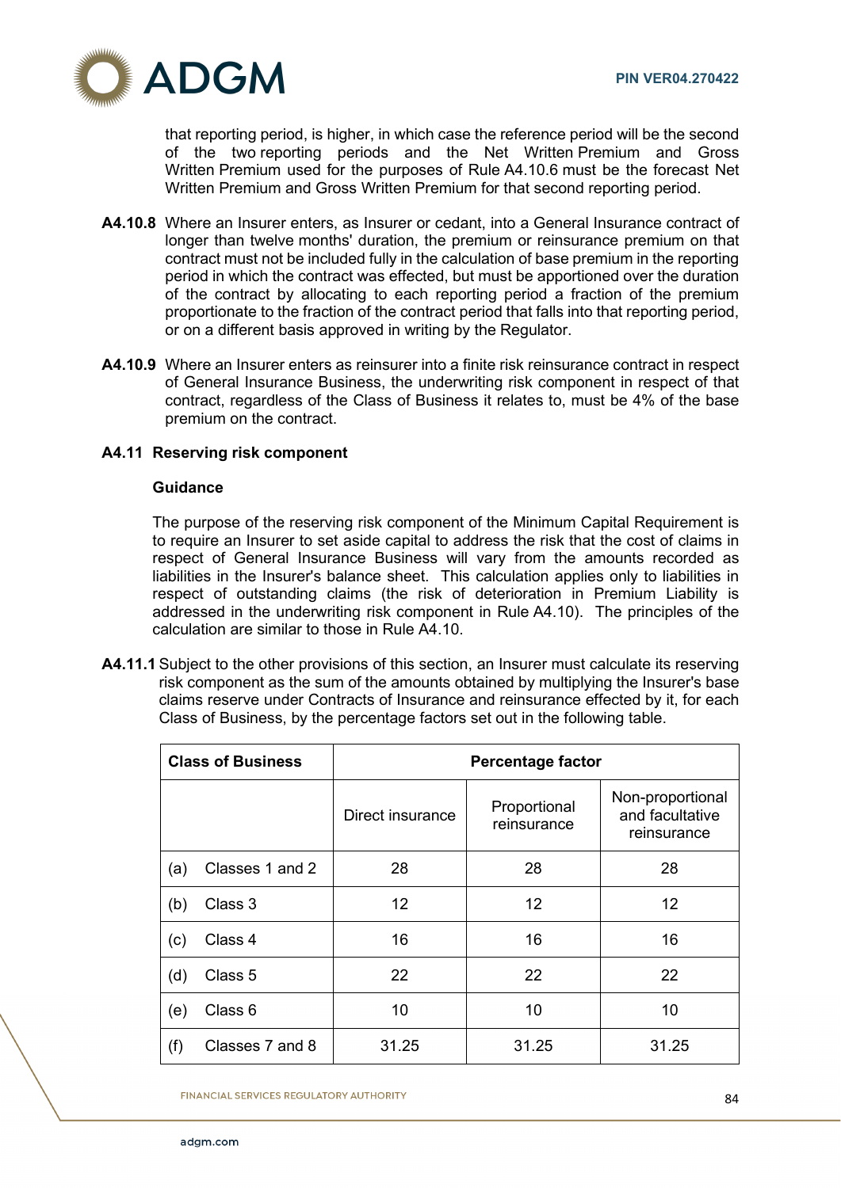that reporting period, is higher, in which case the reference period will be the second of the two reporting periods and the Net Written Premium and Gross Written Premium used for the purposes of Rule A4.10.6 must be the forecast Net Written Premium and Gross Written Premium for that second reporting period.

**A4.10.8** Where an Insurer enters, as Insurer or cedant, into a General Insurance contract of longer than twelve months' duration, the premium or reinsurance premium on that contract must not be included fully in the calculation of base premium in the reporting period in which the contract was effected, but must be apportioned over the duration of the contract by allocating to each reporting period a fraction of the premium proportionate to the fraction of the contract period that falls into that reporting period, or on a different basis approved in writing by the Regulator.

**A4.10.9** Where an Insurer enters as reinsurer into a finite risk reinsurance contract in respect of General Insurance Business, the underwriting risk component in respect of that contract, regardless of the Class of Business it relates to, must be 4% of the base premium on the contract.

### A4.11 Reserving risk component

**Guidance**

The purpose of the reserving risk component of the Minimum Capital Requirement is to require an Insurer to set aside capital to address the risk that the cost of claims in respect of General Insurance Business will vary from the amounts recorded as liabilities in the Insurer's balance sheet. This calculation applies only to liabilities in respect of outstanding claims (the risk of deterioration in Premium Liability is addressed in the underwriting risk component in Rule A4.10). The principles of the calculation are similar to those in Rule A4.10.

**A4.11.1** Subject to the other provisions of this section, an Insurer must calculate its reserving risk component as the sum of the amounts obtained by multiplying the Insurer's base claims reserve under Contracts of Insurance and reinsurance effected by it, for each Class of Business, by the percentage factors set out in the following table.

| Class of Business | Percentage factor | | |
|---|---|---|---|
| | Direct insurance | Proportional reinsurance | Non-proportional and facultative reinsurance |
| (a) Classes 1 and 2 | 28 | 28 | 28 |
| (b) Class 3 | 12 | 12 | 12 |
| (c) Class 4 | 16 | 16 | 16 |
| (d) Class 5 | 22 | 22 | 22 |
| (e) Class 6 | 10 | 10 | 10 |
| (f) Classes 7 and 8 | 31.25 | 31.25 | 31.25 |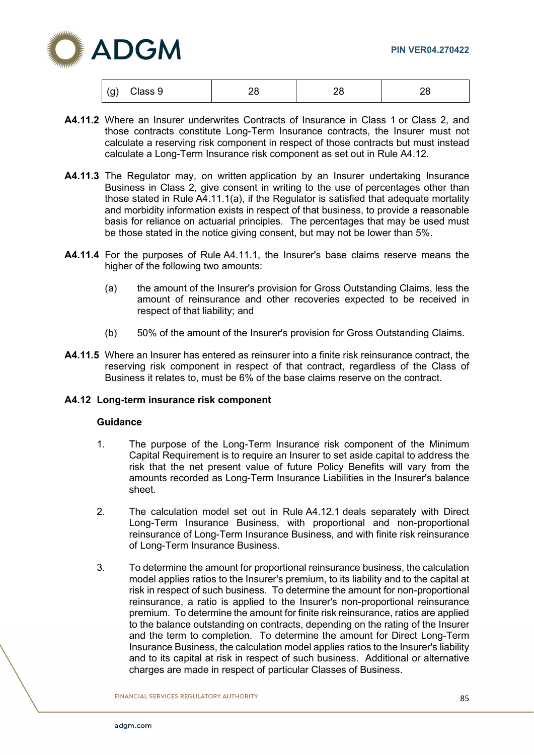| (g) Class 9 | 28 | 28 | 28 |
|---|---|---|---|

**A4.11.2** Where an Insurer underwrites Contracts of Insurance in Class 1 or Class 2, and those contracts constitute Long-Term Insurance contracts, the Insurer must not calculate a reserving risk component in respect of those contracts but must instead calculate a Long-Term Insurance risk component as set out in Rule A4.12.

**A4.11.3** The Regulator may, on written application by an Insurer undertaking Insurance Business in Class 2, give consent in writing to the use of percentages other than those stated in Rule A4.11.1(a), if the Regulator is satisfied that adequate mortality and morbidity information exists in respect of that business, to provide a reasonable basis for reliance on actuarial principles. The percentages that may be used must be those stated in the notice giving consent, but may not be lower than 5%.

**A4.11.4** For the purposes of Rule A4.11.1, the Insurer's base claims reserve means the higher of the following two amounts:

(a) the amount of the Insurer's provision for Gross Outstanding Claims, less the amount of reinsurance and other recoveries expected to be received in respect of that liability; and

(b) 50% of the amount of the Insurer's provision for Gross Outstanding Claims.

**A4.11.5** Where an Insurer has entered as reinsurer into a finite risk reinsurance contract, the reserving risk component in respect of that contract, regardless of the Class of Business it relates to, must be 6% of the base claims reserve on the contract.

**A4.12 Long-term insurance risk component**

**Guidance**

1. The purpose of the Long-Term Insurance risk component of the Minimum Capital Requirement is to require an Insurer to set aside capital to address the risk that the net present value of future Policy Benefits will vary from the amounts recorded as Long-Term Insurance Liabilities in the Insurer's balance sheet.

2. The calculation model set out in Rule A4.12.1 deals separately with Direct Long-Term Insurance Business, with proportional and non-proportional reinsurance of Long-Term Insurance Business, and with finite risk reinsurance of Long-Term Insurance Business.

3. To determine the amount for proportional reinsurance business, the calculation model applies ratios to the Insurer's premium, to its liability and to the capital at risk in respect of such business. To determine the amount for non-proportional reinsurance, a ratio is applied to the Insurer's non-proportional reinsurance premium. To determine the amount for finite risk reinsurance, ratios are applied to the balance outstanding on contracts, depending on the rating of the Insurer and the term to completion. To determine the amount for Direct Long-Term Insurance Business, the calculation model applies ratios to the Insurer's liability and to its capital at risk in respect of such business. Additional or alternative charges are made in respect of particular Classes of Business.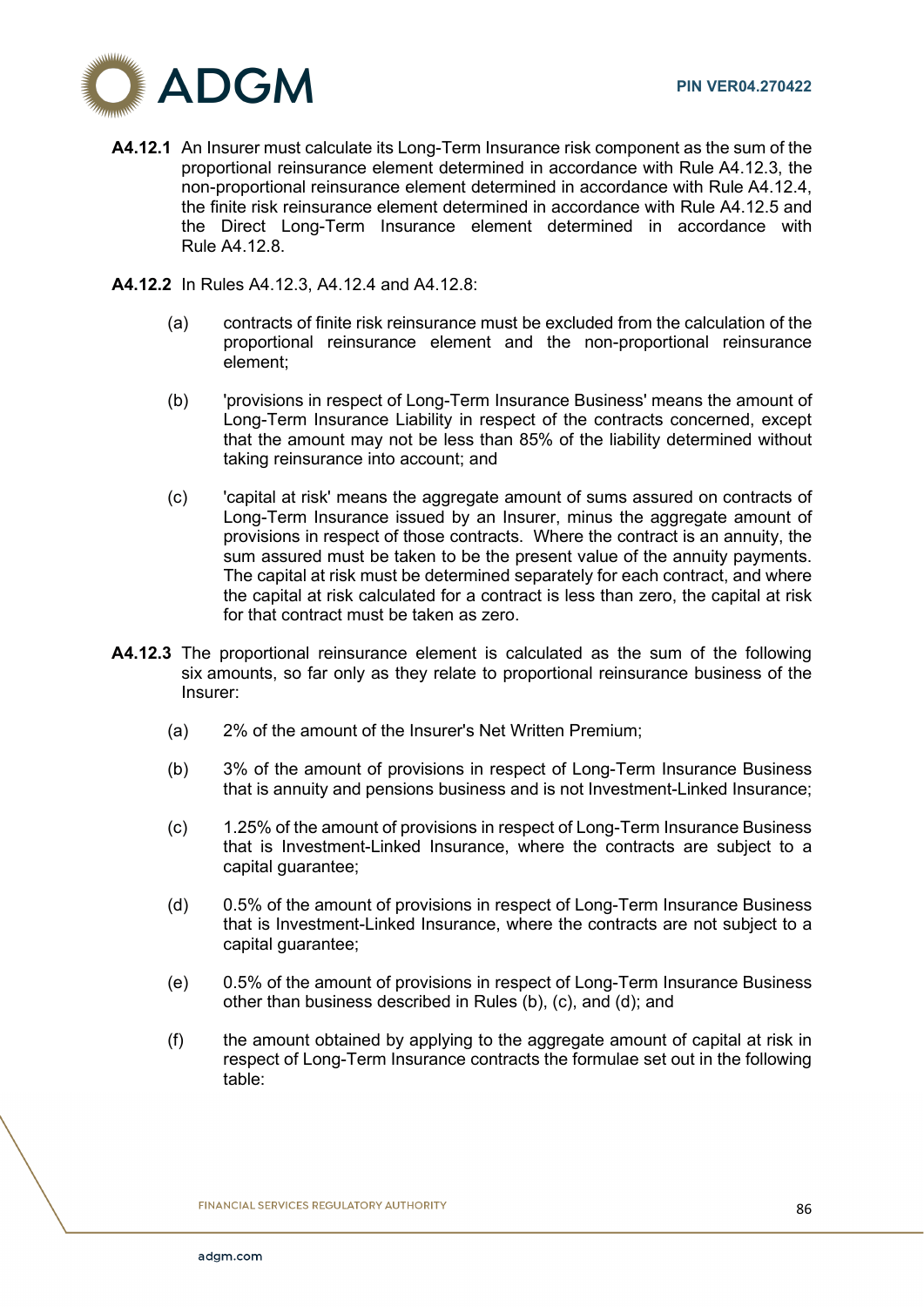**A4.12.1** An Insurer must calculate its Long-Term Insurance risk component as the sum of the proportional reinsurance element determined in accordance with Rule A4.12.3, the non-proportional reinsurance element determined in accordance with Rule A4.12.4, the finite risk reinsurance element determined in accordance with Rule A4.12.5 and the Direct Long-Term Insurance element determined in accordance with Rule A4.12.8.

**A4.12.2** In Rules A4.12.3, A4.12.4 and A4.12.8:

(a) contracts of finite risk reinsurance must be excluded from the calculation of the proportional reinsurance element and the non-proportional reinsurance element;

(b) 'provisions in respect of Long-Term Insurance Business' means the amount of Long-Term Insurance Liability in respect of the contracts concerned, except that the amount may not be less than 85% of the liability determined without taking reinsurance into account; and

(c) 'capital at risk' means the aggregate amount of sums assured on contracts of Long-Term Insurance issued by an Insurer, minus the aggregate amount of provisions in respect of those contracts. Where the contract is an annuity, the sum assured must be taken to be the present value of the annuity payments. The capital at risk must be determined separately for each contract, and where the capital at risk calculated for a contract is less than zero, the capital at risk for that contract must be taken as zero.

**A4.12.3** The proportional reinsurance element is calculated as the sum of the following six amounts, so far only as they relate to proportional reinsurance business of the Insurer:

(a) 2% of the amount of the Insurer's Net Written Premium;

(b) 3% of the amount of provisions in respect of Long-Term Insurance Business that is annuity and pensions business and is not Investment-Linked Insurance;

(c) 1.25% of the amount of provisions in respect of Long-Term Insurance Business that is Investment-Linked Insurance, where the contracts are subject to a capital guarantee;

(d) 0.5% of the amount of provisions in respect of Long-Term Insurance Business that is Investment-Linked Insurance, where the contracts are not subject to a capital guarantee;

(e) 0.5% of the amount of provisions in respect of Long-Term Insurance Business other than business described in Rules (b), (c), and (d); and

(f) the amount obtained by applying to the aggregate amount of capital at risk in respect of Long-Term Insurance contracts the formulae set out in the following table: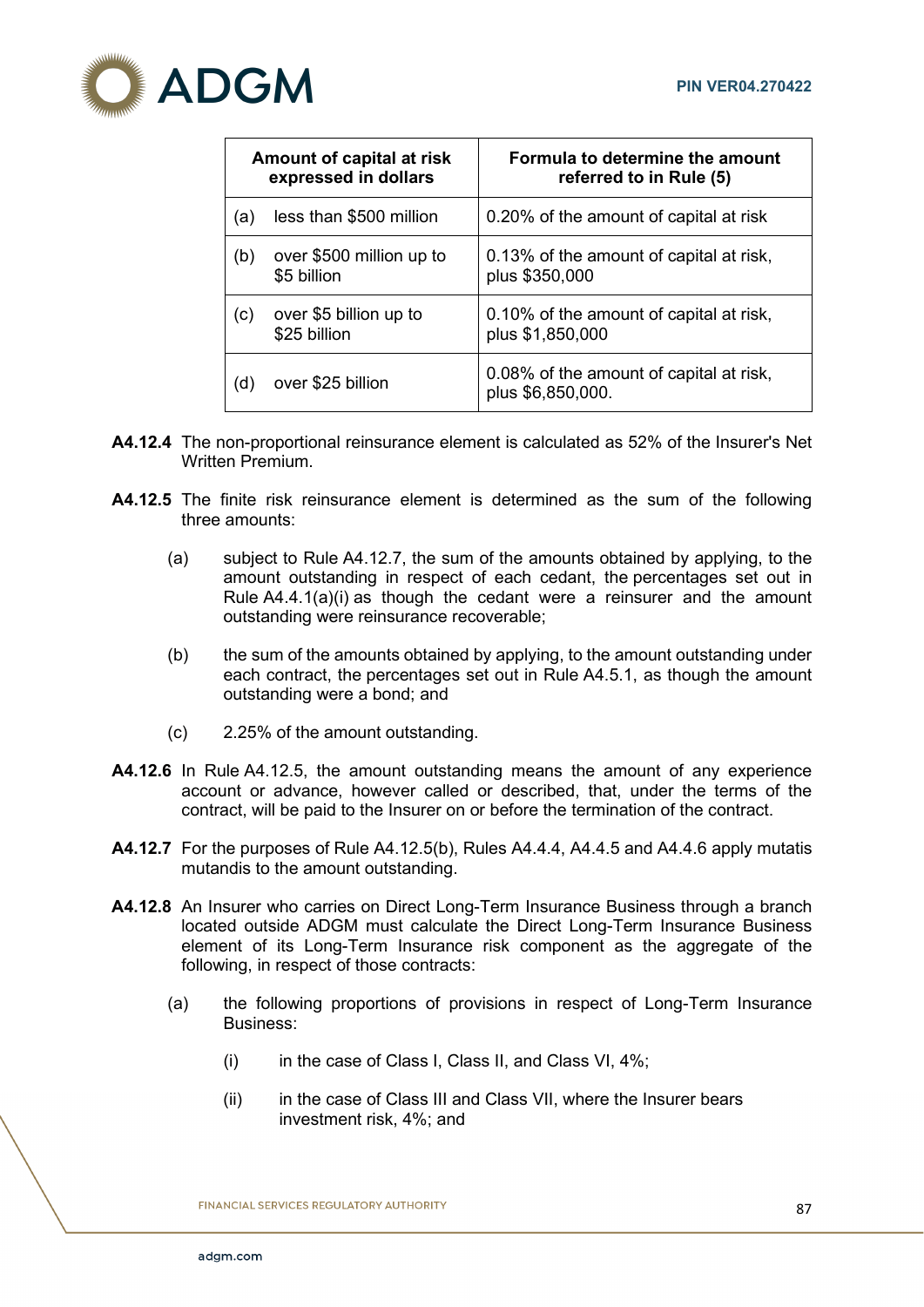| Amount of capital at risk expressed in dollars | Formula to determine the amount referred to in Rule (5) |
|---|---|
| (a) less than $500 million | 0.20% of the amount of capital at risk |
| (b) over $500 million up to $5 billion | 0.13% of the amount of capital at risk, plus $350,000 |
| (c) over $5 billion up to $25 billion | 0.10% of the amount of capital at risk, plus $1,850,000 |
| (d) over $25 billion | 0.08% of the amount of capital at risk, plus $6,850,000. |

**A4.12.4** The non-proportional reinsurance element is calculated as 52% of the Insurer's Net Written Premium.

**A4.12.5** The finite risk reinsurance element is determined as the sum of the following three amounts:

(a) subject to Rule A4.12.7, the sum of the amounts obtained by applying, to the amount outstanding in respect of each cedant, the percentages set out in Rule A4.4.1(a)(i) as though the cedant were a reinsurer and the amount outstanding were reinsurance recoverable;

(b) the sum of the amounts obtained by applying, to the amount outstanding under each contract, the percentages set out in Rule A4.5.1, as though the amount outstanding were a bond; and

(c) 2.25% of the amount outstanding.

**A4.12.6** In Rule A4.12.5, the amount outstanding means the amount of any experience account or advance, however called or described, that, under the terms of the contract, will be paid to the Insurer on or before the termination of the contract.

**A4.12.7** For the purposes of Rule A4.12.5(b), Rules A4.4.4, A4.4.5 and A4.4.6 apply mutatis mutandis to the amount outstanding.

**A4.12.8** An Insurer who carries on Direct Long-Term Insurance Business through a branch located outside ADGM must calculate the Direct Long-Term Insurance Business element of its Long-Term Insurance risk component as the aggregate of the following, in respect of those contracts:

(a) the following proportions of provisions in respect of Long-Term Insurance Business:

(i) in the case of Class I, Class II, and Class VI, 4%;

(ii) in the case of Class III and Class VII, where the Insurer bears investment risk, 4%; and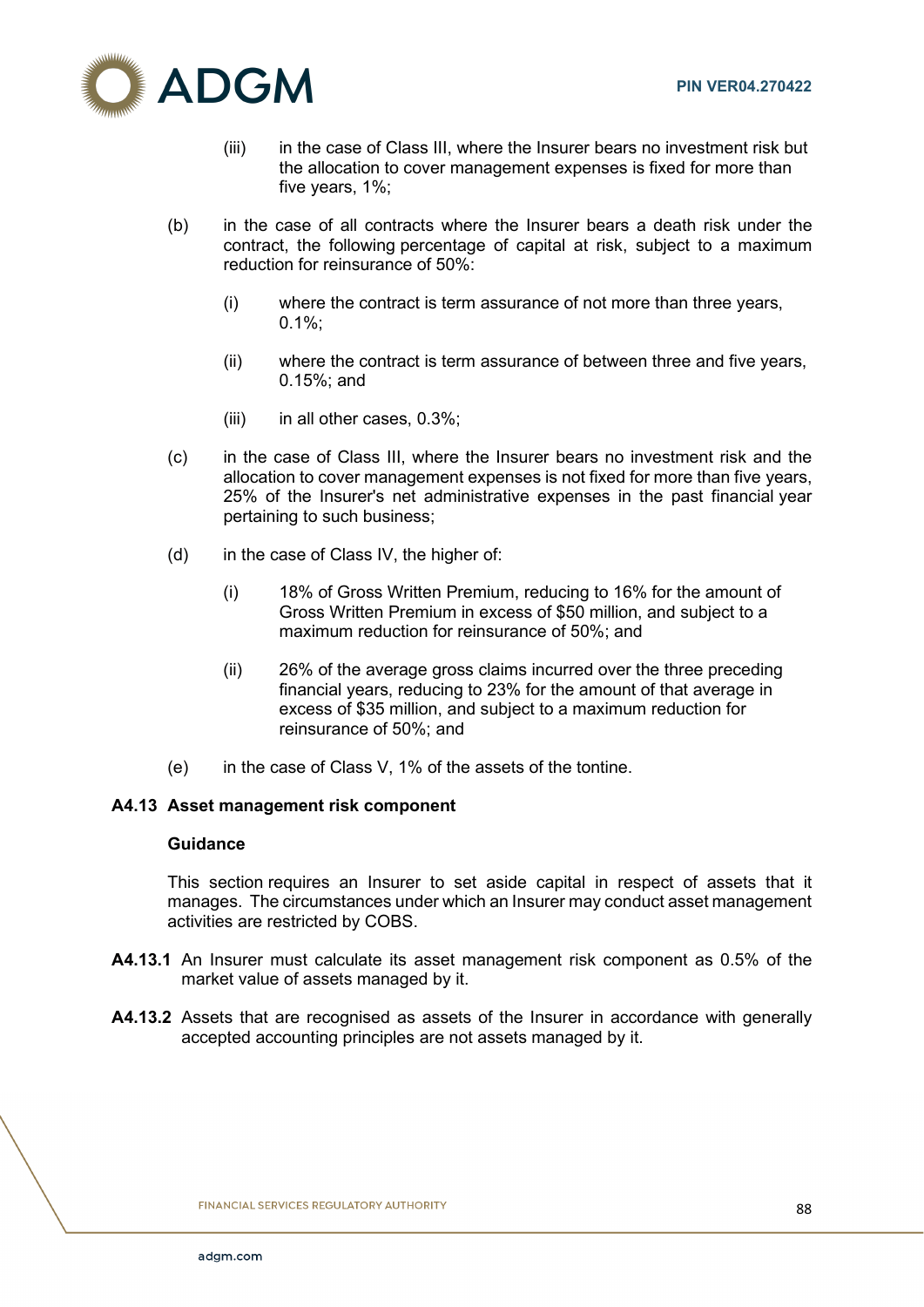(iii) in the case of Class III, where the Insurer bears no investment risk but the allocation to cover management expenses is fixed for more than five years, 1%;

(b) in the case of all contracts where the Insurer bears a death risk under the contract, the following percentage of capital at risk, subject to a maximum reduction for reinsurance of 50%:

(i) where the contract is term assurance of not more than three years, 0.1%;

(ii) where the contract is term assurance of between three and five years, 0.15%; and

(iii) in all other cases, 0.3%;

(c) in the case of Class III, where the Insurer bears no investment risk and the allocation to cover management expenses is not fixed for more than five years, 25% of the Insurer's net administrative expenses in the past financial year pertaining to such business;

(d) in the case of Class IV, the higher of:

(i) 18% of Gross Written Premium, reducing to 16% for the amount of Gross Written Premium in excess of $50 million, and subject to a maximum reduction for reinsurance of 50%; and

(ii) 26% of the average gross claims incurred over the three preceding financial years, reducing to 23% for the amount of that average in excess of $35 million, and subject to a maximum reduction for reinsurance of 50%; and

(e) in the case of Class V, 1% of the assets of the tontine.

### A4.13 Asset management risk component

**Guidance**

This section requires an Insurer to set aside capital in respect of assets that it manages. The circumstances under which an Insurer may conduct asset management activities are restricted by COBS.

**A4.13.1** An Insurer must calculate its asset management risk component as 0.5% of the market value of assets managed by it.

**A4.13.2** Assets that are recognised as assets of the Insurer in accordance with generally accepted accounting principles are not assets managed by it.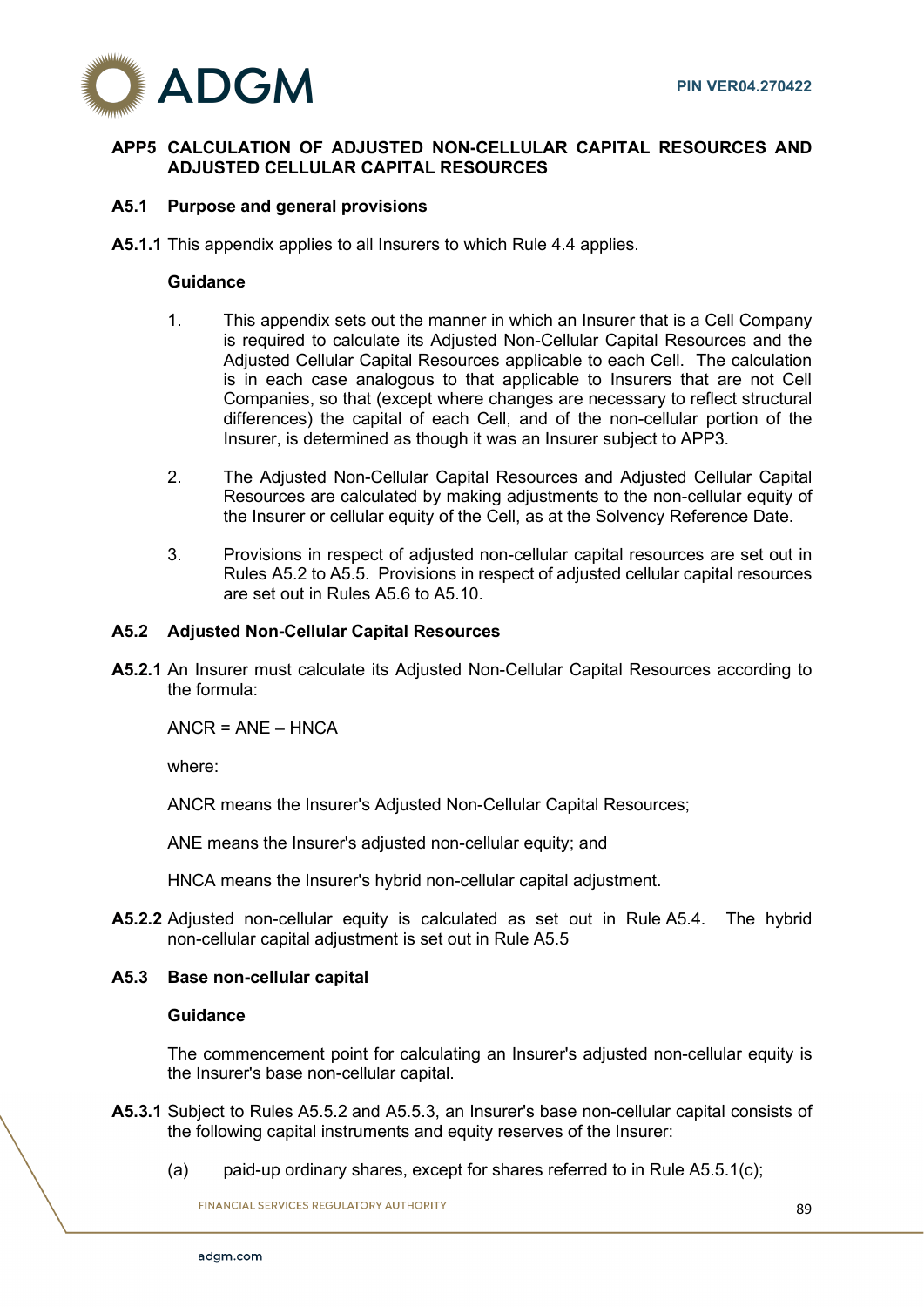## APP5 CALCULATION OF ADJUSTED NON-CELLULAR CAPITAL RESOURCES AND ADJUSTED CELLULAR CAPITAL RESOURCES

### A5.1 Purpose and general provisions

**A5.1.1** This appendix applies to all Insurers to which Rule 4.4 applies.

**Guidance**

1. This appendix sets out the manner in which an Insurer that is a Cell Company is required to calculate its Adjusted Non-Cellular Capital Resources and the Adjusted Cellular Capital Resources applicable to each Cell. The calculation is in each case analogous to that applicable to Insurers that are not Cell Companies, so that (except where changes are necessary to reflect structural differences) the capital of each Cell, and of the non-cellular portion of the Insurer, is determined as though it was an Insurer subject to APP3.

2. The Adjusted Non-Cellular Capital Resources and Adjusted Cellular Capital Resources are calculated by making adjustments to the non-cellular equity of the Insurer or cellular equity of the Cell, as at the Solvency Reference Date.

3. Provisions in respect of adjusted non-cellular capital resources are set out in Rules A5.2 to A5.5. Provisions in respect of adjusted cellular capital resources are set out in Rules A5.6 to A5.10.

### A5.2 Adjusted Non-Cellular Capital Resources

**A5.2.1** An Insurer must calculate its Adjusted Non-Cellular Capital Resources according to the formula:

ANCR = ANE – HNCA

where:

ANCR means the Insurer's Adjusted Non-Cellular Capital Resources;

ANE means the Insurer's adjusted non-cellular equity; and

HNCA means the Insurer's hybrid non-cellular capital adjustment.

**A5.2.2** Adjusted non-cellular equity is calculated as set out in Rule A5.4. The hybrid non-cellular capital adjustment is set out in Rule A5.5

### A5.3 Base non-cellular capital

**Guidance**

The commencement point for calculating an Insurer's adjusted non-cellular equity is the Insurer's base non-cellular capital.

**A5.3.1** Subject to Rules A5.5.2 and A5.5.3, an Insurer's base non-cellular capital consists of the following capital instruments and equity reserves of the Insurer:

(a) paid-up ordinary shares, except for shares referred to in Rule A5.5.1(c);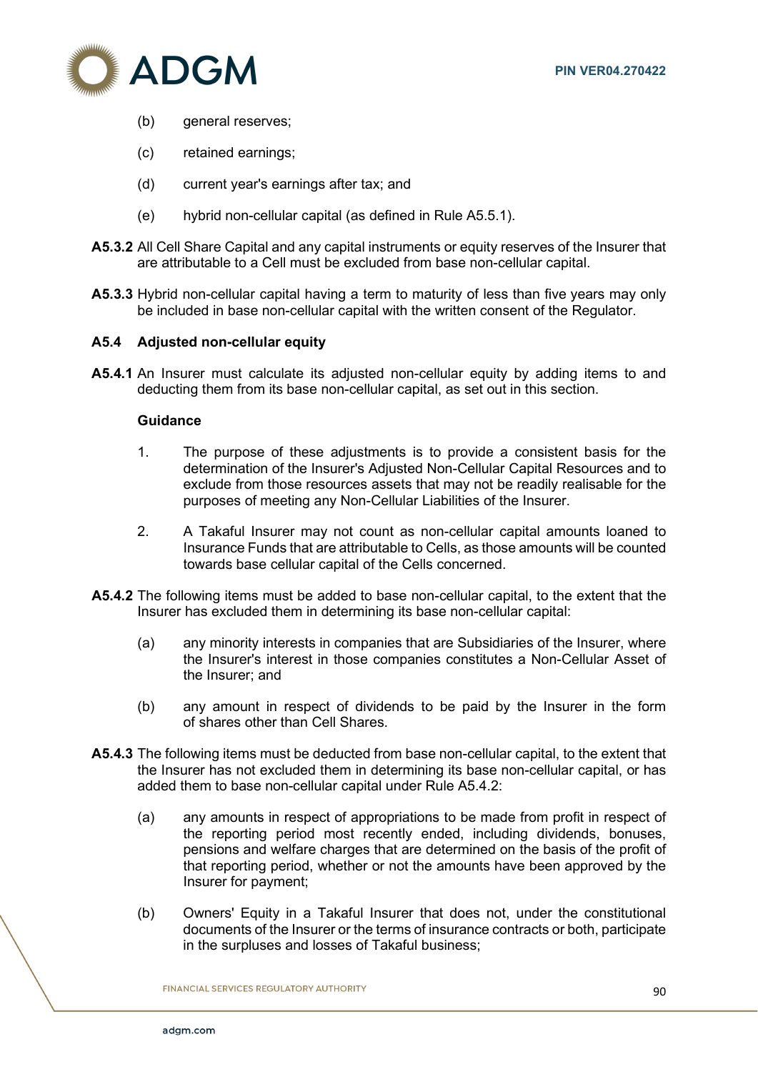(b) general reserves;

(c) retained earnings;

(d) current year's earnings after tax; and

(e) hybrid non-cellular capital (as defined in Rule A5.5.1).

**A5.3.2** All Cell Share Capital and any capital instruments or equity reserves of the Insurer that are attributable to a Cell must be excluded from base non-cellular capital.

**A5.3.3** Hybrid non-cellular capital having a term to maturity of less than five years may only be included in base non-cellular capital with the written consent of the Regulator.

### A5.4 Adjusted non-cellular equity

**A5.4.1** An Insurer must calculate its adjusted non-cellular equity by adding items to and deducting them from its base non-cellular capital, as set out in this section.

**Guidance**

1. The purpose of these adjustments is to provide a consistent basis for the determination of the Insurer's Adjusted Non-Cellular Capital Resources and to exclude from those resources assets that may not be readily realisable for the purposes of meeting any Non-Cellular Liabilities of the Insurer.

2. A Takaful Insurer may not count as non-cellular capital amounts loaned to Insurance Funds that are attributable to Cells, as those amounts will be counted towards base cellular capital of the Cells concerned.

**A5.4.2** The following items must be added to base non-cellular capital, to the extent that the Insurer has excluded them in determining its base non-cellular capital:

(a) any minority interests in companies that are Subsidiaries of the Insurer, where the Insurer's interest in those companies constitutes a Non-Cellular Asset of the Insurer; and

(b) any amount in respect of dividends to be paid by the Insurer in the form of shares other than Cell Shares.

**A5.4.3** The following items must be deducted from base non-cellular capital, to the extent that the Insurer has not excluded them in determining its base non-cellular capital, or has added them to base non-cellular capital under Rule A5.4.2:

(a) any amounts in respect of appropriations to be made from profit in respect of the reporting period most recently ended, including dividends, bonuses, pensions and welfare charges that are determined on the basis of the profit of that reporting period, whether or not the amounts have been approved by the Insurer for payment;

(b) Owners' Equity in a Takaful Insurer that does not, under the constitutional documents of the Insurer or the terms of insurance contracts or both, participate in the surpluses and losses of Takaful business;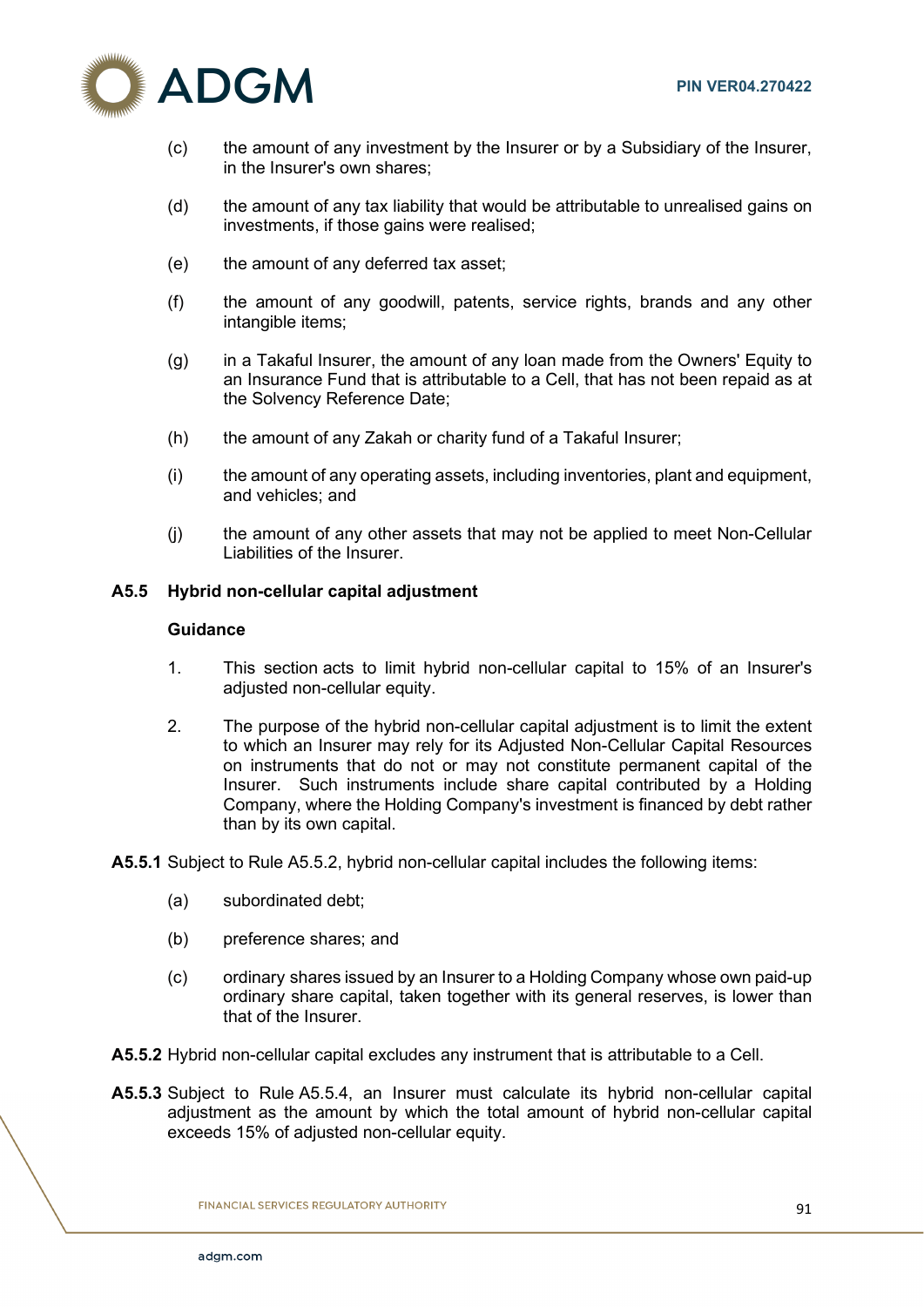(c) the amount of any investment by the Insurer or by a Subsidiary of the Insurer, in the Insurer's own shares;

(d) the amount of any tax liability that would be attributable to unrealised gains on investments, if those gains were realised;

(e) the amount of any deferred tax asset;

(f) the amount of any goodwill, patents, service rights, brands and any other intangible items;

(g) in a Takaful Insurer, the amount of any loan made from the Owners' Equity to an Insurance Fund that is attributable to a Cell, that has not been repaid as at the Solvency Reference Date;

(h) the amount of any Zakah or charity fund of a Takaful Insurer;

(i) the amount of any operating assets, including inventories, plant and equipment, and vehicles; and

(j) the amount of any other assets that may not be applied to meet Non-Cellular Liabilities of the Insurer.

### A5.5 Hybrid non-cellular capital adjustment

**Guidance**

1. This section acts to limit hybrid non-cellular capital to 15% of an Insurer's adjusted non-cellular equity.

2. The purpose of the hybrid non-cellular capital adjustment is to limit the extent to which an Insurer may rely for its Adjusted Non-Cellular Capital Resources on instruments that do not or may not constitute permanent capital of the Insurer. Such instruments include share capital contributed by a Holding Company, where the Holding Company's investment is financed by debt rather than by its own capital.

**A5.5.1** Subject to Rule A5.5.2, hybrid non-cellular capital includes the following items:

(a) subordinated debt;

(b) preference shares; and

(c) ordinary shares issued by an Insurer to a Holding Company whose own paid-up ordinary share capital, taken together with its general reserves, is lower than that of the Insurer.

**A5.5.2** Hybrid non-cellular capital excludes any instrument that is attributable to a Cell.

**A5.5.3** Subject to Rule A5.5.4, an Insurer must calculate its hybrid non-cellular capital adjustment as the amount by which the total amount of hybrid non-cellular capital exceeds 15% of adjusted non-cellular equity.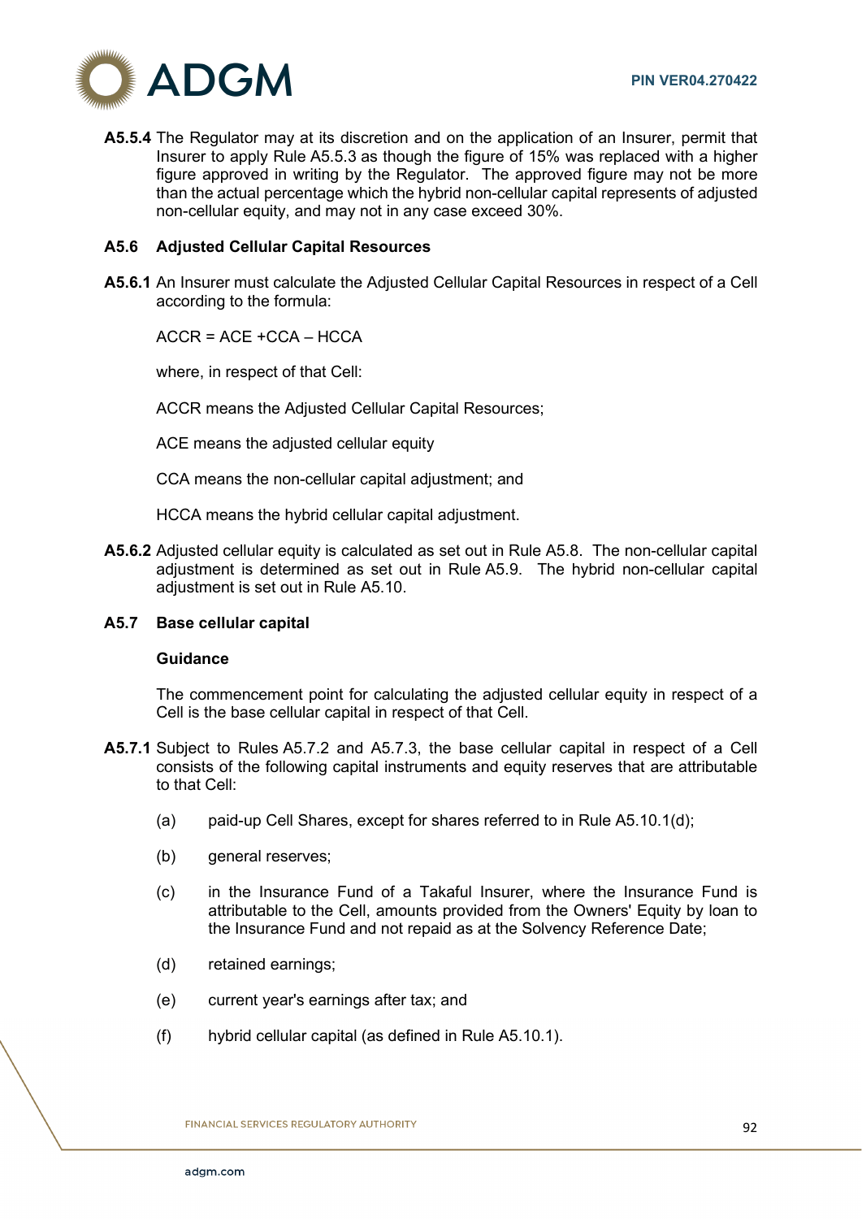**A5.5.4** The Regulator may at its discretion and on the application of an Insurer, permit that Insurer to apply Rule A5.5.3 as though the figure of 15% was replaced with a higher figure approved in writing by the Regulator. The approved figure may not be more than the actual percentage which the hybrid non-cellular capital represents of adjusted non-cellular equity, and may not in any case exceed 30%.

### A5.6 Adjusted Cellular Capital Resources

**A5.6.1** An Insurer must calculate the Adjusted Cellular Capital Resources in respect of a Cell according to the formula:

ACCR = ACE +CCA – HCCA

where, in respect of that Cell:

ACCR means the Adjusted Cellular Capital Resources;

ACE means the adjusted cellular equity

CCA means the non-cellular capital adjustment; and

HCCA means the hybrid cellular capital adjustment.

**A5.6.2** Adjusted cellular equity is calculated as set out in Rule A5.8. The non-cellular capital adjustment is determined as set out in Rule A5.9. The hybrid non-cellular capital adjustment is set out in Rule A5.10.

### A5.7 Base cellular capital

**Guidance**

The commencement point for calculating the adjusted cellular equity in respect of a Cell is the base cellular capital in respect of that Cell.

**A5.7.1** Subject to Rules A5.7.2 and A5.7.3, the base cellular capital in respect of a Cell consists of the following capital instruments and equity reserves that are attributable to that Cell:

(a) paid-up Cell Shares, except for shares referred to in Rule A5.10.1(d);

(b) general reserves;

(c) in the Insurance Fund of a Takaful Insurer, where the Insurance Fund is attributable to the Cell, amounts provided from the Owners' Equity by loan to the Insurance Fund and not repaid as at the Solvency Reference Date;

(d) retained earnings;

(e) current year's earnings after tax; and

(f) hybrid cellular capital (as defined in Rule A5.10.1).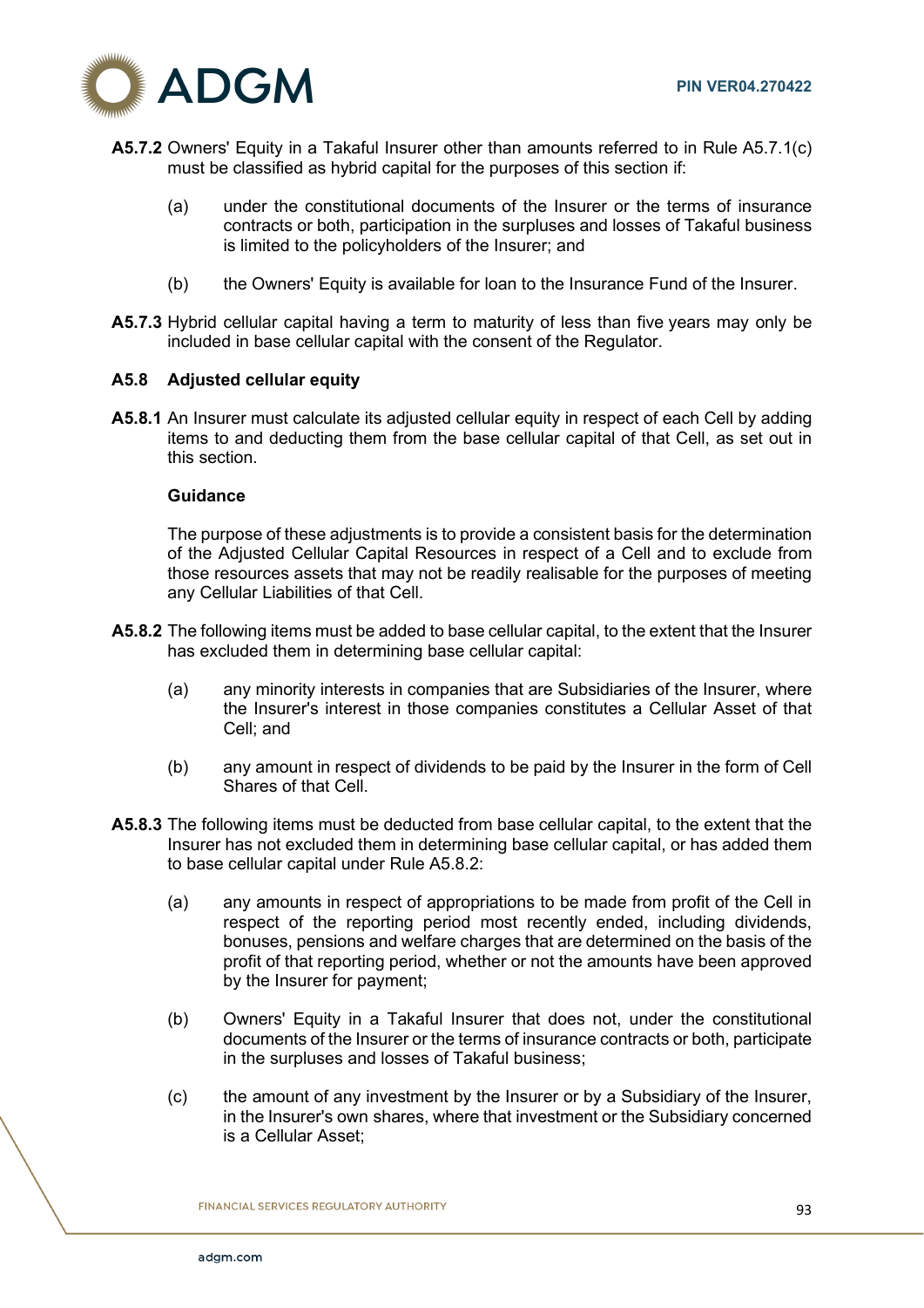**A5.7.2** Owners' Equity in a Takaful Insurer other than amounts referred to in Rule A5.7.1(c) must be classified as hybrid capital for the purposes of this section if:

(a) under the constitutional documents of the Insurer or the terms of insurance contracts or both, participation in the surpluses and losses of Takaful business is limited to the policyholders of the Insurer; and

(b) the Owners' Equity is available for loan to the Insurance Fund of the Insurer.

**A5.7.3** Hybrid cellular capital having a term to maturity of less than five years may only be included in base cellular capital with the consent of the Regulator.

### A5.8 Adjusted cellular equity

**A5.8.1** An Insurer must calculate its adjusted cellular equity in respect of each Cell by adding items to and deducting them from the base cellular capital of that Cell, as set out in this section.

**Guidance**

The purpose of these adjustments is to provide a consistent basis for the determination of the Adjusted Cellular Capital Resources in respect of a Cell and to exclude from those resources assets that may not be readily realisable for the purposes of meeting any Cellular Liabilities of that Cell.

**A5.8.2** The following items must be added to base cellular capital, to the extent that the Insurer has excluded them in determining base cellular capital:

(a) any minority interests in companies that are Subsidiaries of the Insurer, where the Insurer's interest in those companies constitutes a Cellular Asset of that Cell; and

(b) any amount in respect of dividends to be paid by the Insurer in the form of Cell Shares of that Cell.

**A5.8.3** The following items must be deducted from base cellular capital, to the extent that the Insurer has not excluded them in determining base cellular capital, or has added them to base cellular capital under Rule A5.8.2:

(a) any amounts in respect of appropriations to be made from profit of the Cell in respect of the reporting period most recently ended, including dividends, bonuses, pensions and welfare charges that are determined on the basis of the profit of that reporting period, whether or not the amounts have been approved by the Insurer for payment;

(b) Owners' Equity in a Takaful Insurer that does not, under the constitutional documents of the Insurer or the terms of insurance contracts or both, participate in the surpluses and losses of Takaful business;

(c) the amount of any investment by the Insurer or by a Subsidiary of the Insurer, in the Insurer's own shares, where that investment or the Subsidiary concerned is a Cellular Asset;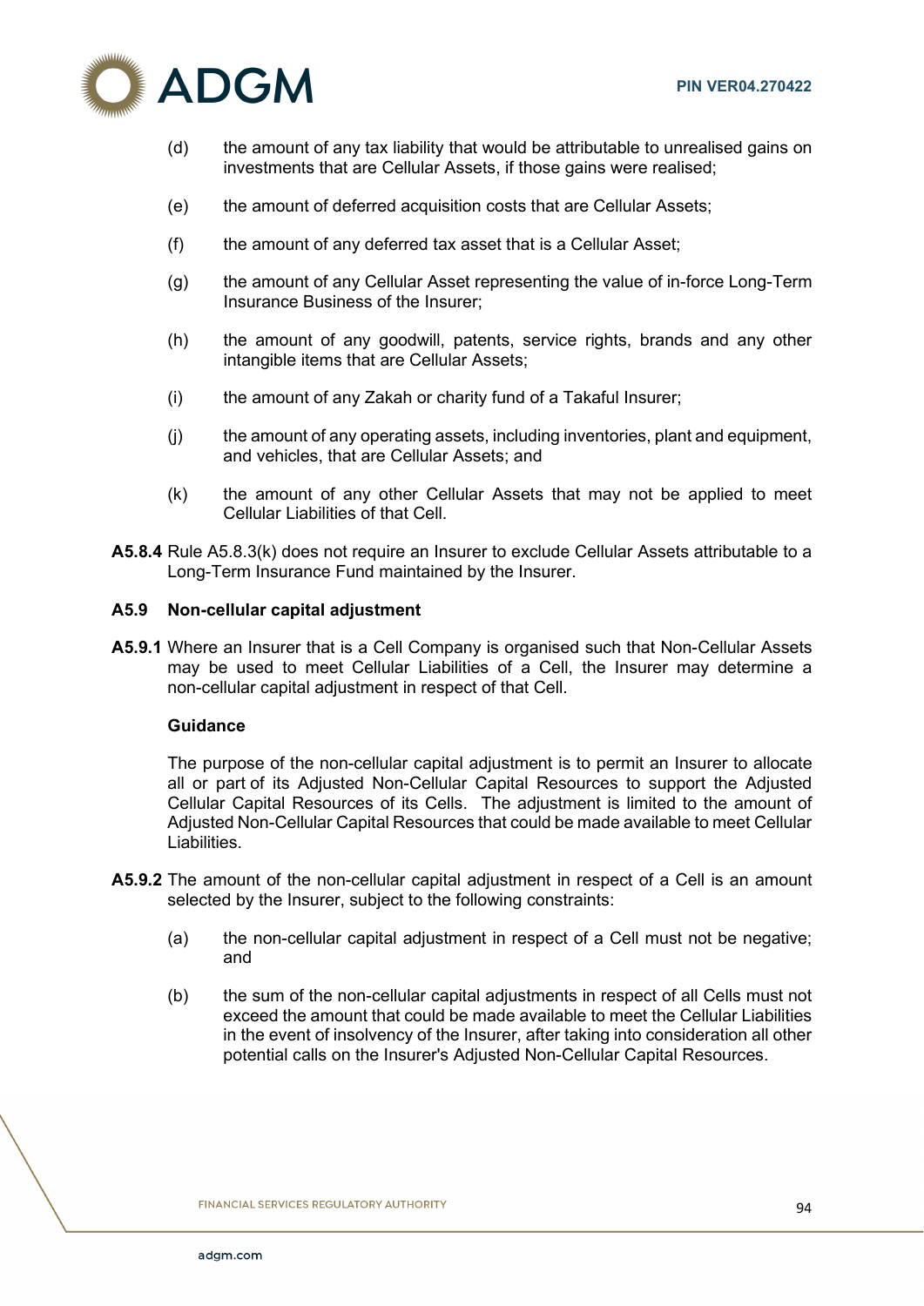(d) the amount of any tax liability that would be attributable to unrealised gains on investments that are Cellular Assets, if those gains were realised;

(e) the amount of deferred acquisition costs that are Cellular Assets;

(f) the amount of any deferred tax asset that is a Cellular Asset;

(g) the amount of any Cellular Asset representing the value of in-force Long-Term Insurance Business of the Insurer;

(h) the amount of any goodwill, patents, service rights, brands and any other intangible items that are Cellular Assets;

(i) the amount of any Zakah or charity fund of a Takaful Insurer;

(j) the amount of any operating assets, including inventories, plant and equipment, and vehicles, that are Cellular Assets; and

(k) the amount of any other Cellular Assets that may not be applied to meet Cellular Liabilities of that Cell.

**A5.8.4** Rule A5.8.3(k) does not require an Insurer to exclude Cellular Assets attributable to a Long-Term Insurance Fund maintained by the Insurer.

## A5.9 Non-cellular capital adjustment

**A5.9.1** Where an Insurer that is a Cell Company is organised such that Non-Cellular Assets may be used to meet Cellular Liabilities of a Cell, the Insurer may determine a non-cellular capital adjustment in respect of that Cell.

**Guidance**

The purpose of the non-cellular capital adjustment is to permit an Insurer to allocate all or part of its Adjusted Non-Cellular Capital Resources to support the Adjusted Cellular Capital Resources of its Cells. The adjustment is limited to the amount of Adjusted Non-Cellular Capital Resources that could be made available to meet Cellular Liabilities.

**A5.9.2** The amount of the non-cellular capital adjustment in respect of a Cell is an amount selected by the Insurer, subject to the following constraints:

(a) the non-cellular capital adjustment in respect of a Cell must not be negative; and

(b) the sum of the non-cellular capital adjustments in respect of all Cells must not exceed the amount that could be made available to meet the Cellular Liabilities in the event of insolvency of the Insurer, after taking into consideration all other potential calls on the Insurer's Adjusted Non-Cellular Capital Resources.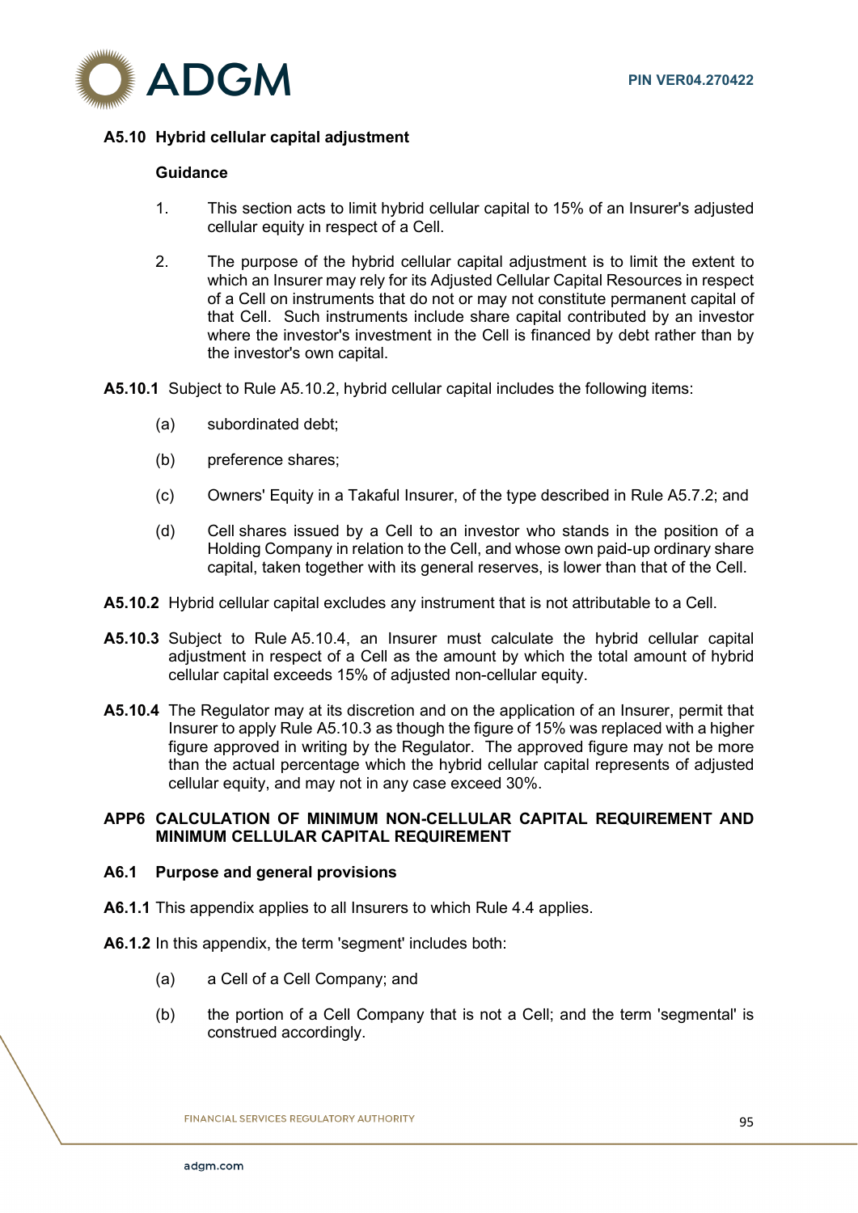### A5.10 Hybrid cellular capital adjustment

**Guidance**

1. This section acts to limit hybrid cellular capital to 15% of an Insurer's adjusted cellular equity in respect of a Cell.

2. The purpose of the hybrid cellular capital adjustment is to limit the extent to which an Insurer may rely for its Adjusted Cellular Capital Resources in respect of a Cell on instruments that do not or may not constitute permanent capital of that Cell. Such instruments include share capital contributed by an investor where the investor's investment in the Cell is financed by debt rather than by the investor's own capital.

**A5.10.1** Subject to Rule A5.10.2, hybrid cellular capital includes the following items:

(a) subordinated debt;

(b) preference shares;

(c) Owners' Equity in a Takaful Insurer, of the type described in Rule A5.7.2; and

(d) Cell shares issued by a Cell to an investor who stands in the position of a Holding Company in relation to the Cell, and whose own paid-up ordinary share capital, taken together with its general reserves, is lower than that of the Cell.

**A5.10.2** Hybrid cellular capital excludes any instrument that is not attributable to a Cell.

**A5.10.3** Subject to Rule A5.10.4, an Insurer must calculate the hybrid cellular capital adjustment in respect of a Cell as the amount by which the total amount of hybrid cellular capital exceeds 15% of adjusted non-cellular equity.

**A5.10.4** The Regulator may at its discretion and on the application of an Insurer, permit that Insurer to apply Rule A5.10.3 as though the figure of 15% was replaced with a higher figure approved in writing by the Regulator. The approved figure may not be more than the actual percentage which the hybrid cellular capital represents of adjusted cellular equity, and may not in any case exceed 30%.

## APP6 CALCULATION OF MINIMUM NON-CELLULAR CAPITAL REQUIREMENT AND MINIMUM CELLULAR CAPITAL REQUIREMENT

### A6.1 Purpose and general provisions

**A6.1.1** This appendix applies to all Insurers to which Rule 4.4 applies.

**A6.1.2** In this appendix, the term 'segment' includes both:

(a) a Cell of a Cell Company; and

(b) the portion of a Cell Company that is not a Cell; and the term 'segmental' is construed accordingly.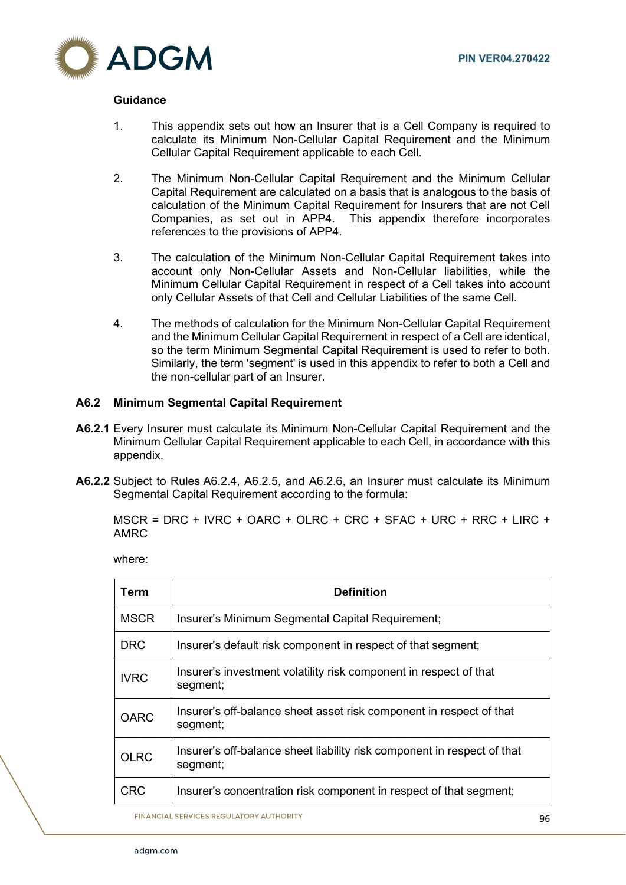**Guidance**

1. This appendix sets out how an Insurer that is a Cell Company is required to calculate its Minimum Non-Cellular Capital Requirement and the Minimum Cellular Capital Requirement applicable to each Cell.

2. The Minimum Non-Cellular Capital Requirement and the Minimum Cellular Capital Requirement are calculated on a basis that is analogous to the basis of calculation of the Minimum Capital Requirement for Insurers that are not Cell Companies, as set out in APP4. This appendix therefore incorporates references to the provisions of APP4.

3. The calculation of the Minimum Non-Cellular Capital Requirement takes into account only Non-Cellular Assets and Non-Cellular liabilities, while the Minimum Cellular Capital Requirement in respect of a Cell takes into account only Cellular Assets of that Cell and Cellular Liabilities of the same Cell.

4. The methods of calculation for the Minimum Non-Cellular Capital Requirement and the Minimum Cellular Capital Requirement in respect of a Cell are identical, so the term Minimum Segmental Capital Requirement is used to refer to both. Similarly, the term 'segment' is used in this appendix to refer to both a Cell and the non-cellular part of an Insurer.

## A6.2 Minimum Segmental Capital Requirement

**A6.2.1** Every Insurer must calculate its Minimum Non-Cellular Capital Requirement and the Minimum Cellular Capital Requirement applicable to each Cell, in accordance with this appendix.

**A6.2.2** Subject to Rules A6.2.4, A6.2.5, and A6.2.6, an Insurer must calculate its Minimum Segmental Capital Requirement according to the formula:

MSCR = DRC + IVRC + OARC + OLRC + CRC + SFAC + URC + RRC + LIRC + AMRC

where:

| Term | Definition |
|---|---|
| MSCR | Insurer's Minimum Segmental Capital Requirement; |
| DRC | Insurer's default risk component in respect of that segment; |
| IVRC | Insurer's investment volatility risk component in respect of that segment; |
| OARC | Insurer's off-balance sheet asset risk component in respect of that segment; |
| OLRC | Insurer's off-balance sheet liability risk component in respect of that segment; |
| CRC | Insurer's concentration risk component in respect of that segment; |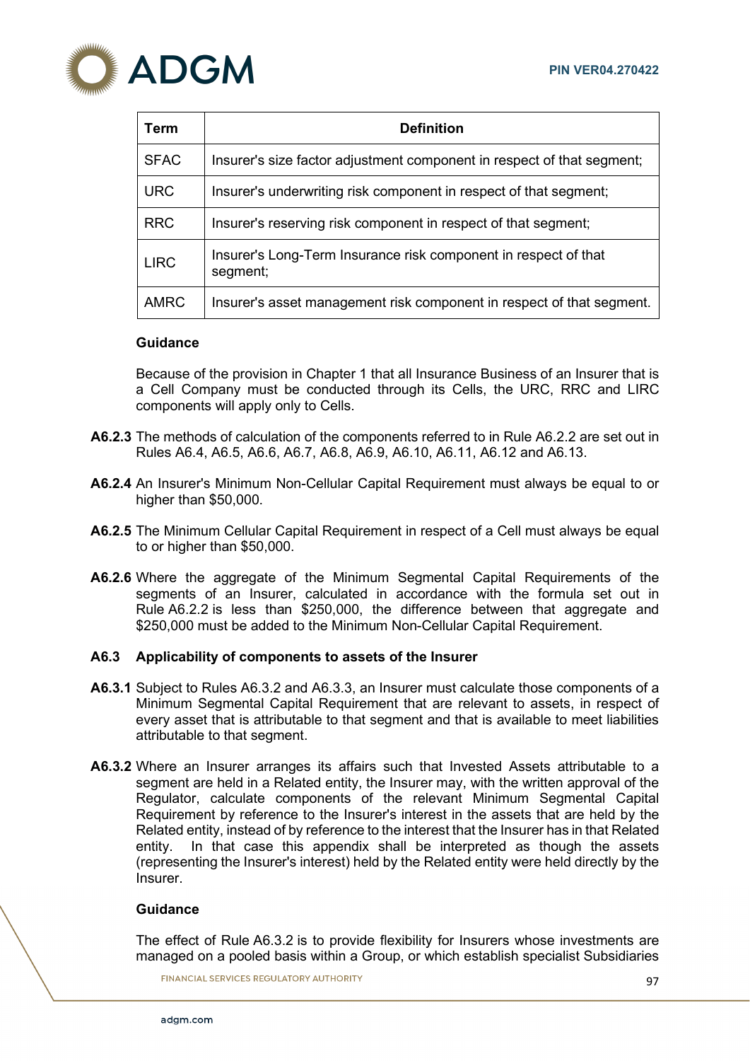| Term | Definition |
|---|---|
| SFAC | Insurer's size factor adjustment component in respect of that segment; |
| URC | Insurer's underwriting risk component in respect of that segment; |
| RRC | Insurer's reserving risk component in respect of that segment; |
| LIRC | Insurer's Long-Term Insurance risk component in respect of that segment; |
| AMRC | Insurer's asset management risk component in respect of that segment. |

**Guidance**

Because of the provision in Chapter 1 that all Insurance Business of an Insurer that is a Cell Company must be conducted through its Cells, the URC, RRC and LIRC components will apply only to Cells.

**A6.2.3** The methods of calculation of the components referred to in Rule A6.2.2 are set out in Rules A6.4, A6.5, A6.6, A6.7, A6.8, A6.9, A6.10, A6.11, A6.12 and A6.13.

**A6.2.4** An Insurer's Minimum Non-Cellular Capital Requirement must always be equal to or higher than $50,000.

**A6.2.5** The Minimum Cellular Capital Requirement in respect of a Cell must always be equal to or higher than $50,000.

**A6.2.6** Where the aggregate of the Minimum Segmental Capital Requirements of the segments of an Insurer, calculated in accordance with the formula set out in Rule A6.2.2 is less than $250,000, the difference between that aggregate and $250,000 must be added to the Minimum Non-Cellular Capital Requirement.

### A6.3 Applicability of components to assets of the Insurer

**A6.3.1** Subject to Rules A6.3.2 and A6.3.3, an Insurer must calculate those components of a Minimum Segmental Capital Requirement that are relevant to assets, in respect of every asset that is attributable to that segment and that is available to meet liabilities attributable to that segment.

**A6.3.2** Where an Insurer arranges its affairs such that Invested Assets attributable to a segment are held in a Related entity, the Insurer may, with the written approval of the Regulator, calculate components of the relevant Minimum Segmental Capital Requirement by reference to the Insurer's interest in the assets that are held by the Related entity, instead of by reference to the interest that the Insurer has in that Related entity. In that case this appendix shall be interpreted as though the assets (representing the Insurer's interest) held by the Related entity were held directly by the Insurer.

**Guidance**

The effect of Rule A6.3.2 is to provide flexibility for Insurers whose investments are managed on a pooled basis within a Group, or which establish specialist Subsidiaries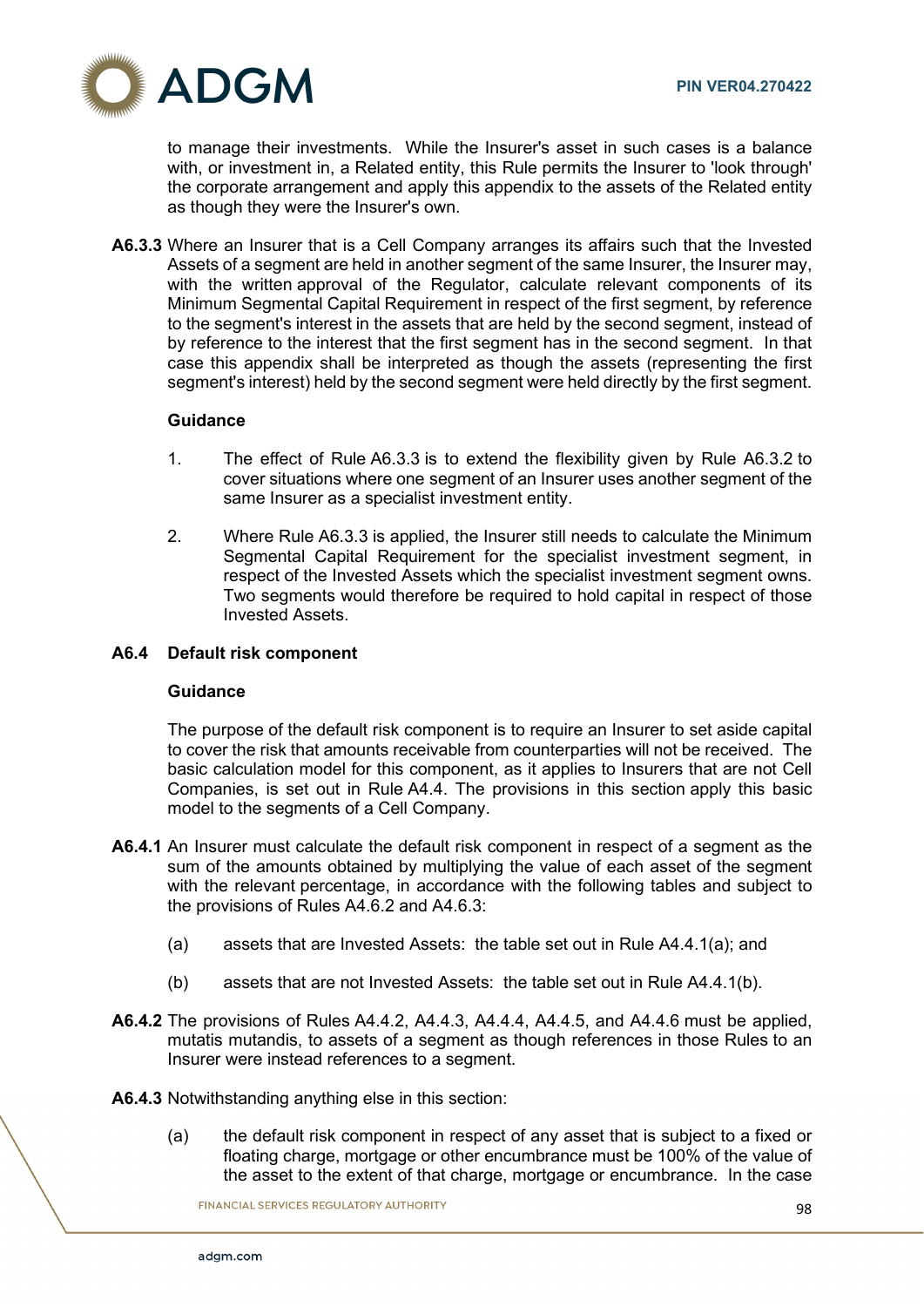to manage their investments. While the Insurer's asset in such cases is a balance with, or investment in, a Related entity, this Rule permits the Insurer to 'look through' the corporate arrangement and apply this appendix to the assets of the Related entity as though they were the Insurer's own.

**A6.3.3** Where an Insurer that is a Cell Company arranges its affairs such that the Invested Assets of a segment are held in another segment of the same Insurer, the Insurer may, with the written approval of the Regulator, calculate relevant components of its Minimum Segmental Capital Requirement in respect of the first segment, by reference to the segment's interest in the assets that are held by the second segment, instead of by reference to the interest that the first segment has in the second segment. In that case this appendix shall be interpreted as though the assets (representing the first segment's interest) held by the second segment were held directly by the first segment.

**Guidance**

1. The effect of Rule A6.3.3 is to extend the flexibility given by Rule A6.3.2 to cover situations where one segment of an Insurer uses another segment of the same Insurer as a specialist investment entity.

2. Where Rule A6.3.3 is applied, the Insurer still needs to calculate the Minimum Segmental Capital Requirement for the specialist investment segment, in respect of the Invested Assets which the specialist investment segment owns. Two segments would therefore be required to hold capital in respect of those Invested Assets.

## A6.4 Default risk component

**Guidance**

The purpose of the default risk component is to require an Insurer to set aside capital to cover the risk that amounts receivable from counterparties will not be received. The basic calculation model for this component, as it applies to Insurers that are not Cell Companies, is set out in Rule A4.4. The provisions in this section apply this basic model to the segments of a Cell Company.

**A6.4.1** An Insurer must calculate the default risk component in respect of a segment as the sum of the amounts obtained by multiplying the value of each asset of the segment with the relevant percentage, in accordance with the following tables and subject to the provisions of Rules A4.6.2 and A4.6.3:

(a) assets that are Invested Assets: the table set out in Rule A4.4.1(a); and

(b) assets that are not Invested Assets: the table set out in Rule A4.4.1(b).

**A6.4.2** The provisions of Rules A4.4.2, A4.4.3, A4.4.4, A4.4.5, and A4.4.6 must be applied, mutatis mutandis, to assets of a segment as though references in those Rules to an Insurer were instead references to a segment.

**A6.4.3** Notwithstanding anything else in this section:

(a) the default risk component in respect of any asset that is subject to a fixed or floating charge, mortgage or other encumbrance must be 100% of the value of the asset to the extent of that charge, mortgage or encumbrance. In the case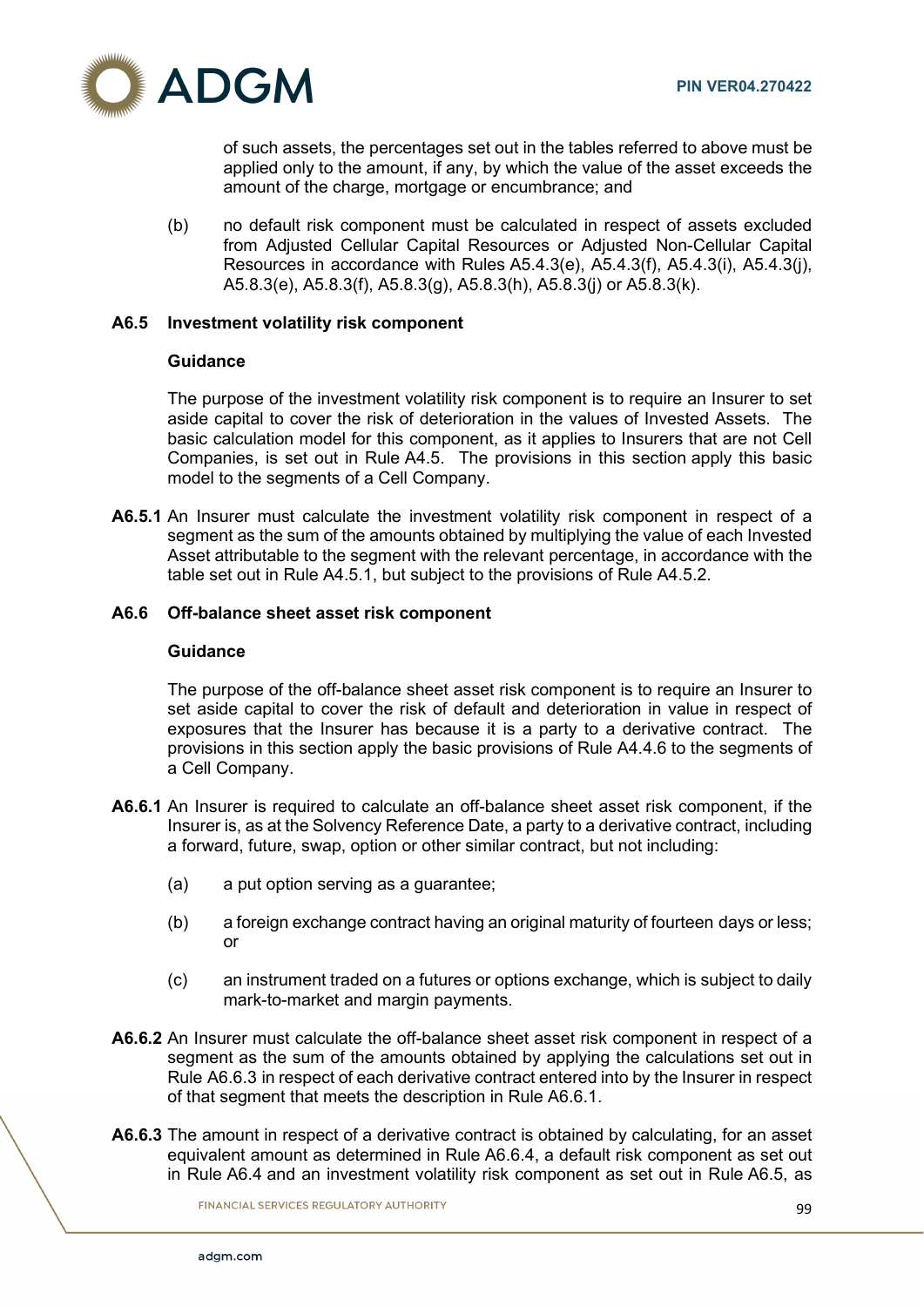of such assets, the percentages set out in the tables referred to above must be applied only to the amount, if any, by which the value of the asset exceeds the amount of the charge, mortgage or encumbrance; and

(b) no default risk component must be calculated in respect of assets excluded from Adjusted Cellular Capital Resources or Adjusted Non-Cellular Capital Resources in accordance with Rules A5.4.3(e), A5.4.3(f), A5.4.3(i), A5.4.3(j), A5.8.3(e), A5.8.3(f), A5.8.3(g), A5.8.3(h), A5.8.3(j) or A5.8.3(k).

### A6.5 Investment volatility risk component

**Guidance**

The purpose of the investment volatility risk component is to require an Insurer to set aside capital to cover the risk of deterioration in the values of Invested Assets. The basic calculation model for this component, as it applies to Insurers that are not Cell Companies, is set out in Rule A4.5. The provisions in this section apply this basic model to the segments of a Cell Company.

**A6.5.1** An Insurer must calculate the investment volatility risk component in respect of a segment as the sum of the amounts obtained by multiplying the value of each Invested Asset attributable to the segment with the relevant percentage, in accordance with the table set out in Rule A4.5.1, but subject to the provisions of Rule A4.5.2.

### A6.6 Off-balance sheet asset risk component

**Guidance**

The purpose of the off-balance sheet asset risk component is to require an Insurer to set aside capital to cover the risk of default and deterioration in value in respect of exposures that the Insurer has because it is a party to a derivative contract. The provisions in this section apply the basic provisions of Rule A4.4.6 to the segments of a Cell Company.

**A6.6.1** An Insurer is required to calculate an off-balance sheet asset risk component, if the Insurer is, as at the Solvency Reference Date, a party to a derivative contract, including a forward, future, swap, option or other similar contract, but not including:

(a) a put option serving as a guarantee;

(b) a foreign exchange contract having an original maturity of fourteen days or less; or

(c) an instrument traded on a futures or options exchange, which is subject to daily mark-to-market and margin payments.

**A6.6.2** An Insurer must calculate the off-balance sheet asset risk component in respect of a segment as the sum of the amounts obtained by applying the calculations set out in Rule A6.6.3 in respect of each derivative contract entered into by the Insurer in respect of that segment that meets the description in Rule A6.6.1.

**A6.6.3** The amount in respect of a derivative contract is obtained by calculating, for an asset equivalent amount as determined in Rule A6.6.4, a default risk component as set out in Rule A6.4 and an investment volatility risk component as set out in Rule A6.5, as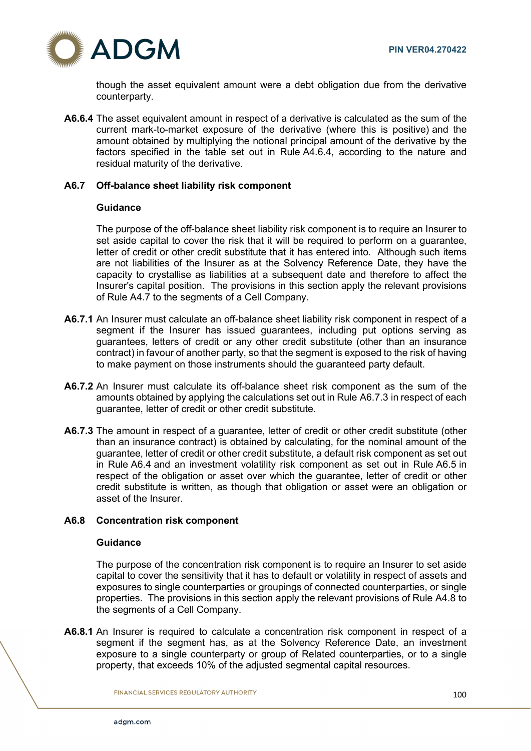though the asset equivalent amount were a debt obligation due from the derivative counterparty.

**A6.6.4** The asset equivalent amount in respect of a derivative is calculated as the sum of the current mark-to-market exposure of the derivative (where this is positive) and the amount obtained by multiplying the notional principal amount of the derivative by the factors specified in the table set out in Rule A4.6.4, according to the nature and residual maturity of the derivative.

### A6.7 Off-balance sheet liability risk component

**Guidance**

The purpose of the off-balance sheet liability risk component is to require an Insurer to set aside capital to cover the risk that it will be required to perform on a guarantee, letter of credit or other credit substitute that it has entered into. Although such items are not liabilities of the Insurer as at the Solvency Reference Date, they have the capacity to crystallise as liabilities at a subsequent date and therefore to affect the Insurer's capital position. The provisions in this section apply the relevant provisions of Rule A4.7 to the segments of a Cell Company.

**A6.7.1** An Insurer must calculate an off-balance sheet liability risk component in respect of a segment if the Insurer has issued guarantees, including put options serving as guarantees, letters of credit or any other credit substitute (other than an insurance contract) in favour of another party, so that the segment is exposed to the risk of having to make payment on those instruments should the guaranteed party default.

**A6.7.2** An Insurer must calculate its off-balance sheet risk component as the sum of the amounts obtained by applying the calculations set out in Rule A6.7.3 in respect of each guarantee, letter of credit or other credit substitute.

**A6.7.3** The amount in respect of a guarantee, letter of credit or other credit substitute (other than an insurance contract) is obtained by calculating, for the nominal amount of the guarantee, letter of credit or other credit substitute, a default risk component as set out in Rule A6.4 and an investment volatility risk component as set out in Rule A6.5 in respect of the obligation or asset over which the guarantee, letter of credit or other credit substitute is written, as though that obligation or asset were an obligation or asset of the Insurer.

### A6.8 Concentration risk component

**Guidance**

The purpose of the concentration risk component is to require an Insurer to set aside capital to cover the sensitivity that it has to default or volatility in respect of assets and exposures to single counterparties or groupings of connected counterparties, or single properties. The provisions in this section apply the relevant provisions of Rule A4.8 to the segments of a Cell Company.

**A6.8.1** An Insurer is required to calculate a concentration risk component in respect of a segment if the segment has, as at the Solvency Reference Date, an investment exposure to a single counterparty or group of Related counterparties, or to a single property, that exceeds 10% of the adjusted segmental capital resources.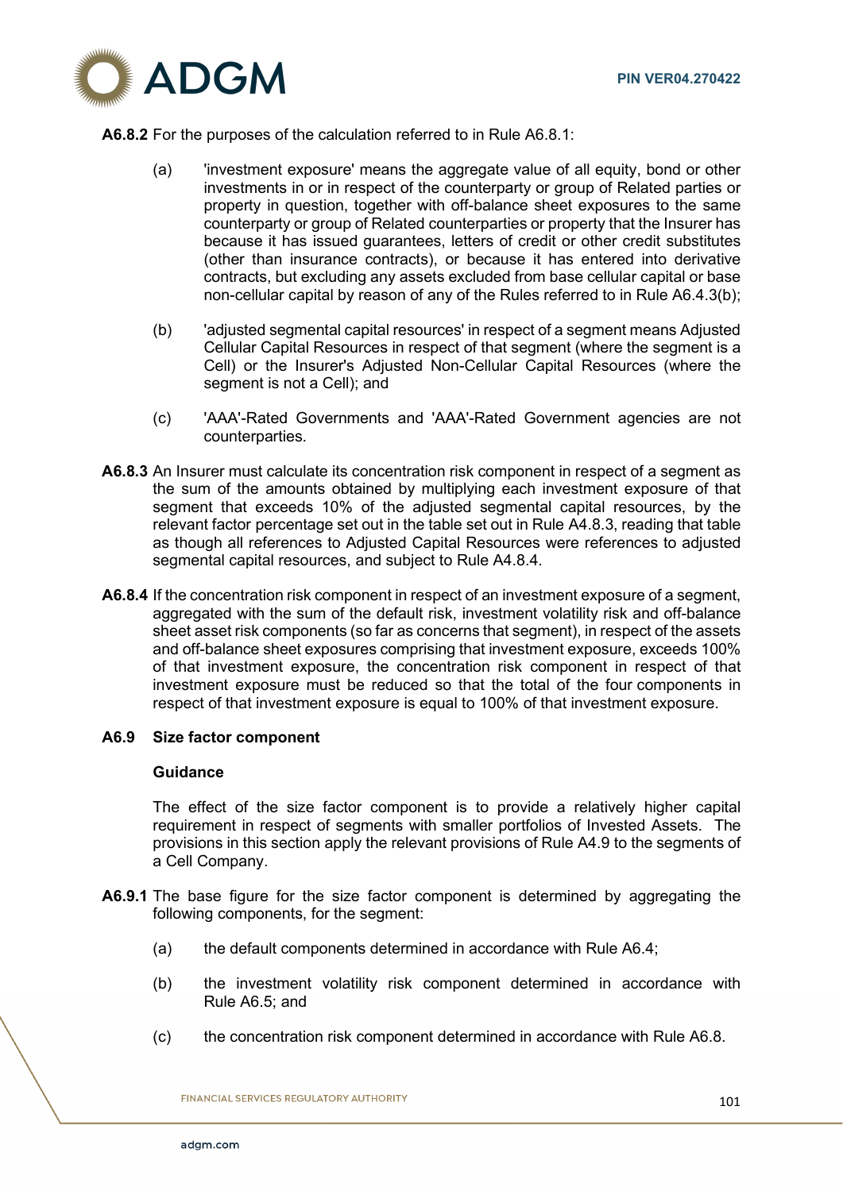**A6.8.2** For the purposes of the calculation referred to in Rule A6.8.1:

(a) 'investment exposure' means the aggregate value of all equity, bond or other investments in or in respect of the counterparty or group of Related parties or property in question, together with off-balance sheet exposures to the same counterparty or group of Related counterparties or property that the Insurer has because it has issued guarantees, letters of credit or other credit substitutes (other than insurance contracts), or because it has entered into derivative contracts, but excluding any assets excluded from base cellular capital or base non-cellular capital by reason of any of the Rules referred to in Rule A6.4.3(b);

(b) 'adjusted segmental capital resources' in respect of a segment means Adjusted Cellular Capital Resources in respect of that segment (where the segment is a Cell) or the Insurer's Adjusted Non-Cellular Capital Resources (where the segment is not a Cell); and

(c) 'AAA'-Rated Governments and 'AAA'-Rated Government agencies are not counterparties.

**A6.8.3** An Insurer must calculate its concentration risk component in respect of a segment as the sum of the amounts obtained by multiplying each investment exposure of that segment that exceeds 10% of the adjusted segmental capital resources, by the relevant factor percentage set out in the table set out in Rule A4.8.3, reading that table as though all references to Adjusted Capital Resources were references to adjusted segmental capital resources, and subject to Rule A4.8.4.

**A6.8.4** If the concentration risk component in respect of an investment exposure of a segment, aggregated with the sum of the default risk, investment volatility risk and off-balance sheet asset risk components (so far as concerns that segment), in respect of the assets and off-balance sheet exposures comprising that investment exposure, exceeds 100% of that investment exposure, the concentration risk component in respect of that investment exposure must be reduced so that the total of the four components in respect of that investment exposure is equal to 100% of that investment exposure.

## A6.9 Size factor component

### Guidance

The effect of the size factor component is to provide a relatively higher capital requirement in respect of segments with smaller portfolios of Invested Assets. The provisions in this section apply the relevant provisions of Rule A4.9 to the segments of a Cell Company.

**A6.9.1** The base figure for the size factor component is determined by aggregating the following components, for the segment:

(a) the default components determined in accordance with Rule A6.4;

(b) the investment volatility risk component determined in accordance with Rule A6.5; and

(c) the concentration risk component determined in accordance with Rule A6.8.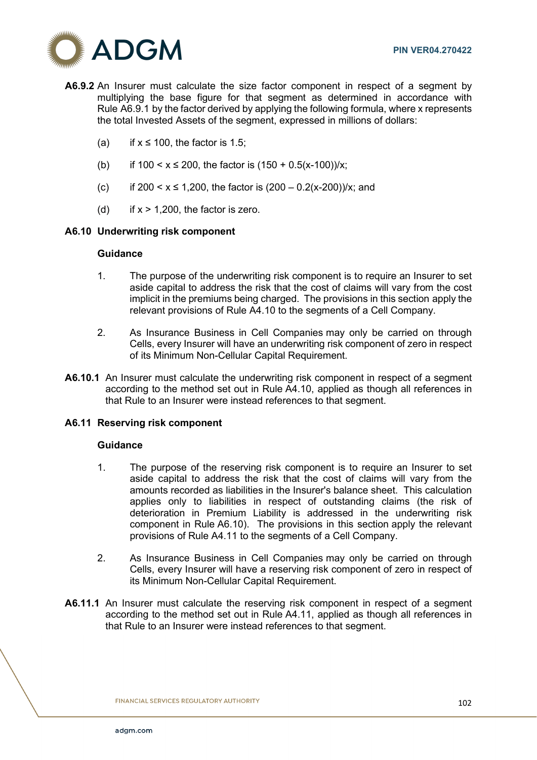**A6.9.2** An Insurer must calculate the size factor component in respect of a segment by multiplying the base figure for that segment as determined in accordance with Rule A6.9.1 by the factor derived by applying the following formula, where x represents the total Invested Assets of the segment, expressed in millions of dollars:

(a) if $x \leq 100$, the factor is 1.5;

(b) if $100 < x \leq 200$, the factor is $(150 + 0.5(x-100))/x$;

(c) if $200 < x \leq 1{,}200$, the factor is $(200 – 0.2(x-200))/x$; and

(d) if $x > 1{,}200$, the factor is zero.

### A6.10 Underwriting risk component

**Guidance**

1. The purpose of the underwriting risk component is to require an Insurer to set aside capital to address the risk that the cost of claims will vary from the cost implicit in the premiums being charged. The provisions in this section apply the relevant provisions of Rule A4.10 to the segments of a Cell Company.

2. As Insurance Business in Cell Companies may only be carried on through Cells, every Insurer will have an underwriting risk component of zero in respect of its Minimum Non-Cellular Capital Requirement.

**A6.10.1** An Insurer must calculate the underwriting risk component in respect of a segment according to the method set out in Rule A4.10, applied as though all references in that Rule to an Insurer were instead references to that segment.

### A6.11 Reserving risk component

**Guidance**

1. The purpose of the reserving risk component is to require an Insurer to set aside capital to address the risk that the cost of claims will vary from the amounts recorded as liabilities in the Insurer's balance sheet. This calculation applies only to liabilities in respect of outstanding claims (the risk of deterioration in Premium Liability is addressed in the underwriting risk component in Rule A6.10). The provisions in this section apply the relevant provisions of Rule A4.11 to the segments of a Cell Company.

2. As Insurance Business in Cell Companies may only be carried on through Cells, every Insurer will have a reserving risk component of zero in respect of its Minimum Non-Cellular Capital Requirement.

**A6.11.1** An Insurer must calculate the reserving risk component in respect of a segment according to the method set out in Rule A4.11, applied as though all references in that Rule to an Insurer were instead references to that segment.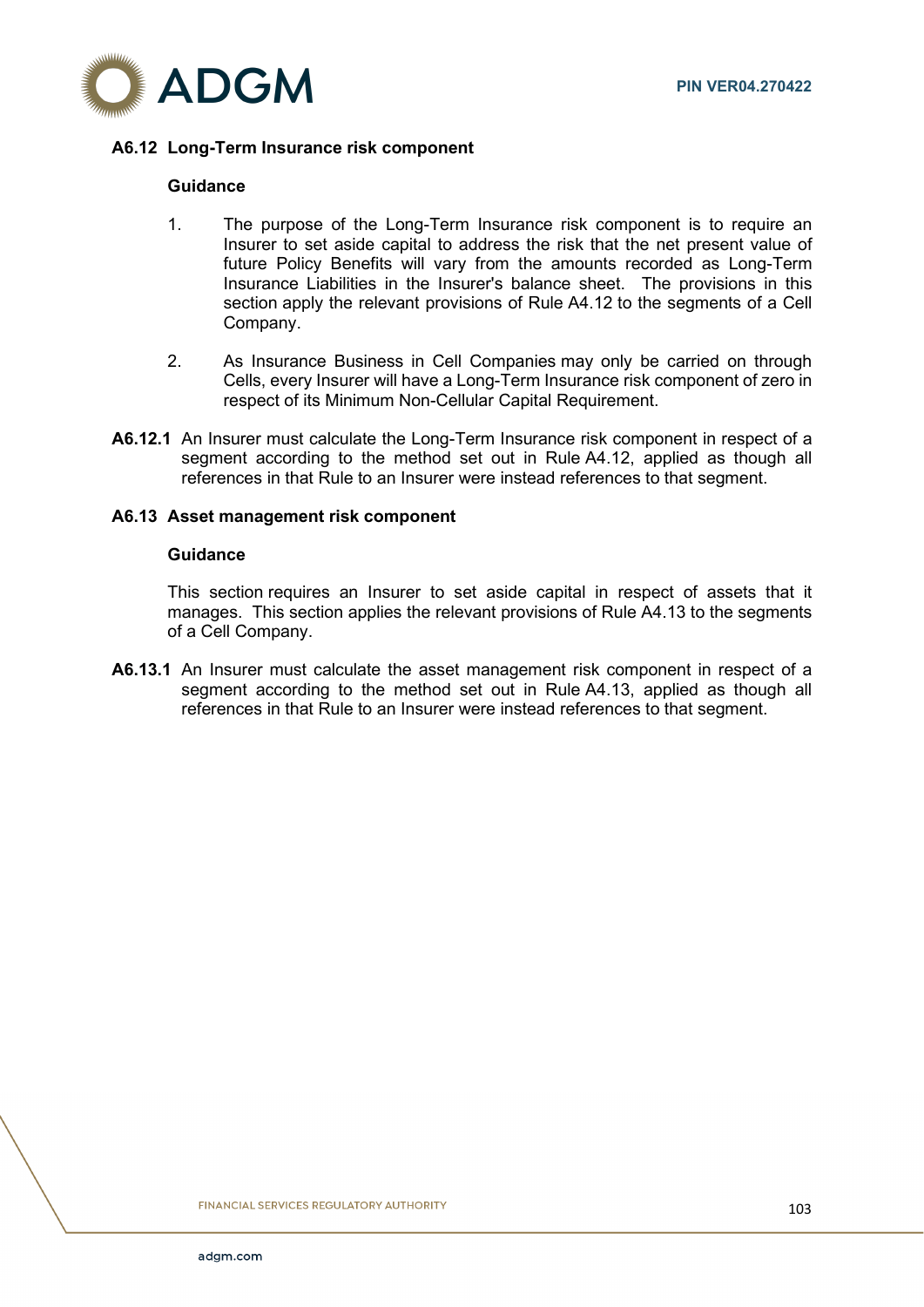### A6.12 Long-Term Insurance risk component

**Guidance**

1. The purpose of the Long-Term Insurance risk component is to require an Insurer to set aside capital to address the risk that the net present value of future Policy Benefits will vary from the amounts recorded as Long-Term Insurance Liabilities in the Insurer's balance sheet. The provisions in this section apply the relevant provisions of Rule A4.12 to the segments of a Cell Company.

2. As Insurance Business in Cell Companies may only be carried on through Cells, every Insurer will have a Long-Term Insurance risk component of zero in respect of its Minimum Non-Cellular Capital Requirement.

**A6.12.1** An Insurer must calculate the Long-Term Insurance risk component in respect of a segment according to the method set out in Rule A4.12, applied as though all references in that Rule to an Insurer were instead references to that segment.

### A6.13 Asset management risk component

**Guidance**

This section requires an Insurer to set aside capital in respect of assets that it manages. This section applies the relevant provisions of Rule A4.13 to the segments of a Cell Company.

**A6.13.1** An Insurer must calculate the asset management risk component in respect of a segment according to the method set out in Rule A4.13, applied as though all references in that Rule to an Insurer were instead references to that segment.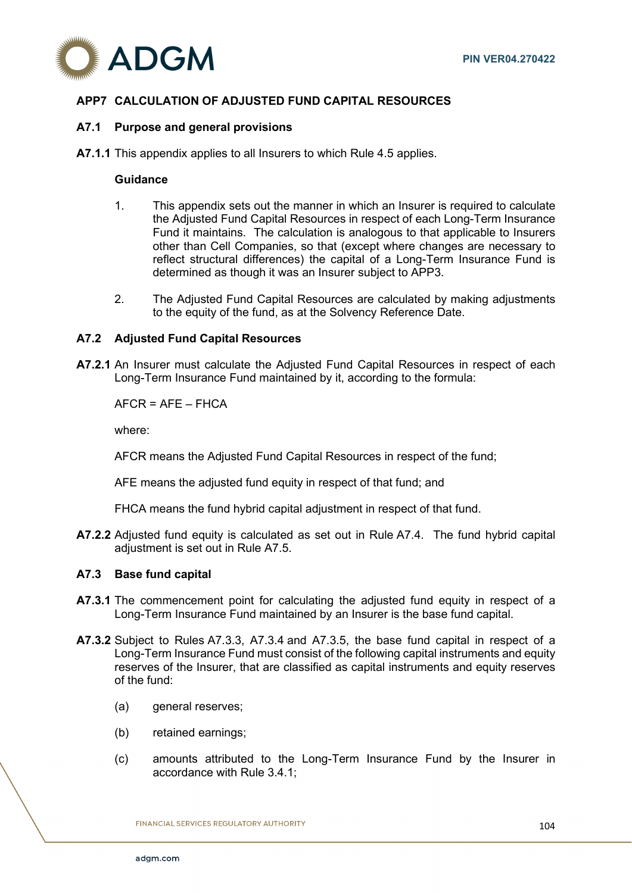## APP7 CALCULATION OF ADJUSTED FUND CAPITAL RESOURCES

### A7.1 Purpose and general provisions

**A7.1.1** This appendix applies to all Insurers to which Rule 4.5 applies.

**Guidance**

1. This appendix sets out the manner in which an Insurer is required to calculate the Adjusted Fund Capital Resources in respect of each Long-Term Insurance Fund it maintains. The calculation is analogous to that applicable to Insurers other than Cell Companies, so that (except where changes are necessary to reflect structural differences) the capital of a Long-Term Insurance Fund is determined as though it was an Insurer subject to APP3.

2. The Adjusted Fund Capital Resources are calculated by making adjustments to the equity of the fund, as at the Solvency Reference Date.

### A7.2 Adjusted Fund Capital Resources

**A7.2.1** An Insurer must calculate the Adjusted Fund Capital Resources in respect of each Long-Term Insurance Fund maintained by it, according to the formula:

AFCR = AFE – FHCA

where:

AFCR means the Adjusted Fund Capital Resources in respect of the fund;

AFE means the adjusted fund equity in respect of that fund; and

FHCA means the fund hybrid capital adjustment in respect of that fund.

**A7.2.2** Adjusted fund equity is calculated as set out in Rule A7.4. The fund hybrid capital adjustment is set out in Rule A7.5.

### A7.3 Base fund capital

**A7.3.1** The commencement point for calculating the adjusted fund equity in respect of a Long-Term Insurance Fund maintained by an Insurer is the base fund capital.

**A7.3.2** Subject to Rules A7.3.3, A7.3.4 and A7.3.5, the base fund capital in respect of a Long-Term Insurance Fund must consist of the following capital instruments and equity reserves of the Insurer, that are classified as capital instruments and equity reserves of the fund:

(a) general reserves;

(b) retained earnings;

(c) amounts attributed to the Long-Term Insurance Fund by the Insurer in accordance with Rule 3.4.1;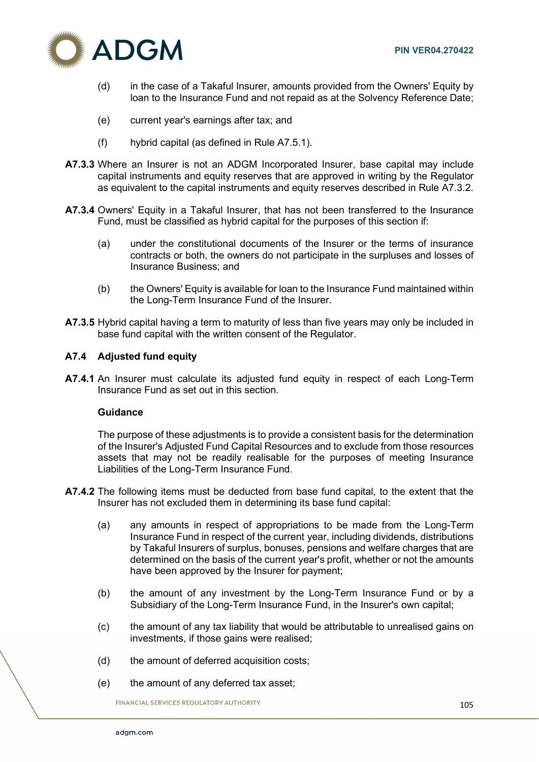(d) in the case of a Takaful Insurer, amounts provided from the Owners' Equity by loan to the Insurance Fund and not repaid as at the Solvency Reference Date;

(e) current year's earnings after tax; and

(f) hybrid capital (as defined in Rule A7.5.1).

**A7.3.3** Where an Insurer is not an ADGM Incorporated Insurer, base capital may include capital instruments and equity reserves that are approved in writing by the Regulator as equivalent to the capital instruments and equity reserves described in Rule A7.3.2.

**A7.3.4** Owners' Equity in a Takaful Insurer, that has not been transferred to the Insurance Fund, must be classified as hybrid capital for the purposes of this section if:

(a) under the constitutional documents of the Insurer or the terms of insurance contracts or both, the owners do not participate in the surpluses and losses of Insurance Business; and

(b) the Owners' Equity is available for loan to the Insurance Fund maintained within the Long-Term Insurance Fund of the Insurer.

**A7.3.5** Hybrid capital having a term to maturity of less than five years may only be included in base fund capital with the written consent of the Regulator.

## A7.4 Adjusted fund equity

**A7.4.1** An Insurer must calculate its adjusted fund equity in respect of each Long-Term Insurance Fund as set out in this section.

**Guidance**

The purpose of these adjustments is to provide a consistent basis for the determination of the Insurer's Adjusted Fund Capital Resources and to exclude from those resources assets that may not be readily realisable for the purposes of meeting Insurance Liabilities of the Long-Term Insurance Fund.

**A7.4.2** The following items must be deducted from base fund capital, to the extent that the Insurer has not excluded them in determining its base fund capital:

(a) any amounts in respect of appropriations to be made from the Long-Term Insurance Fund in respect of the current year, including dividends, distributions by Takaful Insurers of surplus, bonuses, pensions and welfare charges that are determined on the basis of the current year's profit, whether or not the amounts have been approved by the Insurer for payment;

(b) the amount of any investment by the Long-Term Insurance Fund or by a Subsidiary of the Long-Term Insurance Fund, in the Insurer's own capital;

(c) the amount of any tax liability that would be attributable to unrealised gains on investments, if those gains were realised;

(d) the amount of deferred acquisition costs;

(e) the amount of any deferred tax asset;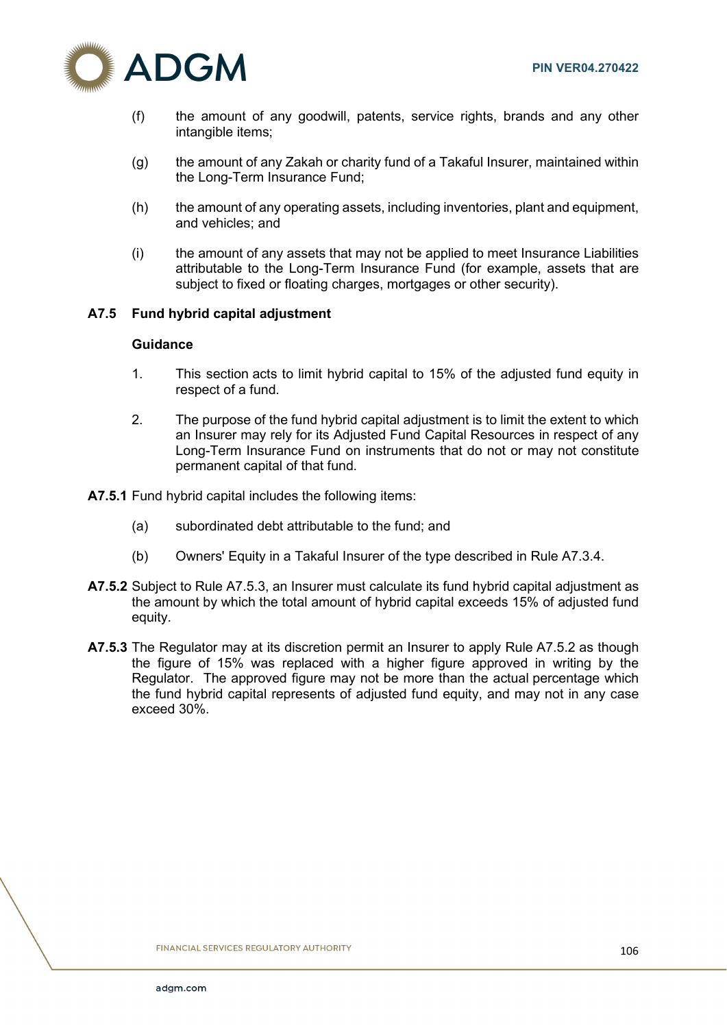(f) the amount of any goodwill, patents, service rights, brands and any other intangible items;

(g) the amount of any Zakah or charity fund of a Takaful Insurer, maintained within the Long-Term Insurance Fund;

(h) the amount of any operating assets, including inventories, plant and equipment, and vehicles; and

(i) the amount of any assets that may not be applied to meet Insurance Liabilities attributable to the Long-Term Insurance Fund (for example, assets that are subject to fixed or floating charges, mortgages or other security).

### A7.5 Fund hybrid capital adjustment

**Guidance**

1. This section acts to limit hybrid capital to 15% of the adjusted fund equity in respect of a fund.

2. The purpose of the fund hybrid capital adjustment is to limit the extent to which an Insurer may rely for its Adjusted Fund Capital Resources in respect of any Long-Term Insurance Fund on instruments that do not or may not constitute permanent capital of that fund.

**A7.5.1** Fund hybrid capital includes the following items:

(a) subordinated debt attributable to the fund; and

(b) Owners' Equity in a Takaful Insurer of the type described in Rule A7.3.4.

**A7.5.2** Subject to Rule A7.5.3, an Insurer must calculate its fund hybrid capital adjustment as the amount by which the total amount of hybrid capital exceeds 15% of adjusted fund equity.

**A7.5.3** The Regulator may at its discretion permit an Insurer to apply Rule A7.5.2 as though the figure of 15% was replaced with a higher figure approved in writing by the Regulator. The approved figure may not be more than the actual percentage which the fund hybrid capital represents of adjusted fund equity, and may not in any case exceed 30%.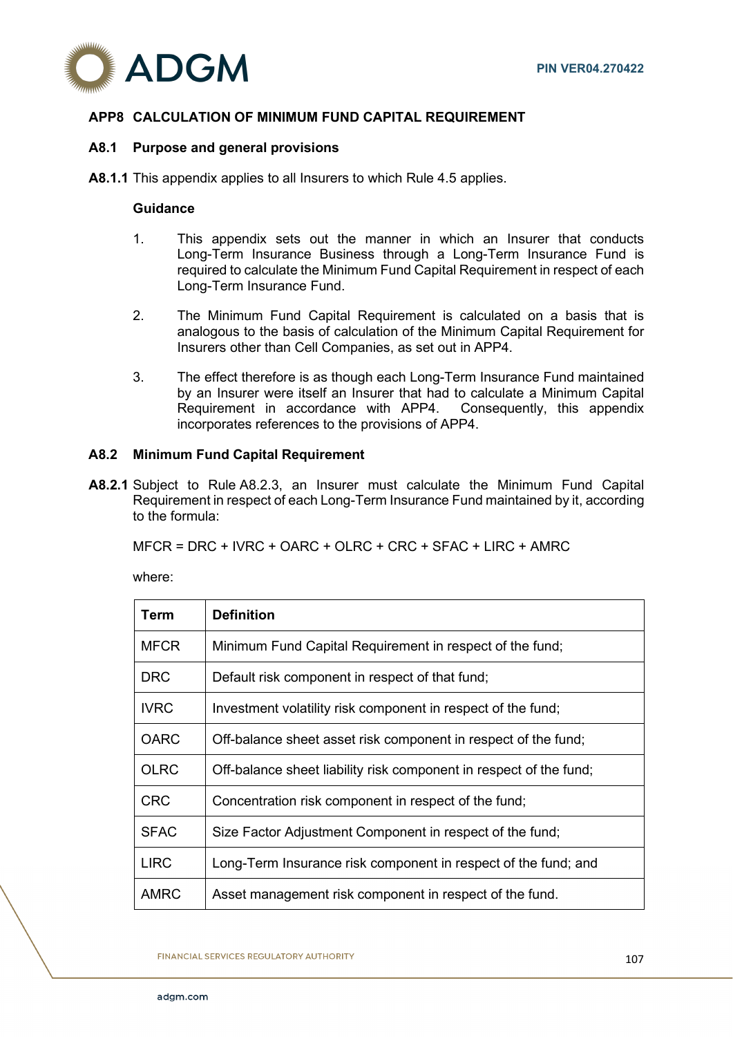## APP8 CALCULATION OF MINIMUM FUND CAPITAL REQUIREMENT

### A8.1 Purpose and general provisions

**A8.1.1** This appendix applies to all Insurers to which Rule 4.5 applies.

**Guidance**

1. This appendix sets out the manner in which an Insurer that conducts Long-Term Insurance Business through a Long-Term Insurance Fund is required to calculate the Minimum Fund Capital Requirement in respect of each Long-Term Insurance Fund.

2. The Minimum Fund Capital Requirement is calculated on a basis that is analogous to the basis of calculation of the Minimum Capital Requirement for Insurers other than Cell Companies, as set out in APP4.

3. The effect therefore is as though each Long-Term Insurance Fund maintained by an Insurer were itself an Insurer that had to calculate a Minimum Capital Requirement in accordance with APP4. Consequently, this appendix incorporates references to the provisions of APP4.

### A8.2 Minimum Fund Capital Requirement

**A8.2.1** Subject to Rule A8.2.3, an Insurer must calculate the Minimum Fund Capital Requirement in respect of each Long-Term Insurance Fund maintained by it, according to the formula:

MFCR = DRC + IVRC + OARC + OLRC + CRC + SFAC + LIRC + AMRC

where:

| Term | Definition |
|---|---|
| MFCR | Minimum Fund Capital Requirement in respect of the fund; |
| DRC | Default risk component in respect of that fund; |
| IVRC | Investment volatility risk component in respect of the fund; |
| OARC | Off-balance sheet asset risk component in respect of the fund; |
| OLRC | Off-balance sheet liability risk component in respect of the fund; |
| CRC | Concentration risk component in respect of the fund; |
| SFAC | Size Factor Adjustment Component in respect of the fund; |
| LIRC | Long-Term Insurance risk component in respect of the fund; and |
| AMRC | Asset management risk component in respect of the fund. |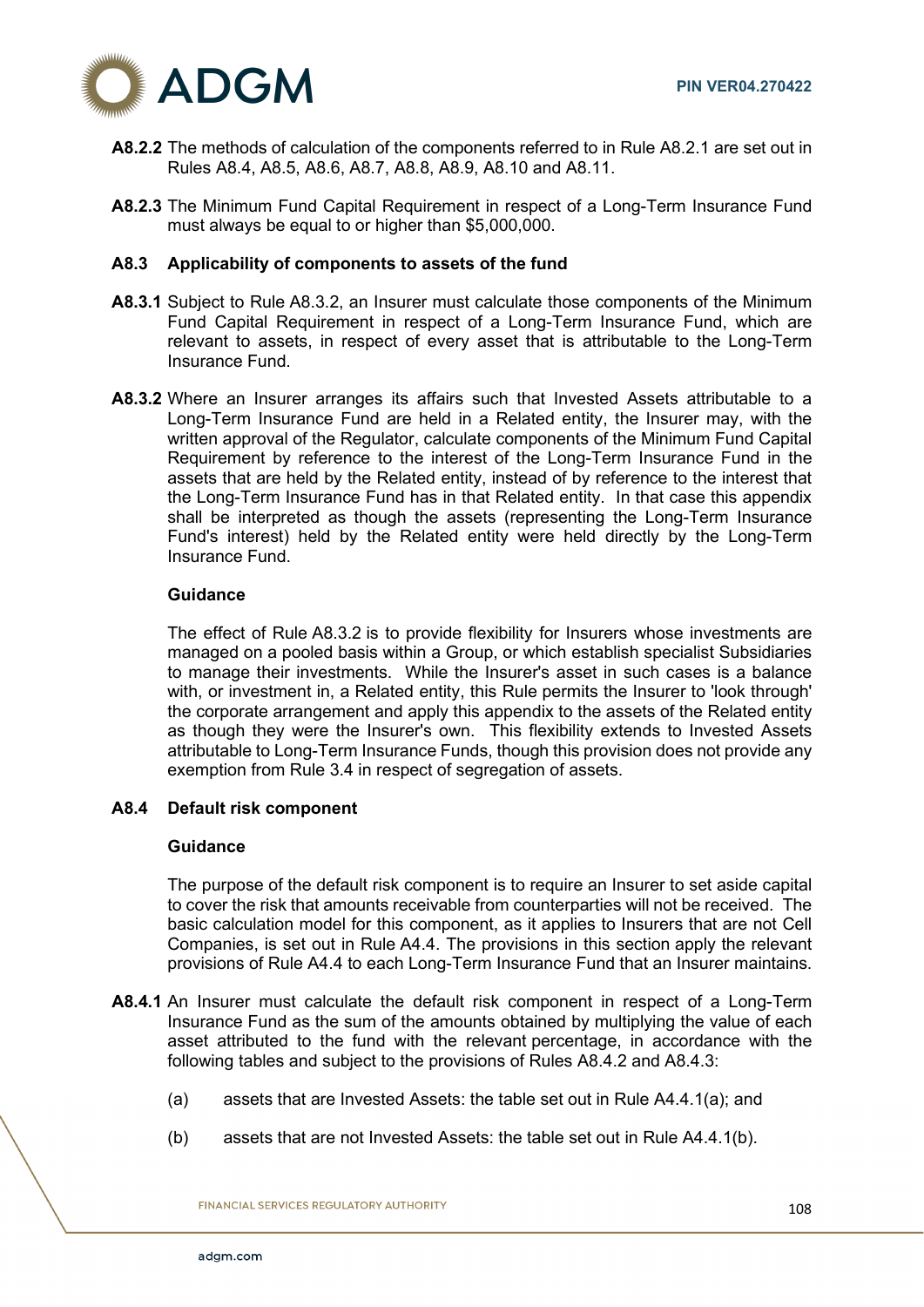**A8.2.2** The methods of calculation of the components referred to in Rule A8.2.1 are set out in Rules A8.4, A8.5, A8.6, A8.7, A8.8, A8.9, A8.10 and A8.11.

**A8.2.3** The Minimum Fund Capital Requirement in respect of a Long-Term Insurance Fund must always be equal to or higher than $5,000,000.

### A8.3 Applicability of components to assets of the fund

**A8.3.1** Subject to Rule A8.3.2, an Insurer must calculate those components of the Minimum Fund Capital Requirement in respect of a Long-Term Insurance Fund, which are relevant to assets, in respect of every asset that is attributable to the Long-Term Insurance Fund.

**A8.3.2** Where an Insurer arranges its affairs such that Invested Assets attributable to a Long-Term Insurance Fund are held in a Related entity, the Insurer may, with the written approval of the Regulator, calculate components of the Minimum Fund Capital Requirement by reference to the interest of the Long-Term Insurance Fund in the assets that are held by the Related entity, instead of by reference to the interest that the Long-Term Insurance Fund has in that Related entity. In that case this appendix shall be interpreted as though the assets (representing the Long-Term Insurance Fund's interest) held by the Related entity were held directly by the Long-Term Insurance Fund.

**Guidance**

The effect of Rule A8.3.2 is to provide flexibility for Insurers whose investments are managed on a pooled basis within a Group, or which establish specialist Subsidiaries to manage their investments. While the Insurer's asset in such cases is a balance with, or investment in, a Related entity, this Rule permits the Insurer to 'look through' the corporate arrangement and apply this appendix to the assets of the Related entity as though they were the Insurer's own. This flexibility extends to Invested Assets attributable to Long-Term Insurance Funds, though this provision does not provide any exemption from Rule 3.4 in respect of segregation of assets.

### A8.4 Default risk component

**Guidance**

The purpose of the default risk component is to require an Insurer to set aside capital to cover the risk that amounts receivable from counterparties will not be received. The basic calculation model for this component, as it applies to Insurers that are not Cell Companies, is set out in Rule A4.4. The provisions in this section apply the relevant provisions of Rule A4.4 to each Long-Term Insurance Fund that an Insurer maintains.

**A8.4.1** An Insurer must calculate the default risk component in respect of a Long-Term Insurance Fund as the sum of the amounts obtained by multiplying the value of each asset attributed to the fund with the relevant percentage, in accordance with the following tables and subject to the provisions of Rules A8.4.2 and A8.4.3:

(a) assets that are Invested Assets: the table set out in Rule A4.4.1(a); and

(b) assets that are not Invested Assets: the table set out in Rule A4.4.1(b).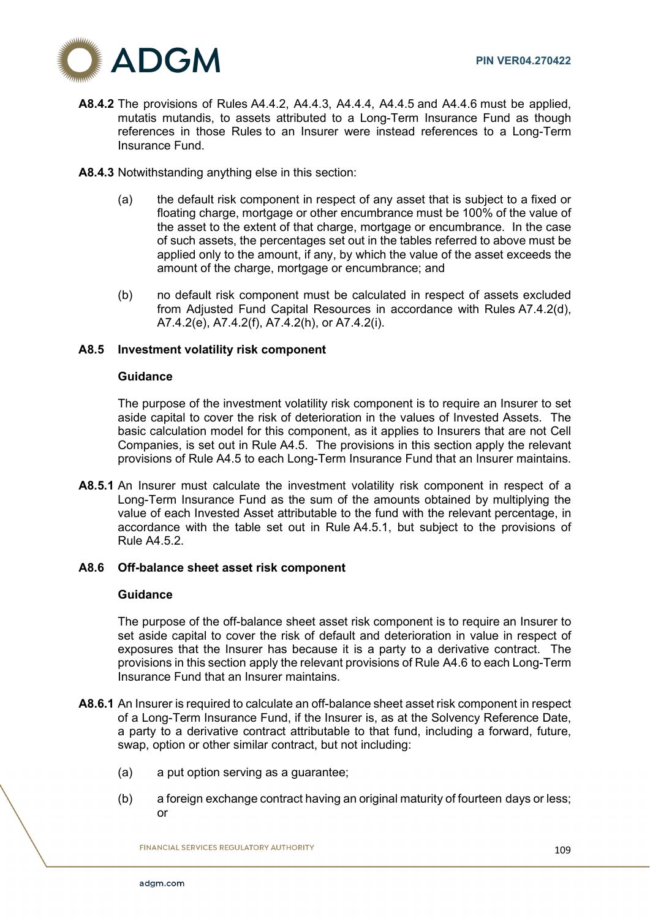**A8.4.2** The provisions of Rules A4.4.2, A4.4.3, A4.4.4, A4.4.5 and A4.4.6 must be applied, mutatis mutandis, to assets attributed to a Long-Term Insurance Fund as though references in those Rules to an Insurer were instead references to a Long-Term Insurance Fund.

**A8.4.3** Notwithstanding anything else in this section:

(a) the default risk component in respect of any asset that is subject to a fixed or floating charge, mortgage or other encumbrance must be 100% of the value of the asset to the extent of that charge, mortgage or encumbrance. In the case of such assets, the percentages set out in the tables referred to above must be applied only to the amount, if any, by which the value of the asset exceeds the amount of the charge, mortgage or encumbrance; and

(b) no default risk component must be calculated in respect of assets excluded from Adjusted Fund Capital Resources in accordance with Rules A7.4.2(d), A7.4.2(e), A7.4.2(f), A7.4.2(h), or A7.4.2(i).

## A8.5 Investment volatility risk component

**Guidance**

The purpose of the investment volatility risk component is to require an Insurer to set aside capital to cover the risk of deterioration in the values of Invested Assets. The basic calculation model for this component, as it applies to Insurers that are not Cell Companies, is set out in Rule A4.5. The provisions in this section apply the relevant provisions of Rule A4.5 to each Long-Term Insurance Fund that an Insurer maintains.

**A8.5.1** An Insurer must calculate the investment volatility risk component in respect of a Long-Term Insurance Fund as the sum of the amounts obtained by multiplying the value of each Invested Asset attributable to the fund with the relevant percentage, in accordance with the table set out in Rule A4.5.1, but subject to the provisions of Rule A4.5.2.

## A8.6 Off-balance sheet asset risk component

**Guidance**

The purpose of the off-balance sheet asset risk component is to require an Insurer to set aside capital to cover the risk of default and deterioration in value in respect of exposures that the Insurer has because it is a party to a derivative contract. The provisions in this section apply the relevant provisions of Rule A4.6 to each Long-Term Insurance Fund that an Insurer maintains.

**A8.6.1** An Insurer is required to calculate an off-balance sheet asset risk component in respect of a Long-Term Insurance Fund, if the Insurer is, as at the Solvency Reference Date, a party to a derivative contract attributable to that fund, including a forward, future, swap, option or other similar contract, but not including:

(a) a put option serving as a guarantee;

(b) a foreign exchange contract having an original maturity of fourteen days or less; or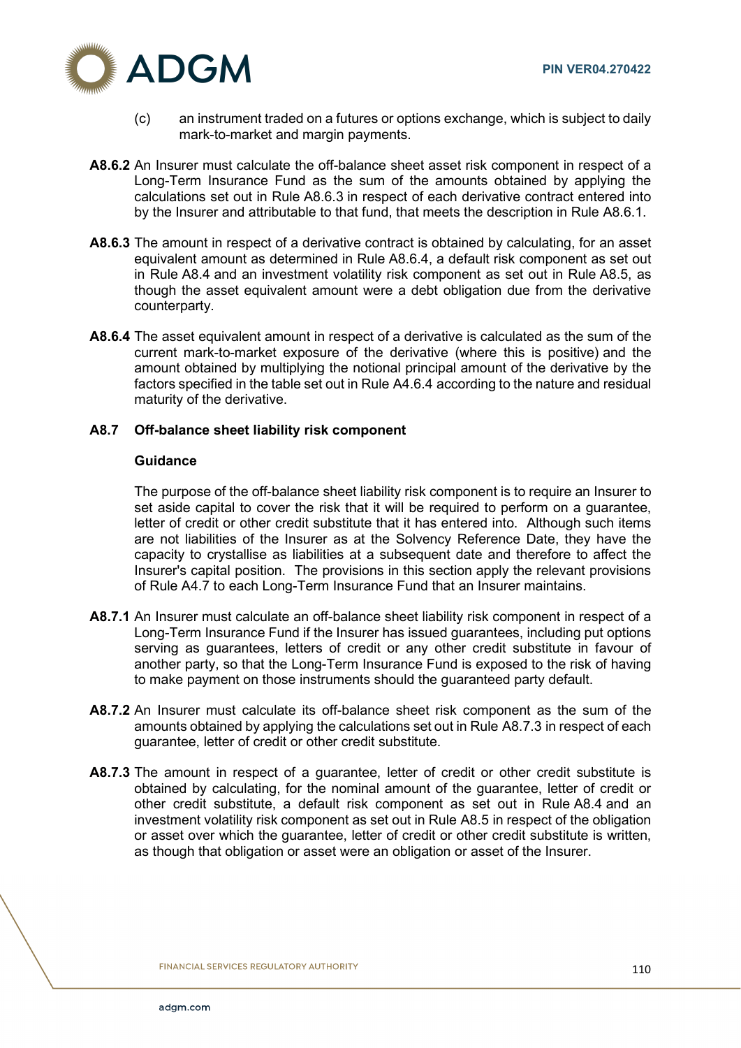(c) an instrument traded on a futures or options exchange, which is subject to daily mark-to-market and margin payments.

**A8.6.2** An Insurer must calculate the off-balance sheet asset risk component in respect of a Long-Term Insurance Fund as the sum of the amounts obtained by applying the calculations set out in Rule A8.6.3 in respect of each derivative contract entered into by the Insurer and attributable to that fund, that meets the description in Rule A8.6.1.

**A8.6.3** The amount in respect of a derivative contract is obtained by calculating, for an asset equivalent amount as determined in Rule A8.6.4, a default risk component as set out in Rule A8.4 and an investment volatility risk component as set out in Rule A8.5, as though the asset equivalent amount were a debt obligation due from the derivative counterparty.

**A8.6.4** The asset equivalent amount in respect of a derivative is calculated as the sum of the current mark-to-market exposure of the derivative (where this is positive) and the amount obtained by multiplying the notional principal amount of the derivative by the factors specified in the table set out in Rule A4.6.4 according to the nature and residual maturity of the derivative.

### A8.7 Off-balance sheet liability risk component

**Guidance**

The purpose of the off-balance sheet liability risk component is to require an Insurer to set aside capital to cover the risk that it will be required to perform on a guarantee, letter of credit or other credit substitute that it has entered into. Although such items are not liabilities of the Insurer as at the Solvency Reference Date, they have the capacity to crystallise as liabilities at a subsequent date and therefore to affect the Insurer's capital position. The provisions in this section apply the relevant provisions of Rule A4.7 to each Long-Term Insurance Fund that an Insurer maintains.

**A8.7.1** An Insurer must calculate an off-balance sheet liability risk component in respect of a Long-Term Insurance Fund if the Insurer has issued guarantees, including put options serving as guarantees, letters of credit or any other credit substitute in favour of another party, so that the Long-Term Insurance Fund is exposed to the risk of having to make payment on those instruments should the guaranteed party default.

**A8.7.2** An Insurer must calculate its off-balance sheet risk component as the sum of the amounts obtained by applying the calculations set out in Rule A8.7.3 in respect of each guarantee, letter of credit or other credit substitute.

**A8.7.3** The amount in respect of a guarantee, letter of credit or other credit substitute is obtained by calculating, for the nominal amount of the guarantee, letter of credit or other credit substitute, a default risk component as set out in Rule A8.4 and an investment volatility risk component as set out in Rule A8.5 in respect of the obligation or asset over which the guarantee, letter of credit or other credit substitute is written, as though that obligation or asset were an obligation or asset of the Insurer.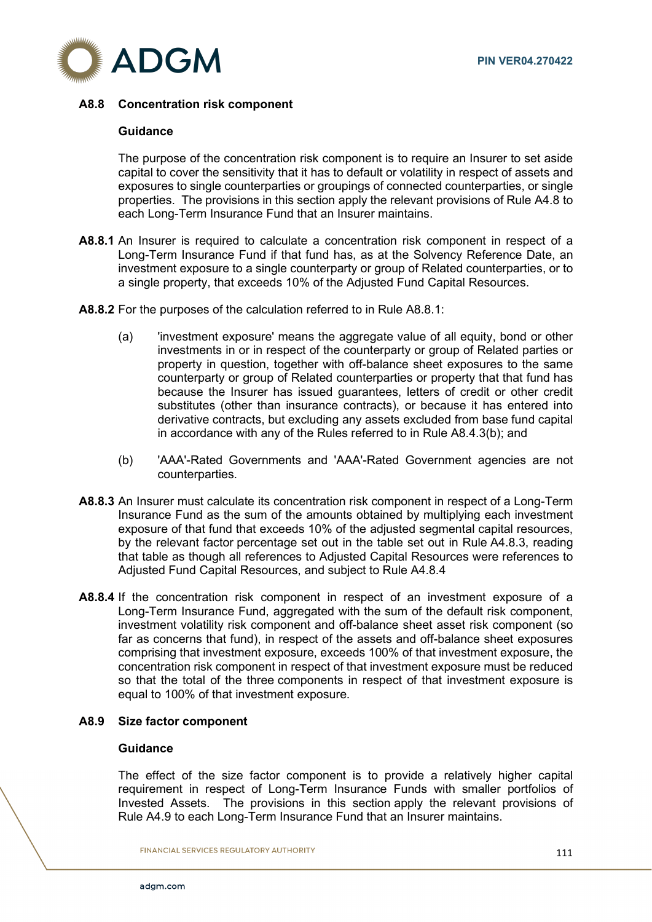## A8.8 Concentration risk component

**Guidance**

The purpose of the concentration risk component is to require an Insurer to set aside capital to cover the sensitivity that it has to default or volatility in respect of assets and exposures to single counterparties or groupings of connected counterparties, or single properties. The provisions in this section apply the relevant provisions of Rule A4.8 to each Long-Term Insurance Fund that an Insurer maintains.

**A8.8.1** An Insurer is required to calculate a concentration risk component in respect of a Long-Term Insurance Fund if that fund has, as at the Solvency Reference Date, an investment exposure to a single counterparty or group of Related counterparties, or to a single property, that exceeds 10% of the Adjusted Fund Capital Resources.

**A8.8.2** For the purposes of the calculation referred to in Rule A8.8.1:

(a) 'investment exposure' means the aggregate value of all equity, bond or other investments in or in respect of the counterparty or group of Related parties or property in question, together with off-balance sheet exposures to the same counterparty or group of Related counterparties or property that that fund has because the Insurer has issued guarantees, letters of credit or other credit substitutes (other than insurance contracts), or because it has entered into derivative contracts, but excluding any assets excluded from base fund capital in accordance with any of the Rules referred to in Rule A8.4.3(b); and

(b) 'AAA'-Rated Governments and 'AAA'-Rated Government agencies are not counterparties.

**A8.8.3** An Insurer must calculate its concentration risk component in respect of a Long-Term Insurance Fund as the sum of the amounts obtained by multiplying each investment exposure of that fund that exceeds 10% of the adjusted segmental capital resources, by the relevant factor percentage set out in the table set out in Rule A4.8.3, reading that table as though all references to Adjusted Capital Resources were references to Adjusted Fund Capital Resources, and subject to Rule A4.8.4

**A8.8.4** If the concentration risk component in respect of an investment exposure of a Long-Term Insurance Fund, aggregated with the sum of the default risk component, investment volatility risk component and off-balance sheet asset risk component (so far as concerns that fund), in respect of the assets and off-balance sheet exposures comprising that investment exposure, exceeds 100% of that investment exposure, the concentration risk component in respect of that investment exposure must be reduced so that the total of the three components in respect of that investment exposure is equal to 100% of that investment exposure.

## A8.9 Size factor component

**Guidance**

The effect of the size factor component is to provide a relatively higher capital requirement in respect of Long-Term Insurance Funds with smaller portfolios of Invested Assets. The provisions in this section apply the relevant provisions of Rule A4.9 to each Long-Term Insurance Fund that an Insurer maintains.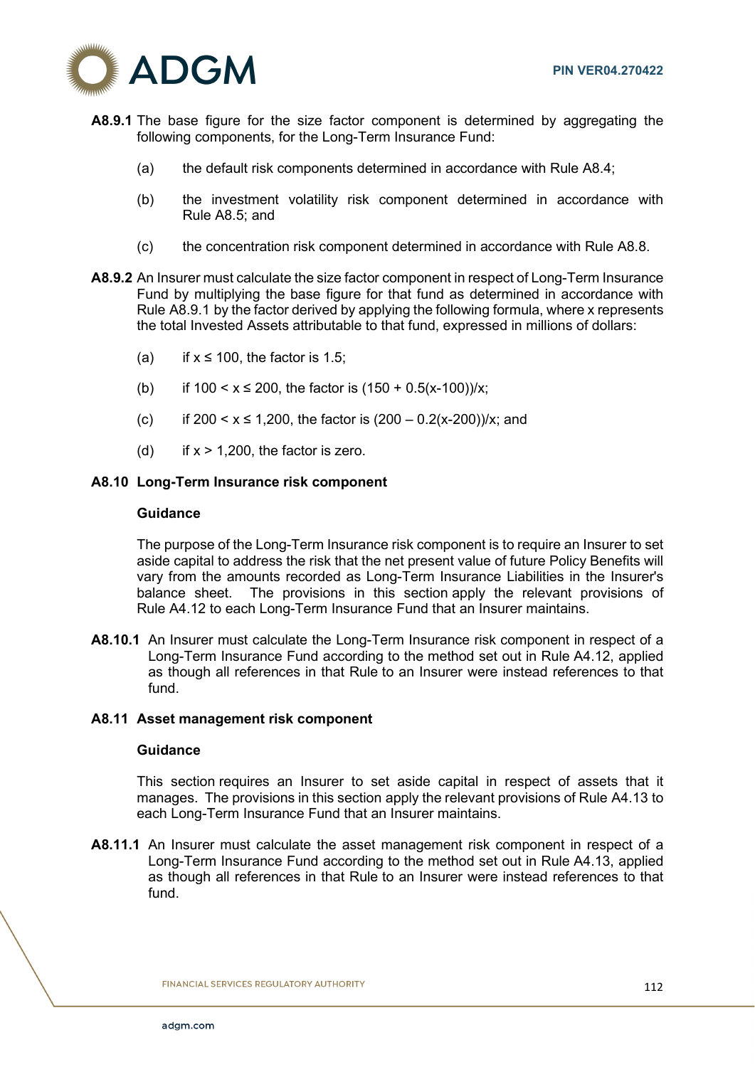**A8.9.1** The base figure for the size factor component is determined by aggregating the following components, for the Long-Term Insurance Fund:

(a) the default risk components determined in accordance with Rule A8.4;

(b) the investment volatility risk component determined in accordance with Rule A8.5; and

(c) the concentration risk component determined in accordance with Rule A8.8.

**A8.9.2** An Insurer must calculate the size factor component in respect of Long-Term Insurance Fund by multiplying the base figure for that fund as determined in accordance with Rule A8.9.1 by the factor derived by applying the following formula, where x represents the total Invested Assets attributable to that fund, expressed in millions of dollars:

(a) if $x \leq 100$, the factor is 1.5;

(b) if $100 < x \leq 200$, the factor is $(150 + 0.5(x-100))/x$;

(c) if $200 < x \leq 1{,}200$, the factor is $(200 - 0.2(x-200))/x$; and

(d) if $x > 1{,}200$, the factor is zero.

## A8.10 Long-Term Insurance risk component

**Guidance**

The purpose of the Long-Term Insurance risk component is to require an Insurer to set aside capital to address the risk that the net present value of future Policy Benefits will vary from the amounts recorded as Long-Term Insurance Liabilities in the Insurer's balance sheet. The provisions in this section apply the relevant provisions of Rule A4.12 to each Long-Term Insurance Fund that an Insurer maintains.

**A8.10.1** An Insurer must calculate the Long-Term Insurance risk component in respect of a Long-Term Insurance Fund according to the method set out in Rule A4.12, applied as though all references in that Rule to an Insurer were instead references to that fund.

## A8.11 Asset management risk component

**Guidance**

This section requires an Insurer to set aside capital in respect of assets that it manages. The provisions in this section apply the relevant provisions of Rule A4.13 to each Long-Term Insurance Fund that an Insurer maintains.

**A8.11.1** An Insurer must calculate the asset management risk component in respect of a Long-Term Insurance Fund according to the method set out in Rule A4.13, applied as though all references in that Rule to an Insurer were instead references to that fund.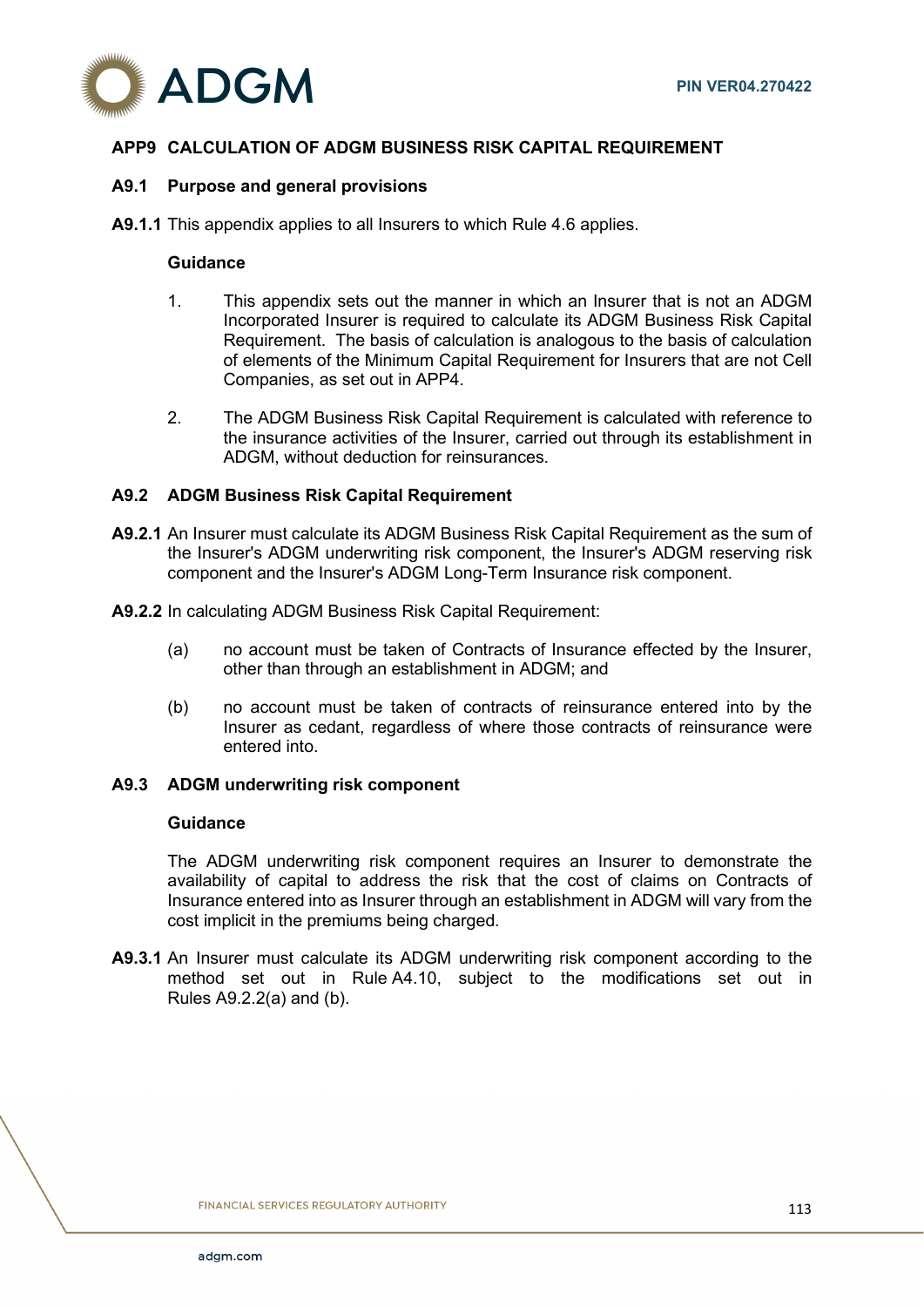## APP9 CALCULATION OF ADGM BUSINESS RISK CAPITAL REQUIREMENT

### A9.1 Purpose and general provisions

**A9.1.1** This appendix applies to all Insurers to which Rule 4.6 applies.

**Guidance**

1. This appendix sets out the manner in which an Insurer that is not an ADGM Incorporated Insurer is required to calculate its ADGM Business Risk Capital Requirement. The basis of calculation is analogous to the basis of calculation of elements of the Minimum Capital Requirement for Insurers that are not Cell Companies, as set out in APP4.

2. The ADGM Business Risk Capital Requirement is calculated with reference to the insurance activities of the Insurer, carried out through its establishment in ADGM, without deduction for reinsurances.

### A9.2 ADGM Business Risk Capital Requirement

**A9.2.1** An Insurer must calculate its ADGM Business Risk Capital Requirement as the sum of the Insurer's ADGM underwriting risk component, the Insurer's ADGM reserving risk component and the Insurer's ADGM Long-Term Insurance risk component.

**A9.2.2** In calculating ADGM Business Risk Capital Requirement:

(a) no account must be taken of Contracts of Insurance effected by the Insurer, other than through an establishment in ADGM; and

(b) no account must be taken of contracts of reinsurance entered into by the Insurer as cedant, regardless of where those contracts of reinsurance were entered into.

### A9.3 ADGM underwriting risk component

**Guidance**

The ADGM underwriting risk component requires an Insurer to demonstrate the availability of capital to address the risk that the cost of claims on Contracts of Insurance entered into as Insurer through an establishment in ADGM will vary from the cost implicit in the premiums being charged.

**A9.3.1** An Insurer must calculate its ADGM underwriting risk component according to the method set out in Rule A4.10, subject to the modifications set out in Rules A9.2.2(a) and (b).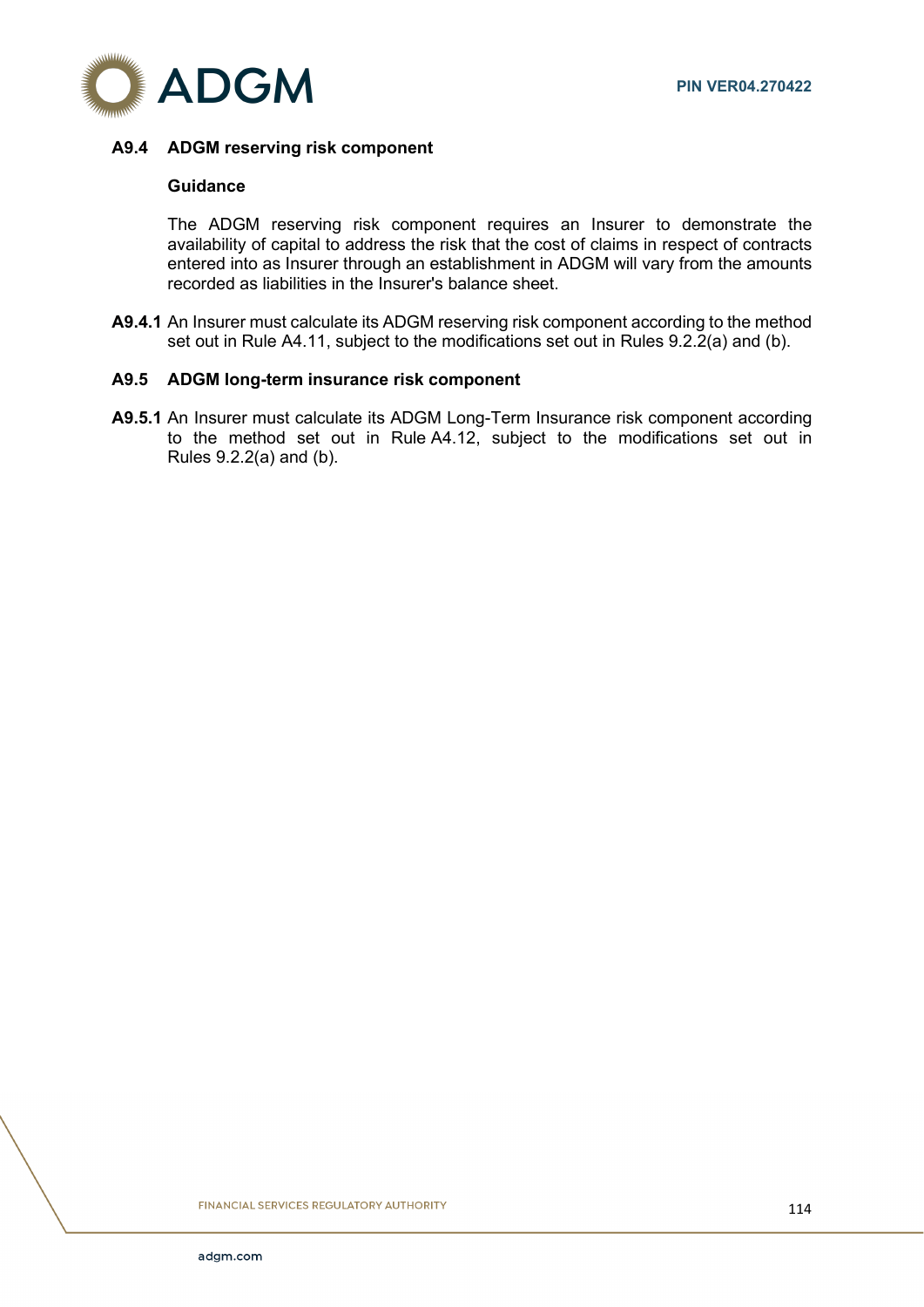### A9.4 ADGM reserving risk component

**Guidance**

The ADGM reserving risk component requires an Insurer to demonstrate the availability of capital to address the risk that the cost of claims in respect of contracts entered into as Insurer through an establishment in ADGM will vary from the amounts recorded as liabilities in the Insurer's balance sheet.

**A9.4.1** An Insurer must calculate its ADGM reserving risk component according to the method set out in Rule A4.11, subject to the modifications set out in Rules 9.2.2(a) and (b).

### A9.5 ADGM long-term insurance risk component

**A9.5.1** An Insurer must calculate its ADGM Long-Term Insurance risk component according to the method set out in Rule A4.12, subject to the modifications set out in Rules 9.2.2(a) and (b).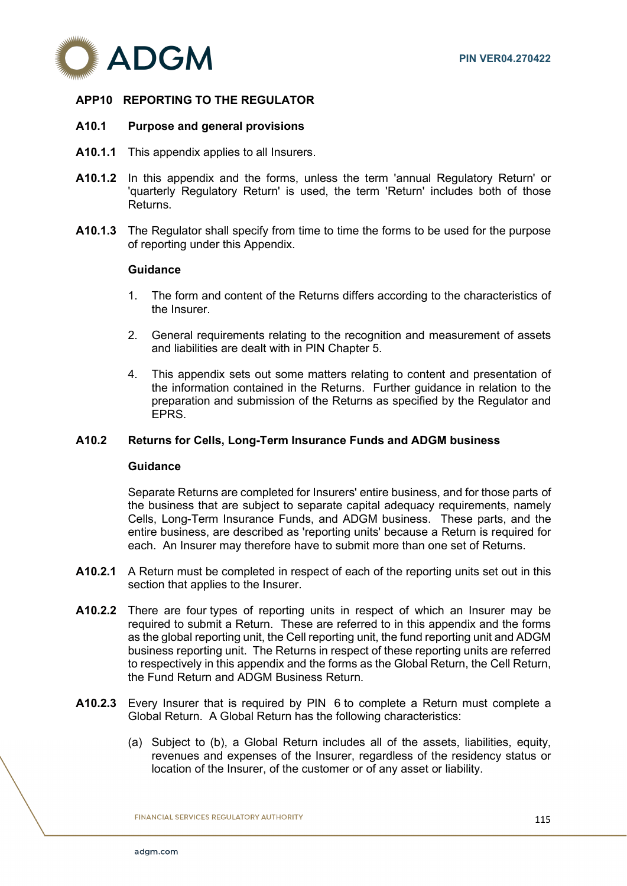## APP10 REPORTING TO THE REGULATOR

### A10.1 Purpose and general provisions

**A10.1.1** This appendix applies to all Insurers.

**A10.1.2** In this appendix and the forms, unless the term 'annual Regulatory Return' or 'quarterly Regulatory Return' is used, the term 'Return' includes both of those Returns.

**A10.1.3** The Regulator shall specify from time to time the forms to be used for the purpose of reporting under this Appendix.

**Guidance**

1. The form and content of the Returns differs according to the characteristics of the Insurer.

2. General requirements relating to the recognition and measurement of assets and liabilities are dealt with in PIN Chapter 5.

4. This appendix sets out some matters relating to content and presentation of the information contained in the Returns. Further guidance in relation to the preparation and submission of the Returns as specified by the Regulator and EPRS.

### A10.2 Returns for Cells, Long-Term Insurance Funds and ADGM business

**Guidance**

Separate Returns are completed for Insurers' entire business, and for those parts of the business that are subject to separate capital adequacy requirements, namely Cells, Long-Term Insurance Funds, and ADGM business. These parts, and the entire business, are described as 'reporting units' because a Return is required for each. An Insurer may therefore have to submit more than one set of Returns.

**A10.2.1** A Return must be completed in respect of each of the reporting units set out in this section that applies to the Insurer.

**A10.2.2** There are four types of reporting units in respect of which an Insurer may be required to submit a Return. These are referred to in this appendix and the forms as the global reporting unit, the Cell reporting unit, the fund reporting unit and ADGM business reporting unit. The Returns in respect of these reporting units are referred to respectively in this appendix and the forms as the Global Return, the Cell Return, the Fund Return and ADGM Business Return.

**A10.2.3** Every Insurer that is required by PIN 6 to complete a Return must complete a Global Return. A Global Return has the following characteristics:

(a) Subject to (b), a Global Return includes all of the assets, liabilities, equity, revenues and expenses of the Insurer, regardless of the residency status or location of the Insurer, of the customer or of any asset or liability.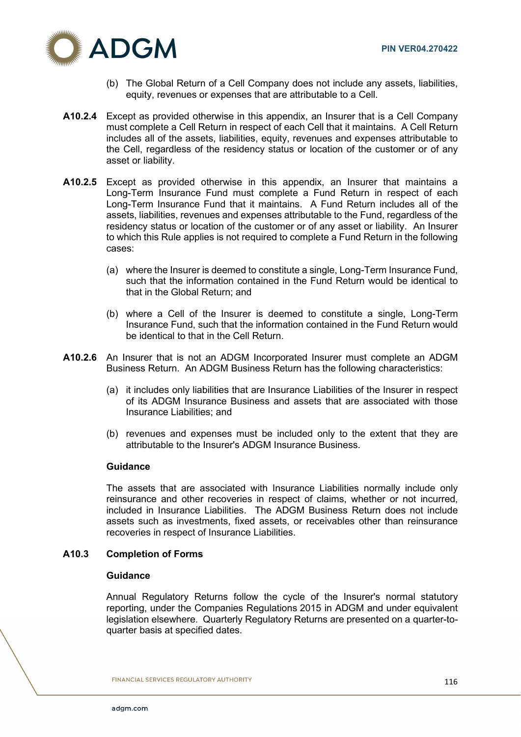(b) The Global Return of a Cell Company does not include any assets, liabilities, equity, revenues or expenses that are attributable to a Cell.

**A10.2.4** Except as provided otherwise in this appendix, an Insurer that is a Cell Company must complete a Cell Return in respect of each Cell that it maintains. A Cell Return includes all of the assets, liabilities, equity, revenues and expenses attributable to the Cell, regardless of the residency status or location of the customer or of any asset or liability.

**A10.2.5** Except as provided otherwise in this appendix, an Insurer that maintains a Long-Term Insurance Fund must complete a Fund Return in respect of each Long-Term Insurance Fund that it maintains. A Fund Return includes all of the assets, liabilities, revenues and expenses attributable to the Fund, regardless of the residency status or location of the customer or of any asset or liability. An Insurer to which this Rule applies is not required to complete a Fund Return in the following cases:

(a) where the Insurer is deemed to constitute a single, Long-Term Insurance Fund, such that the information contained in the Fund Return would be identical to that in the Global Return; and

(b) where a Cell of the Insurer is deemed to constitute a single, Long-Term Insurance Fund, such that the information contained in the Fund Return would be identical to that in the Cell Return.

**A10.2.6** An Insurer that is not an ADGM Incorporated Insurer must complete an ADGM Business Return. An ADGM Business Return has the following characteristics:

(a) it includes only liabilities that are Insurance Liabilities of the Insurer in respect of its ADGM Insurance Business and assets that are associated with those Insurance Liabilities; and

(b) revenues and expenses must be included only to the extent that they are attributable to the Insurer's ADGM Insurance Business.

**Guidance**

The assets that are associated with Insurance Liabilities normally include only reinsurance and other recoveries in respect of claims, whether or not incurred, included in Insurance Liabilities. The ADGM Business Return does not include assets such as investments, fixed assets, or receivables other than reinsurance recoveries in respect of Insurance Liabilities.

## A10.3 Completion of Forms

**Guidance**

Annual Regulatory Returns follow the cycle of the Insurer's normal statutory reporting, under the Companies Regulations 2015 in ADGM and under equivalent legislation elsewhere. Quarterly Regulatory Returns are presented on a quarter-to-quarter basis at specified dates.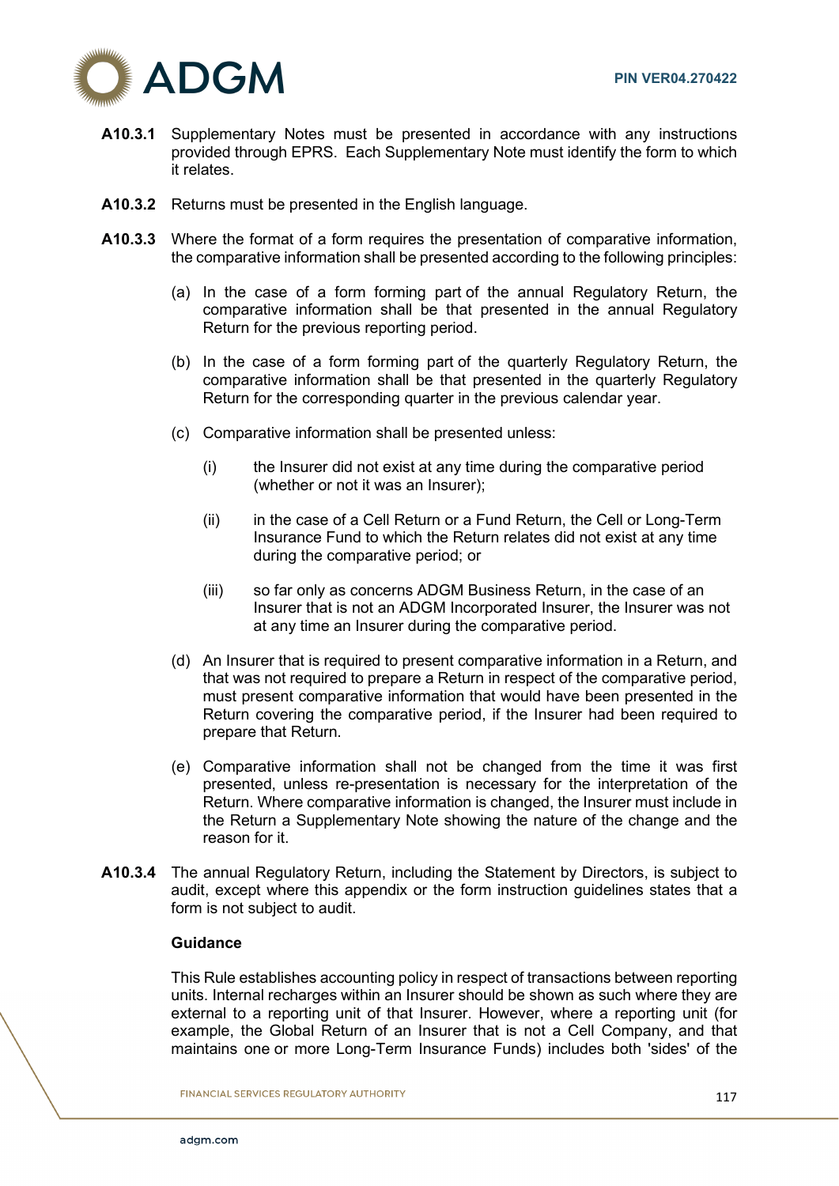**A10.3.1** Supplementary Notes must be presented in accordance with any instructions provided through EPRS. Each Supplementary Note must identify the form to which it relates.

**A10.3.2** Returns must be presented in the English language.

**A10.3.3** Where the format of a form requires the presentation of comparative information, the comparative information shall be presented according to the following principles:

(a) In the case of a form forming part of the annual Regulatory Return, the comparative information shall be that presented in the annual Regulatory Return for the previous reporting period.

(b) In the case of a form forming part of the quarterly Regulatory Return, the comparative information shall be that presented in the quarterly Regulatory Return for the corresponding quarter in the previous calendar year.

(c) Comparative information shall be presented unless:

(i) the Insurer did not exist at any time during the comparative period (whether or not it was an Insurer);

(ii) in the case of a Cell Return or a Fund Return, the Cell or Long-Term Insurance Fund to which the Return relates did not exist at any time during the comparative period; or

(iii) so far only as concerns ADGM Business Return, in the case of an Insurer that is not an ADGM Incorporated Insurer, the Insurer was not at any time an Insurer during the comparative period.

(d) An Insurer that is required to present comparative information in a Return, and that was not required to prepare a Return in respect of the comparative period, must present comparative information that would have been presented in the Return covering the comparative period, if the Insurer had been required to prepare that Return.

(e) Comparative information shall not be changed from the time it was first presented, unless re-presentation is necessary for the interpretation of the Return. Where comparative information is changed, the Insurer must include in the Return a Supplementary Note showing the nature of the change and the reason for it.

**A10.3.4** The annual Regulatory Return, including the Statement by Directors, is subject to audit, except where this appendix or the form instruction guidelines states that a form is not subject to audit.

**Guidance**

This Rule establishes accounting policy in respect of transactions between reporting units. Internal recharges within an Insurer should be shown as such where they are external to a reporting unit of that Insurer. However, where a reporting unit (for example, the Global Return of an Insurer that is not a Cell Company, and that maintains one or more Long-Term Insurance Funds) includes both 'sides' of the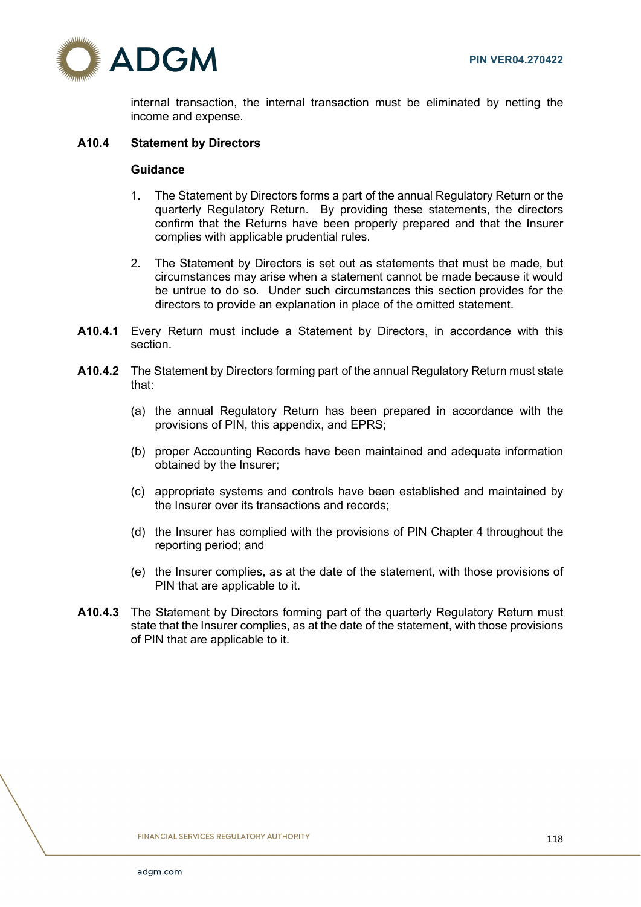internal transaction, the internal transaction must be eliminated by netting the income and expense.

### A10.4 Statement by Directors

**Guidance**

1. The Statement by Directors forms a part of the annual Regulatory Return or the quarterly Regulatory Return. By providing these statements, the directors confirm that the Returns have been properly prepared and that the Insurer complies with applicable prudential rules.

2. The Statement by Directors is set out as statements that must be made, but circumstances may arise when a statement cannot be made because it would be untrue to do so. Under such circumstances this section provides for the directors to provide an explanation in place of the omitted statement.

**A10.4.1** Every Return must include a Statement by Directors, in accordance with this section.

**A10.4.2** The Statement by Directors forming part of the annual Regulatory Return must state that:

(a) the annual Regulatory Return has been prepared in accordance with the provisions of PIN, this appendix, and EPRS;

(b) proper Accounting Records have been maintained and adequate information obtained by the Insurer;

(c) appropriate systems and controls have been established and maintained by the Insurer over its transactions and records;

(d) the Insurer has complied with the provisions of PIN Chapter 4 throughout the reporting period; and

(e) the Insurer complies, as at the date of the statement, with those provisions of PIN that are applicable to it.

**A10.4.3** The Statement by Directors forming part of the quarterly Regulatory Return must state that the Insurer complies, as at the date of the statement, with those provisions of PIN that are applicable to it.